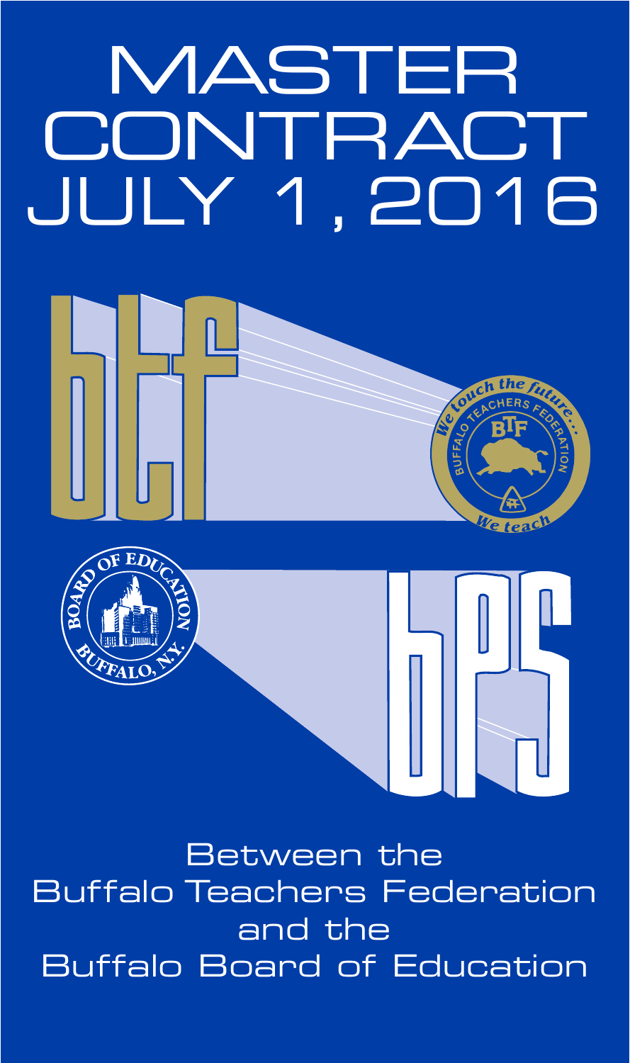# MASTER CONTRACT JULY 1, 2016

btf

bps

Between the
Buffalo Teachers Federation
and the
Buffalo Board of Education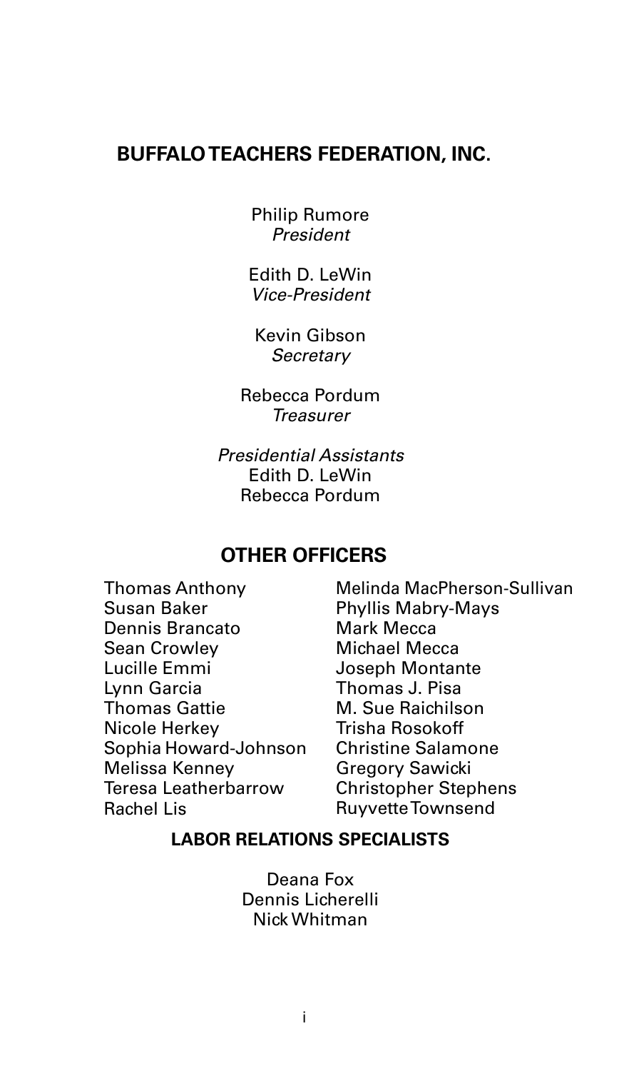# BUFFALO TEACHERS FEDERATION, INC.

Philip Rumore
*President*

Edith D. LeWin
*Vice-President*

Kevin Gibson
*Secretary*

Rebecca Pordum
*Treasurer*

*Presidential Assistants*
Edith D. LeWin
Rebecca Pordum

## OTHER OFFICERS

Thomas Anthony
Susan Baker
Dennis Brancato
Sean Crowley
Lucille Emmi
Lynn Garcia
Thomas Gattie
Nicole Herkey
Sophia Howard-Johnson
Melissa Kenney
Teresa Leatherbarrow
Rachel Lis
Melinda MacPherson-Sullivan
Phyllis Mabry-Mays
Mark Mecca
Michael Mecca
Joseph Montante
Thomas J. Pisa
M. Sue Raichilson
Trisha Rosokoff
Christine Salamone
Gregory Sawicki
Christopher Stephens
Ruyvette Townsend

### LABOR RELATIONS SPECIALISTS

Deana Fox
Dennis Licherelli
Nick Whitman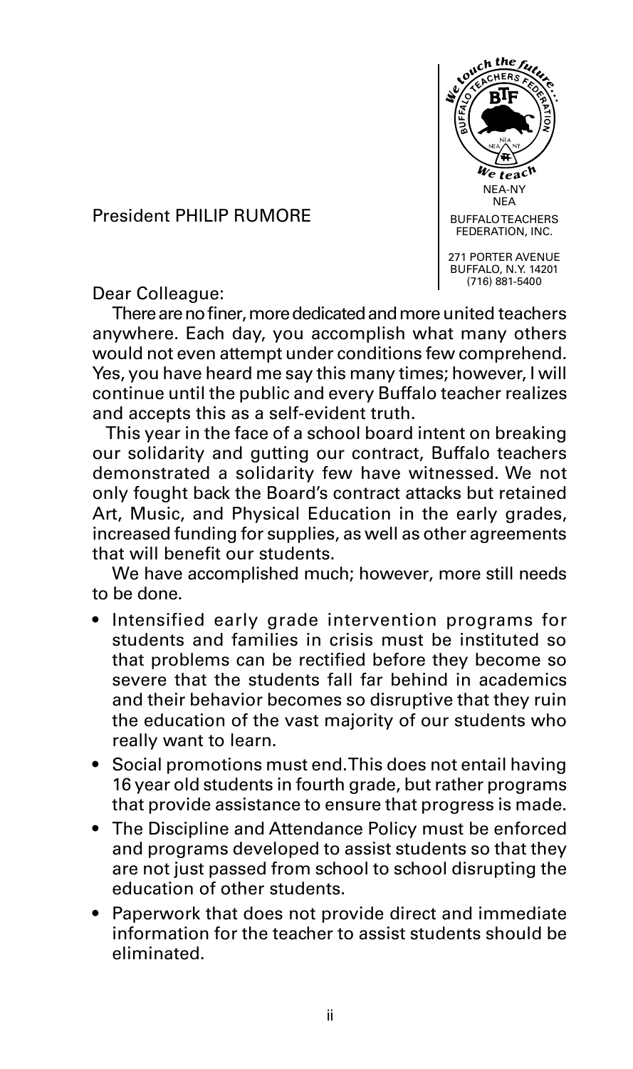President PHILIP RUMORE

NEA-NY
NEA
BUFFALO TEACHERS FEDERATION, INC.

271 PORTER AVENUE
BUFFALO, N.Y. 14201
(716) 881-5400

Dear Colleague:

There are no finer, more dedicated and more united teachers anywhere. Each day, you accomplish what many others would not even attempt under conditions few comprehend. Yes, you have heard me say this many times; however, I will continue until the public and every Buffalo teacher realizes and accepts this as a self-evident truth.

This year in the face of a school board intent on breaking our solidarity and gutting our contract, Buffalo teachers demonstrated a solidarity few have witnessed. We not only fought back the Board's contract attacks but retained Art, Music, and Physical Education in the early grades, increased funding for supplies, as well as other agreements that will benefit our students.

We have accomplished much; however, more still needs to be done.

- Intensified early grade intervention programs for students and families in crisis must be instituted so that problems can be rectified before they become so severe that the students fall far behind in academics and their behavior becomes so disruptive that they ruin the education of the vast majority of our students who really want to learn.
- Social promotions must end. This does not entail having 16 year old students in fourth grade, but rather programs that provide assistance to ensure that progress is made.
- The Discipline and Attendance Policy must be enforced and programs developed to assist students so that they are not just passed from school to school disrupting the education of other students.
- Paperwork that does not provide direct and immediate information for the teacher to assist students should be eliminated.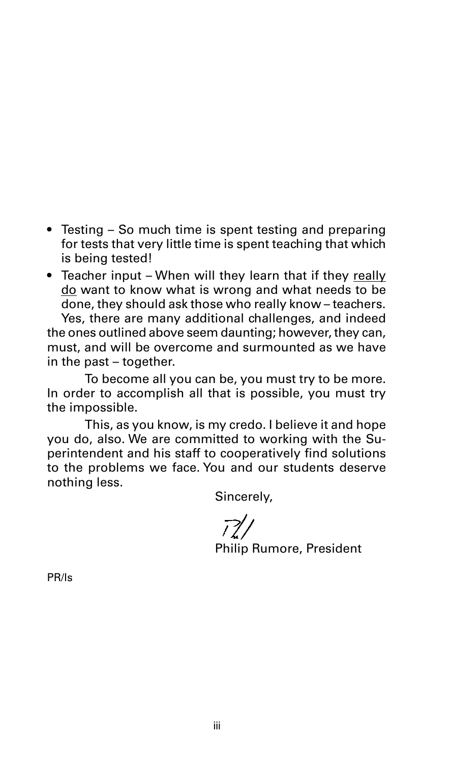- Testing – So much time is spent testing and preparing for tests that very little time is spent teaching that which is being tested!
- Teacher input – When will they learn that if they <u>really do</u> want to know what is wrong and what needs to be done, they should ask those who really know – teachers.

Yes, there are many additional challenges, and indeed the ones outlined above seem daunting; however, they can, must, and will be overcome and surmounted as we have in the past – together.

To become all you can be, you must try to be more. In order to accomplish all that is possible, you must try the impossible.

This, as you know, is my credo. I believe it and hope you do, also. We are committed to working with the Superintendent and his staff to cooperatively find solutions to the problems we face. You and our students deserve nothing less.

Sincerely,

Philip Rumore, President

PR/ls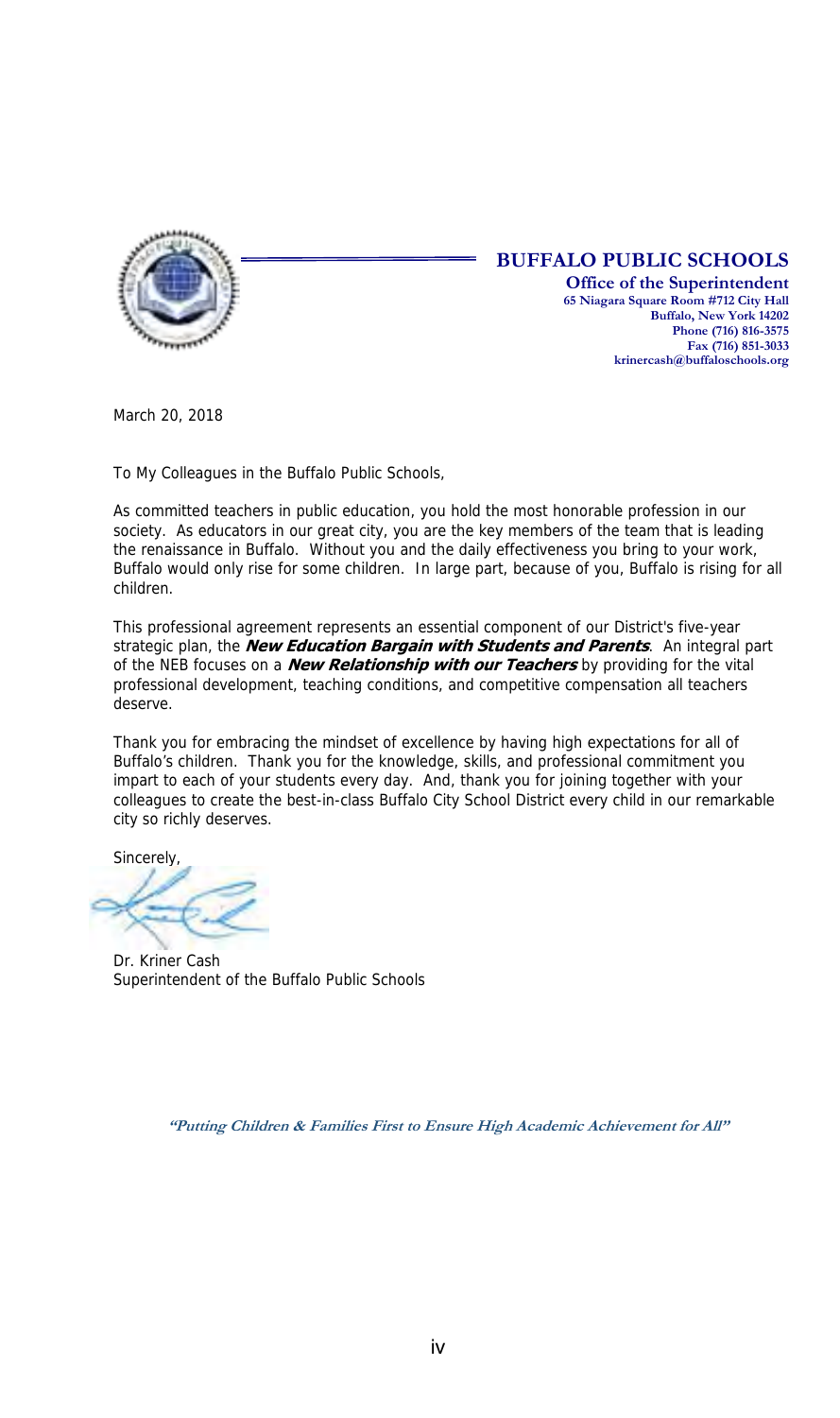**BUFFALO PUBLIC SCHOOLS**

**Office of the Superintendent**
**65 Niagara Square Room #712 City Hall**
**Buffalo, New York 14202**
**Phone (716) 816-3575**
**Fax (716) 851-3033**
**krinercash@buffaloschools.org**

March 20, 2018

To My Colleagues in the Buffalo Public Schools,

As committed teachers in public education, you hold the most honorable profession in our society. As educators in our great city, you are the key members of the team that is leading the renaissance in Buffalo. Without you and the daily effectiveness you bring to your work, Buffalo would only rise for some children. In large part, because of you, Buffalo is rising for all children.

This professional agreement represents an essential component of our District's five-year strategic plan, the ***New Education Bargain with Students and Parents***. An integral part of the NEB focuses on a ***New Relationship with our Teachers*** by providing for the vital professional development, teaching conditions, and competitive compensation all teachers deserve.

Thank you for embracing the mindset of excellence by having high expectations for all of Buffalo's children. Thank you for the knowledge, skills, and professional commitment you impart to each of your students every day. And, thank you for joining together with your colleagues to create the best-in-class Buffalo City School District every child in our remarkable city so richly deserves.

Sincerely,

Dr. Kriner Cash
Superintendent of the Buffalo Public Schools

***"Putting Children & Families First to Ensure High Academic Achievement for All"***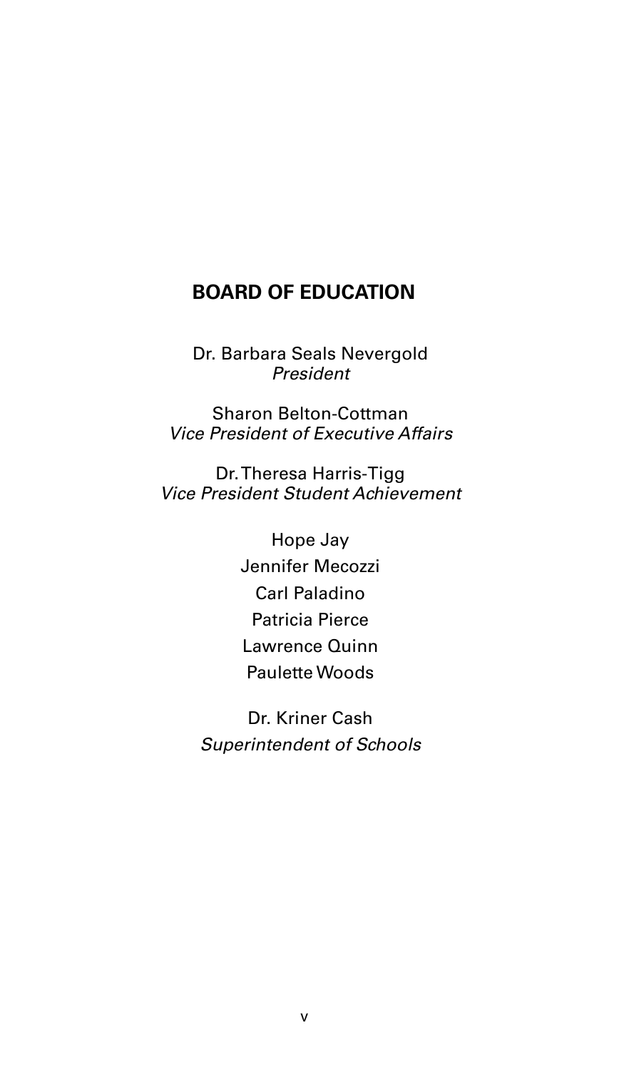## BOARD OF EDUCATION

Dr. Barbara Seals Nevergold
*President*

Sharon Belton-Cottman
*Vice President of Executive Affairs*

Dr. Theresa Harris-Tigg
*Vice President Student Achievement*

Hope Jay
Jennifer Mecozzi
Carl Paladino
Patricia Pierce
Lawrence Quinn
Paulette Woods

Dr. Kriner Cash
*Superintendent of Schools*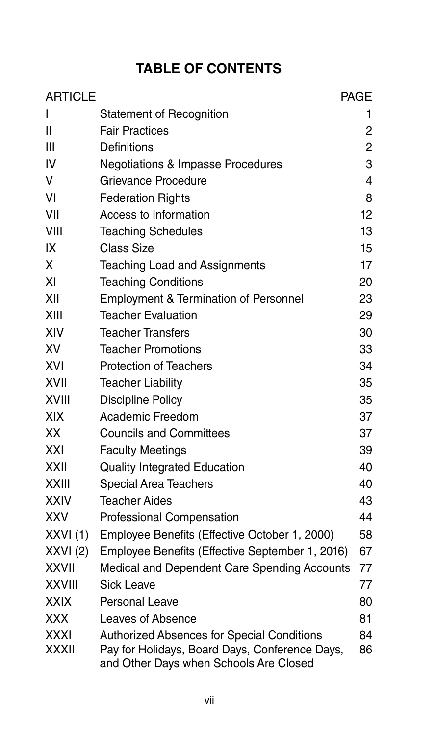# TABLE OF CONTENTS

| ARTICLE | | PAGE |
|---|---|---|
| I | Statement of Recognition | 1 |
| II | Fair Practices | 2 |
| III | Definitions | 2 |
| IV | Negotiations & Impasse Procedures | 3 |
| V | Grievance Procedure | 4 |
| VI | Federation Rights | 8 |
| VII | Access to Information | 12 |
| VIII | Teaching Schedules | 13 |
| IX | Class Size | 15 |
| X | Teaching Load and Assignments | 17 |
| XI | Teaching Conditions | 20 |
| XII | Employment & Termination of Personnel | 23 |
| XIII | Teacher Evaluation | 29 |
| XIV | Teacher Transfers | 30 |
| XV | Teacher Promotions | 33 |
| XVI | Protection of Teachers | 34 |
| XVII | Teacher Liability | 35 |
| XVIII | Discipline Policy | 35 |
| XIX | Academic Freedom | 37 |
| XX | Councils and Committees | 37 |
| XXI | Faculty Meetings | 39 |
| XXII | Quality Integrated Education | 40 |
| XXIII | Special Area Teachers | 40 |
| XXIV | Teacher Aides | 43 |
| XXV | Professional Compensation | 44 |
| XXVI (1) | Employee Benefits (Effective October 1, 2000) | 58 |
| XXVI (2) | Employee Benefits (Effective September 1, 2016) | 67 |
| XXVII | Medical and Dependent Care Spending Accounts | 77 |
| XXVIII | Sick Leave | 77 |
| XXIX | Personal Leave | 80 |
| XXX | Leaves of Absence | 81 |
| XXXI | Authorized Absences for Special Conditions | 84 |
| XXXII | Pay for Holidays, Board Days, Conference Days, and Other Days when Schools Are Closed | 86 |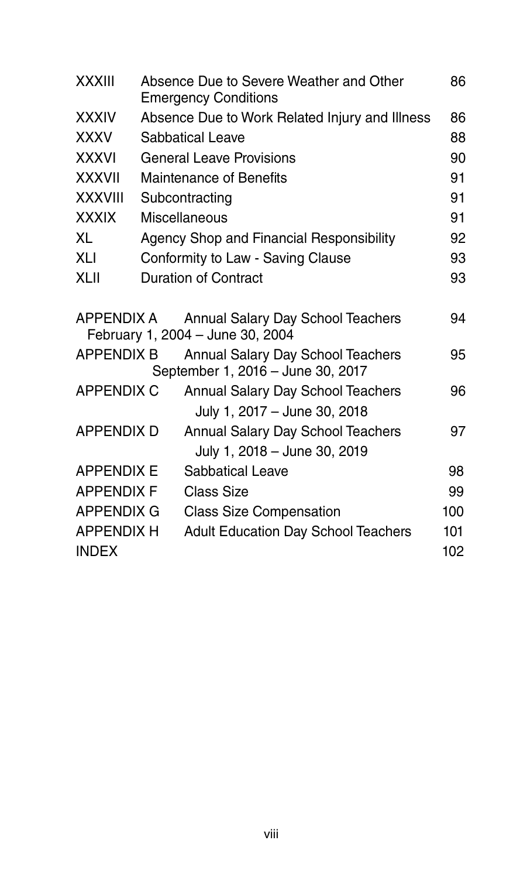| | | |
|---|---|---|
| XXXIII | Absence Due to Severe Weather and Other Emergency Conditions | 86 |
| XXXIV | Absence Due to Work Related Injury and Illness | 86 |
| XXXV | Sabbatical Leave | 88 |
| XXXVI | General Leave Provisions | 90 |
| XXXVII | Maintenance of Benefits | 91 |
| XXXVIII | Subcontracting | 91 |
| XXXIX | Miscellaneous | 91 |
| XL | Agency Shop and Financial Responsibility | 92 |
| XLI | Conformity to Law - Saving Clause | 93 |
| XLII | Duration of Contract | 93 |

| | | |
|---|---|---|
| APPENDIX A | Annual Salary Day School Teachers February 1, 2004 – June 30, 2004 | 94 |
| APPENDIX B | Annual Salary Day School Teachers September 1, 2016 – June 30, 2017 | 95 |
| APPENDIX C | Annual Salary Day School Teachers July 1, 2017 – June 30, 2018 | 96 |
| APPENDIX D | Annual Salary Day School Teachers July 1, 2018 – June 30, 2019 | 97 |
| APPENDIX E | Sabbatical Leave | 98 |
| APPENDIX F | Class Size | 99 |
| APPENDIX G | Class Size Compensation | 100 |
| APPENDIX H | Adult Education Day School Teachers | 101 |
| INDEX | | 102 |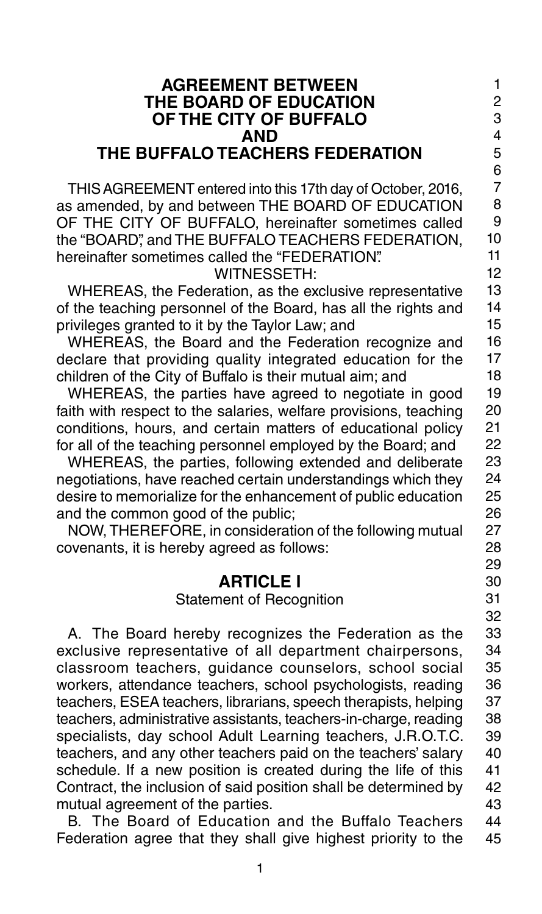# AGREEMENT BETWEEN THE BOARD OF EDUCATION OF THE CITY OF BUFFALO AND THE BUFFALO TEACHERS FEDERATION

THIS AGREEMENT entered into this 17th day of October, 2016, as amended, by and between THE BOARD OF EDUCATION OF THE CITY OF BUFFALO, hereinafter sometimes called the "BOARD", and THE BUFFALO TEACHERS FEDERATION, hereinafter sometimes called the "FEDERATION".

WITNESSETH:

WHEREAS, the Federation, as the exclusive representative of the teaching personnel of the Board, has all the rights and privileges granted to it by the Taylor Law; and

WHEREAS, the Board and the Federation recognize and declare that providing quality integrated education for the children of the City of Buffalo is their mutual aim; and

WHEREAS, the parties have agreed to negotiate in good faith with respect to the salaries, welfare provisions, teaching conditions, hours, and certain matters of educational policy for all of the teaching personnel employed by the Board; and

WHEREAS, the parties, following extended and deliberate negotiations, have reached certain understandings which they desire to memorialize for the enhancement of public education and the common good of the public;

NOW, THEREFORE, in consideration of the following mutual covenants, it is hereby agreed as follows:

## ARTICLE I

### Statement of Recognition

A. The Board hereby recognizes the Federation as the exclusive representative of all department chairpersons, classroom teachers, guidance counselors, school social workers, attendance teachers, school psychologists, reading teachers, ESEA teachers, librarians, speech therapists, helping teachers, administrative assistants, teachers-in-charge, reading specialists, day school Adult Learning teachers, J.R.O.T.C. teachers, and any other teachers paid on the teachers' salary schedule. If a new position is created during the life of this Contract, the inclusion of said position shall be determined by mutual agreement of the parties.

B. The Board of Education and the Buffalo Teachers Federation agree that they shall give highest priority to the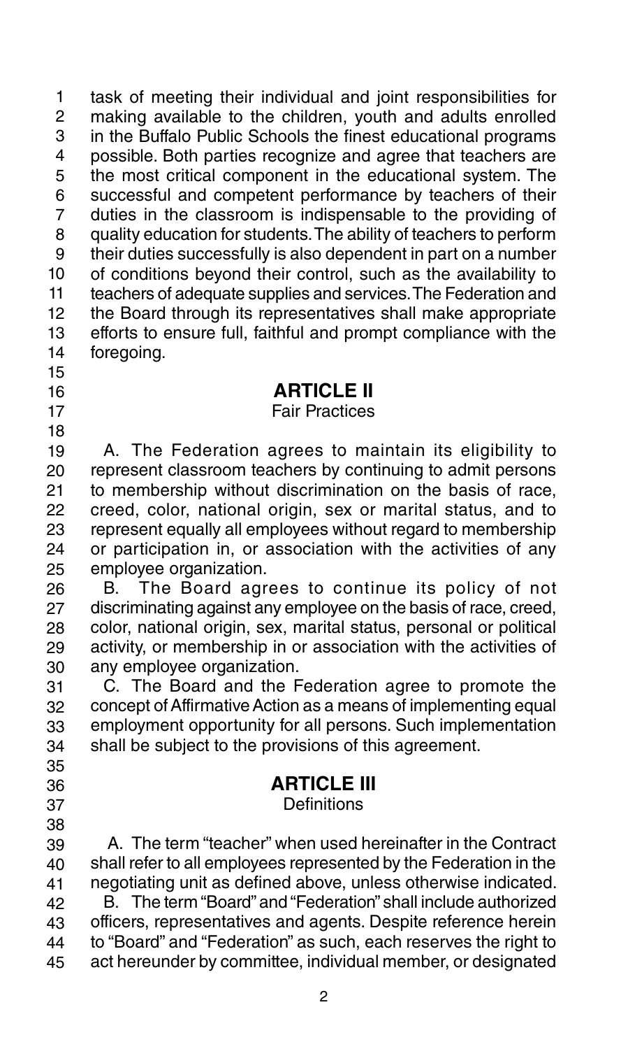task of meeting their individual and joint responsibilities for making available to the children, youth and adults enrolled in the Buffalo Public Schools the finest educational programs possible. Both parties recognize and agree that teachers are the most critical component in the educational system. The successful and competent performance by teachers of their duties in the classroom is indispensable to the providing of quality education for students. The ability of teachers to perform their duties successfully is also dependent in part on a number of conditions beyond their control, such as the availability to teachers of adequate supplies and services. The Federation and the Board through its representatives shall make appropriate efforts to ensure full, faithful and prompt compliance with the foregoing.

## ARTICLE II
Fair Practices

A. The Federation agrees to maintain its eligibility to represent classroom teachers by continuing to admit persons to membership without discrimination on the basis of race, creed, color, national origin, sex or marital status, and to represent equally all employees without regard to membership or participation in, or association with the activities of any employee organization.

B. The Board agrees to continue its policy of not discriminating against any employee on the basis of race, creed, color, national origin, sex, marital status, personal or political activity, or membership in or association with the activities of any employee organization.

C. The Board and the Federation agree to promote the concept of Affirmative Action as a means of implementing equal employment opportunity for all persons. Such implementation shall be subject to the provisions of this agreement.

## ARTICLE III
Definitions

A. The term "teacher" when used hereinafter in the Contract shall refer to all employees represented by the Federation in the negotiating unit as defined above, unless otherwise indicated.

B. The term "Board" and "Federation" shall include authorized officers, representatives and agents. Despite reference herein to "Board" and "Federation" as such, each reserves the right to act hereunder by committee, individual member, or designated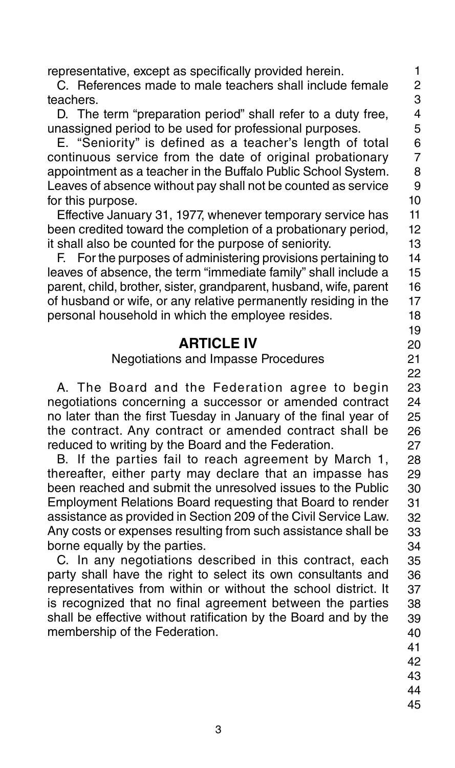representative, except as specifically provided herein.

C. References made to male teachers shall include female teachers.

D. The term "preparation period" shall refer to a duty free, unassigned period to be used for professional purposes.

E. "Seniority" is defined as a teacher's length of total continuous service from the date of original probationary appointment as a teacher in the Buffalo Public School System. Leaves of absence without pay shall not be counted as service for this purpose.

Effective January 31, 1977, whenever temporary service has been credited toward the completion of a probationary period, it shall also be counted for the purpose of seniority.

F. For the purposes of administering provisions pertaining to leaves of absence, the term "immediate family" shall include a parent, child, brother, sister, grandparent, husband, wife, parent of husband or wife, or any relative permanently residing in the personal household in which the employee resides.

## ARTICLE IV

Negotiations and Impasse Procedures

A. The Board and the Federation agree to begin negotiations concerning a successor or amended contract no later than the first Tuesday in January of the final year of the contract. Any contract or amended contract shall be reduced to writing by the Board and the Federation.

B. If the parties fail to reach agreement by March 1, thereafter, either party may declare that an impasse has been reached and submit the unresolved issues to the Public Employment Relations Board requesting that Board to render assistance as provided in Section 209 of the Civil Service Law. Any costs or expenses resulting from such assistance shall be borne equally by the parties.

C. In any negotiations described in this contract, each party shall have the right to select its own consultants and representatives from within or without the school district. It is recognized that no final agreement between the parties shall be effective without ratification by the Board and by the membership of the Federation.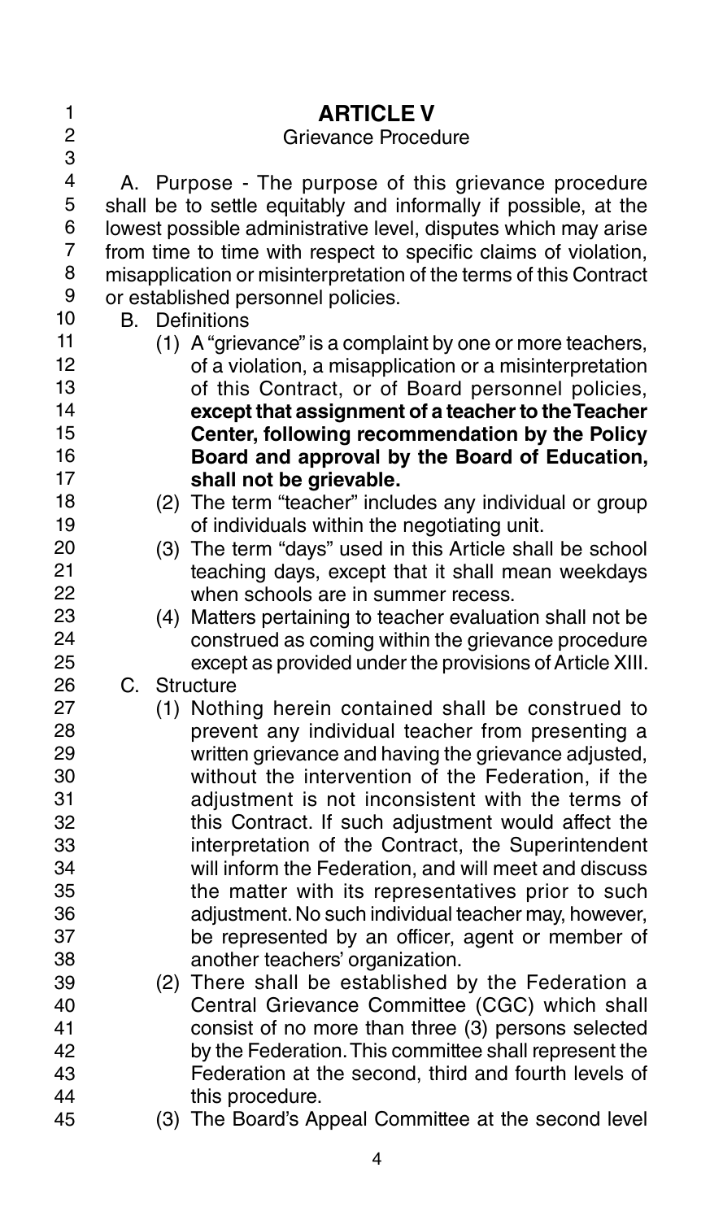# ARTICLE V

## Grievance Procedure

A. Purpose - The purpose of this grievance procedure shall be to settle equitably and informally if possible, at the lowest possible administrative level, disputes which may arise from time to time with respect to specific claims of violation, misapplication or misinterpretation of the terms of this Contract or established personnel policies.

B. Definitions

(1) A "grievance" is a complaint by one or more teachers, of a violation, a misapplication or a misinterpretation of this Contract, or of Board personnel policies, **except that assignment of a teacher to the Teacher Center, following recommendation by the Policy Board and approval by the Board of Education, shall not be grievable.**

(2) The term "teacher" includes any individual or group of individuals within the negotiating unit.

(3) The term "days" used in this Article shall be school teaching days, except that it shall mean weekdays when schools are in summer recess.

(4) Matters pertaining to teacher evaluation shall not be construed as coming within the grievance procedure except as provided under the provisions of Article XIII.

C. Structure

(1) Nothing herein contained shall be construed to prevent any individual teacher from presenting a written grievance and having the grievance adjusted, without the intervention of the Federation, if the adjustment is not inconsistent with the terms of this Contract. If such adjustment would affect the interpretation of the Contract, the Superintendent will inform the Federation, and will meet and discuss the matter with its representatives prior to such adjustment. No such individual teacher may, however, be represented by an officer, agent or member of another teachers' organization.

(2) There shall be established by the Federation a Central Grievance Committee (CGC) which shall consist of no more than three (3) persons selected by the Federation. This committee shall represent the Federation at the second, third and fourth levels of this procedure.

(3) The Board's Appeal Committee at the second level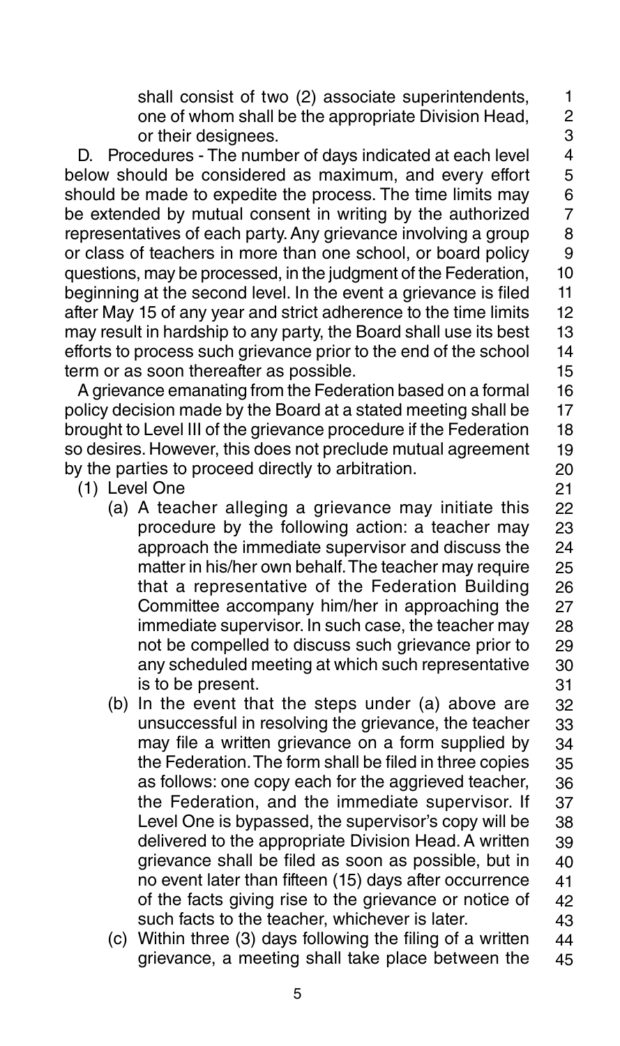shall consist of two (2) associate superintendents, one of whom shall be the appropriate Division Head, or their designees.

D. Procedures - The number of days indicated at each level below should be considered as maximum, and every effort should be made to expedite the process. The time limits may be extended by mutual consent in writing by the authorized representatives of each party. Any grievance involving a group or class of teachers in more than one school, or board policy questions, may be processed, in the judgment of the Federation, beginning at the second level. In the event a grievance is filed after May 15 of any year and strict adherence to the time limits may result in hardship to any party, the Board shall use its best efforts to process such grievance prior to the end of the school term or as soon thereafter as possible.

A grievance emanating from the Federation based on a formal policy decision made by the Board at a stated meeting shall be brought to Level III of the grievance procedure if the Federation so desires. However, this does not preclude mutual agreement by the parties to proceed directly to arbitration.

(1) Level One

(a) A teacher alleging a grievance may initiate this procedure by the following action: a teacher may approach the immediate supervisor and discuss the matter in his/her own behalf. The teacher may require that a representative of the Federation Building Committee accompany him/her in approaching the immediate supervisor. In such case, the teacher may not be compelled to discuss such grievance prior to any scheduled meeting at which such representative is to be present.

(b) In the event that the steps under (a) above are unsuccessful in resolving the grievance, the teacher may file a written grievance on a form supplied by the Federation. The form shall be filed in three copies as follows: one copy each for the aggrieved teacher, the Federation, and the immediate supervisor. If Level One is bypassed, the supervisor's copy will be delivered to the appropriate Division Head. A written grievance shall be filed as soon as possible, but in no event later than fifteen (15) days after occurrence of the facts giving rise to the grievance or notice of such facts to the teacher, whichever is later.

(c) Within three (3) days following the filing of a written grievance, a meeting shall take place between the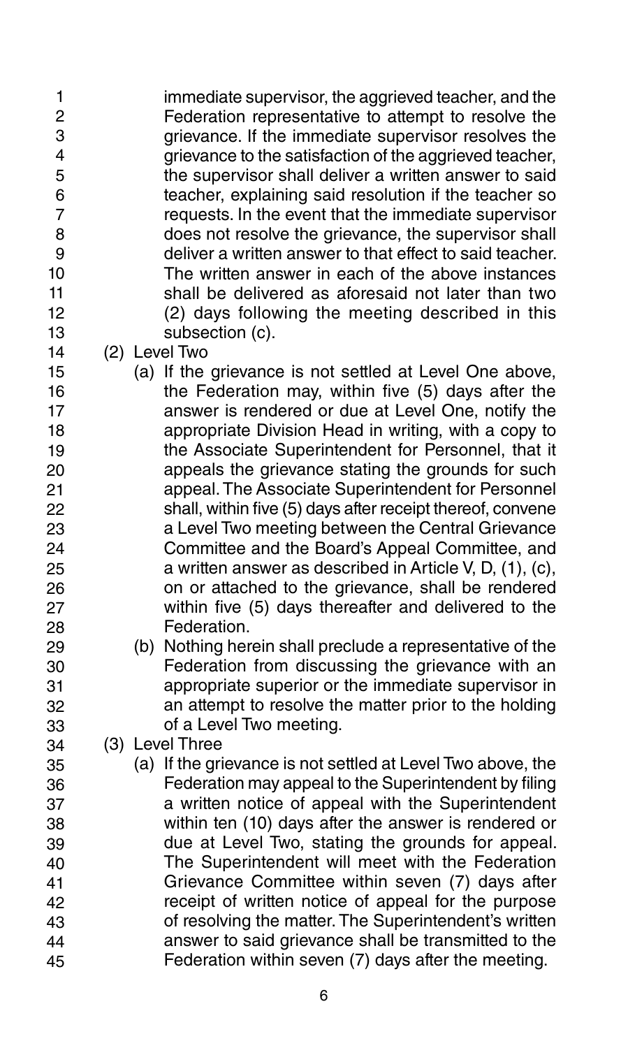immediate supervisor, the aggrieved teacher, and the Federation representative to attempt to resolve the grievance. If the immediate supervisor resolves the grievance to the satisfaction of the aggrieved teacher, the supervisor shall deliver a written answer to said teacher, explaining said resolution if the teacher so requests. In the event that the immediate supervisor does not resolve the grievance, the supervisor shall deliver a written answer to that effect to said teacher. The written answer in each of the above instances shall be delivered as aforesaid not later than two (2) days following the meeting described in this subsection (c).

(2) Level Two

(a) If the grievance is not settled at Level One above, the Federation may, within five (5) days after the answer is rendered or due at Level One, notify the appropriate Division Head in writing, with a copy to the Associate Superintendent for Personnel, that it appeals the grievance stating the grounds for such appeal. The Associate Superintendent for Personnel shall, within five (5) days after receipt thereof, convene a Level Two meeting between the Central Grievance Committee and the Board's Appeal Committee, and a written answer as described in Article V, D, (1), (c), on or attached to the grievance, shall be rendered within five (5) days thereafter and delivered to the Federation.

(b) Nothing herein shall preclude a representative of the Federation from discussing the grievance with an appropriate superior or the immediate supervisor in an attempt to resolve the matter prior to the holding of a Level Two meeting.

(3) Level Three

(a) If the grievance is not settled at Level Two above, the Federation may appeal to the Superintendent by filing a written notice of appeal with the Superintendent within ten (10) days after the answer is rendered or due at Level Two, stating the grounds for appeal. The Superintendent will meet with the Federation Grievance Committee within seven (7) days after receipt of written notice of appeal for the purpose of resolving the matter. The Superintendent's written answer to said grievance shall be transmitted to the Federation within seven (7) days after the meeting.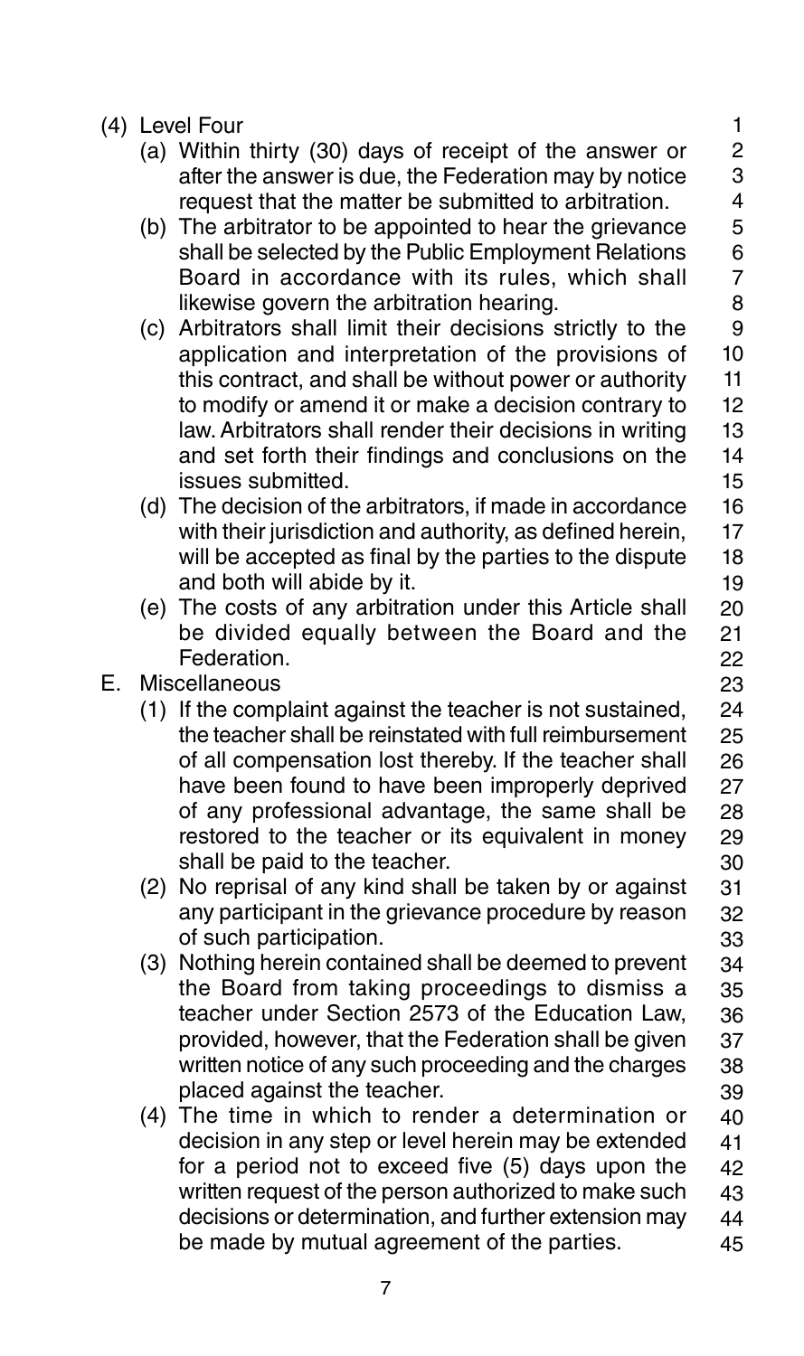(4) Level Four

   (a) Within thirty (30) days of receipt of the answer or after the answer is due, the Federation may by notice request that the matter be submitted to arbitration.

   (b) The arbitrator to be appointed to hear the grievance shall be selected by the Public Employment Relations Board in accordance with its rules, which shall likewise govern the arbitration hearing.

   (c) Arbitrators shall limit their decisions strictly to the application and interpretation of the provisions of this contract, and shall be without power or authority to modify or amend it or make a decision contrary to law. Arbitrators shall render their decisions in writing and set forth their findings and conclusions on the issues submitted.

   (d) The decision of the arbitrators, if made in accordance with their jurisdiction and authority, as defined herein, will be accepted as final by the parties to the dispute and both will abide by it.

   (e) The costs of any arbitration under this Article shall be divided equally between the Board and the Federation.

E. Miscellaneous

   (1) If the complaint against the teacher is not sustained, the teacher shall be reinstated with full reimbursement of all compensation lost thereby. If the teacher shall have been found to have been improperly deprived of any professional advantage, the same shall be restored to the teacher or its equivalent in money shall be paid to the teacher.

   (2) No reprisal of any kind shall be taken by or against any participant in the grievance procedure by reason of such participation.

   (3) Nothing herein contained shall be deemed to prevent the Board from taking proceedings to dismiss a teacher under Section 2573 of the Education Law, provided, however, that the Federation shall be given written notice of any such proceeding and the charges placed against the teacher.

   (4) The time in which to render a determination or decision in any step or level herein may be extended for a period not to exceed five (5) days upon the written request of the person authorized to make such decisions or determination, and further extension may be made by mutual agreement of the parties.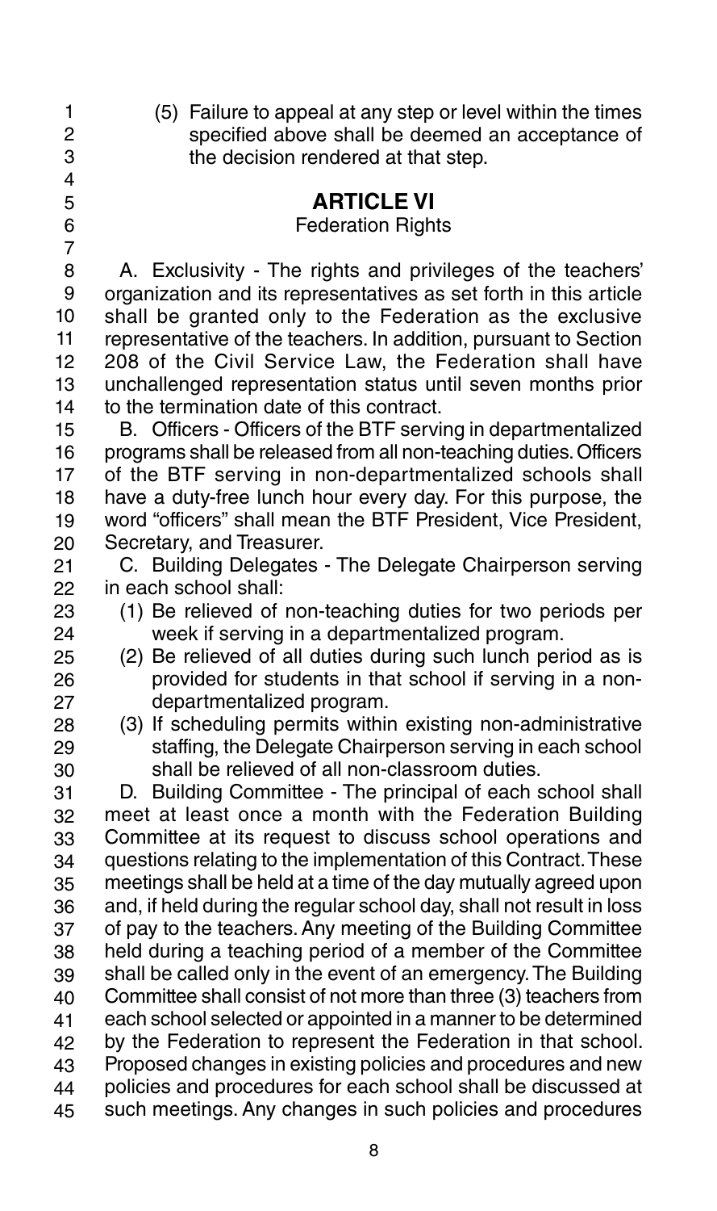(5) Failure to appeal at any step or level within the times specified above shall be deemed an acceptance of the decision rendered at that step.

## ARTICLE VI

### Federation Rights

A. Exclusivity - The rights and privileges of the teachers' organization and its representatives as set forth in this article shall be granted only to the Federation as the exclusive representative of the teachers. In addition, pursuant to Section 208 of the Civil Service Law, the Federation shall have unchallenged representation status until seven months prior to the termination date of this contract.

B. Officers - Officers of the BTF serving in departmentalized programs shall be released from all non-teaching duties. Officers of the BTF serving in non-departmentalized schools shall have a duty-free lunch hour every day. For this purpose, the word "officers" shall mean the BTF President, Vice President, Secretary, and Treasurer.

C. Building Delegates - The Delegate Chairperson serving in each school shall:

(1) Be relieved of non-teaching duties for two periods per week if serving in a departmentalized program.

(2) Be relieved of all duties during such lunch period as is provided for students in that school if serving in a non-departmentalized program.

(3) If scheduling permits within existing non-administrative staffing, the Delegate Chairperson serving in each school shall be relieved of all non-classroom duties.

D. Building Committee - The principal of each school shall meet at least once a month with the Federation Building Committee at its request to discuss school operations and questions relating to the implementation of this Contract. These meetings shall be held at a time of the day mutually agreed upon and, if held during the regular school day, shall not result in loss of pay to the teachers. Any meeting of the Building Committee held during a teaching period of a member of the Committee shall be called only in the event of an emergency. The Building Committee shall consist of not more than three (3) teachers from each school selected or appointed in a manner to be determined by the Federation to represent the Federation in that school. Proposed changes in existing policies and procedures and new policies and procedures for each school shall be discussed at such meetings. Any changes in such policies and procedures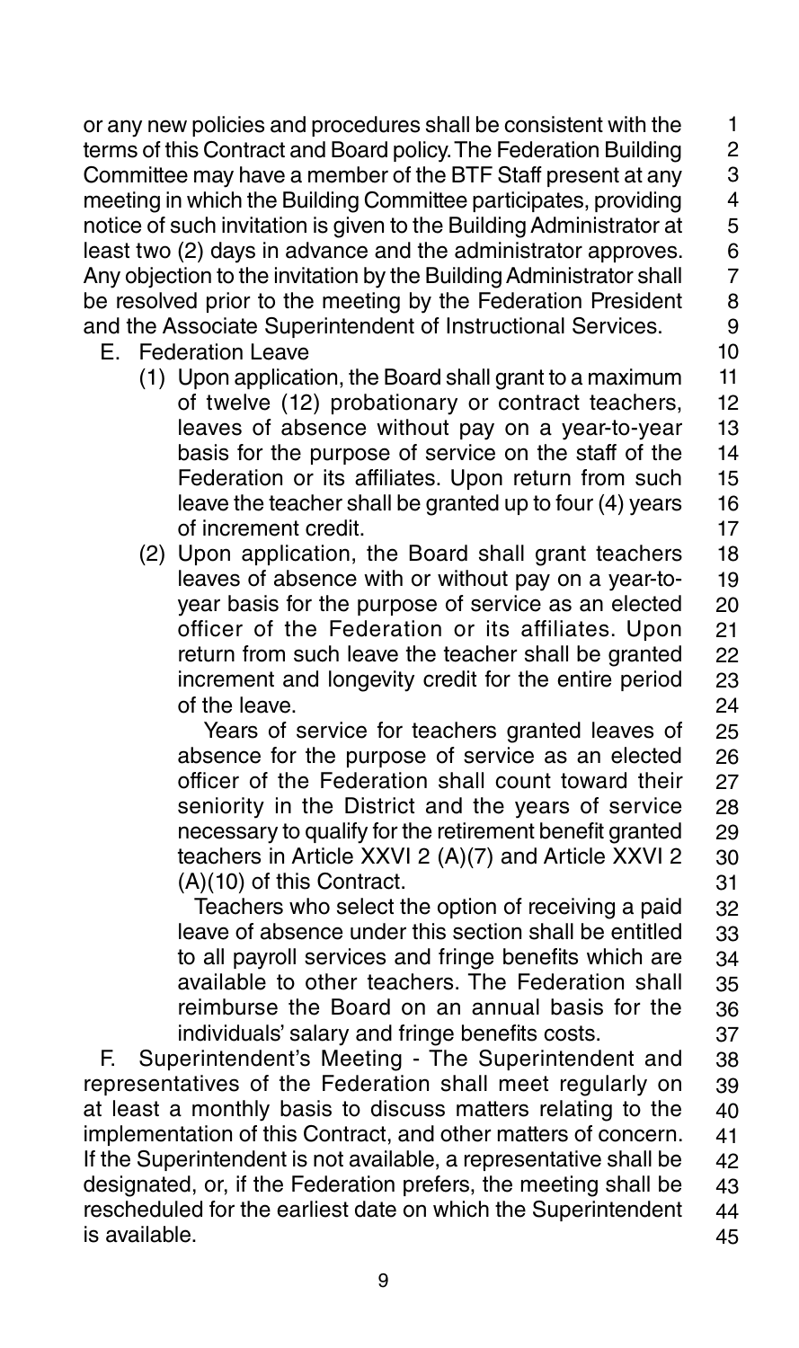or any new policies and procedures shall be consistent with the terms of this Contract and Board policy. The Federation Building Committee may have a member of the BTF Staff present at any meeting in which the Building Committee participates, providing notice of such invitation is given to the Building Administrator at least two (2) days in advance and the administrator approves. Any objection to the invitation by the Building Administrator shall be resolved prior to the meeting by the Federation President and the Associate Superintendent of Instructional Services.

E. Federation Leave

(1) Upon application, the Board shall grant to a maximum of twelve (12) probationary or contract teachers, leaves of absence without pay on a year-to-year basis for the purpose of service on the staff of the Federation or its affiliates. Upon return from such leave the teacher shall be granted up to four (4) years of increment credit.

(2) Upon application, the Board shall grant teachers leaves of absence with or without pay on a year-to-year basis for the purpose of service as an elected officer of the Federation or its affiliates. Upon return from such leave the teacher shall be granted increment and longevity credit for the entire period of the leave.

Years of service for teachers granted leaves of absence for the purpose of service as an elected officer of the Federation shall count toward their seniority in the District and the years of service necessary to qualify for the retirement benefit granted teachers in Article XXVI 2 (A)(7) and Article XXVI 2 (A)(10) of this Contract.

Teachers who select the option of receiving a paid leave of absence under this section shall be entitled to all payroll services and fringe benefits which are available to other teachers. The Federation shall reimburse the Board on an annual basis for the individuals' salary and fringe benefits costs.

F. Superintendent's Meeting - The Superintendent and representatives of the Federation shall meet regularly on at least a monthly basis to discuss matters relating to the implementation of this Contract, and other matters of concern. If the Superintendent is not available, a representative shall be designated, or, if the Federation prefers, the meeting shall be rescheduled for the earliest date on which the Superintendent is available.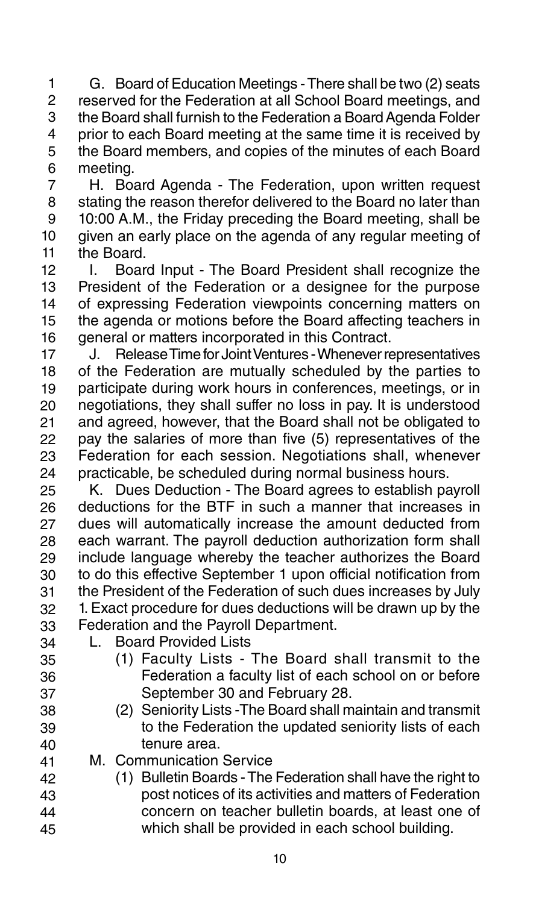G. Board of Education Meetings - There shall be two (2) seats reserved for the Federation at all School Board meetings, and the Board shall furnish to the Federation a Board Agenda Folder prior to each Board meeting at the same time it is received by the Board members, and copies of the minutes of each Board meeting.

H. Board Agenda - The Federation, upon written request stating the reason therefor delivered to the Board no later than 10:00 A.M., the Friday preceding the Board meeting, shall be given an early place on the agenda of any regular meeting of the Board.

I. Board Input - The Board President shall recognize the President of the Federation or a designee for the purpose of expressing Federation viewpoints concerning matters on the agenda or motions before the Board affecting teachers in general or matters incorporated in this Contract.

J. Release Time for Joint Ventures - Whenever representatives of the Federation are mutually scheduled by the parties to participate during work hours in conferences, meetings, or in negotiations, they shall suffer no loss in pay. It is understood and agreed, however, that the Board shall not be obligated to pay the salaries of more than five (5) representatives of the Federation for each session. Negotiations shall, whenever practicable, be scheduled during normal business hours.

K. Dues Deduction - The Board agrees to establish payroll deductions for the BTF in such a manner that increases in dues will automatically increase the amount deducted from each warrant. The payroll deduction authorization form shall include language whereby the teacher authorizes the Board to do this effective September 1 upon official notification from the President of the Federation of such dues increases by July 1. Exact procedure for dues deductions will be drawn up by the Federation and the Payroll Department.

L. Board Provided Lists

(1) Faculty Lists - The Board shall transmit to the Federation a faculty list of each school on or before September 30 and February 28.

(2) Seniority Lists - The Board shall maintain and transmit to the Federation the updated seniority lists of each tenure area.

M. Communication Service

(1) Bulletin Boards - The Federation shall have the right to post notices of its activities and matters of Federation concern on teacher bulletin boards, at least one of which shall be provided in each school building.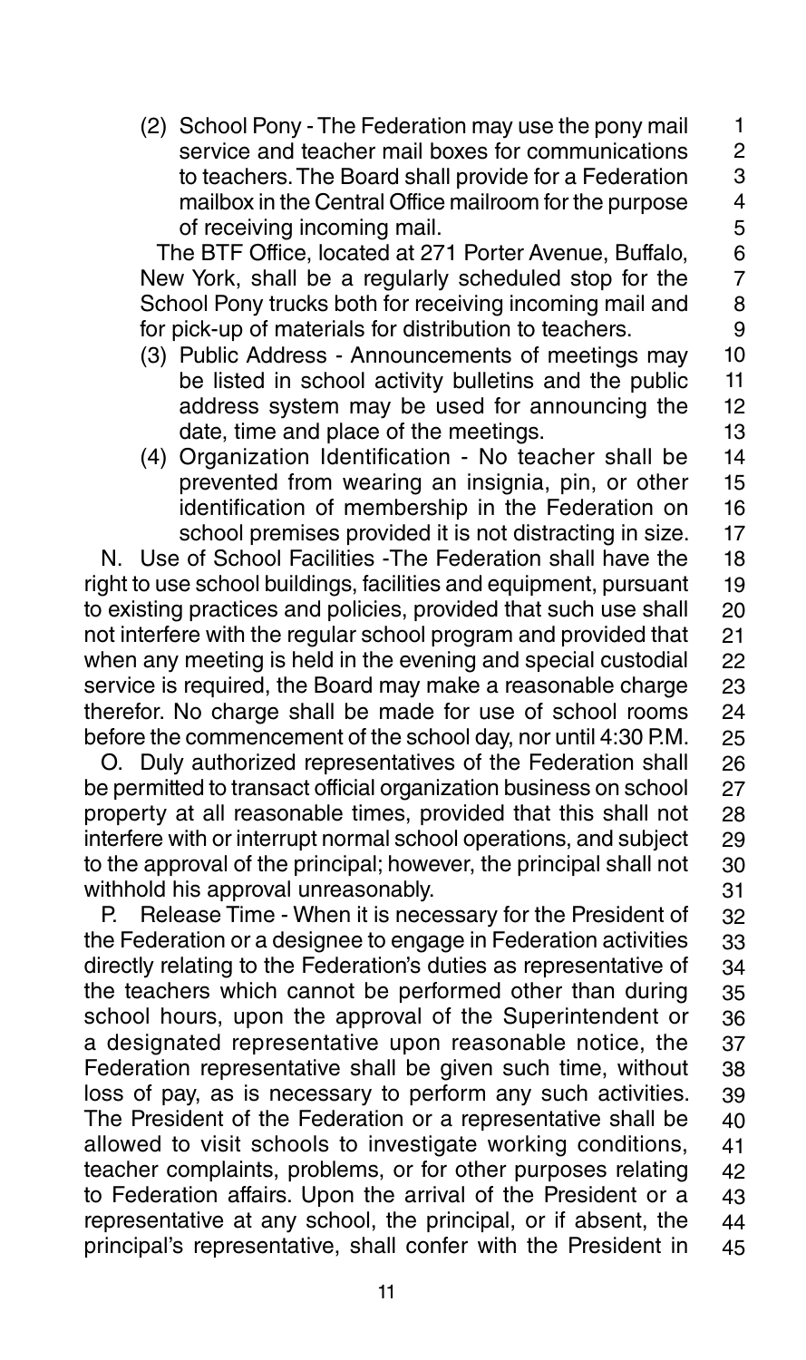(2) School Pony - The Federation may use the pony mail service and teacher mail boxes for communications to teachers. The Board shall provide for a Federation mailbox in the Central Office mailroom for the purpose of receiving incoming mail.

The BTF Office, located at 271 Porter Avenue, Buffalo, New York, shall be a regularly scheduled stop for the School Pony trucks both for receiving incoming mail and for pick-up of materials for distribution to teachers.

(3) Public Address - Announcements of meetings may be listed in school activity bulletins and the public address system may be used for announcing the date, time and place of the meetings.

(4) Organization Identification - No teacher shall be prevented from wearing an insignia, pin, or other identification of membership in the Federation on school premises provided it is not distracting in size.

N. Use of School Facilities -The Federation shall have the right to use school buildings, facilities and equipment, pursuant to existing practices and policies, provided that such use shall not interfere with the regular school program and provided that when any meeting is held in the evening and special custodial service is required, the Board may make a reasonable charge therefor. No charge shall be made for use of school rooms before the commencement of the school day, nor until 4:30 P.M.

O. Duly authorized representatives of the Federation shall be permitted to transact official organization business on school property at all reasonable times, provided that this shall not interfere with or interrupt normal school operations, and subject to the approval of the principal; however, the principal shall not withhold his approval unreasonably.

P. Release Time - When it is necessary for the President of the Federation or a designee to engage in Federation activities directly relating to the Federation's duties as representative of the teachers which cannot be performed other than during school hours, upon the approval of the Superintendent or a designated representative upon reasonable notice, the Federation representative shall be given such time, without loss of pay, as is necessary to perform any such activities. The President of the Federation or a representative shall be allowed to visit schools to investigate working conditions, teacher complaints, problems, or for other purposes relating to Federation affairs. Upon the arrival of the President or a representative at any school, the principal, or if absent, the principal's representative, shall confer with the President in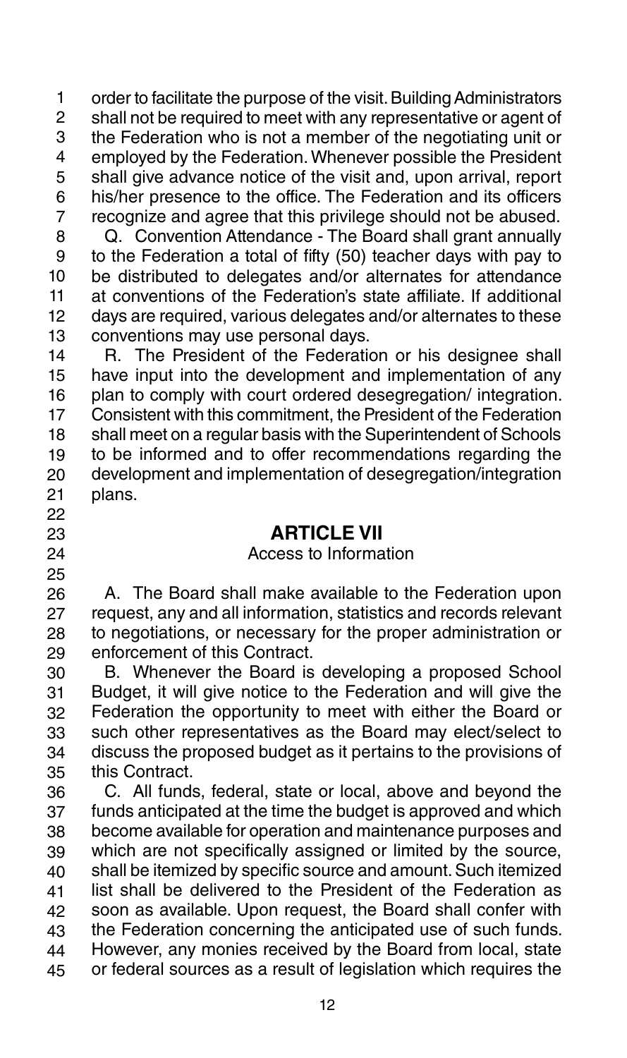order to facilitate the purpose of the visit. Building Administrators shall not be required to meet with any representative or agent of the Federation who is not a member of the negotiating unit or employed by the Federation. Whenever possible the President shall give advance notice of the visit and, upon arrival, report his/her presence to the office. The Federation and its officers recognize and agree that this privilege should not be abused.

Q. Convention Attendance - The Board shall grant annually to the Federation a total of fifty (50) teacher days with pay to be distributed to delegates and/or alternates for attendance at conventions of the Federation's state affiliate. If additional days are required, various delegates and/or alternates to these conventions may use personal days.

R. The President of the Federation or his designee shall have input into the development and implementation of any plan to comply with court ordered desegregation/ integration. Consistent with this commitment, the President of the Federation shall meet on a regular basis with the Superintendent of Schools to be informed and to offer recommendations regarding the development and implementation of desegregation/integration plans.

## ARTICLE VII

Access to Information

A. The Board shall make available to the Federation upon request, any and all information, statistics and records relevant to negotiations, or necessary for the proper administration or enforcement of this Contract.

B. Whenever the Board is developing a proposed School Budget, it will give notice to the Federation and will give the Federation the opportunity to meet with either the Board or such other representatives as the Board may elect/select to discuss the proposed budget as it pertains to the provisions of this Contract.

C. All funds, federal, state or local, above and beyond the funds anticipated at the time the budget is approved and which become available for operation and maintenance purposes and which are not specifically assigned or limited by the source, shall be itemized by specific source and amount. Such itemized list shall be delivered to the President of the Federation as soon as available. Upon request, the Board shall confer with the Federation concerning the anticipated use of such funds. However, any monies received by the Board from local, state or federal sources as a result of legislation which requires the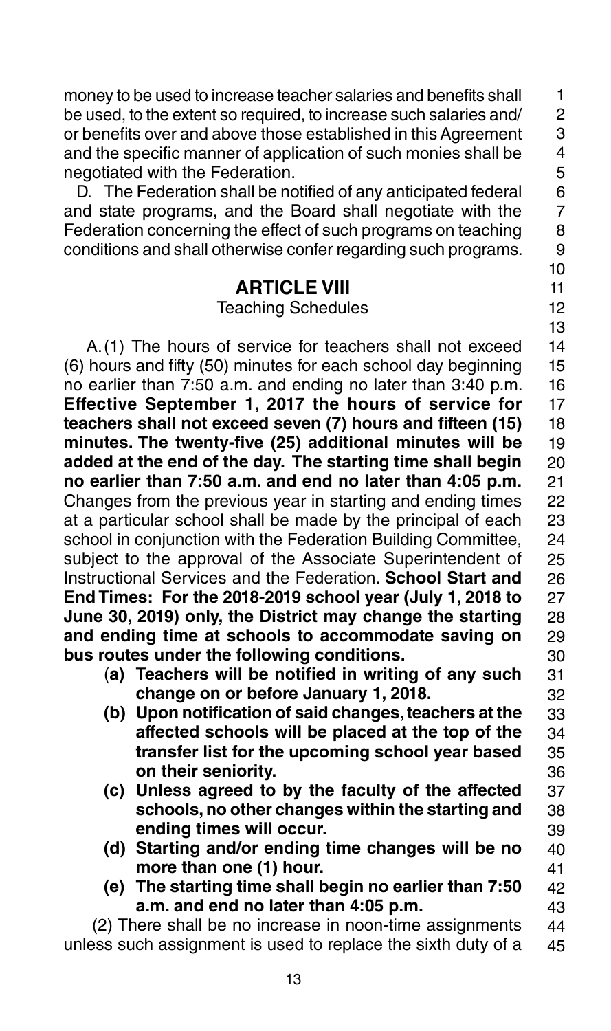money to be used to increase teacher salaries and benefits shall be used, to the extent so required, to increase such salaries and/or benefits over and above those established in this Agreement and the specific manner of application of such monies shall be negotiated with the Federation.

D. The Federation shall be notified of any anticipated federal and state programs, and the Board shall negotiate with the Federation concerning the effect of such programs on teaching conditions and shall otherwise confer regarding such programs.

## ARTICLE VIII

### Teaching Schedules

A. (1) The hours of service for teachers shall not exceed (6) hours and fifty (50) minutes for each school day beginning no earlier than 7:50 a.m. and ending no later than 3:40 p.m. **Effective September 1, 2017 the hours of service for teachers shall not exceed seven (7) hours and fifteen (15) minutes. The twenty-five (25) additional minutes will be added at the end of the day. The starting time shall begin no earlier than 7:50 a.m. and end no later than 4:05 p.m.** Changes from the previous year in starting and ending times at a particular school shall be made by the principal of each school in conjunction with the Federation Building Committee, subject to the approval of the Associate Superintendent of Instructional Services and the Federation. **School Start and End Times: For the 2018-2019 school year (July 1, 2018 to June 30, 2019) only, the District may change the starting and ending time at schools to accommodate saving on bus routes under the following conditions.**

- **(a) Teachers will be notified in writing of any such change on or before January 1, 2018.**
- **(b) Upon notification of said changes, teachers at the affected schools will be placed at the top of the transfer list for the upcoming school year based on their seniority.**
- **(c) Unless agreed to by the faculty of the affected schools, no other changes within the starting and ending times will occur.**
- **(d) Starting and/or ending time changes will be no more than one (1) hour.**
- **(e) The starting time shall begin no earlier than 7:50 a.m. and end no later than 4:05 p.m.**

(2) There shall be no increase in noon-time assignments unless such assignment is used to replace the sixth duty of a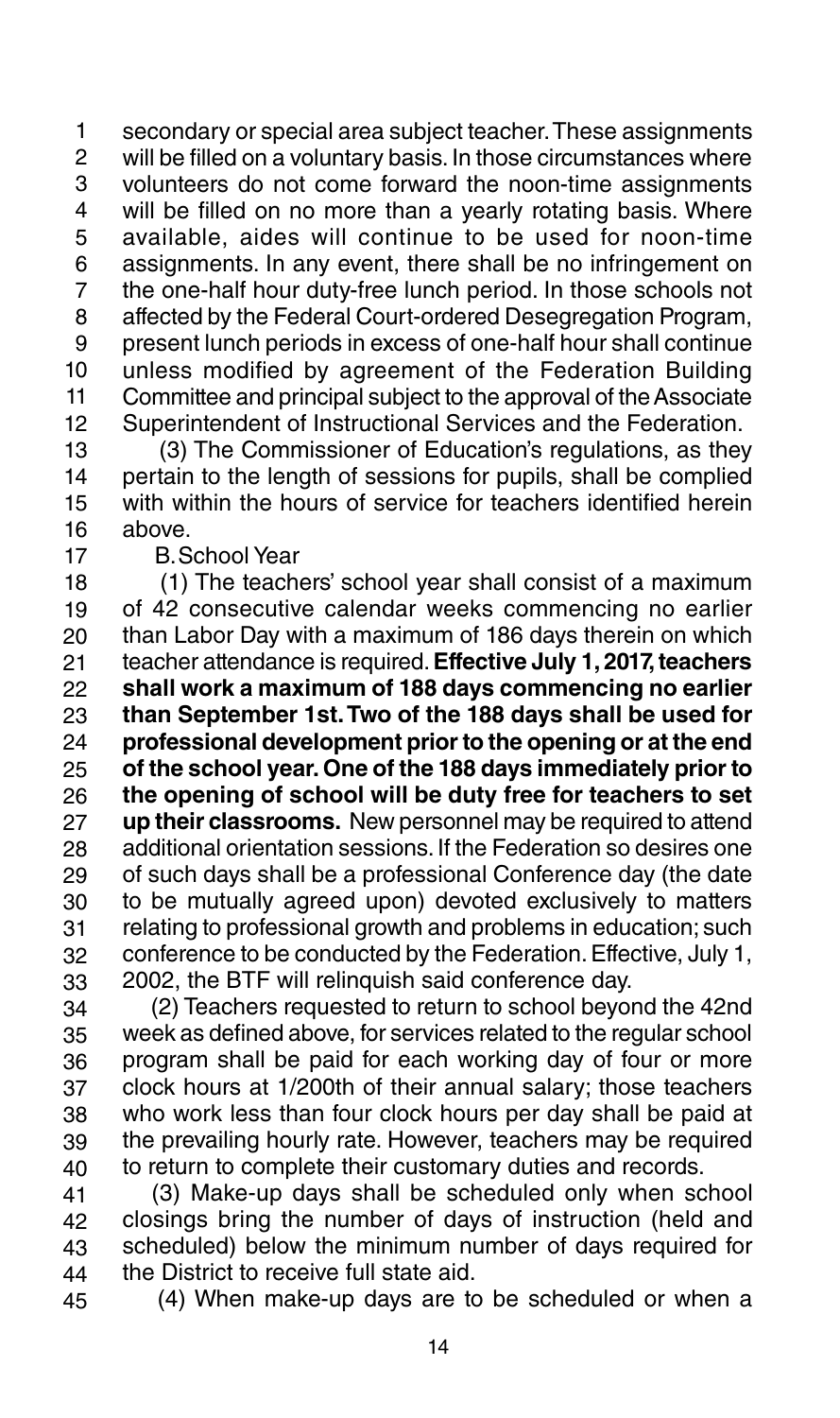secondary or special area subject teacher. These assignments will be filled on a voluntary basis. In those circumstances where volunteers do not come forward the noon-time assignments will be filled on no more than a yearly rotating basis. Where available, aides will continue to be used for noon-time assignments. In any event, there shall be no infringement on the one-half hour duty-free lunch period. In those schools not affected by the Federal Court-ordered Desegregation Program, present lunch periods in excess of one-half hour shall continue unless modified by agreement of the Federation Building Committee and principal subject to the approval of the Associate Superintendent of Instructional Services and the Federation.

(3) The Commissioner of Education's regulations, as they pertain to the length of sessions for pupils, shall be complied with within the hours of service for teachers identified herein above.

B. School Year

(1) The teachers' school year shall consist of a maximum of 42 consecutive calendar weeks commencing no earlier than Labor Day with a maximum of 186 days therein on which teacher attendance is required. **Effective July 1, 2017, teachers shall work a maximum of 188 days commencing no earlier than September 1st. Two of the 188 days shall be used for professional development prior to the opening or at the end of the school year. One of the 188 days immediately prior to the opening of school will be duty free for teachers to set up their classrooms.** New personnel may be required to attend additional orientation sessions. If the Federation so desires one of such days shall be a professional Conference day (the date to be mutually agreed upon) devoted exclusively to matters relating to professional growth and problems in education; such conference to be conducted by the Federation. Effective, July 1, 2002, the BTF will relinquish said conference day.

(2) Teachers requested to return to school beyond the 42nd week as defined above, for services related to the regular school program shall be paid for each working day of four or more clock hours at 1/200th of their annual salary; those teachers who work less than four clock hours per day shall be paid at the prevailing hourly rate. However, teachers may be required to return to complete their customary duties and records.

(3) Make-up days shall be scheduled only when school closings bring the number of days of instruction (held and scheduled) below the minimum number of days required for the District to receive full state aid.

(4) When make-up days are to be scheduled or when a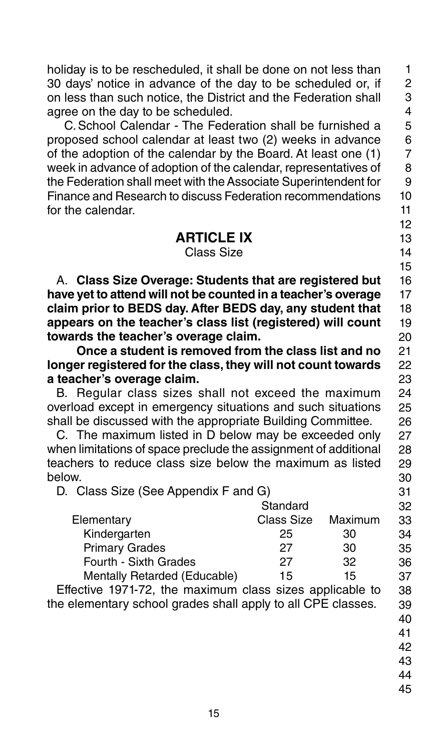holiday is to be rescheduled, it shall be done on not less than 30 days' notice in advance of the day to be scheduled or, if on less than such notice, the District and the Federation shall agree on the day to be scheduled.

C. School Calendar - The Federation shall be furnished a proposed school calendar at least two (2) weeks in advance of the adoption of the calendar by the Board. At least one (1) week in advance of adoption of the calendar, representatives of the Federation shall meet with the Associate Superintendent for Finance and Research to discuss Federation recommendations for the calendar.

## ARTICLE IX

Class Size

A. **Class Size Overage: Students that are registered but have yet to attend will not be counted in a teacher's overage claim prior to BEDS day. After BEDS day, any student that appears on the teacher's class list (registered) will count towards the teacher's overage claim.**

**Once a student is removed from the class list and no longer registered for the class, they will not count towards a teacher's overage claim.**

B. Regular class sizes shall not exceed the maximum overload except in emergency situations and such situations shall be discussed with the appropriate Building Committee.

C. The maximum listed in D below may be exceeded only when limitations of space preclude the assignment of additional teachers to reduce class size below the maximum as listed below.

D. Class Size (See Appendix F and G)

| Elementary | Standard Class Size | Maximum |
|---|---|---|
| Kindergarten | 25 | 30 |
| Primary Grades | 27 | 30 |
| Fourth - Sixth Grades | 27 | 32 |
| Mentally Retarded (Educable) | 15 | 15 |

Effective 1971-72, the maximum class sizes applicable to the elementary school grades shall apply to all CPE classes.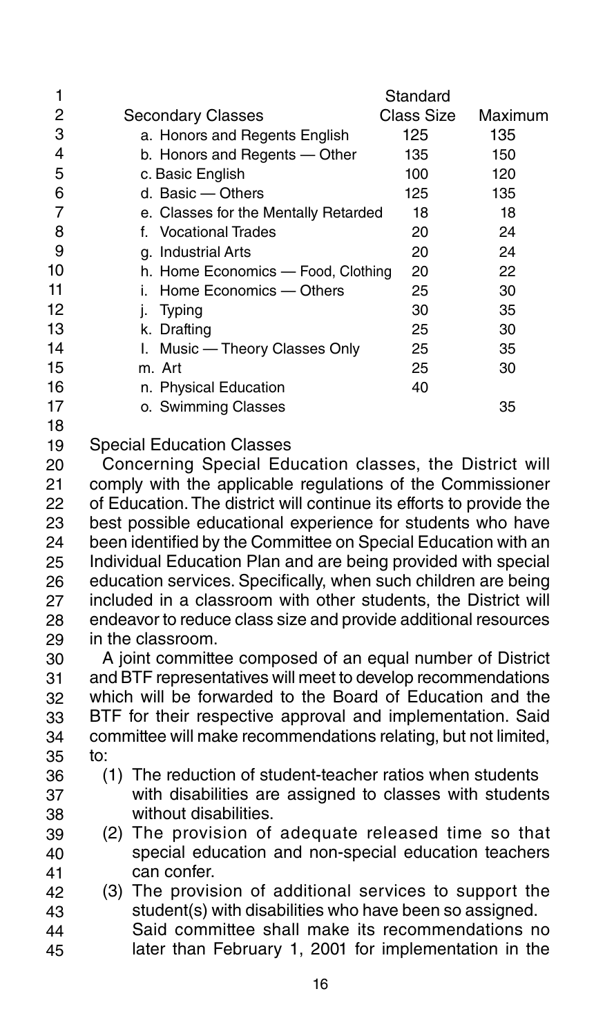| Secondary Classes | Standard Class Size | Maximum |
|---|---|---|
| a. Honors and Regents English | 125 | 135 |
| b. Honors and Regents — Other | 135 | 150 |
| c. Basic English | 100 | 120 |
| d. Basic — Others | 125 | 135 |
| e. Classes for the Mentally Retarded | 18 | 18 |
| f. Vocational Trades | 20 | 24 |
| g. Industrial Arts | 20 | 24 |
| h. Home Economics — Food, Clothing | 20 | 22 |
| i. Home Economics — Others | 25 | 30 |
| j. Typing | 30 | 35 |
| k. Drafting | 25 | 30 |
| l. Music — Theory Classes Only | 25 | 35 |
| m. Art | 25 | 30 |
| n. Physical Education | 40 | |
| o. Swimming Classes | | 35 |

Special Education Classes

Concerning Special Education classes, the District will comply with the applicable regulations of the Commissioner of Education. The district will continue its efforts to provide the best possible educational experience for students who have been identified by the Committee on Special Education with an Individual Education Plan and are being provided with special education services. Specifically, when such children are being included in a classroom with other students, the District will endeavor to reduce class size and provide additional resources in the classroom.

A joint committee composed of an equal number of District and BTF representatives will meet to develop recommendations which will be forwarded to the Board of Education and the BTF for their respective approval and implementation. Said committee will make recommendations relating, but not limited, to:

(1) The reduction of student-teacher ratios when students with disabilities are assigned to classes with students without disabilities.

(2) The provision of adequate released time so that special education and non-special education teachers can confer.

(3) The provision of additional services to support the student(s) with disabilities who have been so assigned.

Said committee shall make its recommendations no later than February 1, 2001 for implementation in the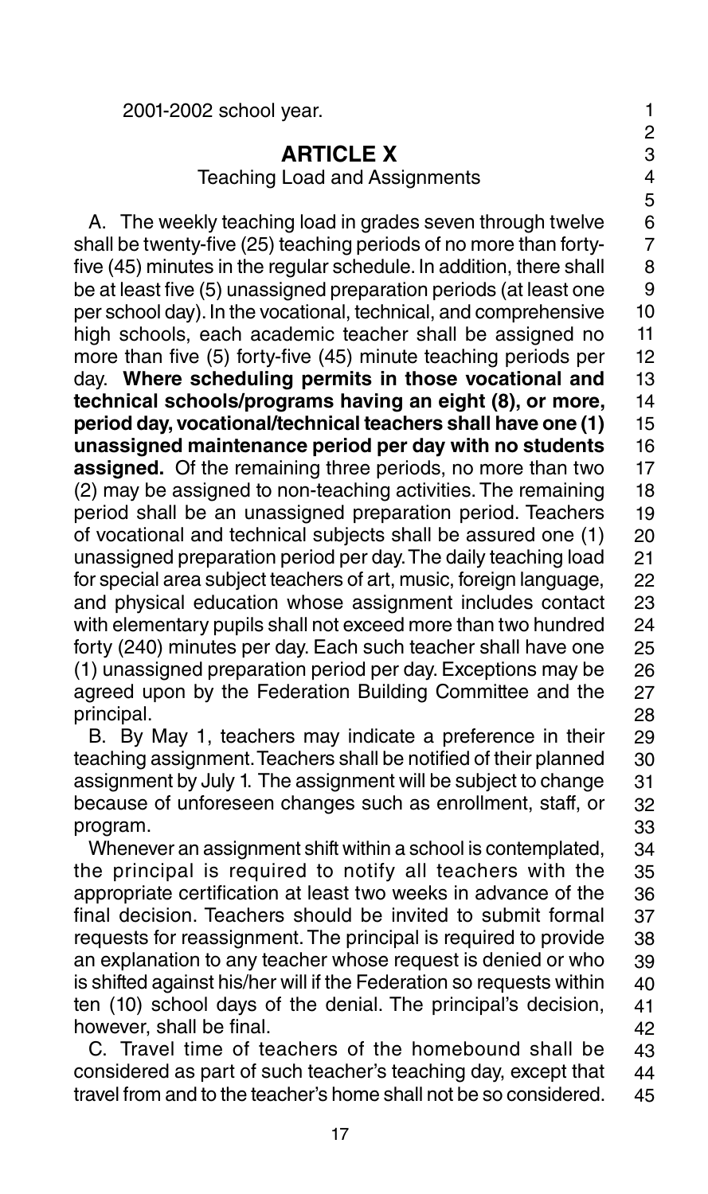2001-2002 school year.

## ARTICLE X

### Teaching Load and Assignments

A. The weekly teaching load in grades seven through twelve shall be twenty-five (25) teaching periods of no more than forty-five (45) minutes in the regular schedule. In addition, there shall be at least five (5) unassigned preparation periods (at least one per school day). In the vocational, technical, and comprehensive high schools, each academic teacher shall be assigned no more than five (5) forty-five (45) minute teaching periods per day. **Where scheduling permits in those vocational and technical schools/programs having an eight (8), or more, period day, vocational/technical teachers shall have one (1) unassigned maintenance period per day with no students assigned.** Of the remaining three periods, no more than two (2) may be assigned to non-teaching activities. The remaining period shall be an unassigned preparation period. Teachers of vocational and technical subjects shall be assured one (1) unassigned preparation period per day. The daily teaching load for special area subject teachers of art, music, foreign language, and physical education whose assignment includes contact with elementary pupils shall not exceed more than two hundred forty (240) minutes per day. Each such teacher shall have one (1) unassigned preparation period per day. Exceptions may be agreed upon by the Federation Building Committee and the principal.

B. By May 1, teachers may indicate a preference in their teaching assignment. Teachers shall be notified of their planned assignment by July 1. The assignment will be subject to change because of unforeseen changes such as enrollment, staff, or program.

Whenever an assignment shift within a school is contemplated, the principal is required to notify all teachers with the appropriate certification at least two weeks in advance of the final decision. Teachers should be invited to submit formal requests for reassignment. The principal is required to provide an explanation to any teacher whose request is denied or who is shifted against his/her will if the Federation so requests within ten (10) school days of the denial. The principal's decision, however, shall be final.

C. Travel time of teachers of the homebound shall be considered as part of such teacher's teaching day, except that travel from and to the teacher's home shall not be so considered.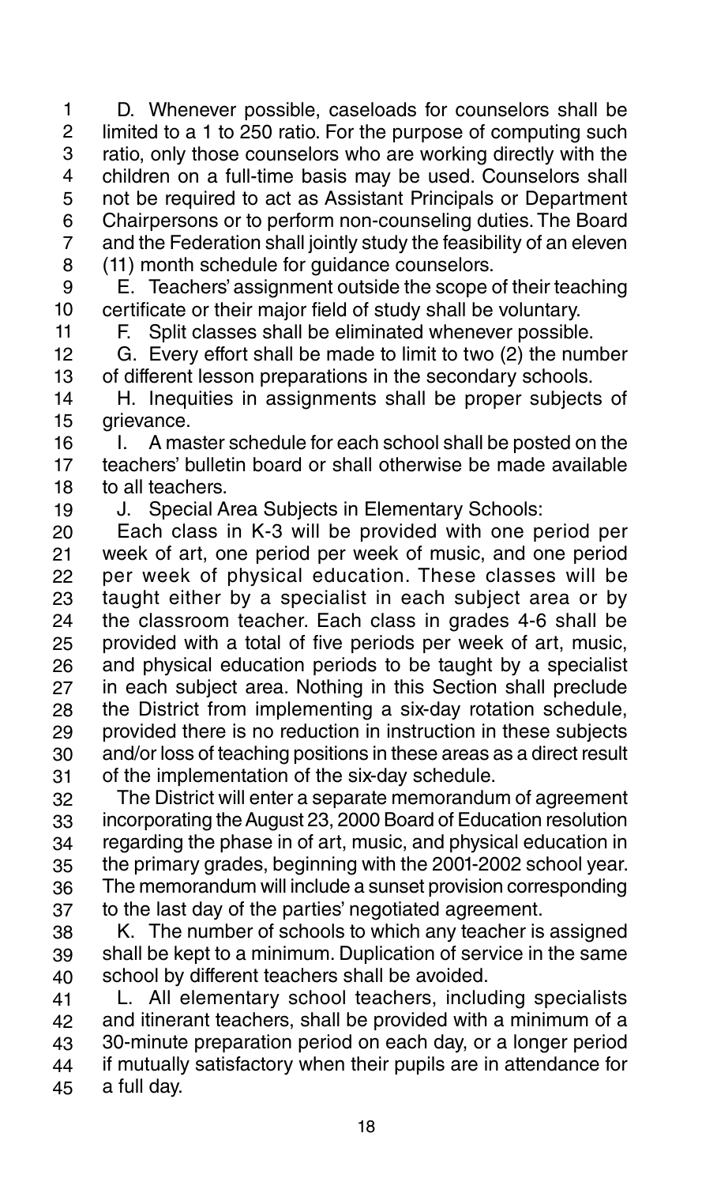D. Whenever possible, caseloads for counselors shall be limited to a 1 to 250 ratio. For the purpose of computing such ratio, only those counselors who are working directly with the children on a full-time basis may be used. Counselors shall not be required to act as Assistant Principals or Department Chairpersons or to perform non-counseling duties. The Board and the Federation shall jointly study the feasibility of an eleven (11) month schedule for guidance counselors.

E. Teachers' assignment outside the scope of their teaching certificate or their major field of study shall be voluntary.

F. Split classes shall be eliminated whenever possible.

G. Every effort shall be made to limit to two (2) the number of different lesson preparations in the secondary schools.

H. Inequities in assignments shall be proper subjects of grievance.

I. A master schedule for each school shall be posted on the teachers' bulletin board or shall otherwise be made available to all teachers.

J. Special Area Subjects in Elementary Schools:

Each class in K-3 will be provided with one period per week of art, one period per week of music, and one period per week of physical education. These classes will be taught either by a specialist in each subject area or by the classroom teacher. Each class in grades 4-6 shall be provided with a total of five periods per week of art, music, and physical education periods to be taught by a specialist in each subject area. Nothing in this Section shall preclude the District from implementing a six-day rotation schedule, provided there is no reduction in instruction in these subjects and/or loss of teaching positions in these areas as a direct result of the implementation of the six-day schedule.

The District will enter a separate memorandum of agreement incorporating the August 23, 2000 Board of Education resolution regarding the phase in of art, music, and physical education in the primary grades, beginning with the 2001-2002 school year. The memorandum will include a sunset provision corresponding to the last day of the parties' negotiated agreement.

K. The number of schools to which any teacher is assigned shall be kept to a minimum. Duplication of service in the same school by different teachers shall be avoided.

L. All elementary school teachers, including specialists and itinerant teachers, shall be provided with a minimum of a 30-minute preparation period on each day, or a longer period if mutually satisfactory when their pupils are in attendance for a full day.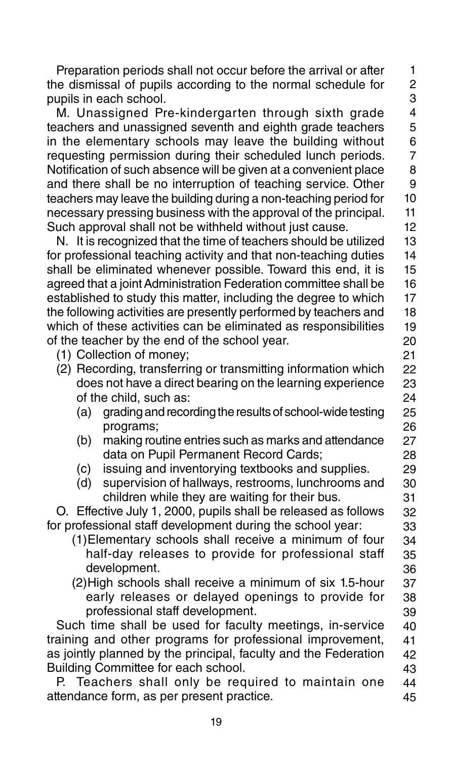Preparation periods shall not occur before the arrival or after the dismissal of pupils according to the normal schedule for pupils in each school.

M. Unassigned Pre-kindergarten through sixth grade teachers and unassigned seventh and eighth grade teachers in the elementary schools may leave the building without requesting permission during their scheduled lunch periods. Notification of such absence will be given at a convenient place and there shall be no interruption of teaching service. Other teachers may leave the building during a non-teaching period for necessary pressing business with the approval of the principal. Such approval shall not be withheld without just cause.

N. It is recognized that the time of teachers should be utilized for professional teaching activity and that non-teaching duties shall be eliminated whenever possible. Toward this end, it is agreed that a joint Administration Federation committee shall be established to study this matter, including the degree to which the following activities are presently performed by teachers and which of these activities can be eliminated as responsibilities of the teacher by the end of the school year.

(1) Collection of money;

(2) Recording, transferring or transmitting information which does not have a direct bearing on the learning experience of the child, such as:

  (a) grading and recording the results of school-wide testing programs;

  (b) making routine entries such as marks and attendance data on Pupil Permanent Record Cards;

  (c) issuing and inventorying textbooks and supplies.

  (d) supervision of hallways, restrooms, lunchrooms and children while they are waiting for their bus.

O. Effective July 1, 2000, pupils shall be released as follows for professional staff development during the school year:

(1) Elementary schools shall receive a minimum of four half-day releases to provide for professional staff development.

(2) High schools shall receive a minimum of six 1.5-hour early releases or delayed openings to provide for professional staff development.

Such time shall be used for faculty meetings, in-service training and other programs for professional improvement, as jointly planned by the principal, faculty and the Federation Building Committee for each school.

P. Teachers shall only be required to maintain one attendance form, as per present practice.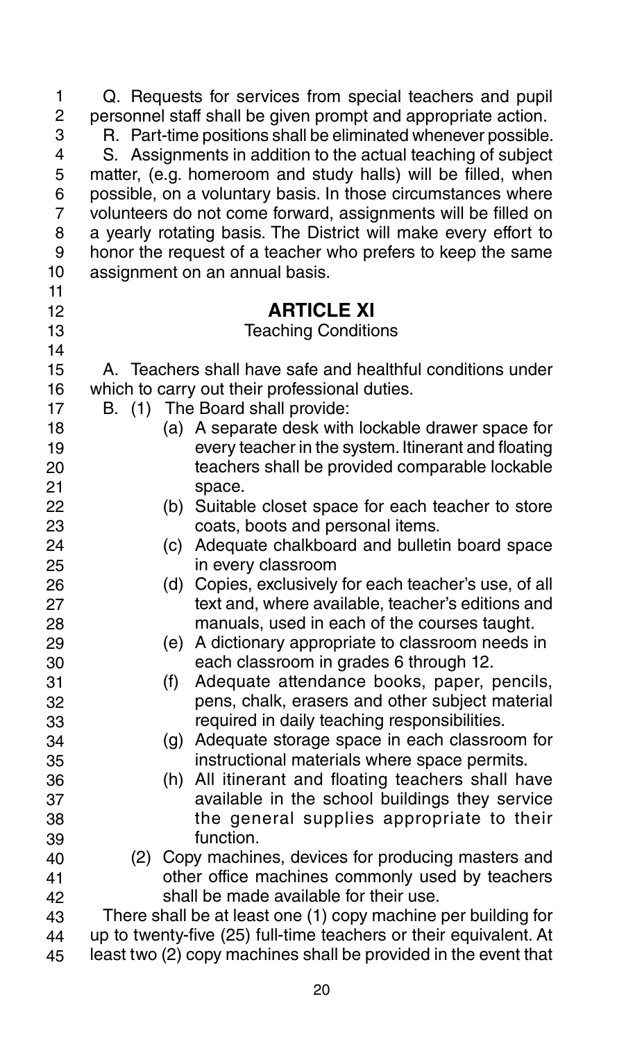Q. Requests for services from special teachers and pupil personnel staff shall be given prompt and appropriate action.

R. Part-time positions shall be eliminated whenever possible.

S. Assignments in addition to the actual teaching of subject matter, (e.g. homeroom and study halls) will be filled, when possible, on a voluntary basis. In those circumstances where volunteers do not come forward, assignments will be filled on a yearly rotating basis. The District will make every effort to honor the request of a teacher who prefers to keep the same assignment on an annual basis.

## ARTICLE XI

### Teaching Conditions

A. Teachers shall have safe and healthful conditions under which to carry out their professional duties.

B. (1) The Board shall provide:

- (a) A separate desk with lockable drawer space for every teacher in the system. Itinerant and floating teachers shall be provided comparable lockable space.
- (b) Suitable closet space for each teacher to store coats, boots and personal items.
- (c) Adequate chalkboard and bulletin board space in every classroom
- (d) Copies, exclusively for each teacher's use, of all text and, where available, teacher's editions and manuals, used in each of the courses taught.
- (e) A dictionary appropriate to classroom needs in each classroom in grades 6 through 12.
- (f) Adequate attendance books, paper, pencils, pens, chalk, erasers and other subject material required in daily teaching responsibilities.
- (g) Adequate storage space in each classroom for instructional materials where space permits.
- (h) All itinerant and floating teachers shall have available in the school buildings they service the general supplies appropriate to their function.

(2) Copy machines, devices for producing masters and other office machines commonly used by teachers shall be made available for their use.

There shall be at least one (1) copy machine per building for up to twenty-five (25) full-time teachers or their equivalent. At least two (2) copy machines shall be provided in the event that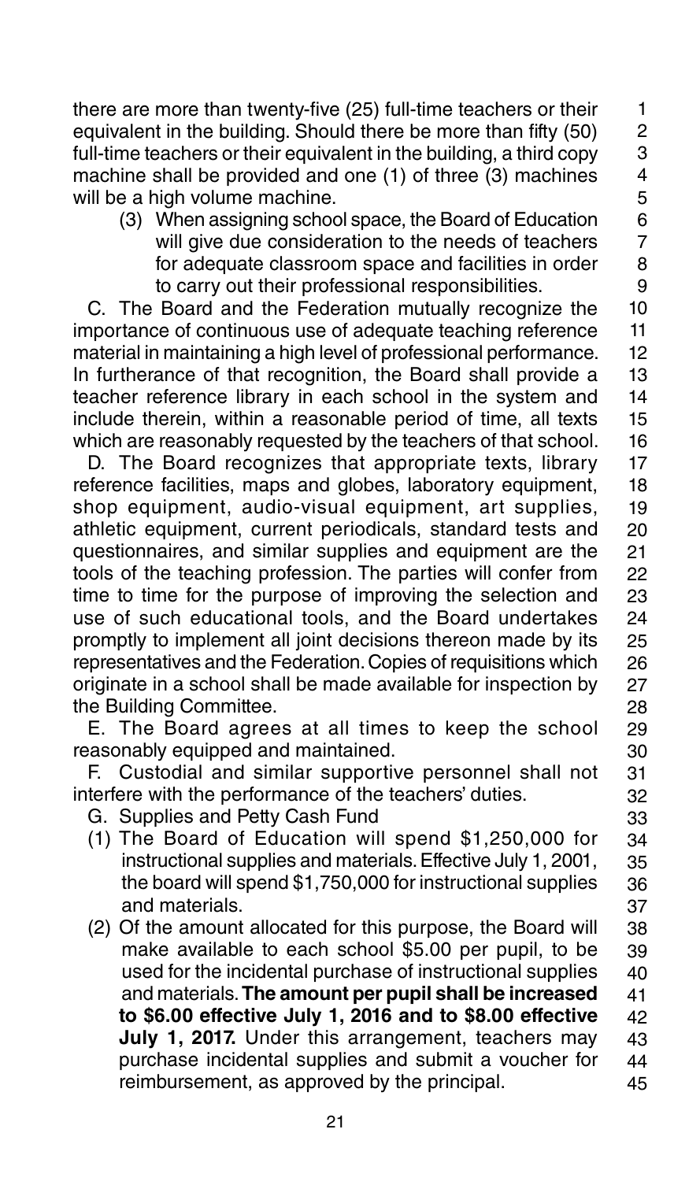there are more than twenty-five (25) full-time teachers or their equivalent in the building. Should there be more than fifty (50) full-time teachers or their equivalent in the building, a third copy machine shall be provided and one (1) of three (3) machines will be a high volume machine.

(3) When assigning school space, the Board of Education will give due consideration to the needs of teachers for adequate classroom space and facilities in order to carry out their professional responsibilities.

C. The Board and the Federation mutually recognize the importance of continuous use of adequate teaching reference material in maintaining a high level of professional performance. In furtherance of that recognition, the Board shall provide a teacher reference library in each school in the system and include therein, within a reasonable period of time, all texts which are reasonably requested by the teachers of that school.

D. The Board recognizes that appropriate texts, library reference facilities, maps and globes, laboratory equipment, shop equipment, audio-visual equipment, art supplies, athletic equipment, current periodicals, standard tests and questionnaires, and similar supplies and equipment are the tools of the teaching profession. The parties will confer from time to time for the purpose of improving the selection and use of such educational tools, and the Board undertakes promptly to implement all joint decisions thereon made by its representatives and the Federation. Copies of requisitions which originate in a school shall be made available for inspection by the Building Committee.

E. The Board agrees at all times to keep the school reasonably equipped and maintained.

F. Custodial and similar supportive personnel shall not interfere with the performance of the teachers' duties.

G. Supplies and Petty Cash Fund

(1) The Board of Education will spend $1,250,000 for instructional supplies and materials. Effective July 1, 2001, the board will spend $1,750,000 for instructional supplies and materials.

(2) Of the amount allocated for this purpose, the Board will make available to each school $5.00 per pupil, to be used for the incidental purchase of instructional supplies and materials. **The amount per pupil shall be increased to $6.00 effective July 1, 2016 and to $8.00 effective July 1, 2017.** Under this arrangement, teachers may purchase incidental supplies and submit a voucher for reimbursement, as approved by the principal.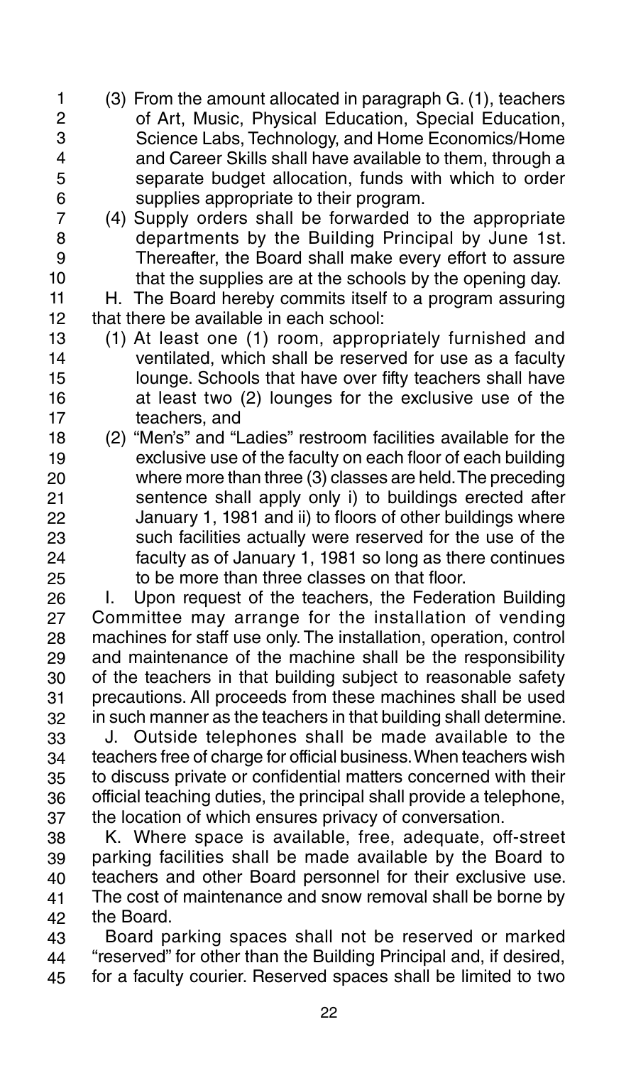(3) From the amount allocated in paragraph G. (1), teachers of Art, Music, Physical Education, Special Education, Science Labs, Technology, and Home Economics/Home and Career Skills shall have available to them, through a separate budget allocation, funds with which to order supplies appropriate to their program.

(4) Supply orders shall be forwarded to the appropriate departments by the Building Principal by June 1st. Thereafter, the Board shall make every effort to assure that the supplies are at the schools by the opening day.

H. The Board hereby commits itself to a program assuring that there be available in each school:

(1) At least one (1) room, appropriately furnished and ventilated, which shall be reserved for use as a faculty lounge. Schools that have over fifty teachers shall have at least two (2) lounges for the exclusive use of the teachers, and

(2) "Men's" and "Ladies" restroom facilities available for the exclusive use of the faculty on each floor of each building where more than three (3) classes are held. The preceding sentence shall apply only i) to buildings erected after January 1, 1981 and ii) to floors of other buildings where such facilities actually were reserved for the use of the faculty as of January 1, 1981 so long as there continues to be more than three classes on that floor.

I. Upon request of the teachers, the Federation Building Committee may arrange for the installation of vending machines for staff use only. The installation, operation, control and maintenance of the machine shall be the responsibility of the teachers in that building subject to reasonable safety precautions. All proceeds from these machines shall be used in such manner as the teachers in that building shall determine.

J. Outside telephones shall be made available to the teachers free of charge for official business. When teachers wish to discuss private or confidential matters concerned with their official teaching duties, the principal shall provide a telephone, the location of which ensures privacy of conversation.

K. Where space is available, free, adequate, off-street parking facilities shall be made available by the Board to teachers and other Board personnel for their exclusive use. The cost of maintenance and snow removal shall be borne by the Board.

Board parking spaces shall not be reserved or marked "reserved" for other than the Building Principal and, if desired, for a faculty courier. Reserved spaces shall be limited to two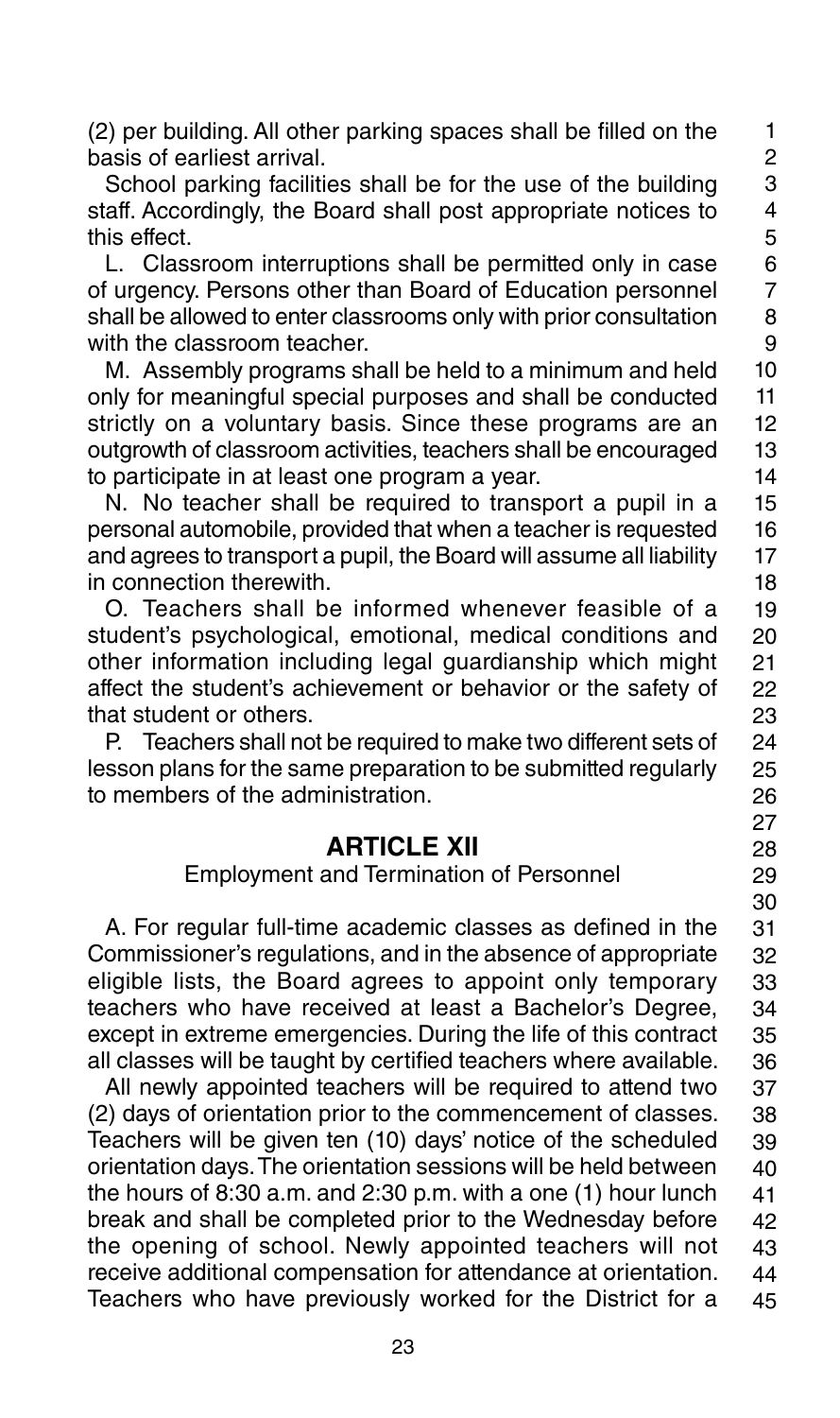(2) per building. All other parking spaces shall be filled on the basis of earliest arrival.

School parking facilities shall be for the use of the building staff. Accordingly, the Board shall post appropriate notices to this effect.

L. Classroom interruptions shall be permitted only in case of urgency. Persons other than Board of Education personnel shall be allowed to enter classrooms only with prior consultation with the classroom teacher.

M. Assembly programs shall be held to a minimum and held only for meaningful special purposes and shall be conducted strictly on a voluntary basis. Since these programs are an outgrowth of classroom activities, teachers shall be encouraged to participate in at least one program a year.

N. No teacher shall be required to transport a pupil in a personal automobile, provided that when a teacher is requested and agrees to transport a pupil, the Board will assume all liability in connection therewith.

O. Teachers shall be informed whenever feasible of a student's psychological, emotional, medical conditions and other information including legal guardianship which might affect the student's achievement or behavior or the safety of that student or others.

P. Teachers shall not be required to make two different sets of lesson plans for the same preparation to be submitted regularly to members of the administration.

## ARTICLE XII

Employment and Termination of Personnel

A. For regular full-time academic classes as defined in the Commissioner's regulations, and in the absence of appropriate eligible lists, the Board agrees to appoint only temporary teachers who have received at least a Bachelor's Degree, except in extreme emergencies. During the life of this contract all classes will be taught by certified teachers where available.

All newly appointed teachers will be required to attend two (2) days of orientation prior to the commencement of classes. Teachers will be given ten (10) days' notice of the scheduled orientation days. The orientation sessions will be held between the hours of 8:30 a.m. and 2:30 p.m. with a one (1) hour lunch break and shall be completed prior to the Wednesday before the opening of school. Newly appointed teachers will not receive additional compensation for attendance at orientation. Teachers who have previously worked for the District for a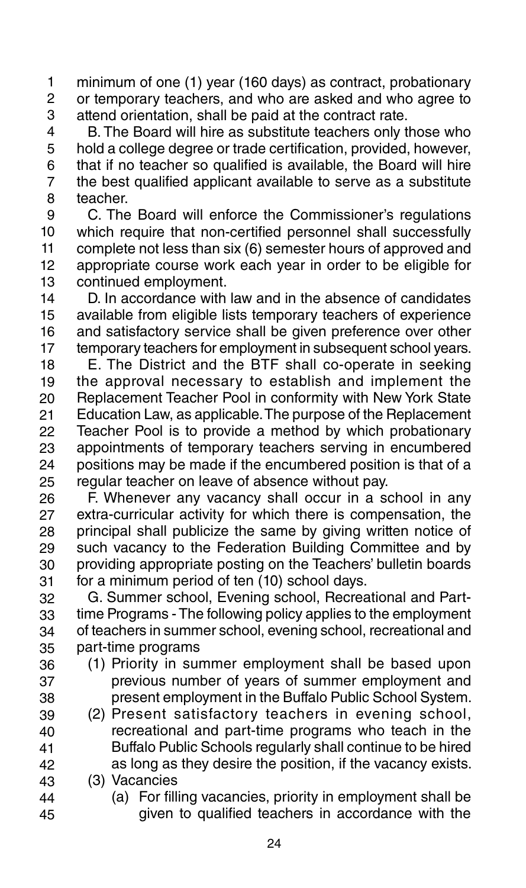minimum of one (1) year (160 days) as contract, probationary or temporary teachers, and who are asked and who agree to attend orientation, shall be paid at the contract rate.

B. The Board will hire as substitute teachers only those who hold a college degree or trade certification, provided, however, that if no teacher so qualified is available, the Board will hire the best qualified applicant available to serve as a substitute teacher.

C. The Board will enforce the Commissioner's regulations which require that non-certified personnel shall successfully complete not less than six (6) semester hours of approved and appropriate course work each year in order to be eligible for continued employment.

D. In accordance with law and in the absence of candidates available from eligible lists temporary teachers of experience and satisfactory service shall be given preference over other temporary teachers for employment in subsequent school years.

E. The District and the BTF shall co-operate in seeking the approval necessary to establish and implement the Replacement Teacher Pool in conformity with New York State Education Law, as applicable. The purpose of the Replacement Teacher Pool is to provide a method by which probationary appointments of temporary teachers serving in encumbered positions may be made if the encumbered position is that of a regular teacher on leave of absence without pay.

F. Whenever any vacancy shall occur in a school in any extra-curricular activity for which there is compensation, the principal shall publicize the same by giving written notice of such vacancy to the Federation Building Committee and by providing appropriate posting on the Teachers' bulletin boards for a minimum period of ten (10) school days.

G. Summer school, Evening school, Recreational and Part-time Programs - The following policy applies to the employment of teachers in summer school, evening school, recreational and part-time programs

(1) Priority in summer employment shall be based upon previous number of years of summer employment and present employment in the Buffalo Public School System.

(2) Present satisfactory teachers in evening school, recreational and part-time programs who teach in the Buffalo Public Schools regularly shall continue to be hired as long as they desire the position, if the vacancy exists.

(3) Vacancies

(a) For filling vacancies, priority in employment shall be given to qualified teachers in accordance with the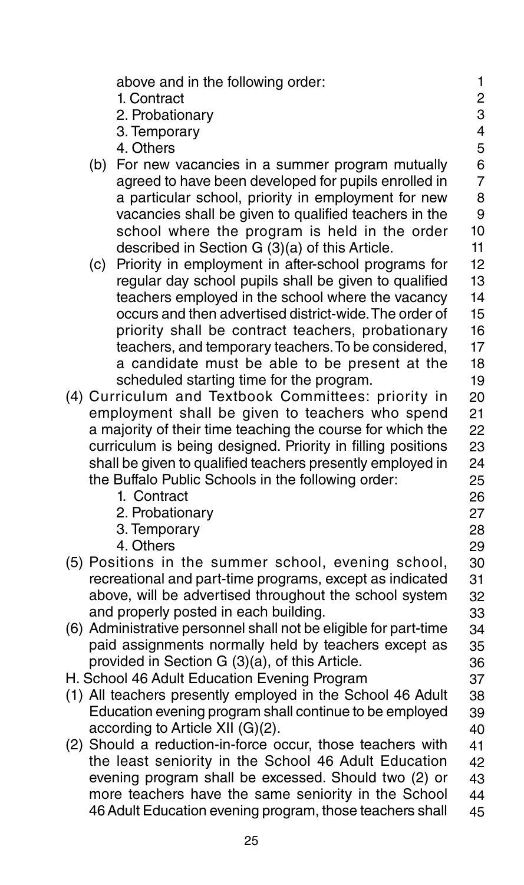above and in the following order:

1. Contract
2. Probationary
3. Temporary
4. Others

(b) For new vacancies in a summer program mutually agreed to have been developed for pupils enrolled in a particular school, priority in employment for new vacancies shall be given to qualified teachers in the school where the program is held in the order described in Section G (3)(a) of this Article.

(c) Priority in employment in after-school programs for regular day school pupils shall be given to qualified teachers employed in the school where the vacancy occurs and then advertised district-wide. The order of priority shall be contract teachers, probationary teachers, and temporary teachers. To be considered, a candidate must be able to be present at the scheduled starting time for the program.

(4) Curriculum and Textbook Committees: priority in employment shall be given to teachers who spend a majority of their time teaching the course for which the curriculum is being designed. Priority in filling positions shall be given to qualified teachers presently employed in the Buffalo Public Schools in the following order:

1. Contract
2. Probationary
3. Temporary
4. Others

(5) Positions in the summer school, evening school, recreational and part-time programs, except as indicated above, will be advertised throughout the school system and properly posted in each building.

(6) Administrative personnel shall not be eligible for part-time paid assignments normally held by teachers except as provided in Section G (3)(a), of this Article.

H. School 46 Adult Education Evening Program

(1) All teachers presently employed in the School 46 Adult Education evening program shall continue to be employed according to Article XII (G)(2).

(2) Should a reduction-in-force occur, those teachers with the least seniority in the School 46 Adult Education evening program shall be excessed. Should two (2) or more teachers have the same seniority in the School 46 Adult Education evening program, those teachers shall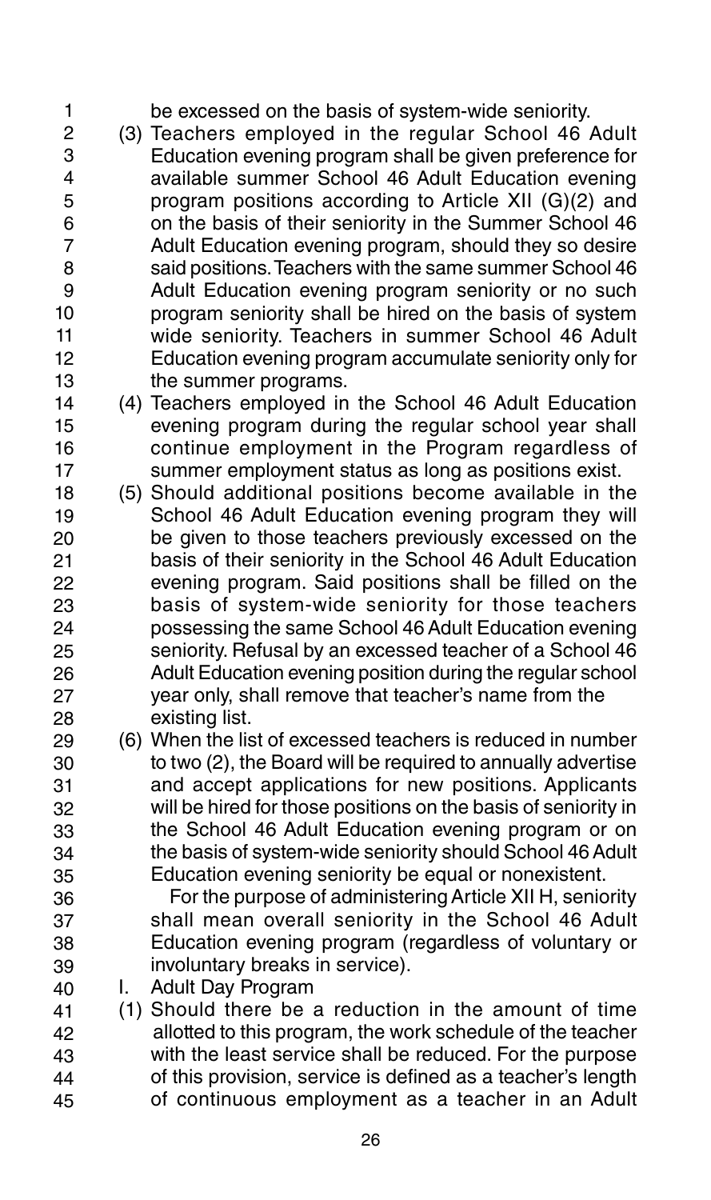be excessed on the basis of system-wide seniority.

(3) Teachers employed in the regular School 46 Adult Education evening program shall be given preference for available summer School 46 Adult Education evening program positions according to Article XII (G)(2) and on the basis of their seniority in the Summer School 46 Adult Education evening program, should they so desire said positions. Teachers with the same summer School 46 Adult Education evening program seniority or no such program seniority shall be hired on the basis of system wide seniority. Teachers in summer School 46 Adult Education evening program accumulate seniority only for the summer programs.

(4) Teachers employed in the School 46 Adult Education evening program during the regular school year shall continue employment in the Program regardless of summer employment status as long as positions exist.

(5) Should additional positions become available in the School 46 Adult Education evening program they will be given to those teachers previously excessed on the basis of their seniority in the School 46 Adult Education evening program. Said positions shall be filled on the basis of system-wide seniority for those teachers possessing the same School 46 Adult Education evening seniority. Refusal by an excessed teacher of a School 46 Adult Education evening position during the regular school year only, shall remove that teacher's name from the existing list.

(6) When the list of excessed teachers is reduced in number to two (2), the Board will be required to annually advertise and accept applications for new positions. Applicants will be hired for those positions on the basis of seniority in the School 46 Adult Education evening program or on the basis of system-wide seniority should School 46 Adult Education evening seniority be equal or nonexistent.

For the purpose of administering Article XII H, seniority shall mean overall seniority in the School 46 Adult Education evening program (regardless of voluntary or involuntary breaks in service).

I. Adult Day Program

(1) Should there be a reduction in the amount of time allotted to this program, the work schedule of the teacher with the least service shall be reduced. For the purpose of this provision, service is defined as a teacher's length of continuous employment as a teacher in an Adult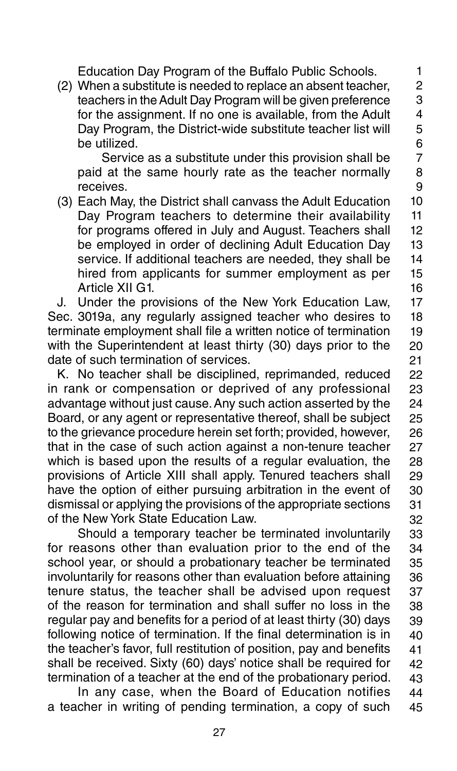Education Day Program of the Buffalo Public Schools.

(2) When a substitute is needed to replace an absent teacher, teachers in the Adult Day Program will be given preference for the assignment. If no one is available, from the Adult Day Program, the District-wide substitute teacher list will be utilized.

Service as a substitute under this provision shall be paid at the same hourly rate as the teacher normally receives.

(3) Each May, the District shall canvass the Adult Education Day Program teachers to determine their availability for programs offered in July and August. Teachers shall be employed in order of declining Adult Education Day service. If additional teachers are needed, they shall be hired from applicants for summer employment as per Article XII G1.

J. Under the provisions of the New York Education Law, Sec. 3019a, any regularly assigned teacher who desires to terminate employment shall file a written notice of termination with the Superintendent at least thirty (30) days prior to the date of such termination of services.

K. No teacher shall be disciplined, reprimanded, reduced in rank or compensation or deprived of any professional advantage without just cause. Any such action asserted by the Board, or any agent or representative thereof, shall be subject to the grievance procedure herein set forth; provided, however, that in the case of such action against a non-tenure teacher which is based upon the results of a regular evaluation, the provisions of Article XIII shall apply. Tenured teachers shall have the option of either pursuing arbitration in the event of dismissal or applying the provisions of the appropriate sections of the New York State Education Law.

Should a temporary teacher be terminated involuntarily for reasons other than evaluation prior to the end of the school year, or should a probationary teacher be terminated involuntarily for reasons other than evaluation before attaining tenure status, the teacher shall be advised upon request of the reason for termination and shall suffer no loss in the regular pay and benefits for a period of at least thirty (30) days following notice of termination. If the final determination is in the teacher's favor, full restitution of position, pay and benefits shall be received. Sixty (60) days' notice shall be required for termination of a teacher at the end of the probationary period.

In any case, when the Board of Education notifies a teacher in writing of pending termination, a copy of such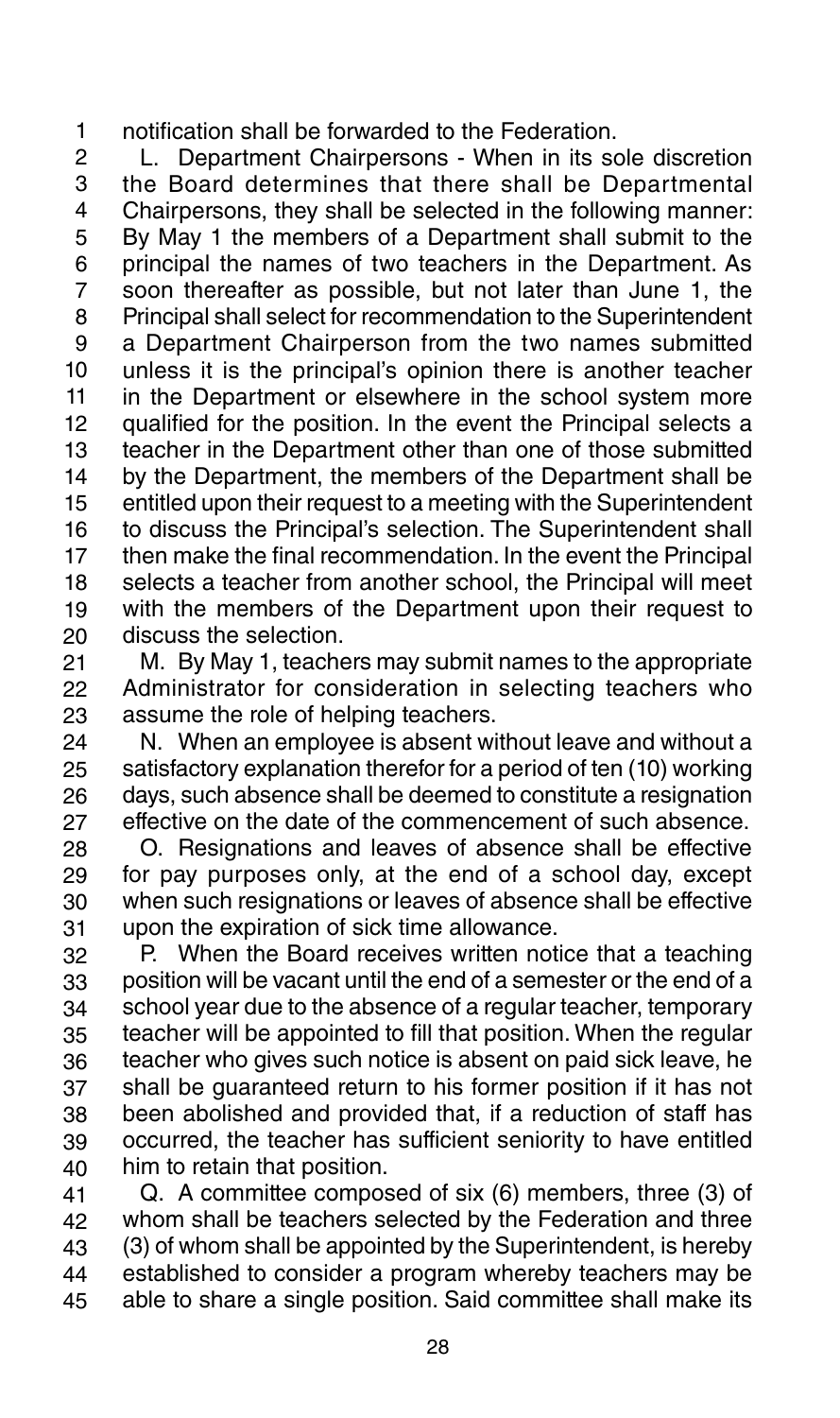notification shall be forwarded to the Federation.

L. Department Chairpersons - When in its sole discretion the Board determines that there shall be Departmental Chairpersons, they shall be selected in the following manner: By May 1 the members of a Department shall submit to the principal the names of two teachers in the Department. As soon thereafter as possible, but not later than June 1, the Principal shall select for recommendation to the Superintendent a Department Chairperson from the two names submitted unless it is the principal's opinion there is another teacher in the Department or elsewhere in the school system more qualified for the position. In the event the Principal selects a teacher in the Department other than one of those submitted by the Department, the members of the Department shall be entitled upon their request to a meeting with the Superintendent to discuss the Principal's selection. The Superintendent shall then make the final recommendation. In the event the Principal selects a teacher from another school, the Principal will meet with the members of the Department upon their request to discuss the selection.

M. By May 1, teachers may submit names to the appropriate Administrator for consideration in selecting teachers who assume the role of helping teachers.

N. When an employee is absent without leave and without a satisfactory explanation therefor for a period of ten (10) working days, such absence shall be deemed to constitute a resignation effective on the date of the commencement of such absence.

O. Resignations and leaves of absence shall be effective for pay purposes only, at the end of a school day, except when such resignations or leaves of absence shall be effective upon the expiration of sick time allowance.

P. When the Board receives written notice that a teaching position will be vacant until the end of a semester or the end of a school year due to the absence of a regular teacher, temporary teacher will be appointed to fill that position. When the regular teacher who gives such notice is absent on paid sick leave, he shall be guaranteed return to his former position if it has not been abolished and provided that, if a reduction of staff has occurred, the teacher has sufficient seniority to have entitled him to retain that position.

Q. A committee composed of six (6) members, three (3) of whom shall be teachers selected by the Federation and three (3) of whom shall be appointed by the Superintendent, is hereby established to consider a program whereby teachers may be able to share a single position. Said committee shall make its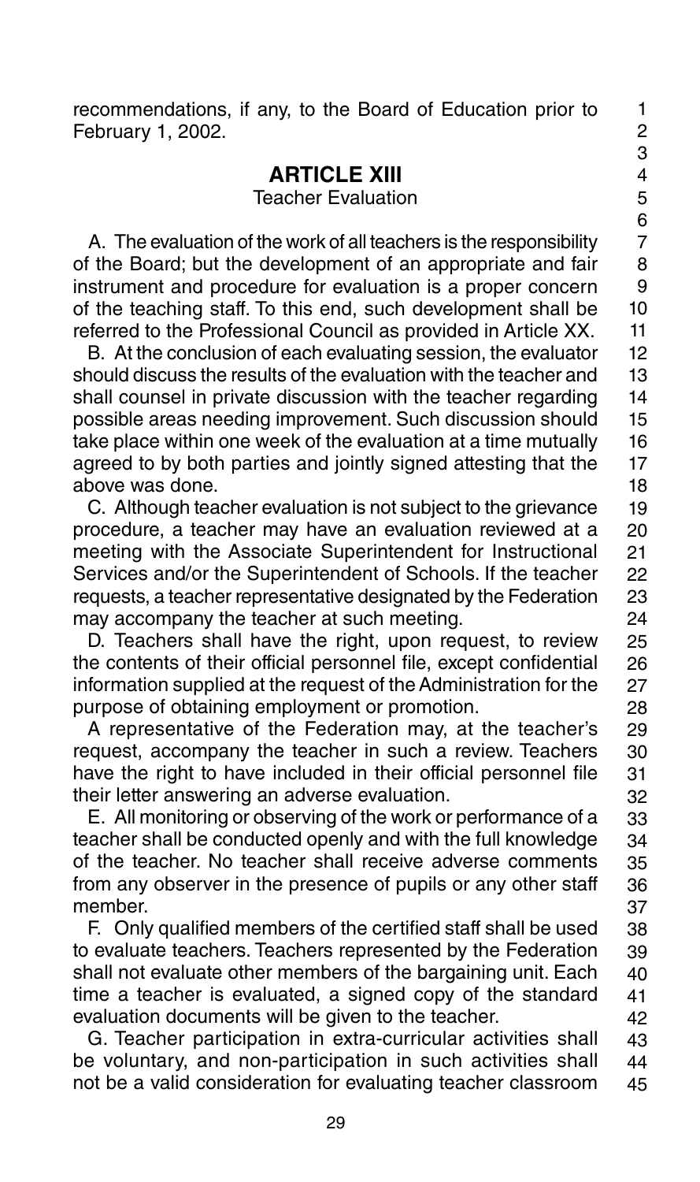recommendations, if any, to the Board of Education prior to February 1, 2002.

## ARTICLE XIII

Teacher Evaluation

A. The evaluation of the work of all teachers is the responsibility of the Board; but the development of an appropriate and fair instrument and procedure for evaluation is a proper concern of the teaching staff. To this end, such development shall be referred to the Professional Council as provided in Article XX.

B. At the conclusion of each evaluating session, the evaluator should discuss the results of the evaluation with the teacher and shall counsel in private discussion with the teacher regarding possible areas needing improvement. Such discussion should take place within one week of the evaluation at a time mutually agreed to by both parties and jointly signed attesting that the above was done.

C. Although teacher evaluation is not subject to the grievance procedure, a teacher may have an evaluation reviewed at a meeting with the Associate Superintendent for Instructional Services and/or the Superintendent of Schools. If the teacher requests, a teacher representative designated by the Federation may accompany the teacher at such meeting.

D. Teachers shall have the right, upon request, to review the contents of their official personnel file, except confidential information supplied at the request of the Administration for the purpose of obtaining employment or promotion.

A representative of the Federation may, at the teacher's request, accompany the teacher in such a review. Teachers have the right to have included in their official personnel file their letter answering an adverse evaluation.

E. All monitoring or observing of the work or performance of a teacher shall be conducted openly and with the full knowledge of the teacher. No teacher shall receive adverse comments from any observer in the presence of pupils or any other staff member.

F. Only qualified members of the certified staff shall be used to evaluate teachers. Teachers represented by the Federation shall not evaluate other members of the bargaining unit. Each time a teacher is evaluated, a signed copy of the standard evaluation documents will be given to the teacher.

G. Teacher participation in extra-curricular activities shall be voluntary, and non-participation in such activities shall not be a valid consideration for evaluating teacher classroom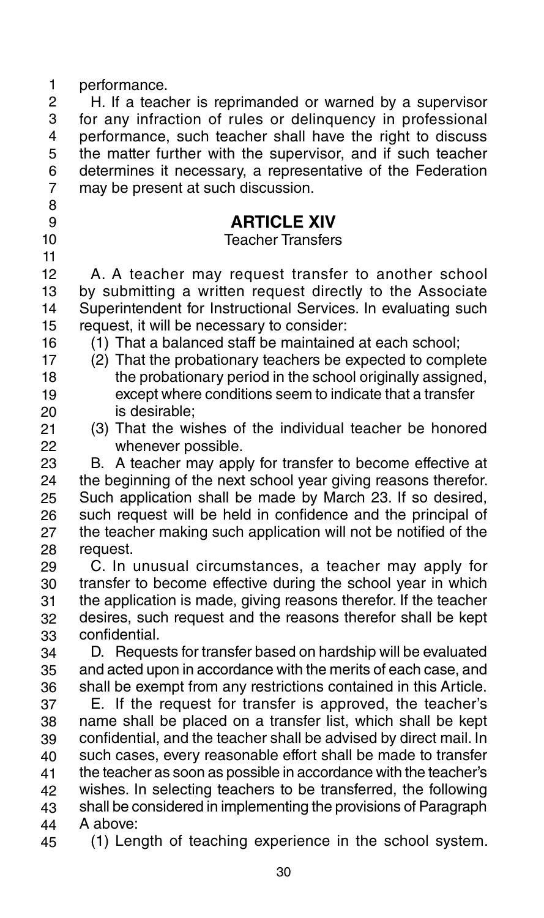performance.

H. If a teacher is reprimanded or warned by a supervisor for any infraction of rules or delinquency in professional performance, such teacher shall have the right to discuss the matter further with the supervisor, and if such teacher determines it necessary, a representative of the Federation may be present at such discussion.

## ARTICLE XIV

### Teacher Transfers

A. A teacher may request transfer to another school by submitting a written request directly to the Associate Superintendent for Instructional Services. In evaluating such request, it will be necessary to consider:

(1) That a balanced staff be maintained at each school;

(2) That the probationary teachers be expected to complete the probationary period in the school originally assigned, except where conditions seem to indicate that a transfer is desirable;

(3) That the wishes of the individual teacher be honored whenever possible.

B. A teacher may apply for transfer to become effective at the beginning of the next school year giving reasons therefor. Such application shall be made by March 23. If so desired, such request will be held in confidence and the principal of the teacher making such application will not be notified of the request.

C. In unusual circumstances, a teacher may apply for transfer to become effective during the school year in which the application is made, giving reasons therefor. If the teacher desires, such request and the reasons therefor shall be kept confidential.

D. Requests for transfer based on hardship will be evaluated and acted upon in accordance with the merits of each case, and shall be exempt from any restrictions contained in this Article.

E. If the request for transfer is approved, the teacher's name shall be placed on a transfer list, which shall be kept confidential, and the teacher shall be advised by direct mail. In such cases, every reasonable effort shall be made to transfer the teacher as soon as possible in accordance with the teacher's wishes. In selecting teachers to be transferred, the following shall be considered in implementing the provisions of Paragraph A above:

(1) Length of teaching experience in the school system.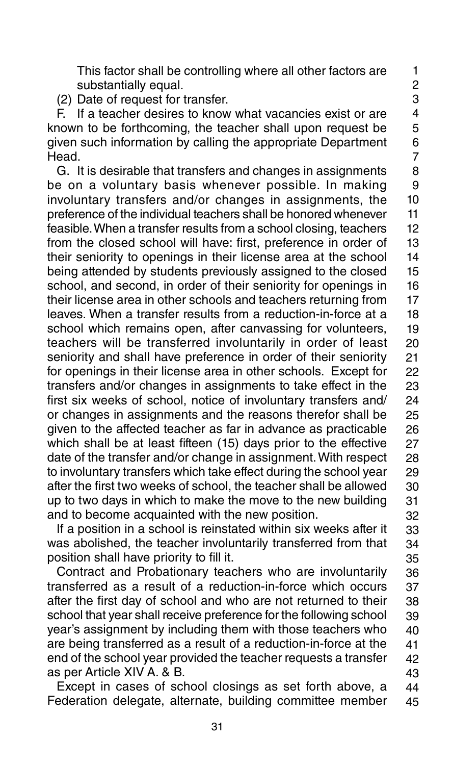This factor shall be controlling where all other factors are substantially equal.

(2) Date of request for transfer.

F. If a teacher desires to know what vacancies exist or are known to be forthcoming, the teacher shall upon request be given such information by calling the appropriate Department Head.

G. It is desirable that transfers and changes in assignments be on a voluntary basis whenever possible. In making involuntary transfers and/or changes in assignments, the preference of the individual teachers shall be honored whenever feasible. When a transfer results from a school closing, teachers from the closed school will have: first, preference in order of their seniority to openings in their license area at the school being attended by students previously assigned to the closed school, and second, in order of their seniority for openings in their license area in other schools and teachers returning from leaves. When a transfer results from a reduction-in-force at a school which remains open, after canvassing for volunteers, teachers will be transferred involuntarily in order of least seniority and shall have preference in order of their seniority for openings in their license area in other schools. Except for transfers and/or changes in assignments to take effect in the first six weeks of school, notice of involuntary transfers and/or changes in assignments and the reasons therefor shall be given to the affected teacher as far in advance as practicable which shall be at least fifteen (15) days prior to the effective date of the transfer and/or change in assignment. With respect to involuntary transfers which take effect during the school year after the first two weeks of school, the teacher shall be allowed up to two days in which to make the move to the new building and to become acquainted with the new position.

If a position in a school is reinstated within six weeks after it was abolished, the teacher involuntarily transferred from that position shall have priority to fill it.

Contract and Probationary teachers who are involuntarily transferred as a result of a reduction-in-force which occurs after the first day of school and who are not returned to their school that year shall receive preference for the following school year's assignment by including them with those teachers who are being transferred as a result of a reduction-in-force at the end of the school year provided the teacher requests a transfer as per Article XIV A. & B.

Except in cases of school closings as set forth above, a Federation delegate, alternate, building committee member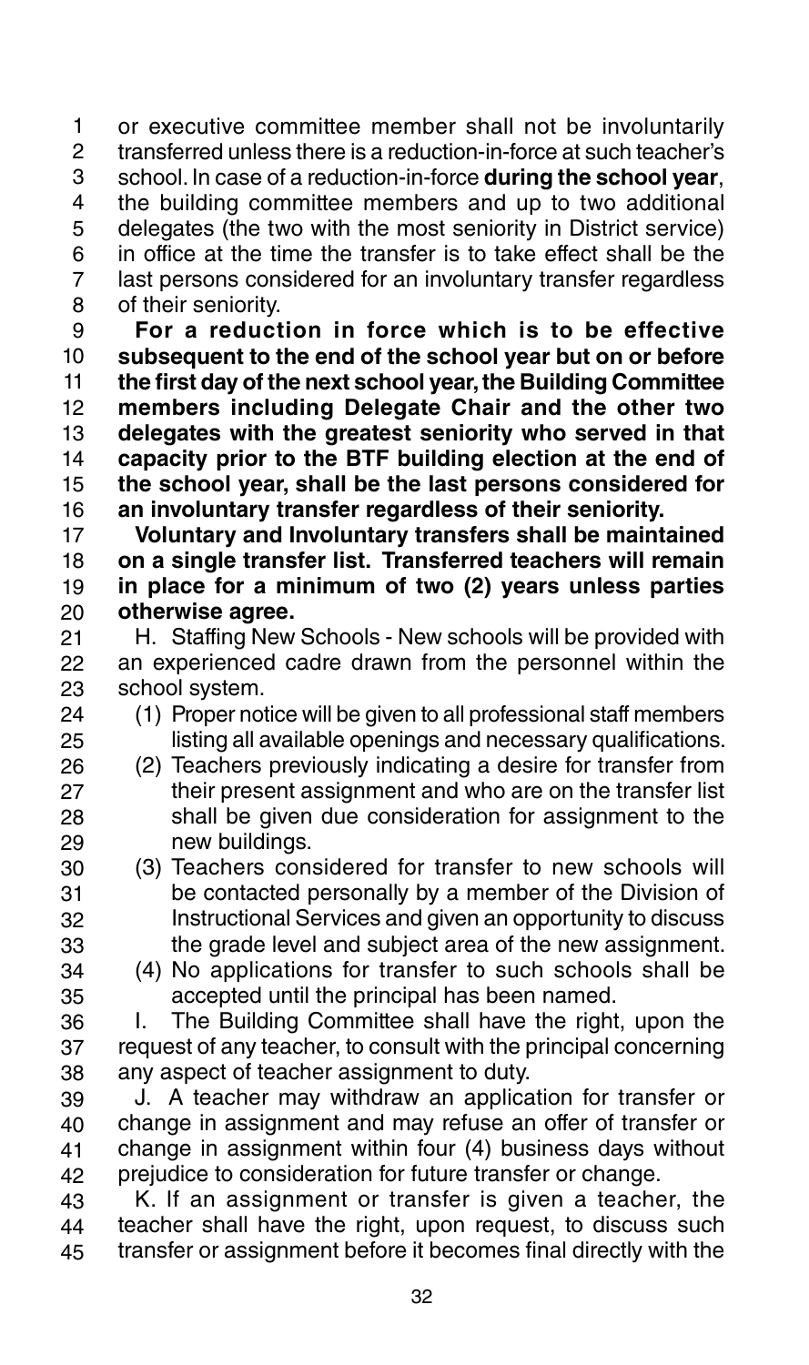or executive committee member shall not be involuntarily transferred unless there is a reduction-in-force at such teacher's school. In case of a reduction-in-force **during the school year**, the building committee members and up to two additional delegates (the two with the most seniority in District service) in office at the time the transfer is to take effect shall be the last persons considered for an involuntary transfer regardless of their seniority.

**For a reduction in force which is to be effective subsequent to the end of the school year but on or before the first day of the next school year, the Building Committee members including Delegate Chair and the other two delegates with the greatest seniority who served in that capacity prior to the BTF building election at the end of the school year, shall be the last persons considered for an involuntary transfer regardless of their seniority.**

**Voluntary and Involuntary transfers shall be maintained on a single transfer list. Transferred teachers will remain in place for a minimum of two (2) years unless parties otherwise agree.**

H. Staffing New Schools - New schools will be provided with an experienced cadre drawn from the personnel within the school system.

(1) Proper notice will be given to all professional staff members listing all available openings and necessary qualifications.

(2) Teachers previously indicating a desire for transfer from their present assignment and who are on the transfer list shall be given due consideration for assignment to the new buildings.

(3) Teachers considered for transfer to new schools will be contacted personally by a member of the Division of Instructional Services and given an opportunity to discuss the grade level and subject area of the new assignment.

(4) No applications for transfer to such schools shall be accepted until the principal has been named.

I. The Building Committee shall have the right, upon the request of any teacher, to consult with the principal concerning any aspect of teacher assignment to duty.

J. A teacher may withdraw an application for transfer or change in assignment and may refuse an offer of transfer or change in assignment within four (4) business days without prejudice to consideration for future transfer or change.

K. If an assignment or transfer is given a teacher, the teacher shall have the right, upon request, to discuss such transfer or assignment before it becomes final directly with the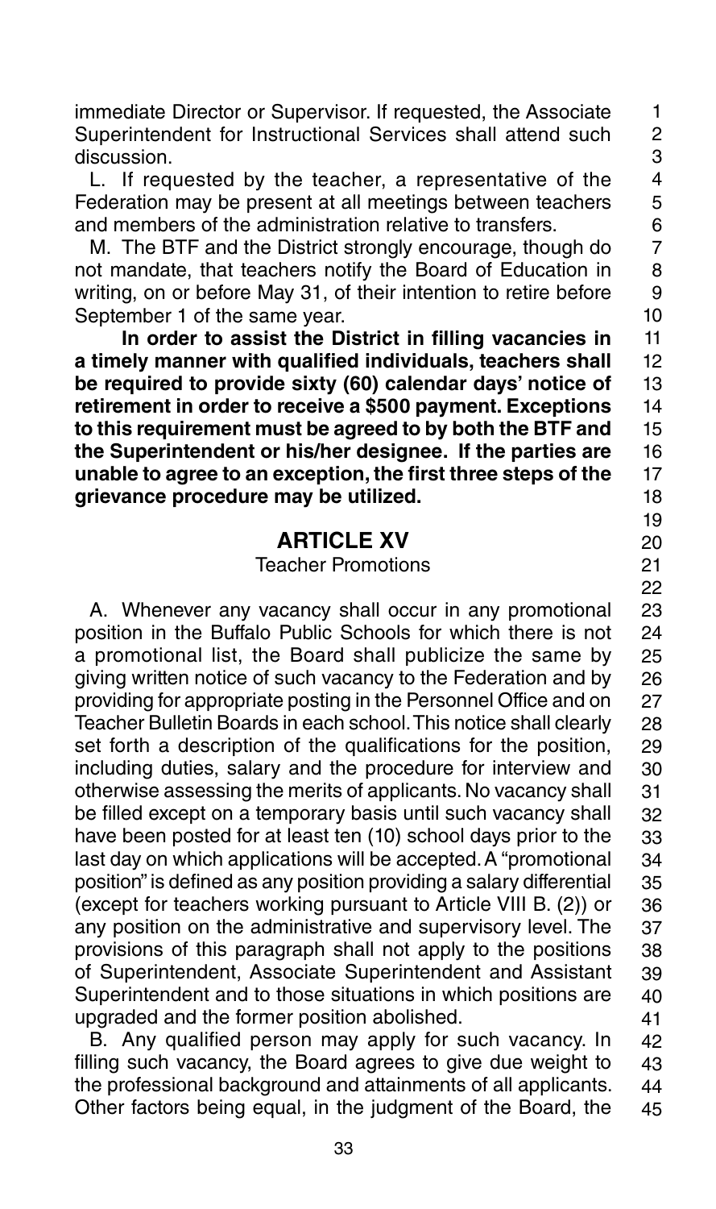immediate Director or Supervisor. If requested, the Associate Superintendent for Instructional Services shall attend such discussion.

L. If requested by the teacher, a representative of the Federation may be present at all meetings between teachers and members of the administration relative to transfers.

M. The BTF and the District strongly encourage, though do not mandate, that teachers notify the Board of Education in writing, on or before May 31, of their intention to retire before September 1 of the same year.

**In order to assist the District in filling vacancies in a timely manner with qualified individuals, teachers shall be required to provide sixty (60) calendar days' notice of retirement in order to receive a $500 payment. Exceptions to this requirement must be agreed to by both the BTF and the Superintendent or his/her designee. If the parties are unable to agree to an exception, the first three steps of the grievance procedure may be utilized.**

## ARTICLE XV

Teacher Promotions

A. Whenever any vacancy shall occur in any promotional position in the Buffalo Public Schools for which there is not a promotional list, the Board shall publicize the same by giving written notice of such vacancy to the Federation and by providing for appropriate posting in the Personnel Office and on Teacher Bulletin Boards in each school. This notice shall clearly set forth a description of the qualifications for the position, including duties, salary and the procedure for interview and otherwise assessing the merits of applicants. No vacancy shall be filled except on a temporary basis until such vacancy shall have been posted for at least ten (10) school days prior to the last day on which applications will be accepted. A "promotional position" is defined as any position providing a salary differential (except for teachers working pursuant to Article VIII B. (2)) or any position on the administrative and supervisory level. The provisions of this paragraph shall not apply to the positions of Superintendent, Associate Superintendent and Assistant Superintendent and to those situations in which positions are upgraded and the former position abolished.

B. Any qualified person may apply for such vacancy. In filling such vacancy, the Board agrees to give due weight to the professional background and attainments of all applicants. Other factors being equal, in the judgment of the Board, the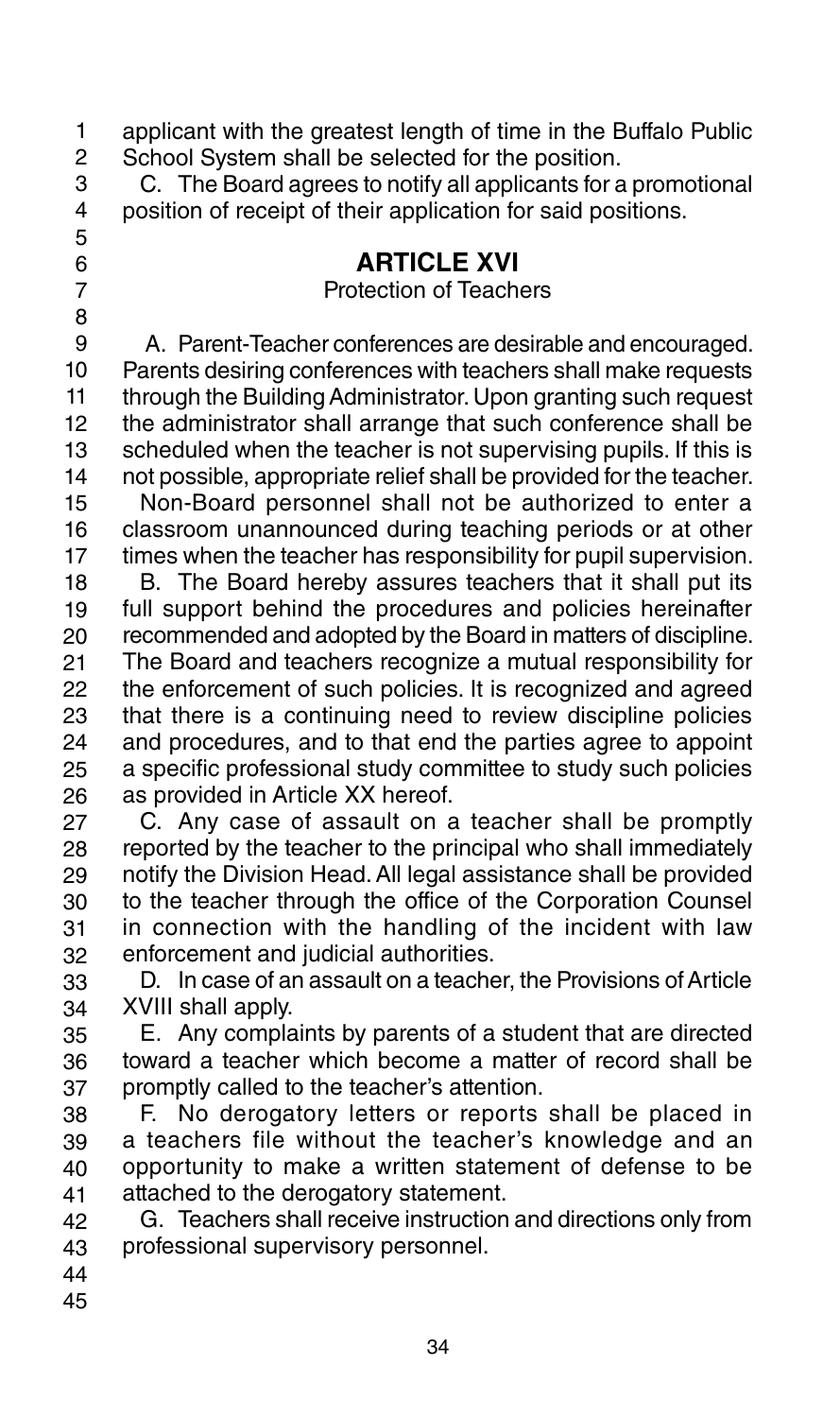applicant with the greatest length of time in the Buffalo Public School System shall be selected for the position.

C. The Board agrees to notify all applicants for a promotional position of receipt of their application for said positions.

## ARTICLE XVI

### Protection of Teachers

A. Parent-Teacher conferences are desirable and encouraged. Parents desiring conferences with teachers shall make requests through the Building Administrator. Upon granting such request the administrator shall arrange that such conference shall be scheduled when the teacher is not supervising pupils. If this is not possible, appropriate relief shall be provided for the teacher.

Non-Board personnel shall not be authorized to enter a classroom unannounced during teaching periods or at other times when the teacher has responsibility for pupil supervision.

B. The Board hereby assures teachers that it shall put its full support behind the procedures and policies hereinafter recommended and adopted by the Board in matters of discipline. The Board and teachers recognize a mutual responsibility for the enforcement of such policies. It is recognized and agreed that there is a continuing need to review discipline policies and procedures, and to that end the parties agree to appoint a specific professional study committee to study such policies as provided in Article XX hereof.

C. Any case of assault on a teacher shall be promptly reported by the teacher to the principal who shall immediately notify the Division Head. All legal assistance shall be provided to the teacher through the office of the Corporation Counsel in connection with the handling of the incident with law enforcement and judicial authorities.

D. In case of an assault on a teacher, the Provisions of Article XVIII shall apply.

E. Any complaints by parents of a student that are directed toward a teacher which become a matter of record shall be promptly called to the teacher's attention.

F. No derogatory letters or reports shall be placed in a teachers file without the teacher's knowledge and an opportunity to make a written statement of defense to be attached to the derogatory statement.

G. Teachers shall receive instruction and directions only from professional supervisory personnel.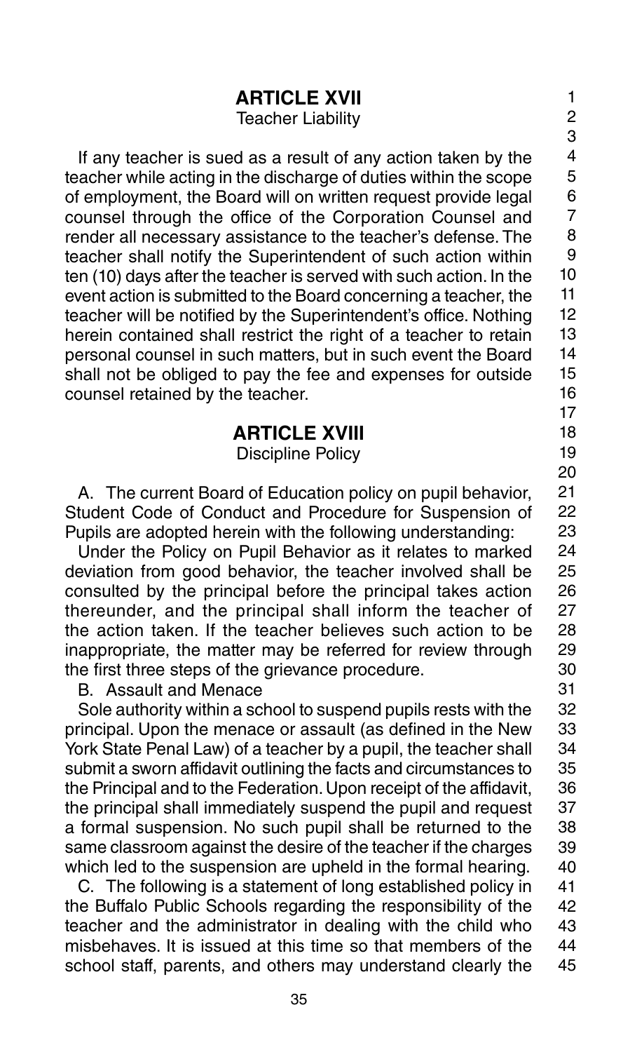## ARTICLE XVII

Teacher Liability

If any teacher is sued as a result of any action taken by the teacher while acting in the discharge of duties within the scope of employment, the Board will on written request provide legal counsel through the office of the Corporation Counsel and render all necessary assistance to the teacher's defense. The teacher shall notify the Superintendent of such action within ten (10) days after the teacher is served with such action. In the event action is submitted to the Board concerning a teacher, the teacher will be notified by the Superintendent's office. Nothing herein contained shall restrict the right of a teacher to retain personal counsel in such matters, but in such event the Board shall not be obliged to pay the fee and expenses for outside counsel retained by the teacher.

## ARTICLE XVIII

Discipline Policy

A. The current Board of Education policy on pupil behavior, Student Code of Conduct and Procedure for Suspension of Pupils are adopted herein with the following understanding:

Under the Policy on Pupil Behavior as it relates to marked deviation from good behavior, the teacher involved shall be consulted by the principal before the principal takes action thereunder, and the principal shall inform the teacher of the action taken. If the teacher believes such action to be inappropriate, the matter may be referred for review through the first three steps of the grievance procedure.

B. Assault and Menace

Sole authority within a school to suspend pupils rests with the principal. Upon the menace or assault (as defined in the New York State Penal Law) of a teacher by a pupil, the teacher shall submit a sworn affidavit outlining the facts and circumstances to the Principal and to the Federation. Upon receipt of the affidavit, the principal shall immediately suspend the pupil and request a formal suspension. No such pupil shall be returned to the same classroom against the desire of the teacher if the charges which led to the suspension are upheld in the formal hearing.

C. The following is a statement of long established policy in the Buffalo Public Schools regarding the responsibility of the teacher and the administrator in dealing with the child who misbehaves. It is issued at this time so that members of the school staff, parents, and others may understand clearly the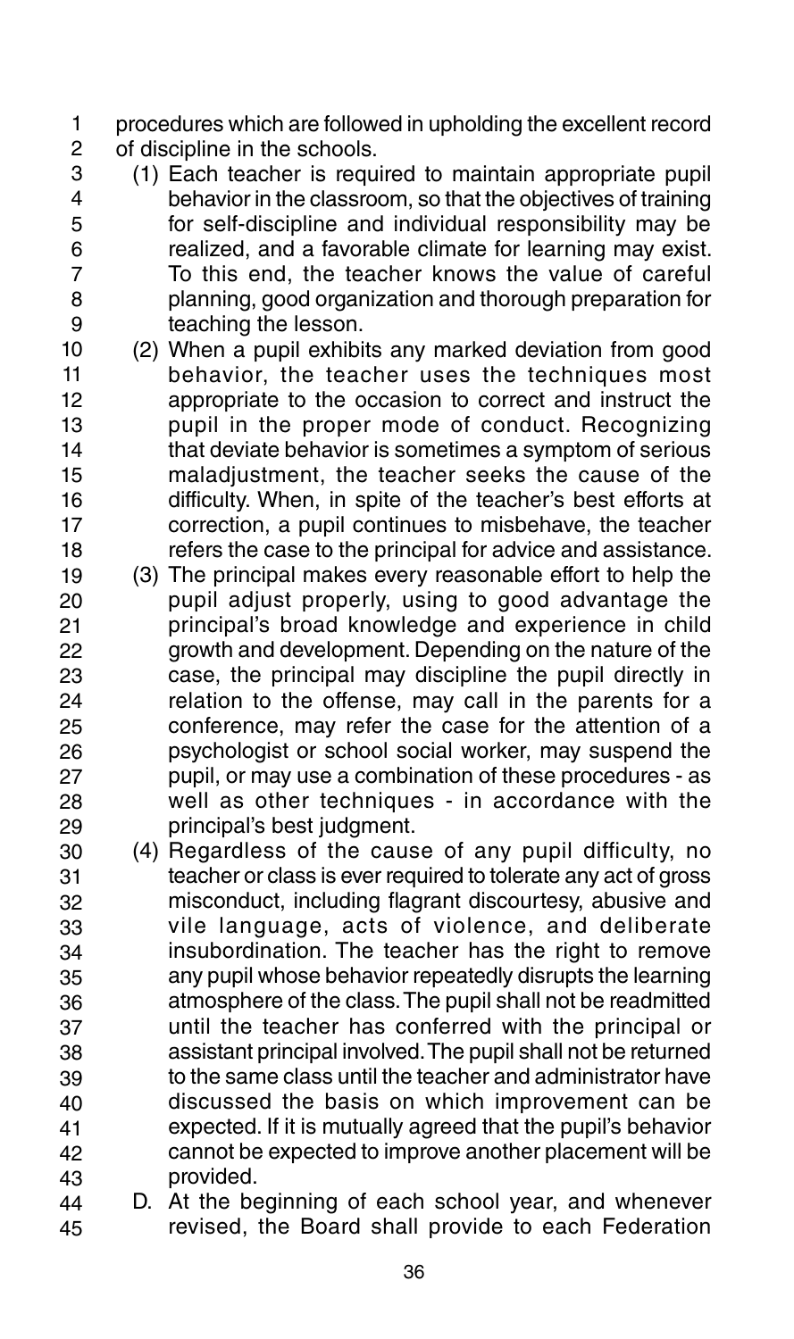procedures which are followed in upholding the excellent record of discipline in the schools.

(1) Each teacher is required to maintain appropriate pupil behavior in the classroom, so that the objectives of training for self-discipline and individual responsibility may be realized, and a favorable climate for learning may exist. To this end, the teacher knows the value of careful planning, good organization and thorough preparation for teaching the lesson.

(2) When a pupil exhibits any marked deviation from good behavior, the teacher uses the techniques most appropriate to the occasion to correct and instruct the pupil in the proper mode of conduct. Recognizing that deviate behavior is sometimes a symptom of serious maladjustment, the teacher seeks the cause of the difficulty. When, in spite of the teacher's best efforts at correction, a pupil continues to misbehave, the teacher refers the case to the principal for advice and assistance.

(3) The principal makes every reasonable effort to help the pupil adjust properly, using to good advantage the principal's broad knowledge and experience in child growth and development. Depending on the nature of the case, the principal may discipline the pupil directly in relation to the offense, may call in the parents for a conference, may refer the case for the attention of a psychologist or school social worker, may suspend the pupil, or may use a combination of these procedures - as well as other techniques - in accordance with the principal's best judgment.

(4) Regardless of the cause of any pupil difficulty, no teacher or class is ever required to tolerate any act of gross misconduct, including flagrant discourtesy, abusive and vile language, acts of violence, and deliberate insubordination. The teacher has the right to remove any pupil whose behavior repeatedly disrupts the learning atmosphere of the class. The pupil shall not be readmitted until the teacher has conferred with the principal or assistant principal involved. The pupil shall not be returned to the same class until the teacher and administrator have discussed the basis on which improvement can be expected. If it is mutually agreed that the pupil's behavior cannot be expected to improve another placement will be provided.

D. At the beginning of each school year, and whenever revised, the Board shall provide to each Federation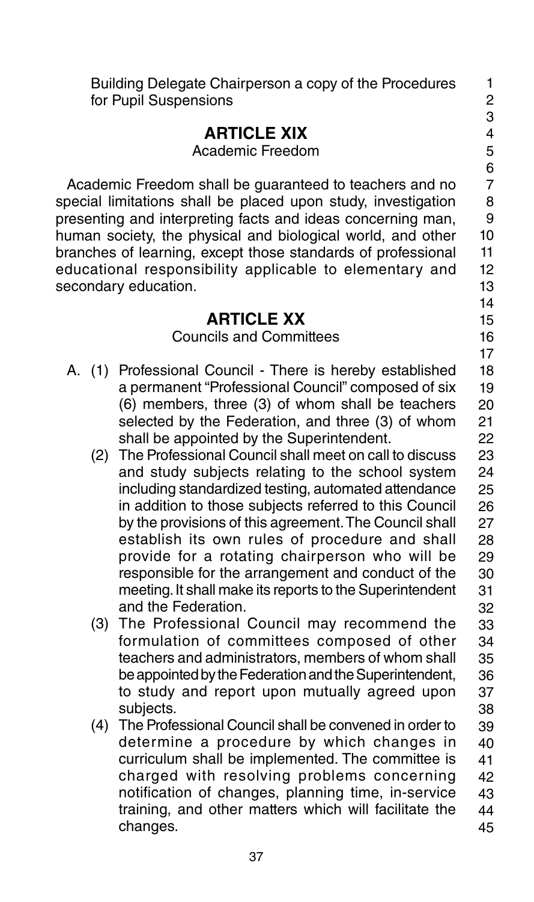Building Delegate Chairperson a copy of the Procedures for Pupil Suspensions

## ARTICLE XIX

Academic Freedom

Academic Freedom shall be guaranteed to teachers and no special limitations shall be placed upon study, investigation presenting and interpreting facts and ideas concerning man, human society, the physical and biological world, and other branches of learning, except those standards of professional educational responsibility applicable to elementary and secondary education.

## ARTICLE XX

Councils and Committees

A. (1) Professional Council - There is hereby established a permanent "Professional Council" composed of six (6) members, three (3) of whom shall be teachers selected by the Federation, and three (3) of whom shall be appointed by the Superintendent.

(2) The Professional Council shall meet on call to discuss and study subjects relating to the school system including standardized testing, automated attendance in addition to those subjects referred to this Council by the provisions of this agreement. The Council shall establish its own rules of procedure and shall provide for a rotating chairperson who will be responsible for the arrangement and conduct of the meeting. It shall make its reports to the Superintendent and the Federation.

(3) The Professional Council may recommend the formulation of committees composed of other teachers and administrators, members of whom shall be appointed by the Federation and the Superintendent, to study and report upon mutually agreed upon subjects.

(4) The Professional Council shall be convened in order to determine a procedure by which changes in curriculum shall be implemented. The committee is charged with resolving problems concerning notification of changes, planning time, in-service training, and other matters which will facilitate the changes.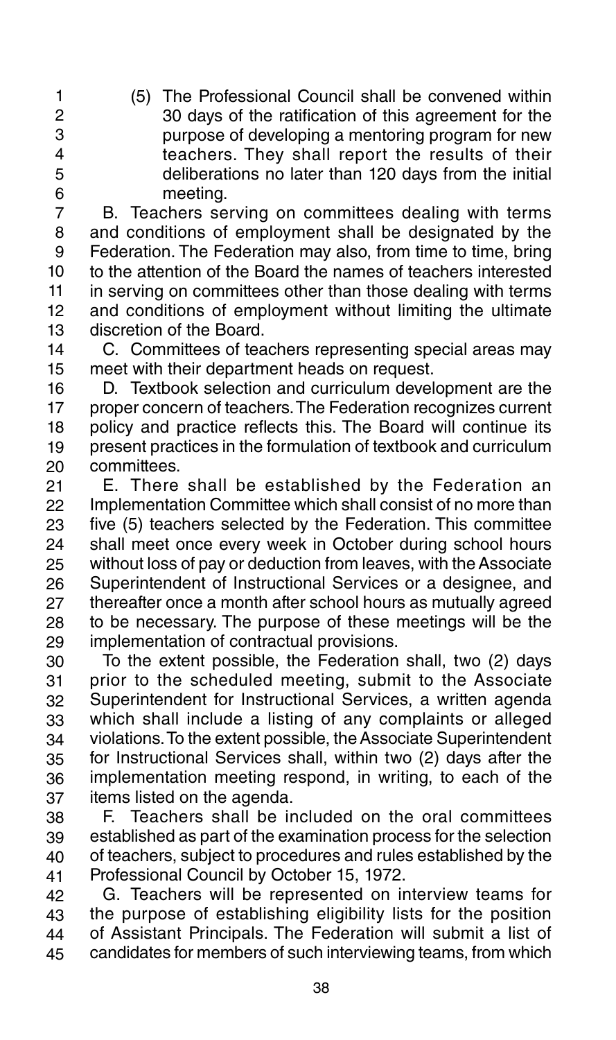(5) The Professional Council shall be convened within 30 days of the ratification of this agreement for the purpose of developing a mentoring program for new teachers. They shall report the results of their deliberations no later than 120 days from the initial meeting.

B. Teachers serving on committees dealing with terms and conditions of employment shall be designated by the Federation. The Federation may also, from time to time, bring to the attention of the Board the names of teachers interested in serving on committees other than those dealing with terms and conditions of employment without limiting the ultimate discretion of the Board.

C. Committees of teachers representing special areas may meet with their department heads on request.

D. Textbook selection and curriculum development are the proper concern of teachers. The Federation recognizes current policy and practice reflects this. The Board will continue its present practices in the formulation of textbook and curriculum committees.

E. There shall be established by the Federation an Implementation Committee which shall consist of no more than five (5) teachers selected by the Federation. This committee shall meet once every week in October during school hours without loss of pay or deduction from leaves, with the Associate Superintendent of Instructional Services or a designee, and thereafter once a month after school hours as mutually agreed to be necessary. The purpose of these meetings will be the implementation of contractual provisions.

To the extent possible, the Federation shall, two (2) days prior to the scheduled meeting, submit to the Associate Superintendent for Instructional Services, a written agenda which shall include a listing of any complaints or alleged violations. To the extent possible, the Associate Superintendent for Instructional Services shall, within two (2) days after the implementation meeting respond, in writing, to each of the items listed on the agenda.

F. Teachers shall be included on the oral committees established as part of the examination process for the selection of teachers, subject to procedures and rules established by the Professional Council by October 15, 1972.

G. Teachers will be represented on interview teams for the purpose of establishing eligibility lists for the position of Assistant Principals. The Federation will submit a list of candidates for members of such interviewing teams, from which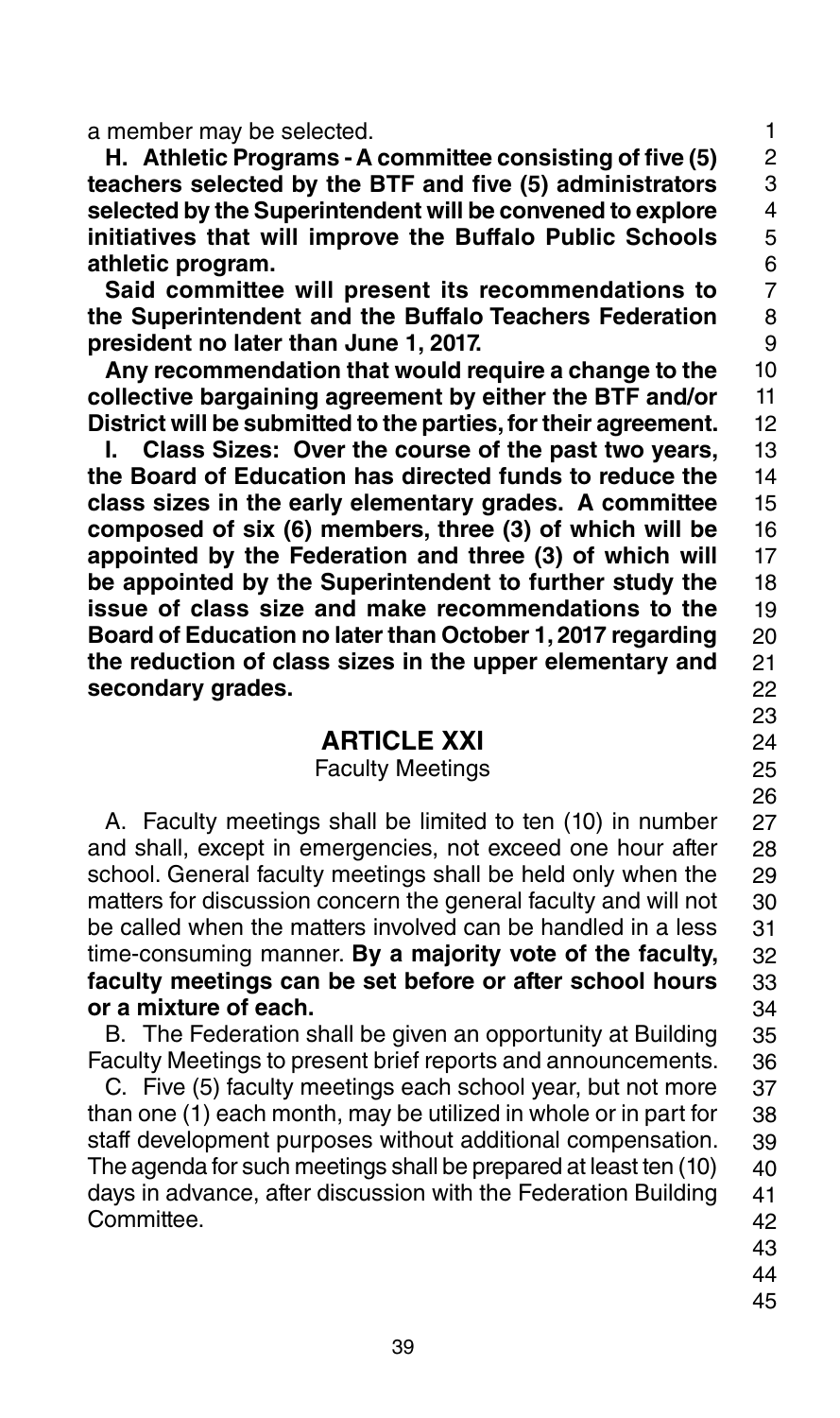a member may be selected.

**H. Athletic Programs - A committee consisting of five (5) teachers selected by the BTF and five (5) administrators selected by the Superintendent will be convened to explore initiatives that will improve the Buffalo Public Schools athletic program.**

**Said committee will present its recommendations to the Superintendent and the Buffalo Teachers Federation president no later than June 1, 2017.**

**Any recommendation that would require a change to the collective bargaining agreement by either the BTF and/or District will be submitted to the parties, for their agreement.**

**I. Class Sizes: Over the course of the past two years, the Board of Education has directed funds to reduce the class sizes in the early elementary grades. A committee composed of six (6) members, three (3) of which will be appointed by the Federation and three (3) of which will be appointed by the Superintendent to further study the issue of class size and make recommendations to the Board of Education no later than October 1, 2017 regarding the reduction of class sizes in the upper elementary and secondary grades.**

## ARTICLE XXI

Faculty Meetings

A. Faculty meetings shall be limited to ten (10) in number and shall, except in emergencies, not exceed one hour after school. General faculty meetings shall be held only when the matters for discussion concern the general faculty and will not be called when the matters involved can be handled in a less time-consuming manner. **By a majority vote of the faculty, faculty meetings can be set before or after school hours or a mixture of each.**

B. The Federation shall be given an opportunity at Building Faculty Meetings to present brief reports and announcements.

C. Five (5) faculty meetings each school year, but not more than one (1) each month, may be utilized in whole or in part for staff development purposes without additional compensation. The agenda for such meetings shall be prepared at least ten (10) days in advance, after discussion with the Federation Building Committee.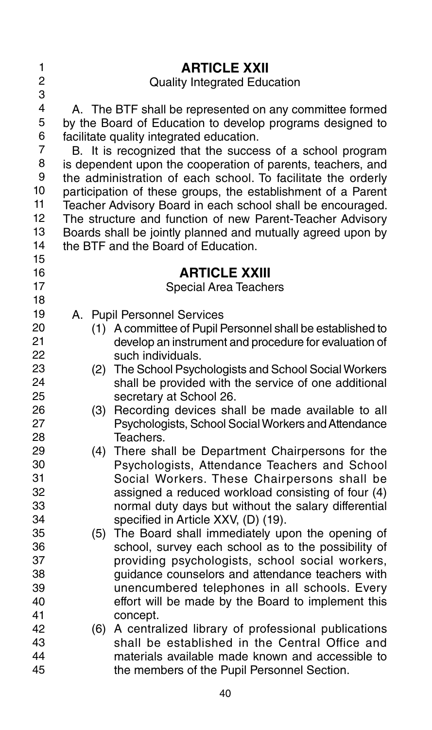## ARTICLE XXII

Quality Integrated Education

A. The BTF shall be represented on any committee formed by the Board of Education to develop programs designed to facilitate quality integrated education.

B. It is recognized that the success of a school program is dependent upon the cooperation of parents, teachers, and the administration of each school. To facilitate the orderly participation of these groups, the establishment of a Parent Teacher Advisory Board in each school shall be encouraged. The structure and function of new Parent-Teacher Advisory Boards shall be jointly planned and mutually agreed upon by the BTF and the Board of Education.

## ARTICLE XXIII

Special Area Teachers

A. Pupil Personnel Services

(1) A committee of Pupil Personnel shall be established to develop an instrument and procedure for evaluation of such individuals.

(2) The School Psychologists and School Social Workers shall be provided with the service of one additional secretary at School 26.

(3) Recording devices shall be made available to all Psychologists, School Social Workers and Attendance Teachers.

(4) There shall be Department Chairpersons for the Psychologists, Attendance Teachers and School Social Workers. These Chairpersons shall be assigned a reduced workload consisting of four (4) normal duty days but without the salary differential specified in Article XXV, (D) (19).

(5) The Board shall immediately upon the opening of school, survey each school as to the possibility of providing psychologists, school social workers, guidance counselors and attendance teachers with unencumbered telephones in all schools. Every effort will be made by the Board to implement this concept.

(6) A centralized library of professional publications shall be established in the Central Office and materials available made known and accessible to the members of the Pupil Personnel Section.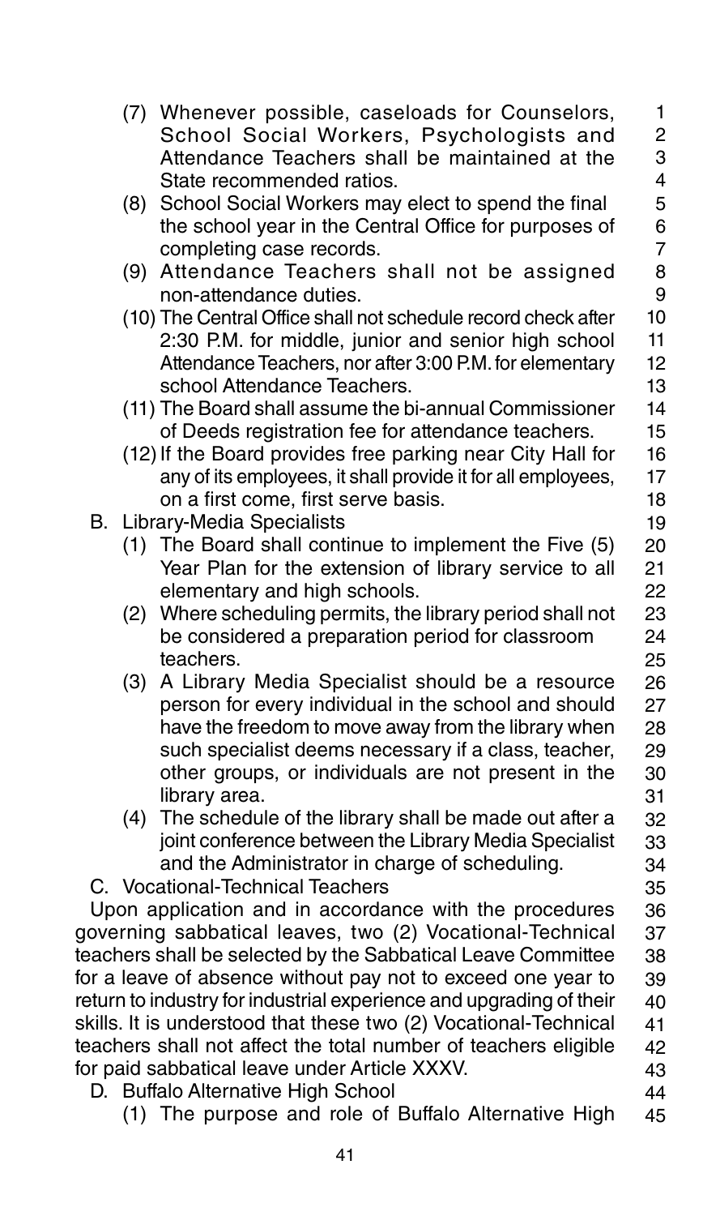(7) Whenever possible, caseloads for Counselors, School Social Workers, Psychologists and Attendance Teachers shall be maintained at the State recommended ratios.

(8) School Social Workers may elect to spend the final the school year in the Central Office for purposes of completing case records.

(9) Attendance Teachers shall not be assigned non-attendance duties.

(10) The Central Office shall not schedule record check after 2:30 P.M. for middle, junior and senior high school Attendance Teachers, nor after 3:00 P.M. for elementary school Attendance Teachers.

(11) The Board shall assume the bi-annual Commissioner of Deeds registration fee for attendance teachers.

(12) If the Board provides free parking near City Hall for any of its employees, it shall provide it for all employees, on a first come, first serve basis.

B. Library-Media Specialists

(1) The Board shall continue to implement the Five (5) Year Plan for the extension of library service to all elementary and high schools.

(2) Where scheduling permits, the library period shall not be considered a preparation period for classroom teachers.

(3) A Library Media Specialist should be a resource person for every individual in the school and should have the freedom to move away from the library when such specialist deems necessary if a class, teacher, other groups, or individuals are not present in the library area.

(4) The schedule of the library shall be made out after a joint conference between the Library Media Specialist and the Administrator in charge of scheduling.

C. Vocational-Technical Teachers

Upon application and in accordance with the procedures governing sabbatical leaves, two (2) Vocational-Technical teachers shall be selected by the Sabbatical Leave Committee for a leave of absence without pay not to exceed one year to return to industry for industrial experience and upgrading of their skills. It is understood that these two (2) Vocational-Technical teachers shall not affect the total number of teachers eligible for paid sabbatical leave under Article XXXV.

D. Buffalo Alternative High School

(1) The purpose and role of Buffalo Alternative High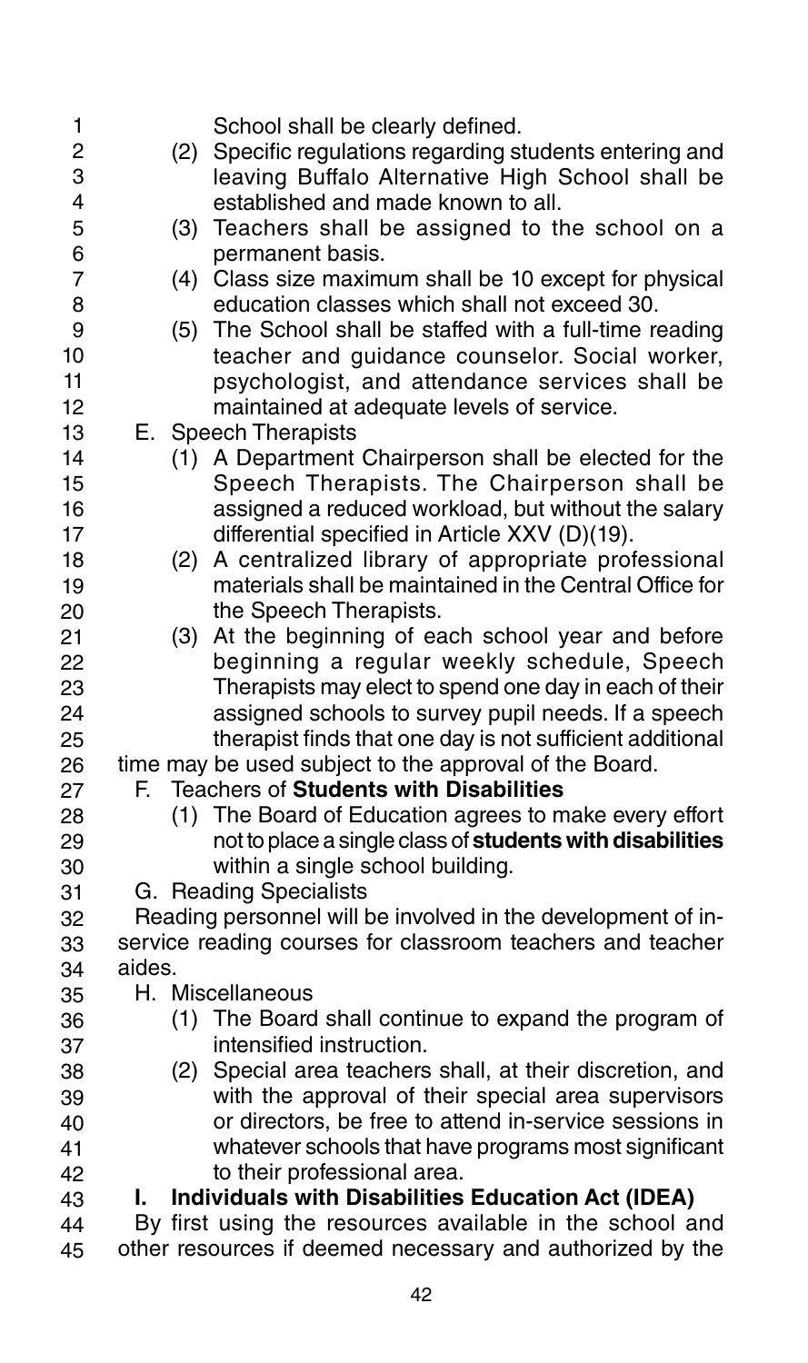School shall be clearly defined.

(2) Specific regulations regarding students entering and leaving Buffalo Alternative High School shall be established and made known to all.

(3) Teachers shall be assigned to the school on a permanent basis.

(4) Class size maximum shall be 10 except for physical education classes which shall not exceed 30.

(5) The School shall be staffed with a full-time reading teacher and guidance counselor. Social worker, psychologist, and attendance services shall be maintained at adequate levels of service.

E. Speech Therapists

(1) A Department Chairperson shall be elected for the Speech Therapists. The Chairperson shall be assigned a reduced workload, but without the salary differential specified in Article XXV (D)(19).

(2) A centralized library of appropriate professional materials shall be maintained in the Central Office for the Speech Therapists.

(3) At the beginning of each school year and before beginning a regular weekly schedule, Speech Therapists may elect to spend one day in each of their assigned schools to survey pupil needs. If a speech therapist finds that one day is not sufficient additional time may be used subject to the approval of the Board.

F. Teachers of **Students with Disabilities**

(1) The Board of Education agrees to make every effort not to place a single class of **students with disabilities** within a single school building.

G. Reading Specialists

Reading personnel will be involved in the development of in-service reading courses for classroom teachers and teacher aides.

H. Miscellaneous

(1) The Board shall continue to expand the program of intensified instruction.

(2) Special area teachers shall, at their discretion, and with the approval of their special area supervisors or directors, be free to attend in-service sessions in whatever schools that have programs most significant to their professional area.

**I. Individuals with Disabilities Education Act (IDEA)**

By first using the resources available in the school and other resources if deemed necessary and authorized by the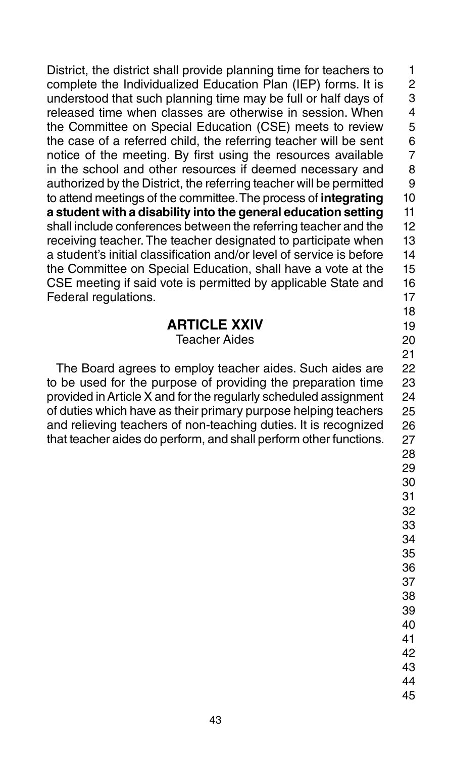District, the district shall provide planning time for teachers to complete the Individualized Education Plan (IEP) forms. It is understood that such planning time may be full or half days of released time when classes are otherwise in session. When the Committee on Special Education (CSE) meets to review the case of a referred child, the referring teacher will be sent notice of the meeting. By first using the resources available in the school and other resources if deemed necessary and authorized by the District, the referring teacher will be permitted to attend meetings of the committee. The process of **integrating a student with a disability into the general education setting** shall include conferences between the referring teacher and the receiving teacher. The teacher designated to participate when a student's initial classification and/or level of service is before the Committee on Special Education, shall have a vote at the CSE meeting if said vote is permitted by applicable State and Federal regulations.

## ARTICLE XXIV

Teacher Aides

The Board agrees to employ teacher aides. Such aides are to be used for the purpose of providing the preparation time provided in Article X and for the regularly scheduled assignment of duties which have as their primary purpose helping teachers and relieving teachers of non-teaching duties. It is recognized that teacher aides do perform, and shall perform other functions.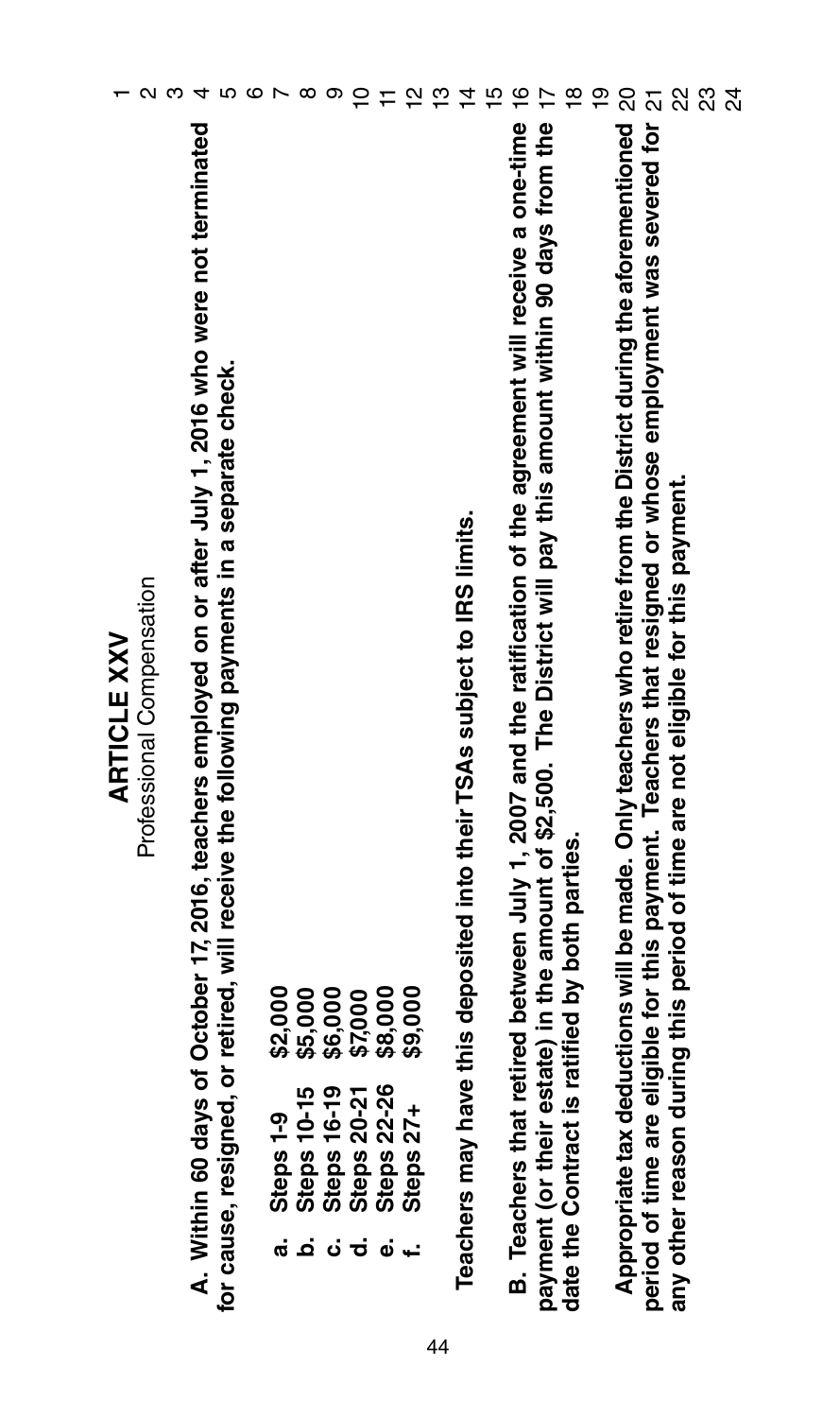# ARTICLE XXV

Professional Compensation

**A. Within 60 days of October 17, 2016, teachers employed on or after July 1, 2016 who were not terminated for cause, resigned, or retired, will receive the following payments in a separate check.**

**a. Steps 1-9 $2,000**
**b. Steps 10-15 $5,000**
**c. Steps 16-19 $6,000**
**d. Steps 20-21 $7,000**
**e. Steps 22-26 $8,000**
**f. Steps 27+ $9,000**

**Teachers may have this deposited into their TSAs subject to IRS limits.**

**B. Teachers that retired between July 1, 2007 and the ratification of the agreement will receive a one-time payment (or their estate) in the amount of $2,500. The District will pay this amount within 90 days from the date the Contract is ratified by both parties.**

**Appropriate tax deductions will be made. Only teachers who retire from the District during the aforementioned period of time are eligible for this payment. Teachers that resigned or whose employment was severed for any other reason during this period of time are not eligible for this payment.**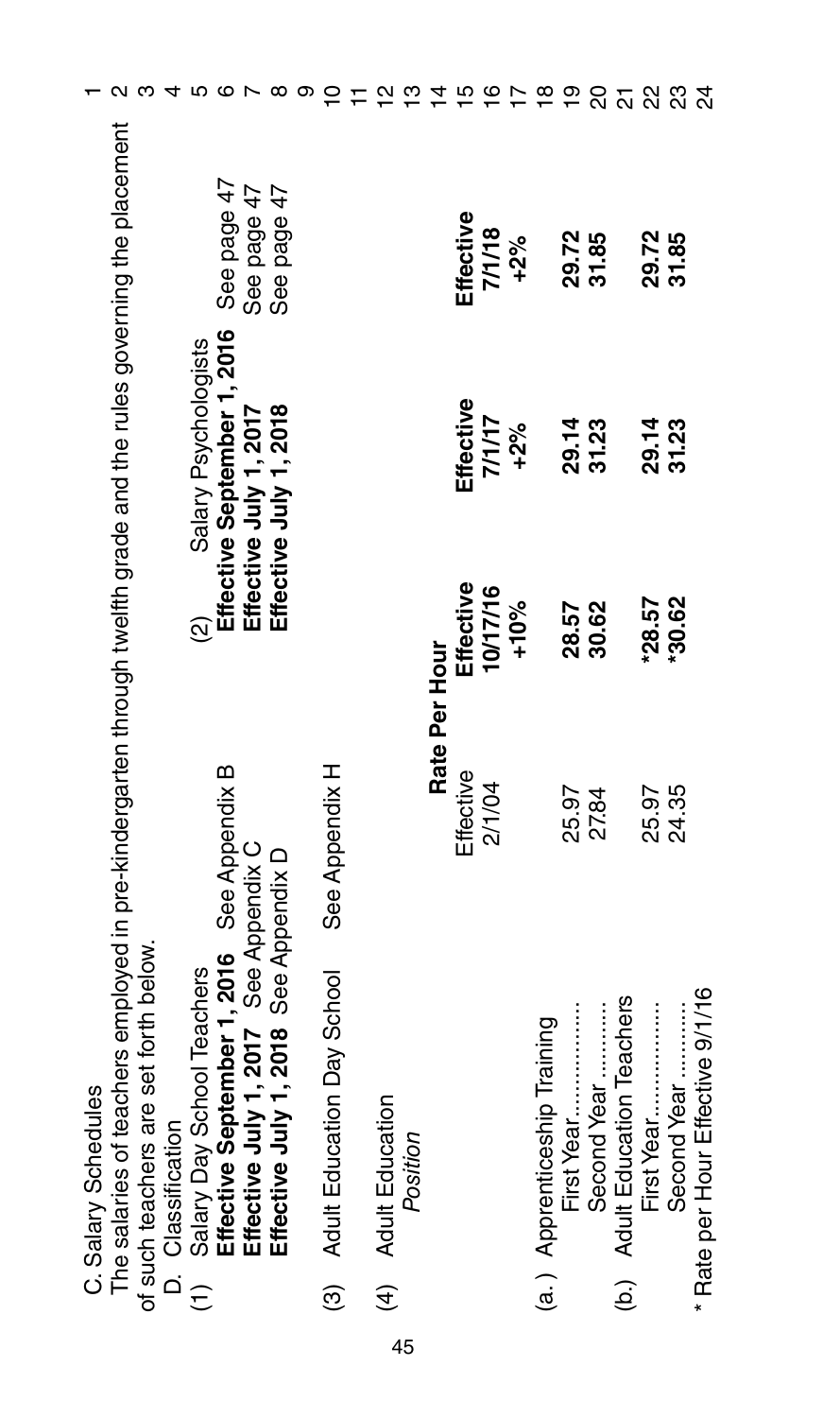C. Salary Schedules

The salaries of teachers employed in pre-kindergarten through twelfth grade and the rules governing the placement of such teachers are set forth below.

D. Classification

(1) Salary Day School Teachers
**Effective September 1, 2016** See Appendix B
**Effective July 1, 2017** See Appendix C
**Effective July 1, 2018** See Appendix D

(2) Salary Psychologists
**Effective September 1, 2016** See page 47
**Effective July 1, 2017** See page 47
**Effective July 1, 2018** See page 47

(3) Adult Education Day School See Appendix H

(4) Adult Education

| *Position* | Rate Per Hour Effective 2/1/04 | **Effective 10/17/16 +10%** | **Effective 7/1/17 +2%** | **Effective 7/1/18 +2%** |
|---|---|---|---|---|
| (a.) Apprenticeship Training | | | | |
| First Year.................. | 25.97 | **28.57** | **29.14** | **29.72** |
| Second Year ............ | 27.84 | **30.62** | **31.23** | **31.85** |
| (b.) Adult Education Teachers | | | | |
| First Year.................. | 25.97 | **\*28.57** | **29.14** | **29.72** |
| Second Year ............ | 24.35 | **\*30.62** | **31.23** | **31.85** |

\* Rate per Hour Effective 9/1/16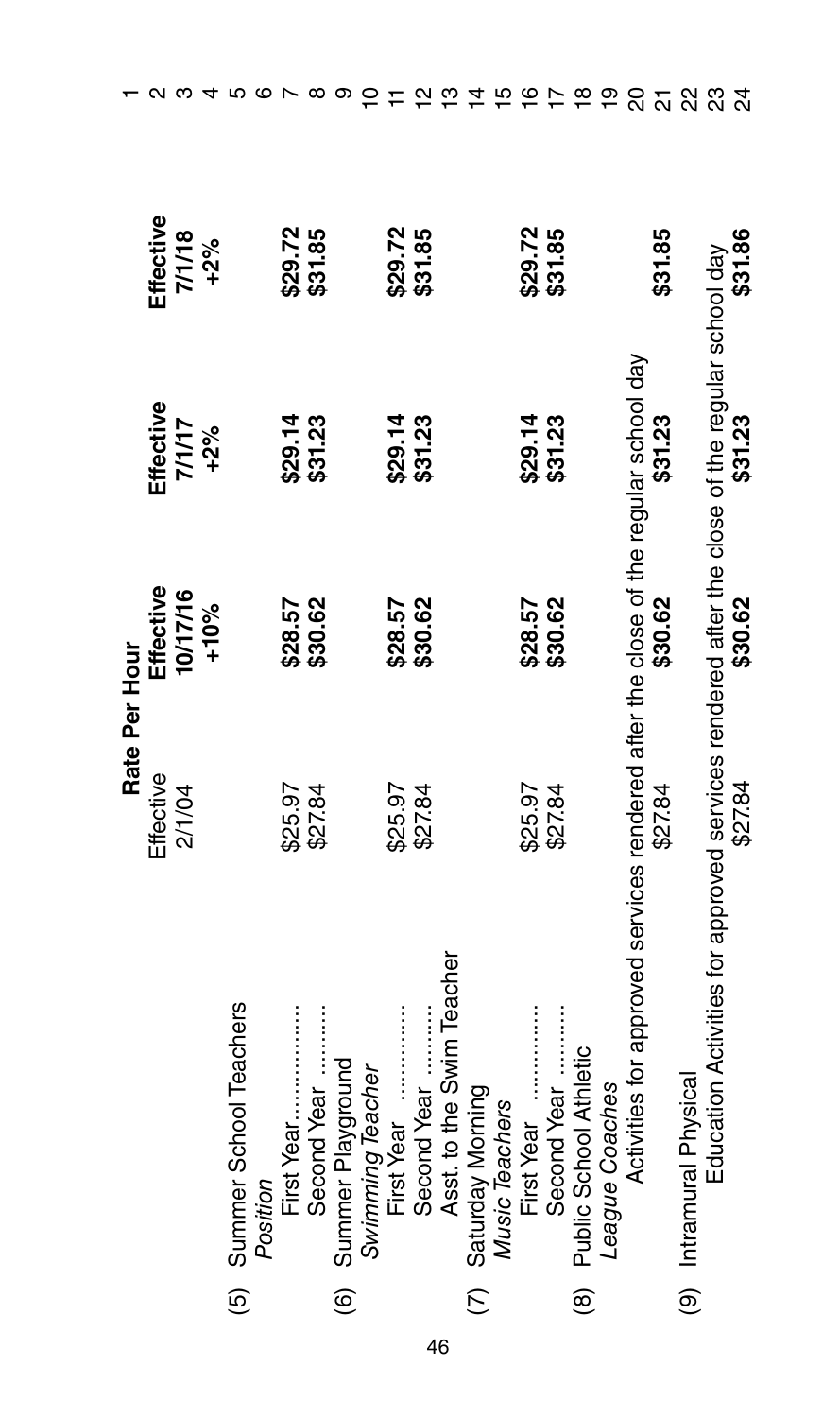| | Rate Per Hour | | | |
|---|---|---|---|---|
| | Effective 2/1/04 | **Effective 10/17/16 +10%** | **Effective 7/1/17 +2%** | **Effective 7/1/18 +2%** |
| (5) Summer School Teachers | | | | |
| *Position* | | | | |
| First Year................. | $25.97 | **$28.57** | **$29.14** | **$29.72** |
| Second Year .......... | $27.84 | **$30.62** | **$31.23** | **$31.85** |
| (6) Summer Playground *Swimming Teacher* | | | | |
| First Year .............. | $25.97 | **$28.57** | **$29.14** | **$29.72** |
| Second Year .......... | $27.84 | **$30.62** | **$31.23** | **$31.85** |
| Asst. to the Swim Teacher | | | | |
| (7) Saturday Morning *Music Teachers* | | | | |
| First Year .............. | $25.97 | **$28.57** | **$29.14** | **$29.72** |
| Second Year .......... | $27.84 | **$30.62** | **$31.23** | **$31.85** |
| (8) Public School Athletic *League Coaches* | | | | |
| Activities for approved services rendered after the close of the regular school day | $27.84 | **$30.62** | **$31.23** | **$31.85** |
| (9) Intramural Physical Education Activities for approved services rendered after the close of the regular school day | $27.84 | **$30.62** | **$31.23** | **$31.86** |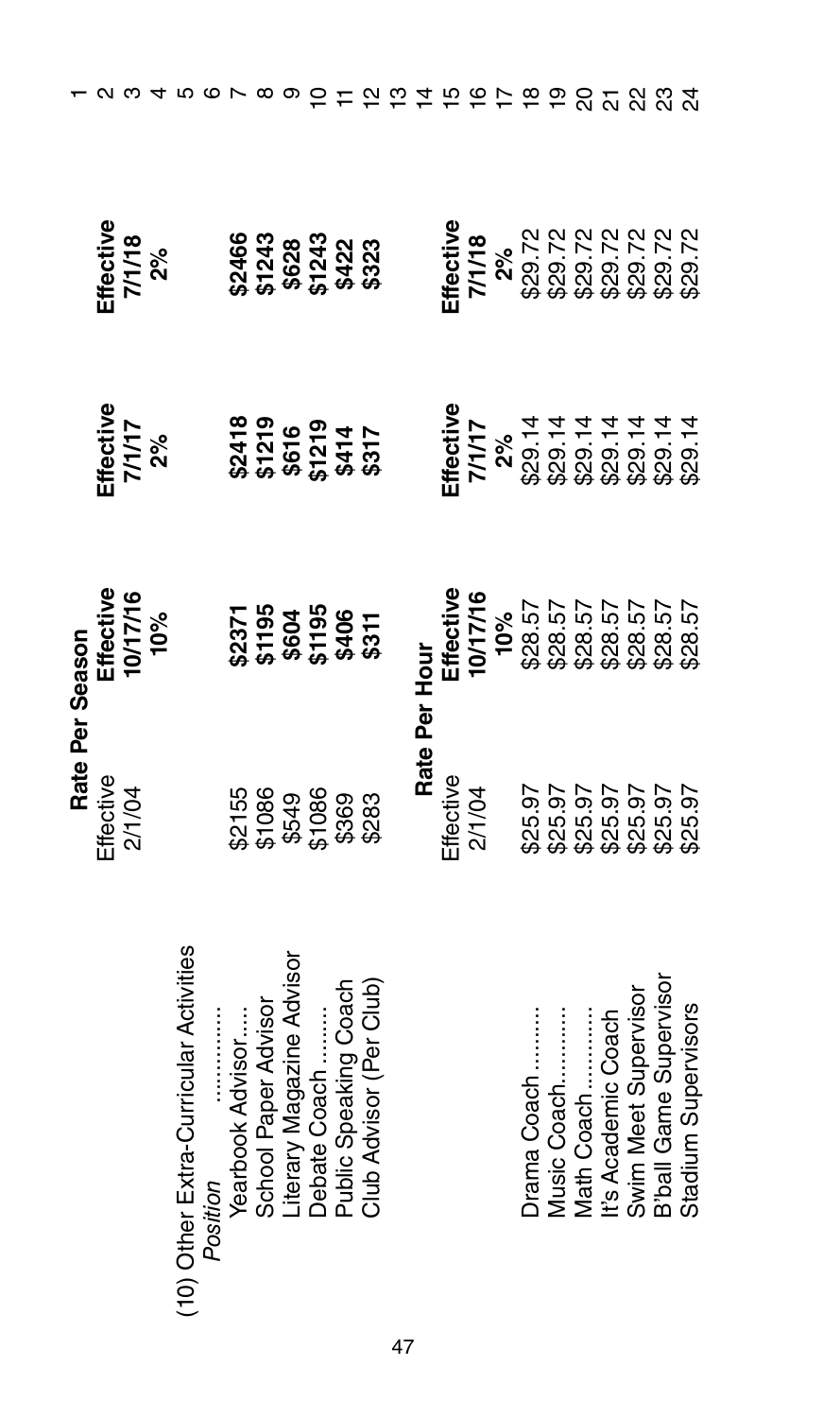(10) Other Extra-Curricular Activities

| *Position* | Rate Per Season Effective 2/1/04 | Effective 10/17/16 10% | Effective 7/1/17 2% | Effective 7/1/18 2% |
|---|---|---|---|---|
| Yearbook Advisor..... | $2155 | **$2371** | **$2418** | **$2466** |
| School Paper Advisor | $1086 | **$1195** | **$1219** | **$1243** |
| Literary Magazine Advisor | $549 | **$604** | **$616** | **$628** |
| Debate Coach ........ | $1086 | **$1195** | **$1219** | **$1243** |
| Public Speaking Coach | $369 | **$406** | **$414** | **$422** |
| Club Advisor (Per Club) | $283 | **$311** | **$317** | **$323** |

| | Rate Per Hour Effective 2/1/04 | Effective 10/17/16 10% | Effective 7/1/17 2% | Effective 7/1/18 2% |
|---|---|---|---|---|
| Drama Coach .......... | $25.97 | $28.57 | $29.14 | $29.72 |
| Music Coach............ | $25.97 | $28.57 | $29.14 | $29.72 |
| Math Coach.............. | $25.97 | $28.57 | $29.14 | $29.72 |
| It's Academic Coach | $25.97 | $28.57 | $29.14 | $29.72 |
| Swim Meet Supervisor | $25.97 | $28.57 | $29.14 | $29.72 |
| B'ball Game Supervisor | $25.97 | $28.57 | $29.14 | $29.72 |
| Stadium Supervisors | $25.97 | $28.57 | $29.14 | $29.72 |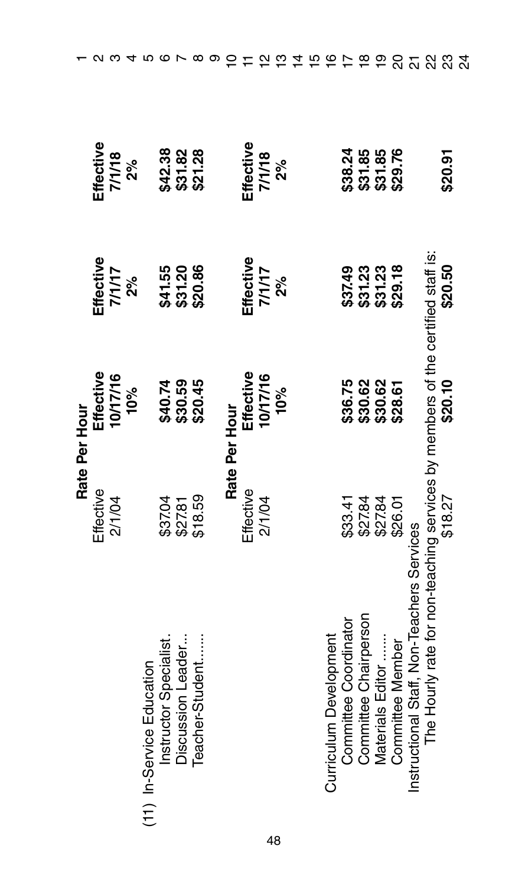(11) In-Service Education

| | Rate Per Hour | | | |
|---|---|---|---|---|
| | Effective 2/1/04 | **Effective 10/17/16 10%** | **Effective 7/1/17 2%** | **Effective 7/1/18 2%** |
| Instructor Specialist. | $37.04 | **$40.74** | **$41.55** | **$42.38** |
| Discussion Leader... | $27.81 | **$30.59** | **$31.20** | **$31.82** |
| Teacher-Student...... | $18.59 | **$20.45** | **$20.86** | **$21.28** |

| | Rate Per Hour | | | |
|---|---|---|---|---|
| | Effective 2/1/04 | **Effective 10/17/16 10%** | **Effective 7/1/17 2%** | **Effective 7/1/18 2%** |
| Curriculum Development | | | | |
| Committee Coordinator | $33.41 | **$36.75** | **$37.49** | **$38.24** |
| Committee Chairperson | $27.84 | **$30.62** | **$31.23** | **$31.85** |
| Materials Editor ...... | $27.84 | **$30.62** | **$31.23** | **$31.85** |
| Committee Member | $26.01 | **$28.61** | **$29.18** | **$29.76** |

Instructional Staff, Non-Teachers Services

The Hourly rate for non-teaching services by members of the certified staff is:

| Effective 2/1/04 | Effective 10/17/16 | Effective 7/1/17 | Effective 7/1/18 |
|---|---|---|---|
| $18.27 | **$20.10** | **$20.50** | **$20.91** |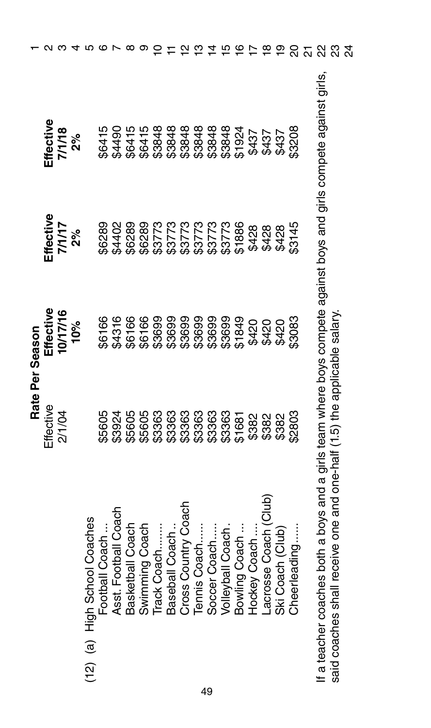| (12) (a) High School Coaches | Rate Per Season Effective 2/1/04 | Effective 10/17/16 10% | Effective 7/1/17 2% | Effective 7/1/18 2% |
|---|---|---|---|---|
| Football Coach ... | $5605 | $6166 | $6289 | $6415 |
| Asst. Football Coach | $3924 | $4316 | $4402 | $4490 |
| Basketball Coach | $5605 | $6166 | $6289 | $6415 |
| Swimming Coach | $5605 | $6166 | $6289 | $6415 |
| Track Coach....... | $3363 | $3699 | $3773 | $3848 |
| Baseball Coach.. | $3363 | $3699 | $3773 | $3848 |
| Cross Country Coach | $3363 | $3699 | $3773 | $3848 |
| Tennis Coach..... | $3363 | $3699 | $3773 | $3848 |
| Soccer Coach..... | $3363 | $3699 | $3773 | $3848 |
| Volleyball Coach. | $3363 | $3699 | $3773 | $3848 |
| Bowling Coach ... | $1681 | $1849 | $1886 | $1924 |
| Hockey Coach .... | $382 | $420 | $428 | $437 |
| Lacrosse Coach (Club) | $382 | $420 | $428 | $437 |
| Ski Coach (Club) | $382 | $420 | $428 | $437 |
| Cheerleading...... | $2803 | $3083 | $3145 | $3208 |

If a teacher coaches both a boys and a girls team where boys compete against boys and girls compete against girls, said coaches shall receive one and one-half (1.5) the applicable salary.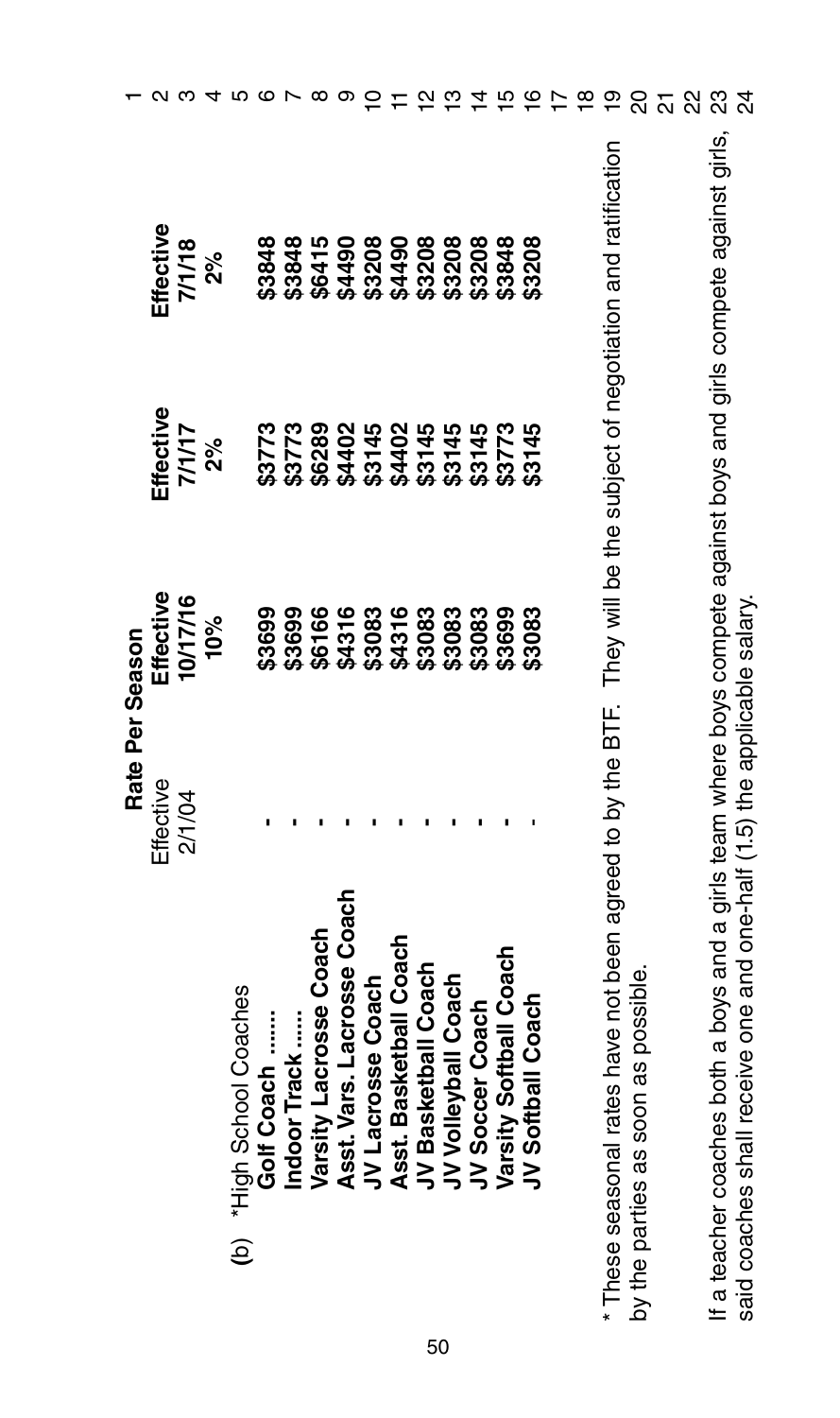(b) *High School Coaches

| | Rate Per Season | | | |
|---|---|---|---|---|
| | Effective 2/1/04 | **Effective 10/17/16 10%** | **Effective 7/1/17 2%** | **Effective 7/1/18 2%** |
| **Golf Coach ......** | - | **$3699** | **$3773** | **$3848** |
| **Indoor Track ......** | - | **$3699** | **$3773** | **$3848** |
| **Varsity Lacrosse Coach** | - | **$6166** | **$6289** | **$6415** |
| **Asst. Vars. Lacrosse Coach** | - | **$4316** | **$4402** | **$4490** |
| **JV Lacrosse Coach** | - | **$3083** | **$3145** | **$3208** |
| **Asst. Basketball Coach** | - | **$4316** | **$4402** | **$4490** |
| **JV Basketball Coach** | - | **$3083** | **$3145** | **$3208** |
| **JV Volleyball Coach** | - | **$3083** | **$3145** | **$3208** |
| **JV Soccer Coach** | - | **$3083** | **$3145** | **$3208** |
| **Varsity Softball Coach** | - | **$3699** | **$3773** | **$3848** |
| **JV Softball Coach** | - | **$3083** | **$3145** | **$3208** |

* These seasonal rates have not been agreed to by the BTF. They will be the subject of negotiation and ratification by the parties as soon as possible.

If a teacher coaches both a boys and a girls team where boys compete against boys and girls compete against girls, said coaches shall receive one and one-half (1.5) the applicable salary.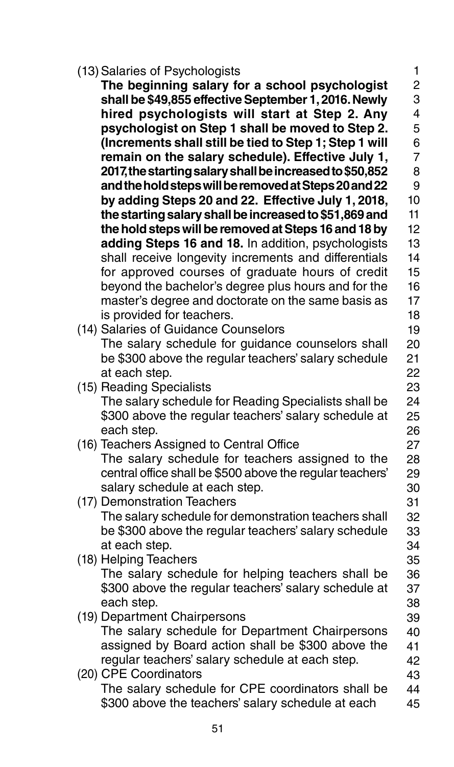(13) Salaries of Psychologists

**The beginning salary for a school psychologist shall be $49,855 effective September 1, 2016. Newly hired psychologists will start at Step 2. Any psychologist on Step 1 shall be moved to Step 2. (Increments shall still be tied to Step 1; Step 1 will remain on the salary schedule). Effective July 1, 2017, the starting salary shall be increased to $50,852 and the hold steps will be removed at Steps 20 and 22 by adding Steps 20 and 22. Effective July 1, 2018, the starting salary shall be increased to $51,869 and the hold steps will be removed at Steps 16 and 18 by adding Steps 16 and 18.** In addition, psychologists shall receive longevity increments and differentials for approved courses of graduate hours of credit beyond the bachelor's degree plus hours and for the master's degree and doctorate on the same basis as is provided for teachers.

(14) Salaries of Guidance Counselors

The salary schedule for guidance counselors shall be $300 above the regular teachers' salary schedule at each step.

(15) Reading Specialists

The salary schedule for Reading Specialists shall be $300 above the regular teachers' salary schedule at each step.

(16) Teachers Assigned to Central Office

The salary schedule for teachers assigned to the central office shall be $500 above the regular teachers' salary schedule at each step.

(17) Demonstration Teachers

The salary schedule for demonstration teachers shall be $300 above the regular teachers' salary schedule at each step.

(18) Helping Teachers

The salary schedule for helping teachers shall be $300 above the regular teachers' salary schedule at each step.

(19) Department Chairpersons

The salary schedule for Department Chairpersons assigned by Board action shall be $300 above the regular teachers' salary schedule at each step.

(20) CPE Coordinators

The salary schedule for CPE coordinators shall be $300 above the teachers' salary schedule at each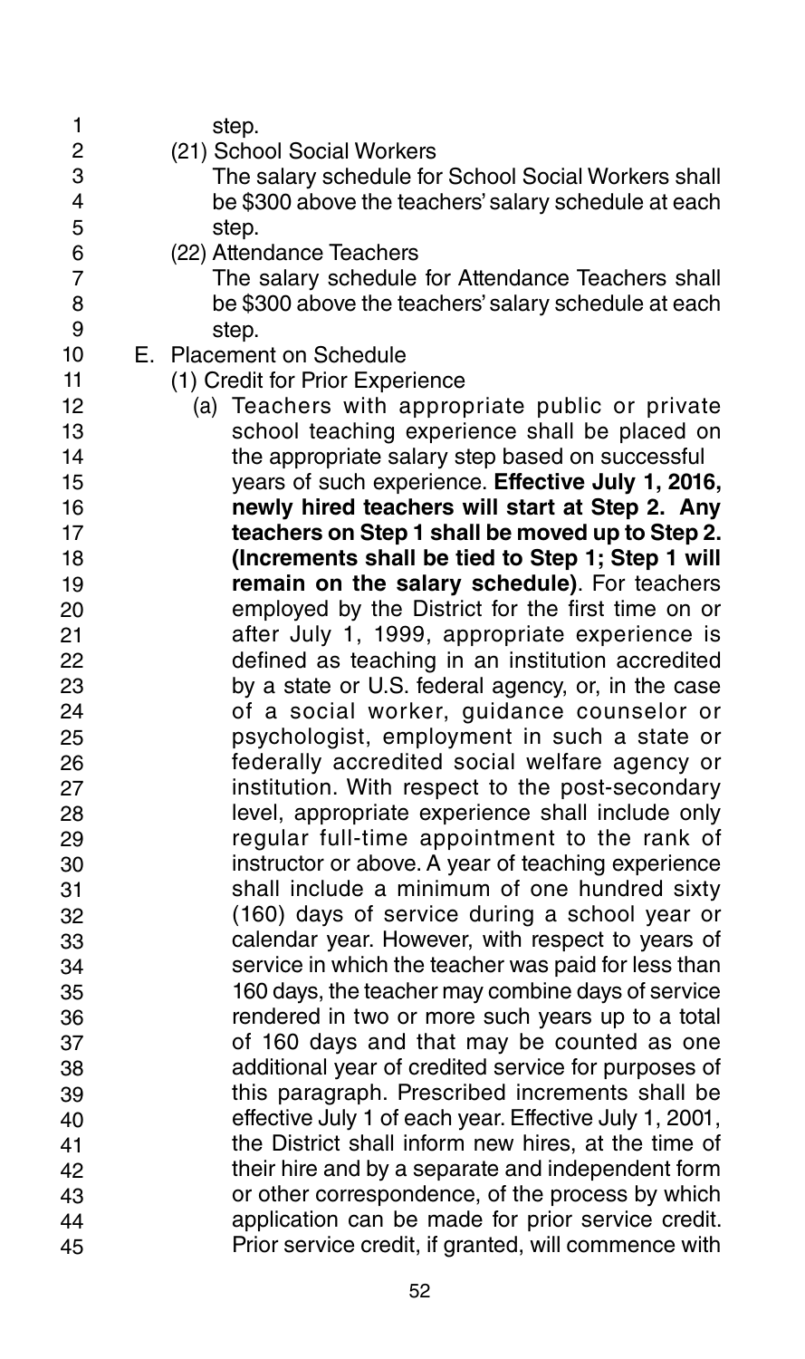step.

(21) School Social Workers

The salary schedule for School Social Workers shall be $300 above the teachers' salary schedule at each step.

(22) Attendance Teachers

The salary schedule for Attendance Teachers shall be $300 above the teachers' salary schedule at each step.

E. Placement on Schedule

(1) Credit for Prior Experience

(a) Teachers with appropriate public or private school teaching experience shall be placed on the appropriate salary step based on successful years of such experience. **Effective July 1, 2016, newly hired teachers will start at Step 2. Any teachers on Step 1 shall be moved up to Step 2. (Increments shall be tied to Step 1; Step 1 will remain on the salary schedule)**. For teachers employed by the District for the first time on or after July 1, 1999, appropriate experience is defined as teaching in an institution accredited by a state or U.S. federal agency, or, in the case of a social worker, guidance counselor or psychologist, employment in such a state or federally accredited social welfare agency or institution. With respect to the post-secondary level, appropriate experience shall include only regular full-time appointment to the rank of instructor or above. A year of teaching experience shall include a minimum of one hundred sixty (160) days of service during a school year or calendar year. However, with respect to years of service in which the teacher was paid for less than 160 days, the teacher may combine days of service rendered in two or more such years up to a total of 160 days and that may be counted as one additional year of credited service for purposes of this paragraph. Prescribed increments shall be effective July 1 of each year. Effective July 1, 2001, the District shall inform new hires, at the time of their hire and by a separate and independent form or other correspondence, of the process by which application can be made for prior service credit. Prior service credit, if granted, will commence with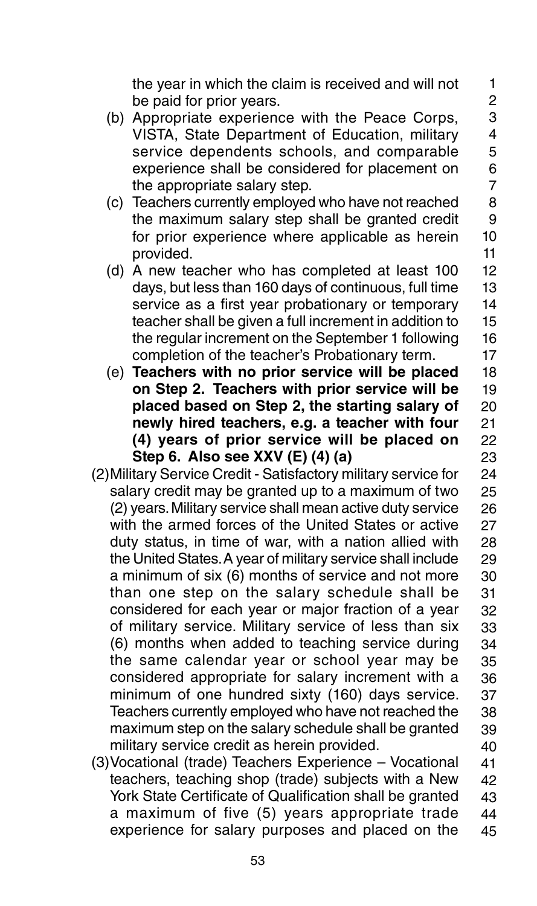the year in which the claim is received and will not be paid for prior years.

(b) Appropriate experience with the Peace Corps, VISTA, State Department of Education, military service dependents schools, and comparable experience shall be considered for placement on the appropriate salary step.

(c) Teachers currently employed who have not reached the maximum salary step shall be granted credit for prior experience where applicable as herein provided.

(d) A new teacher who has completed at least 100 days, but less than 160 days of continuous, full time service as a first year probationary or temporary teacher shall be given a full increment in addition to the regular increment on the September 1 following completion of the teacher's Probationary term.

(e) **Teachers with no prior service will be placed on Step 2. Teachers with prior service will be placed based on Step 2, the starting salary of newly hired teachers, e.g. a teacher with four (4) years of prior service will be placed on Step 6. Also see XXV (E) (4) (a)**

(2) Military Service Credit - Satisfactory military service for salary credit may be granted up to a maximum of two (2) years. Military service shall mean active duty service with the armed forces of the United States or active duty status, in time of war, with a nation allied with the United States. A year of military service shall include a minimum of six (6) months of service and not more than one step on the salary schedule shall be considered for each year or major fraction of a year of military service. Military service of less than six (6) months when added to teaching service during the same calendar year or school year may be considered appropriate for salary increment with a minimum of one hundred sixty (160) days service. Teachers currently employed who have not reached the maximum step on the salary schedule shall be granted military service credit as herein provided.

(3) Vocational (trade) Teachers Experience – Vocational teachers, teaching shop (trade) subjects with a New York State Certificate of Qualification shall be granted a maximum of five (5) years appropriate trade experience for salary purposes and placed on the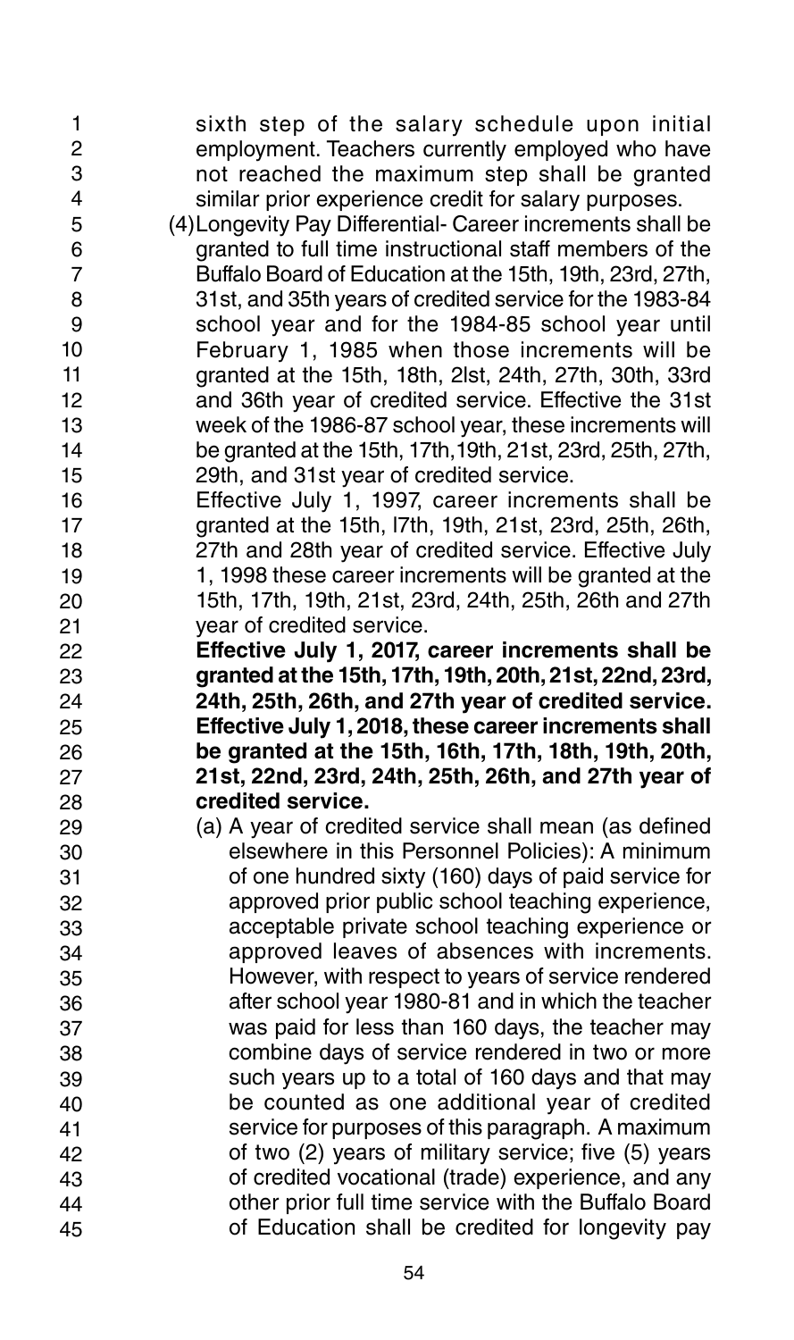sixth step of the salary schedule upon initial employment. Teachers currently employed who have not reached the maximum step shall be granted similar prior experience credit for salary purposes.

(4) Longevity Pay Differential- Career increments shall be granted to full time instructional staff members of the Buffalo Board of Education at the 15th, 19th, 23rd, 27th, 31st, and 35th years of credited service for the 1983-84 school year and for the 1984-85 school year until February 1, 1985 when those increments will be granted at the 15th, 18th, 2lst, 24th, 27th, 30th, 33rd and 36th year of credited service. Effective the 31st week of the 1986-87 school year, these increments will be granted at the 15th, 17th, 19th, 21st, 23rd, 25th, 27th, 29th, and 31st year of credited service.

Effective July 1, 1997, career increments shall be granted at the 15th, l7th, 19th, 21st, 23rd, 25th, 26th, 27th and 28th year of credited service. Effective July 1, 1998 these career increments will be granted at the 15th, 17th, 19th, 21st, 23rd, 24th, 25th, 26th and 27th year of credited service.

**Effective July 1, 2017, career increments shall be granted at the 15th, 17th, 19th, 20th, 21st, 22nd, 23rd, 24th, 25th, 26th, and 27th year of credited service. Effective July 1, 2018, these career increments shall be granted at the 15th, 16th, 17th, 18th, 19th, 20th, 21st, 22nd, 23rd, 24th, 25th, 26th, and 27th year of credited service.**

(a) A year of credited service shall mean (as defined elsewhere in this Personnel Policies): A minimum of one hundred sixty (160) days of paid service for approved prior public school teaching experience, acceptable private school teaching experience or approved leaves of absences with increments. However, with respect to years of service rendered after school year 1980-81 and in which the teacher was paid for less than 160 days, the teacher may combine days of service rendered in two or more such years up to a total of 160 days and that may be counted as one additional year of credited service for purposes of this paragraph. A maximum of two (2) years of military service; five (5) years of credited vocational (trade) experience, and any other prior full time service with the Buffalo Board of Education shall be credited for longevity pay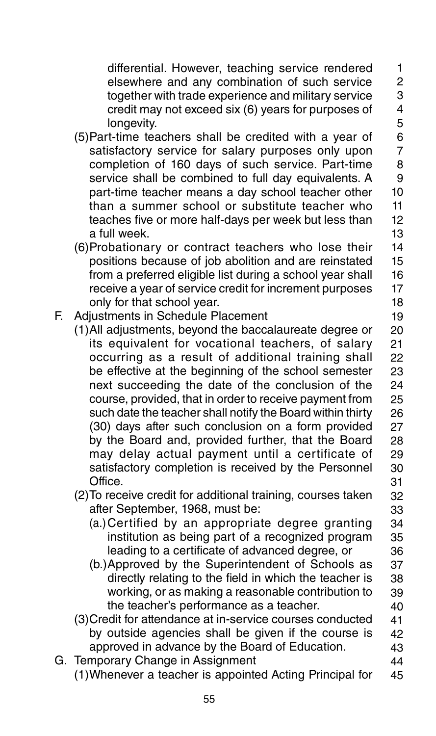differential. However, teaching service rendered elsewhere and any combination of such service together with trade experience and military service credit may not exceed six (6) years for purposes of longevity.

(5) Part-time teachers shall be credited with a year of satisfactory service for salary purposes only upon completion of 160 days of such service. Part-time service shall be combined to full day equivalents. A part-time teacher means a day school teacher other than a summer school or substitute teacher who teaches five or more half-days per week but less than a full week.

(6) Probationary or contract teachers who lose their positions because of job abolition and are reinstated from a preferred eligible list during a school year shall receive a year of service credit for increment purposes only for that school year.

F. Adjustments in Schedule Placement

(1) All adjustments, beyond the baccalaureate degree or its equivalent for vocational teachers, of salary occurring as a result of additional training shall be effective at the beginning of the school semester next succeeding the date of the conclusion of the course, provided, that in order to receive payment from such date the teacher shall notify the Board within thirty (30) days after such conclusion on a form provided by the Board and, provided further, that the Board may delay actual payment until a certificate of satisfactory completion is received by the Personnel Office.

(2) To receive credit for additional training, courses taken after September, 1968, must be:

(a.) Certified by an appropriate degree granting institution as being part of a recognized program leading to a certificate of advanced degree, or

(b.) Approved by the Superintendent of Schools as directly relating to the field in which the teacher is working, or as making a reasonable contribution to the teacher's performance as a teacher.

(3) Credit for attendance at in-service courses conducted by outside agencies shall be given if the course is approved in advance by the Board of Education.

G. Temporary Change in Assignment

(1) Whenever a teacher is appointed Acting Principal for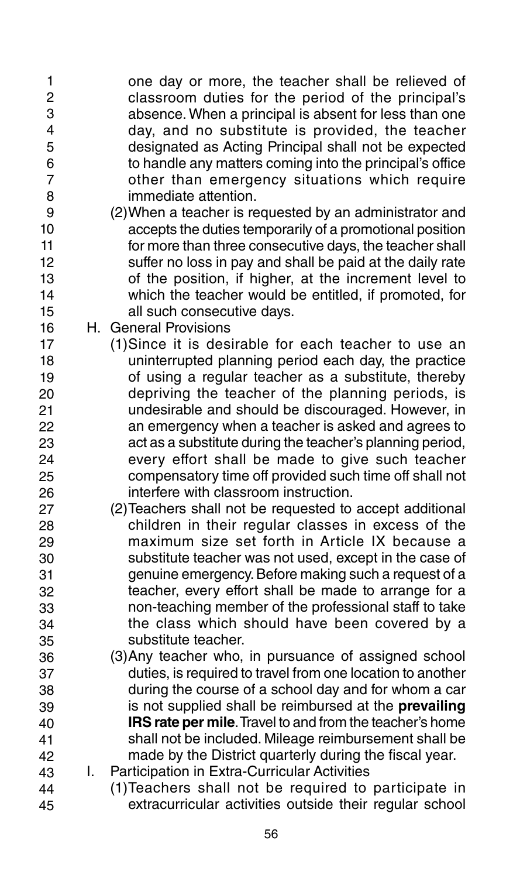one day or more, the teacher shall be relieved of classroom duties for the period of the principal's absence. When a principal is absent for less than one day, and no substitute is provided, the teacher designated as Acting Principal shall not be expected to handle any matters coming into the principal's office other than emergency situations which require immediate attention.

(2) When a teacher is requested by an administrator and accepts the duties temporarily of a promotional position for more than three consecutive days, the teacher shall suffer no loss in pay and shall be paid at the daily rate of the position, if higher, at the increment level to which the teacher would be entitled, if promoted, for all such consecutive days.

H. General Provisions

(1) Since it is desirable for each teacher to use an uninterrupted planning period each day, the practice of using a regular teacher as a substitute, thereby depriving the teacher of the planning periods, is undesirable and should be discouraged. However, in an emergency when a teacher is asked and agrees to act as a substitute during the teacher's planning period, every effort shall be made to give such teacher compensatory time off provided such time off shall not interfere with classroom instruction.

(2) Teachers shall not be requested to accept additional children in their regular classes in excess of the maximum size set forth in Article IX because a substitute teacher was not used, except in the case of genuine emergency. Before making such a request of a teacher, every effort shall be made to arrange for a non-teaching member of the professional staff to take the class which should have been covered by a substitute teacher.

(3) Any teacher who, in pursuance of assigned school duties, is required to travel from one location to another during the course of a school day and for whom a car is not supplied shall be reimbursed at the **prevailing IRS rate per mile**. Travel to and from the teacher's home shall not be included. Mileage reimbursement shall be made by the District quarterly during the fiscal year.

I. Participation in Extra-Curricular Activities

(1) Teachers shall not be required to participate in extracurricular activities outside their regular school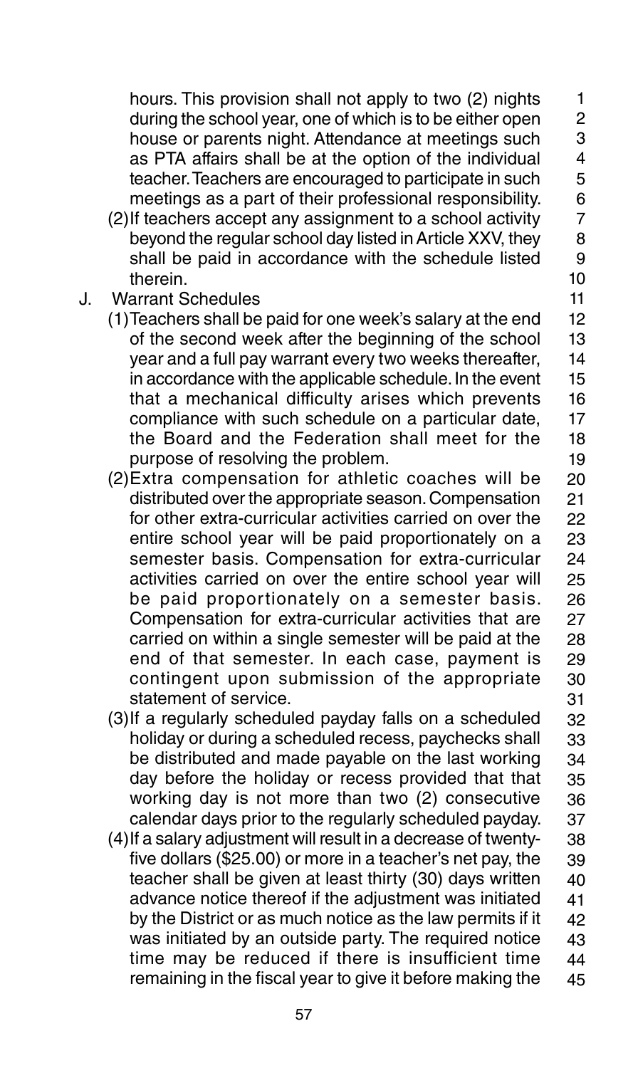hours. This provision shall not apply to two (2) nights during the school year, one of which is to be either open house or parents night. Attendance at meetings such as PTA affairs shall be at the option of the individual teacher. Teachers are encouraged to participate in such meetings as a part of their professional responsibility.

(2) If teachers accept any assignment to a school activity beyond the regular school day listed in Article XXV, they shall be paid in accordance with the schedule listed therein.

J. Warrant Schedules

(1) Teachers shall be paid for one week's salary at the end of the second week after the beginning of the school year and a full pay warrant every two weeks thereafter, in accordance with the applicable schedule. In the event that a mechanical difficulty arises which prevents compliance with such schedule on a particular date, the Board and the Federation shall meet for the purpose of resolving the problem.

(2) Extra compensation for athletic coaches will be distributed over the appropriate season. Compensation for other extra-curricular activities carried on over the entire school year will be paid proportionately on a semester basis. Compensation for extra-curricular activities carried on over the entire school year will be paid proportionately on a semester basis. Compensation for extra-curricular activities that are carried on within a single semester will be paid at the end of that semester. In each case, payment is contingent upon submission of the appropriate statement of service.

(3) If a regularly scheduled payday falls on a scheduled holiday or during a scheduled recess, paychecks shall be distributed and made payable on the last working day before the holiday or recess provided that that working day is not more than two (2) consecutive calendar days prior to the regularly scheduled payday.

(4) If a salary adjustment will result in a decrease of twenty-five dollars ($25.00) or more in a teacher's net pay, the teacher shall be given at least thirty (30) days written advance notice thereof if the adjustment was initiated by the District or as much notice as the law permits if it was initiated by an outside party. The required notice time may be reduced if there is insufficient time remaining in the fiscal year to give it before making the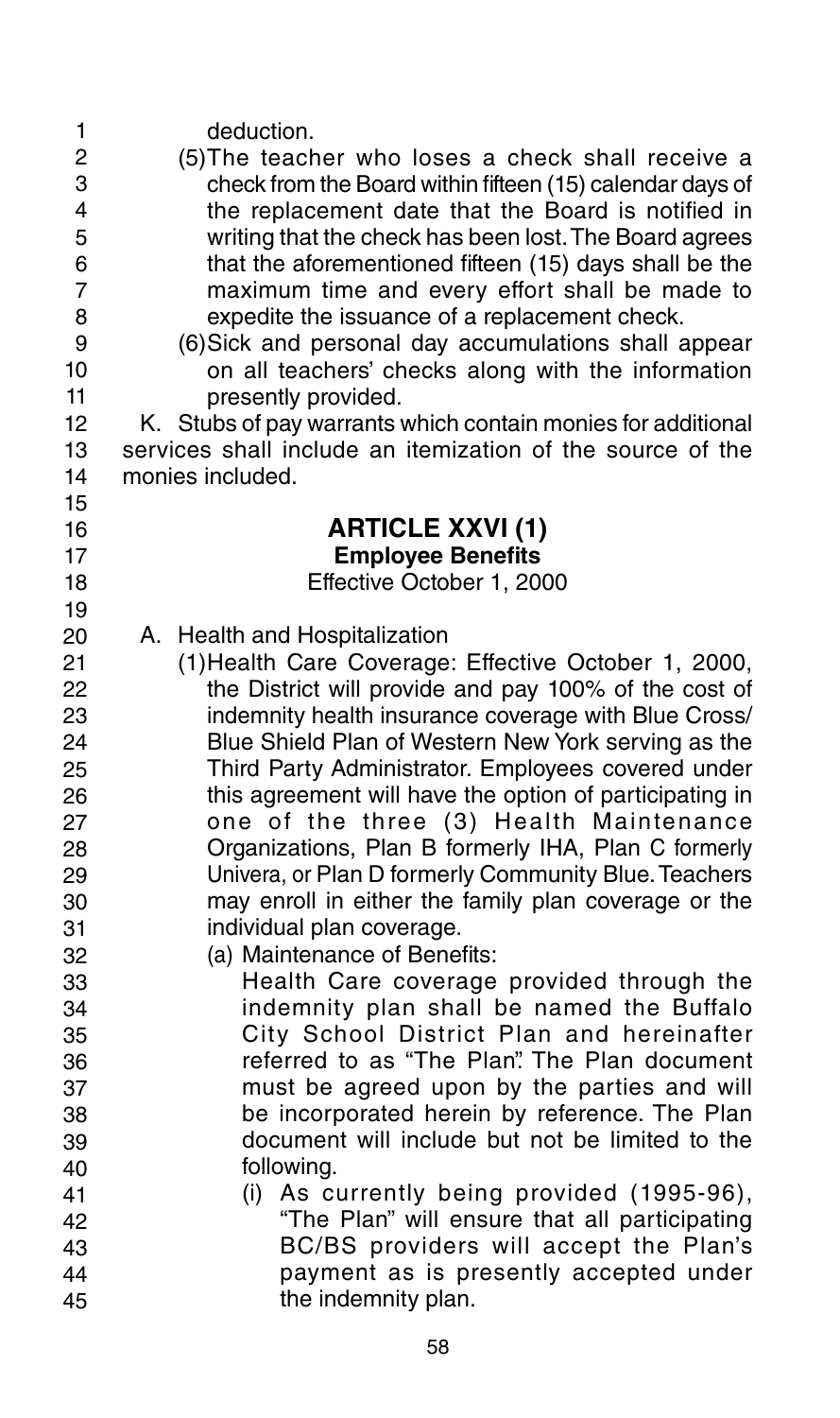deduction.

(5) The teacher who loses a check shall receive a check from the Board within fifteen (15) calendar days of the replacement date that the Board is notified in writing that the check has been lost. The Board agrees that the aforementioned fifteen (15) days shall be the maximum time and every effort shall be made to expedite the issuance of a replacement check.

(6) Sick and personal day accumulations shall appear on all teachers' checks along with the information presently provided.

K. Stubs of pay warrants which contain monies for additional services shall include an itemization of the source of the monies included.

## ARTICLE XXVI (1)

### Employee Benefits

Effective October 1, 2000

A. Health and Hospitalization

(1) Health Care Coverage: Effective October 1, 2000, the District will provide and pay 100% of the cost of indemnity health insurance coverage with Blue Cross/ Blue Shield Plan of Western New York serving as the Third Party Administrator. Employees covered under this agreement will have the option of participating in one of the three (3) Health Maintenance Organizations, Plan B formerly IHA, Plan C formerly Univera, or Plan D formerly Community Blue. Teachers may enroll in either the family plan coverage or the individual plan coverage.

(a) Maintenance of Benefits:

Health Care coverage provided through the indemnity plan shall be named the Buffalo City School District Plan and hereinafter referred to as "The Plan". The Plan document must be agreed upon by the parties and will be incorporated herein by reference. The Plan document will include but not be limited to the following.

(i) As currently being provided (1995-96), "The Plan" will ensure that all participating BC/BS providers will accept the Plan's payment as is presently accepted under the indemnity plan.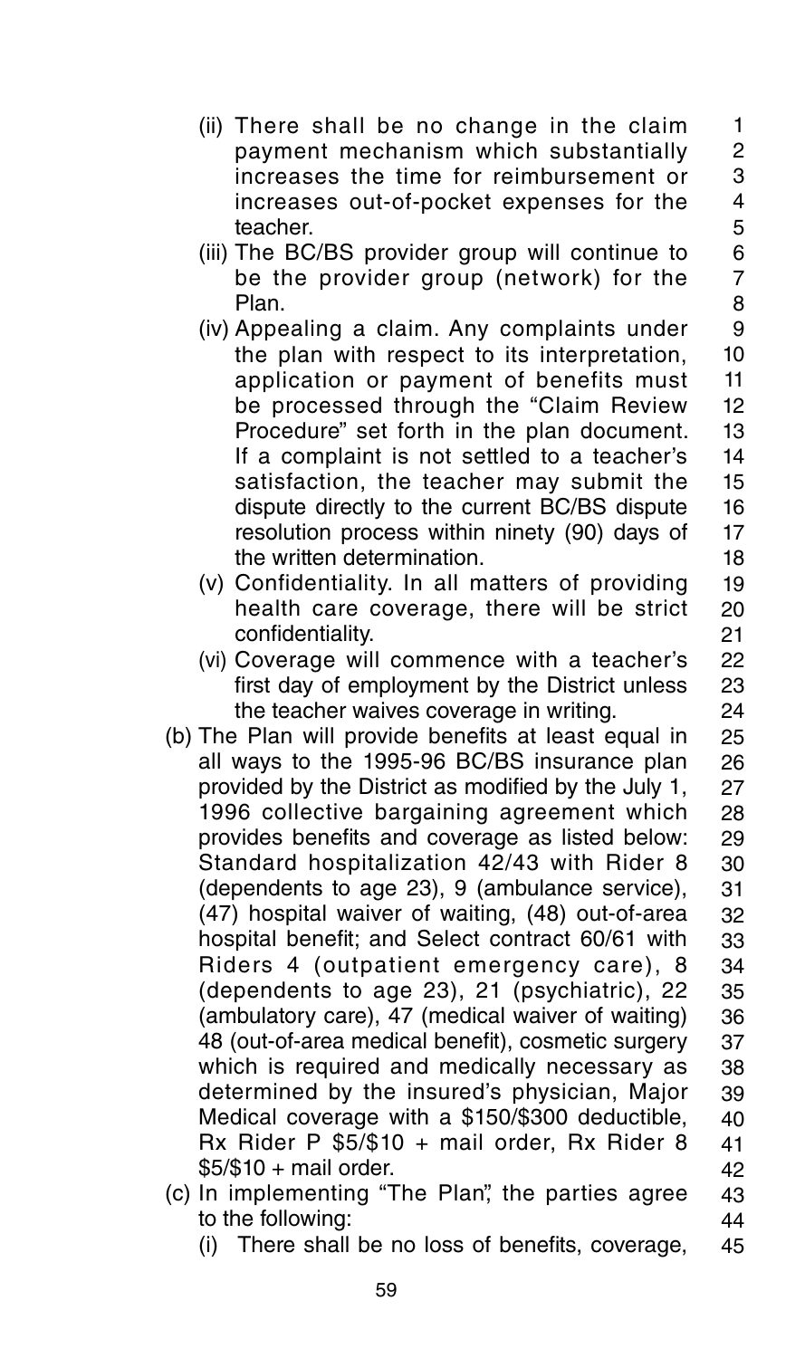(ii) There shall be no change in the claim payment mechanism which substantially increases the time for reimbursement or increases out-of-pocket expenses for the teacher.

(iii) The BC/BS provider group will continue to be the provider group (network) for the Plan.

(iv) Appealing a claim. Any complaints under the plan with respect to its interpretation, application or payment of benefits must be processed through the "Claim Review Procedure" set forth in the plan document. If a complaint is not settled to a teacher's satisfaction, the teacher may submit the dispute directly to the current BC/BS dispute resolution process within ninety (90) days of the written determination.

(v) Confidentiality. In all matters of providing health care coverage, there will be strict confidentiality.

(vi) Coverage will commence with a teacher's first day of employment by the District unless the teacher waives coverage in writing.

(b) The Plan will provide benefits at least equal in all ways to the 1995-96 BC/BS insurance plan provided by the District as modified by the July 1, 1996 collective bargaining agreement which provides benefits and coverage as listed below: Standard hospitalization 42/43 with Rider 8 (dependents to age 23), 9 (ambulance service), (47) hospital waiver of waiting, (48) out-of-area hospital benefit; and Select contract 60/61 with Riders 4 (outpatient emergency care), 8 (dependents to age 23), 21 (psychiatric), 22 (ambulatory care), 47 (medical waiver of waiting) 48 (out-of-area medical benefit), cosmetic surgery which is required and medically necessary as determined by the insured's physician, Major Medical coverage with a $150/$300 deductible, Rx Rider P $5/$10 + mail order, Rx Rider 8 $5/$10 + mail order.

(c) In implementing "The Plan", the parties agree to the following:

(i) There shall be no loss of benefits, coverage,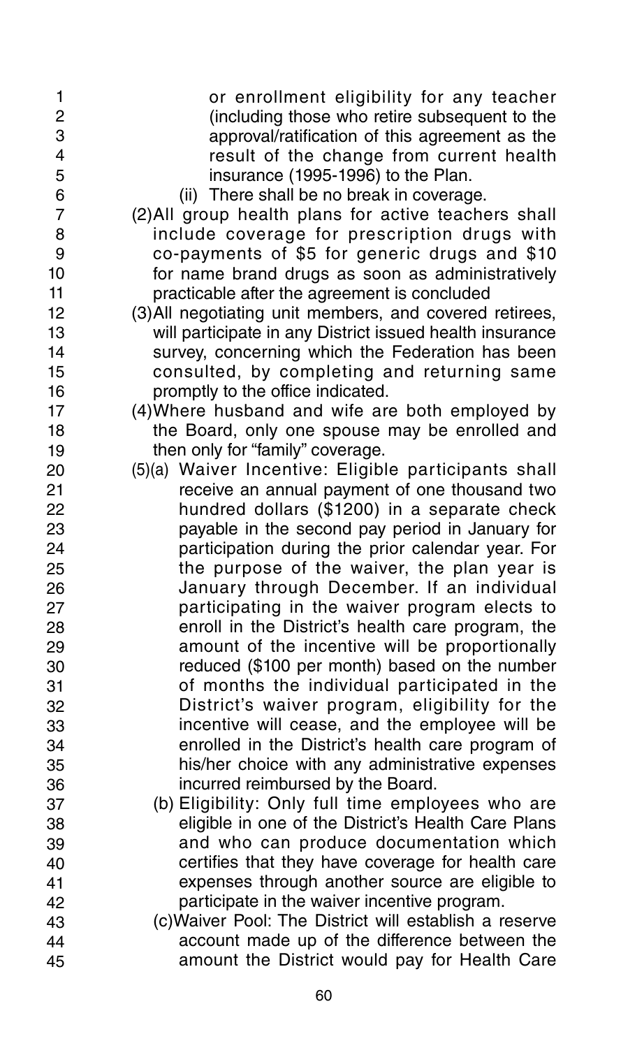or enrollment eligibility for any teacher (including those who retire subsequent to the approval/ratification of this agreement as the result of the change from current health insurance (1995-1996) to the Plan.

(ii) There shall be no break in coverage.

(2) All group health plans for active teachers shall include coverage for prescription drugs with co-payments of $5 for generic drugs and $10 for name brand drugs as soon as administratively practicable after the agreement is concluded

(3) All negotiating unit members, and covered retirees, will participate in any District issued health insurance survey, concerning which the Federation has been consulted, by completing and returning same promptly to the office indicated.

(4) Where husband and wife are both employed by the Board, only one spouse may be enrolled and then only for "family" coverage.

(5)(a) Waiver Incentive: Eligible participants shall receive an annual payment of one thousand two hundred dollars ($1200) in a separate check payable in the second pay period in January for participation during the prior calendar year. For the purpose of the waiver, the plan year is January through December. If an individual participating in the waiver program elects to enroll in the District's health care program, the amount of the incentive will be proportionally reduced ($100 per month) based on the number of months the individual participated in the District's waiver program, eligibility for the incentive will cease, and the employee will be enrolled in the District's health care program of his/her choice with any administrative expenses incurred reimbursed by the Board.

(b) Eligibility: Only full time employees who are eligible in one of the District's Health Care Plans and who can produce documentation which certifies that they have coverage for health care expenses through another source are eligible to participate in the waiver incentive program.

(c) Waiver Pool: The District will establish a reserve account made up of the difference between the amount the District would pay for Health Care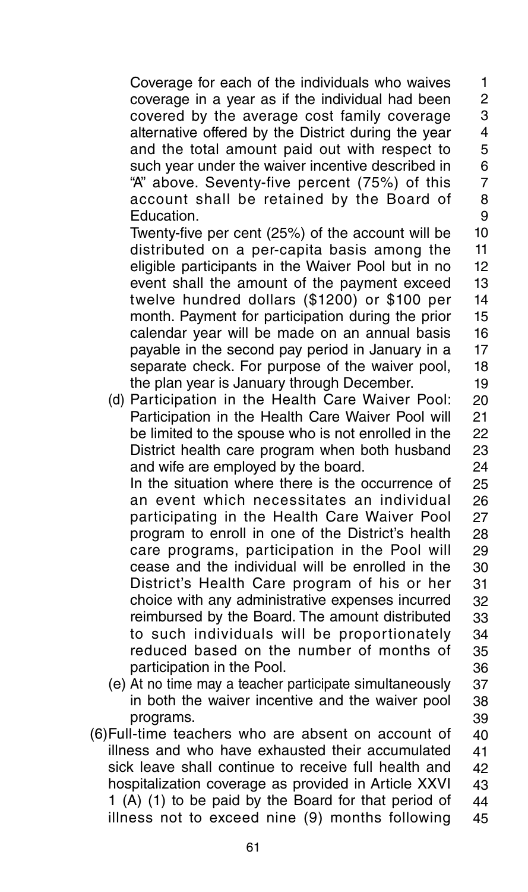Coverage for each of the individuals who waives coverage in a year as if the individual had been covered by the average cost family coverage alternative offered by the District during the year and the total amount paid out with respect to such year under the waiver incentive described in "A" above. Seventy-five percent (75%) of this account shall be retained by the Board of Education.

Twenty-five per cent (25%) of the account will be distributed on a per-capita basis among the eligible participants in the Waiver Pool but in no event shall the amount of the payment exceed twelve hundred dollars ($1200) or $100 per month. Payment for participation during the prior calendar year will be made on an annual basis payable in the second pay period in January in a separate check. For purpose of the waiver pool, the plan year is January through December.

(d) Participation in the Health Care Waiver Pool: Participation in the Health Care Waiver Pool will be limited to the spouse who is not enrolled in the District health care program when both husband and wife are employed by the board.

In the situation where there is the occurrence of an event which necessitates an individual participating in the Health Care Waiver Pool program to enroll in one of the District's health care programs, participation in the Pool will cease and the individual will be enrolled in the District's Health Care program of his or her choice with any administrative expenses incurred reimbursed by the Board. The amount distributed to such individuals will be proportionately reduced based on the number of months of participation in the Pool.

(e) At no time may a teacher participate simultaneously in both the waiver incentive and the waiver pool programs.

(6) Full-time teachers who are absent on account of illness and who have exhausted their accumulated sick leave shall continue to receive full health and hospitalization coverage as provided in Article XXVI 1 (A) (1) to be paid by the Board for that period of illness not to exceed nine (9) months following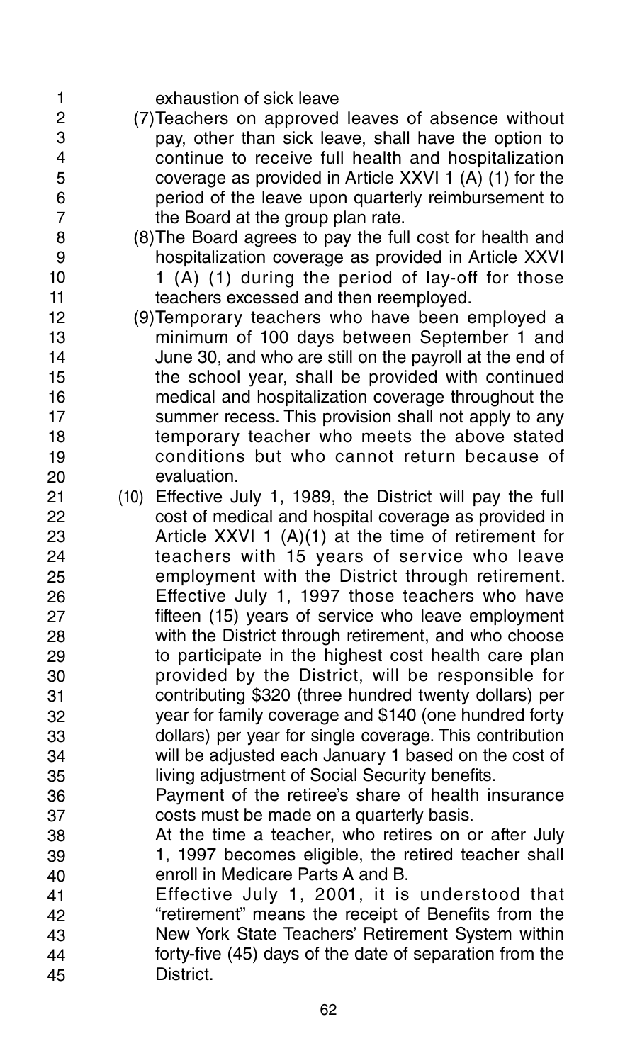exhaustion of sick leave

(7) Teachers on approved leaves of absence without pay, other than sick leave, shall have the option to continue to receive full health and hospitalization coverage as provided in Article XXVI 1 (A) (1) for the period of the leave upon quarterly reimbursement to the Board at the group plan rate.

(8) The Board agrees to pay the full cost for health and hospitalization coverage as provided in Article XXVI 1 (A) (1) during the period of lay-off for those teachers excessed and then reemployed.

(9) Temporary teachers who have been employed a minimum of 100 days between September 1 and June 30, and who are still on the payroll at the end of the school year, shall be provided with continued medical and hospitalization coverage throughout the summer recess. This provision shall not apply to any temporary teacher who meets the above stated conditions but who cannot return because of evaluation.

(10) Effective July 1, 1989, the District will pay the full cost of medical and hospital coverage as provided in Article XXVI 1 (A)(1) at the time of retirement for teachers with 15 years of service who leave employment with the District through retirement. Effective July 1, 1997 those teachers who have fifteen (15) years of service who leave employment with the District through retirement, and who choose to participate in the highest cost health care plan provided by the District, will be responsible for contributing $320 (three hundred twenty dollars) per year for family coverage and $140 (one hundred forty dollars) per year for single coverage. This contribution will be adjusted each January 1 based on the cost of living adjustment of Social Security benefits.

Payment of the retiree's share of health insurance costs must be made on a quarterly basis.

At the time a teacher, who retires on or after July 1, 1997 becomes eligible, the retired teacher shall enroll in Medicare Parts A and B.

Effective July 1, 2001, it is understood that "retirement" means the receipt of Benefits from the New York State Teachers' Retirement System within forty-five (45) days of the date of separation from the District.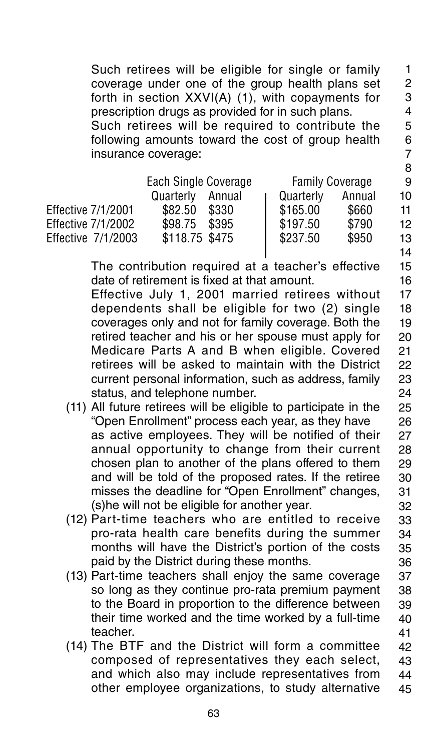Such retirees will be eligible for single or family coverage under one of the group health plans set forth in section XXVI(A) (1), with copayments for prescription drugs as provided for in such plans. Such retirees will be required to contribute the following amounts toward the cost of group health insurance coverage:

| | Each Single Coverage | | Family Coverage | |
|---|---|---|---|---|
| | Quarterly | Annual | Quarterly | Annual |
| Effective 7/1/2001 | $82.50 | $330 | $165.00 | $660 |
| Effective 7/1/2002 | $98.75 | $395 | $197.50 | $790 |
| Effective 7/1/2003 | $118.75 | $475 | $237.50 | $950 |

The contribution required at a teacher's effective date of retirement is fixed at that amount.

Effective July 1, 2001 married retirees without dependents shall be eligible for two (2) single coverages only and not for family coverage. Both the retired teacher and his or her spouse must apply for Medicare Parts A and B when eligible. Covered retirees will be asked to maintain with the District current personal information, such as address, family status, and telephone number.

(11) All future retirees will be eligible to participate in the "Open Enrollment" process each year, as they have as active employees. They will be notified of their annual opportunity to change from their current chosen plan to another of the plans offered to them and will be told of the proposed rates. If the retiree misses the deadline for "Open Enrollment" changes, (s)he will not be eligible for another year.

(12) Part-time teachers who are entitled to receive pro-rata health care benefits during the summer months will have the District's portion of the costs paid by the District during these months.

(13) Part-time teachers shall enjoy the same coverage so long as they continue pro-rata premium payment to the Board in proportion to the difference between their time worked and the time worked by a full-time teacher.

(14) The BTF and the District will form a committee composed of representatives they each select, and which also may include representatives from other employee organizations, to study alternative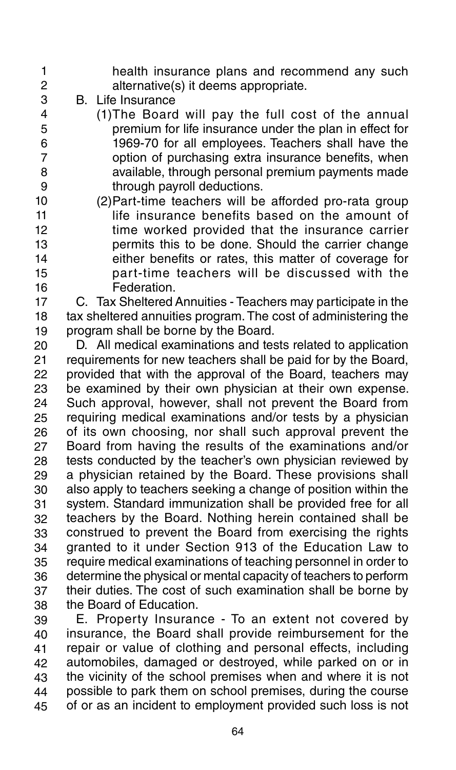health insurance plans and recommend any such alternative(s) it deems appropriate.

B. Life Insurance

(1) The Board will pay the full cost of the annual premium for life insurance under the plan in effect for 1969-70 for all employees. Teachers shall have the option of purchasing extra insurance benefits, when available, through personal premium payments made through payroll deductions.

(2) Part-time teachers will be afforded pro-rata group life insurance benefits based on the amount of time worked provided that the insurance carrier permits this to be done. Should the carrier change either benefits or rates, this matter of coverage for part-time teachers will be discussed with the Federation.

C. Tax Sheltered Annuities - Teachers may participate in the tax sheltered annuities program. The cost of administering the program shall be borne by the Board.

D. All medical examinations and tests related to application requirements for new teachers shall be paid for by the Board, provided that with the approval of the Board, teachers may be examined by their own physician at their own expense. Such approval, however, shall not prevent the Board from requiring medical examinations and/or tests by a physician of its own choosing, nor shall such approval prevent the Board from having the results of the examinations and/or tests conducted by the teacher's own physician reviewed by a physician retained by the Board. These provisions shall also apply to teachers seeking a change of position within the system. Standard immunization shall be provided free for all teachers by the Board. Nothing herein contained shall be construed to prevent the Board from exercising the rights granted to it under Section 913 of the Education Law to require medical examinations of teaching personnel in order to determine the physical or mental capacity of teachers to perform their duties. The cost of such examination shall be borne by the Board of Education.

E. Property Insurance - To an extent not covered by insurance, the Board shall provide reimbursement for the repair or value of clothing and personal effects, including automobiles, damaged or destroyed, while parked on or in the vicinity of the school premises when and where it is not possible to park them on school premises, during the course of or as an incident to employment provided such loss is not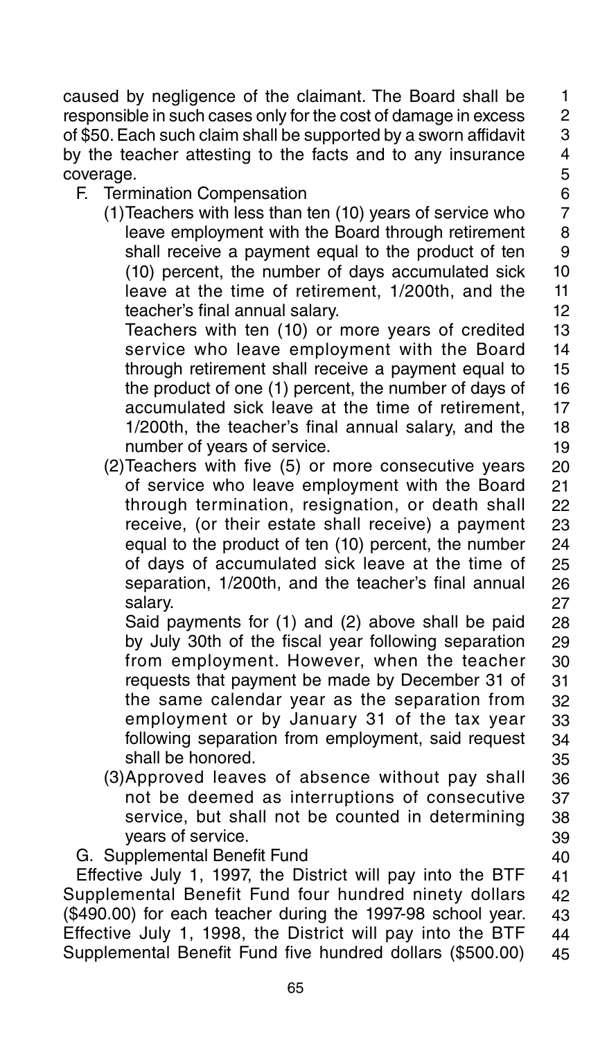caused by negligence of the claimant. The Board shall be responsible in such cases only for the cost of damage in excess of $50. Each such claim shall be supported by a sworn affidavit by the teacher attesting to the facts and to any insurance coverage.

F. Termination Compensation

(1) Teachers with less than ten (10) years of service who leave employment with the Board through retirement shall receive a payment equal to the product of ten (10) percent, the number of days accumulated sick leave at the time of retirement, 1/200th, and the teacher's final annual salary.

Teachers with ten (10) or more years of credited service who leave employment with the Board through retirement shall receive a payment equal to the product of one (1) percent, the number of days of accumulated sick leave at the time of retirement, 1/200th, the teacher's final annual salary, and the number of years of service.

(2) Teachers with five (5) or more consecutive years of service who leave employment with the Board through termination, resignation, or death shall receive, (or their estate shall receive) a payment equal to the product of ten (10) percent, the number of days of accumulated sick leave at the time of separation, 1/200th, and the teacher's final annual salary.

Said payments for (1) and (2) above shall be paid by July 30th of the fiscal year following separation from employment. However, when the teacher requests that payment be made by December 31 of the same calendar year as the separation from employment or by January 31 of the tax year following separation from employment, said request shall be honored.

(3) Approved leaves of absence without pay shall not be deemed as interruptions of consecutive service, but shall not be counted in determining years of service.

G. Supplemental Benefit Fund

Effective July 1, 1997, the District will pay into the BTF Supplemental Benefit Fund four hundred ninety dollars ($490.00) for each teacher during the 1997-98 school year. Effective July 1, 1998, the District will pay into the BTF Supplemental Benefit Fund five hundred dollars ($500.00)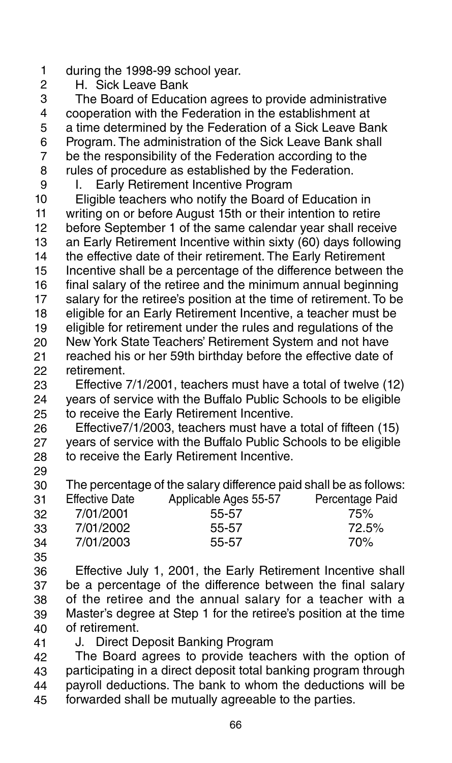during the 1998-99 school year.

### H. Sick Leave Bank

The Board of Education agrees to provide administrative cooperation with the Federation in the establishment at a time determined by the Federation of a Sick Leave Bank Program. The administration of the Sick Leave Bank shall be the responsibility of the Federation according to the rules of procedure as established by the Federation.

### I. Early Retirement Incentive Program

Eligible teachers who notify the Board of Education in writing on or before August 15th or their intention to retire before September 1 of the same calendar year shall receive an Early Retirement Incentive within sixty (60) days following the effective date of their retirement. The Early Retirement Incentive shall be a percentage of the difference between the final salary of the retiree and the minimum annual beginning salary for the retiree's position at the time of retirement. To be eligible for an Early Retirement Incentive, a teacher must be eligible for retirement under the rules and regulations of the New York State Teachers' Retirement System and not have reached his or her 59th birthday before the effective date of retirement.

Effective 7/1/2001, teachers must have a total of twelve (12) years of service with the Buffalo Public Schools to be eligible to receive the Early Retirement Incentive.

Effective7/1/2003, teachers must have a total of fifteen (15) years of service with the Buffalo Public Schools to be eligible to receive the Early Retirement Incentive.

The percentage of the salary difference paid shall be as follows:

| Effective Date | Applicable Ages 55-57 | Percentage Paid |
|---|---|---|
| 7/01/2001 | 55-57 | 75% |
| 7/01/2002 | 55-57 | 72.5% |
| 7/01/2003 | 55-57 | 70% |

Effective July 1, 2001, the Early Retirement Incentive shall be a percentage of the difference between the final salary of the retiree and the annual salary for a teacher with a Master's degree at Step 1 for the retiree's position at the time of retirement.

### J. Direct Deposit Banking Program

The Board agrees to provide teachers with the option of participating in a direct deposit total banking program through payroll deductions. The bank to whom the deductions will be forwarded shall be mutually agreeable to the parties.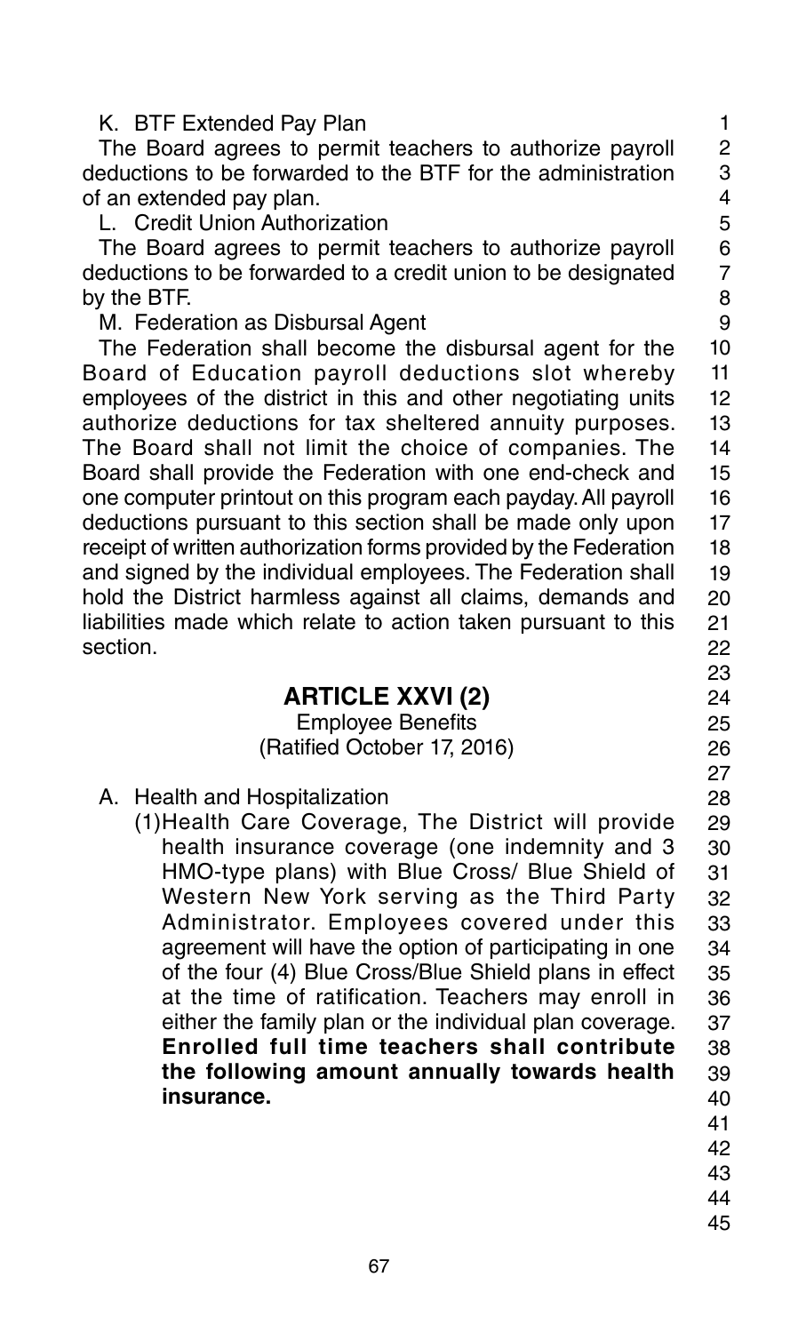K. BTF Extended Pay Plan

The Board agrees to permit teachers to authorize payroll deductions to be forwarded to the BTF for the administration of an extended pay plan.

L. Credit Union Authorization

The Board agrees to permit teachers to authorize payroll deductions to be forwarded to a credit union to be designated by the BTF.

M. Federation as Disbursal Agent

The Federation shall become the disbursal agent for the Board of Education payroll deductions slot whereby employees of the district in this and other negotiating units authorize deductions for tax sheltered annuity purposes. The Board shall not limit the choice of companies. The Board shall provide the Federation with one end-check and one computer printout on this program each payday. All payroll deductions pursuant to this section shall be made only upon receipt of written authorization forms provided by the Federation and signed by the individual employees. The Federation shall hold the District harmless against all claims, demands and liabilities made which relate to action taken pursuant to this section.

## ARTICLE XXVI (2)

Employee Benefits
(Ratified October 17, 2016)

A. Health and Hospitalization

(1) Health Care Coverage, The District will provide health insurance coverage (one indemnity and 3 HMO-type plans) with Blue Cross/ Blue Shield of Western New York serving as the Third Party Administrator. Employees covered under this agreement will have the option of participating in one of the four (4) Blue Cross/Blue Shield plans in effect at the time of ratification. Teachers may enroll in either the family plan or the individual plan coverage. **Enrolled full time teachers shall contribute the following amount annually towards health insurance.**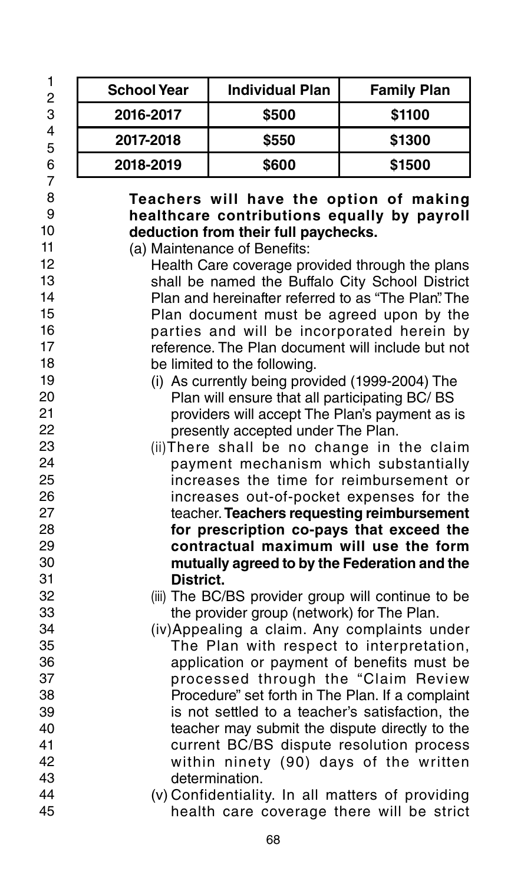| School Year | Individual Plan | Family Plan |
|---|---|---|
| 2016-2017 | $500 | $1100 |
| 2017-2018 | $550 | $1300 |
| 2018-2019 | $600 | $1500 |

**Teachers will have the option of making healthcare contributions equally by payroll deduction from their full paychecks.**

(a) Maintenance of Benefits:

Health Care coverage provided through the plans shall be named the Buffalo City School District Plan and hereinafter referred to as "The Plan". The Plan document must be agreed upon by the parties and will be incorporated herein by reference. The Plan document will include but not be limited to the following.

(i) As currently being provided (1999-2004) The Plan will ensure that all participating BC/ BS providers will accept The Plan's payment as is presently accepted under The Plan.

(ii) There shall be no change in the claim payment mechanism which substantially increases the time for reimbursement or increases out-of-pocket expenses for the teacher. **Teachers requesting reimbursement for prescription co-pays that exceed the contractual maximum will use the form mutually agreed to by the Federation and the District.**

(iii) The BC/BS provider group will continue to be the provider group (network) for The Plan.

(iv) Appealing a claim. Any complaints under The Plan with respect to interpretation, application or payment of benefits must be processed through the "Claim Review Procedure" set forth in The Plan. If a complaint is not settled to a teacher's satisfaction, the teacher may submit the dispute directly to the current BC/BS dispute resolution process within ninety (90) days of the written determination.

(v) Confidentiality. In all matters of providing health care coverage there will be strict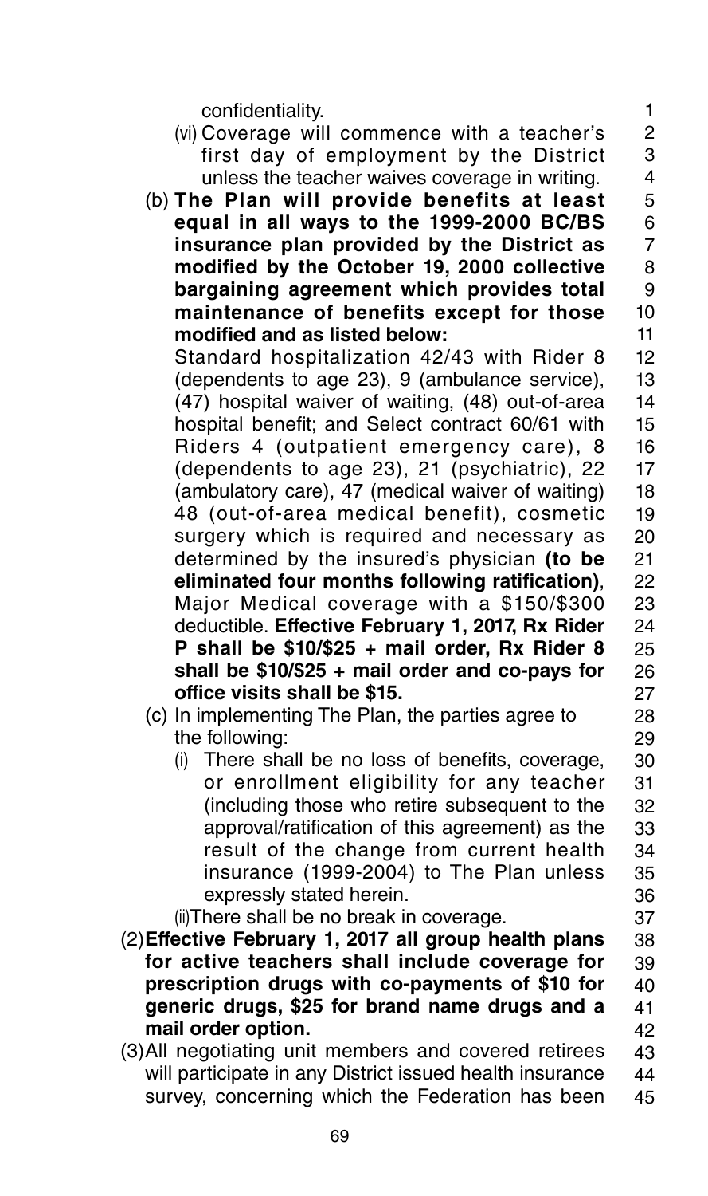confidentiality.

(vi) Coverage will commence with a teacher's first day of employment by the District unless the teacher waives coverage in writing.

(b) **The Plan will provide benefits at least equal in all ways to the 1999-2000 BC/BS insurance plan provided by the District as modified by the October 19, 2000 collective bargaining agreement which provides total maintenance of benefits except for those modified and as listed below:**

Standard hospitalization 42/43 with Rider 8 (dependents to age 23), 9 (ambulance service), (47) hospital waiver of waiting, (48) out-of-area hospital benefit; and Select contract 60/61 with Riders 4 (outpatient emergency care), 8 (dependents to age 23), 21 (psychiatric), 22 (ambulatory care), 47 (medical waiver of waiting) 48 (out-of-area medical benefit), cosmetic surgery which is required and necessary as determined by the insured's physician **(to be eliminated four months following ratification)**, Major Medical coverage with a \$150/\$300 deductible. **Effective February 1, 2017, Rx Rider P shall be \$10/\$25 + mail order, Rx Rider 8 shall be \$10/\$25 + mail order and co-pays for office visits shall be \$15.**

(c) In implementing The Plan, the parties agree to the following:

(i) There shall be no loss of benefits, coverage, or enrollment eligibility for any teacher (including those who retire subsequent to the approval/ratification of this agreement) as the result of the change from current health insurance (1999-2004) to The Plan unless expressly stated herein.

(ii) There shall be no break in coverage.

(2) **Effective February 1, 2017 all group health plans for active teachers shall include coverage for prescription drugs with co-payments of \$10 for generic drugs, \$25 for brand name drugs and a mail order option.**

(3) All negotiating unit members and covered retirees will participate in any District issued health insurance survey, concerning which the Federation has been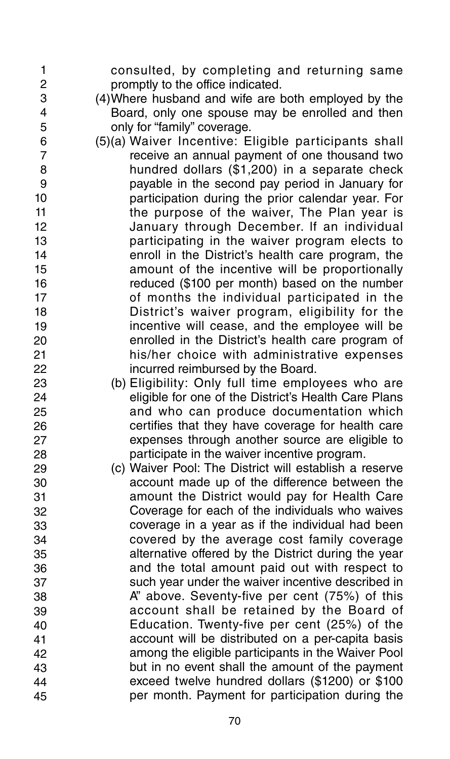consulted, by completing and returning same promptly to the office indicated.

(4) Where husband and wife are both employed by the Board, only one spouse may be enrolled and then only for "family" coverage.

(5)(a) Waiver Incentive: Eligible participants shall receive an annual payment of one thousand two hundred dollars ($1,200) in a separate check payable in the second pay period in January for participation during the prior calendar year. For the purpose of the waiver, The Plan year is January through December. If an individual participating in the waiver program elects to enroll in the District's health care program, the amount of the incentive will be proportionally reduced ($100 per month) based on the number of months the individual participated in the District's waiver program, eligibility for the incentive will cease, and the employee will be enrolled in the District's health care program of his/her choice with administrative expenses incurred reimbursed by the Board.

(b) Eligibility: Only full time employees who are eligible for one of the District's Health Care Plans and who can produce documentation which certifies that they have coverage for health care expenses through another source are eligible to participate in the waiver incentive program.

(c) Waiver Pool: The District will establish a reserve account made up of the difference between the amount the District would pay for Health Care Coverage for each of the individuals who waives coverage in a year as if the individual had been covered by the average cost family coverage alternative offered by the District during the year and the total amount paid out with respect to such year under the waiver incentive described in A" above. Seventy-five per cent (75%) of this account shall be retained by the Board of Education. Twenty-five per cent (25%) of the account will be distributed on a per-capita basis among the eligible participants in the Waiver Pool but in no event shall the amount of the payment exceed twelve hundred dollars ($1200) or $100 per month. Payment for participation during the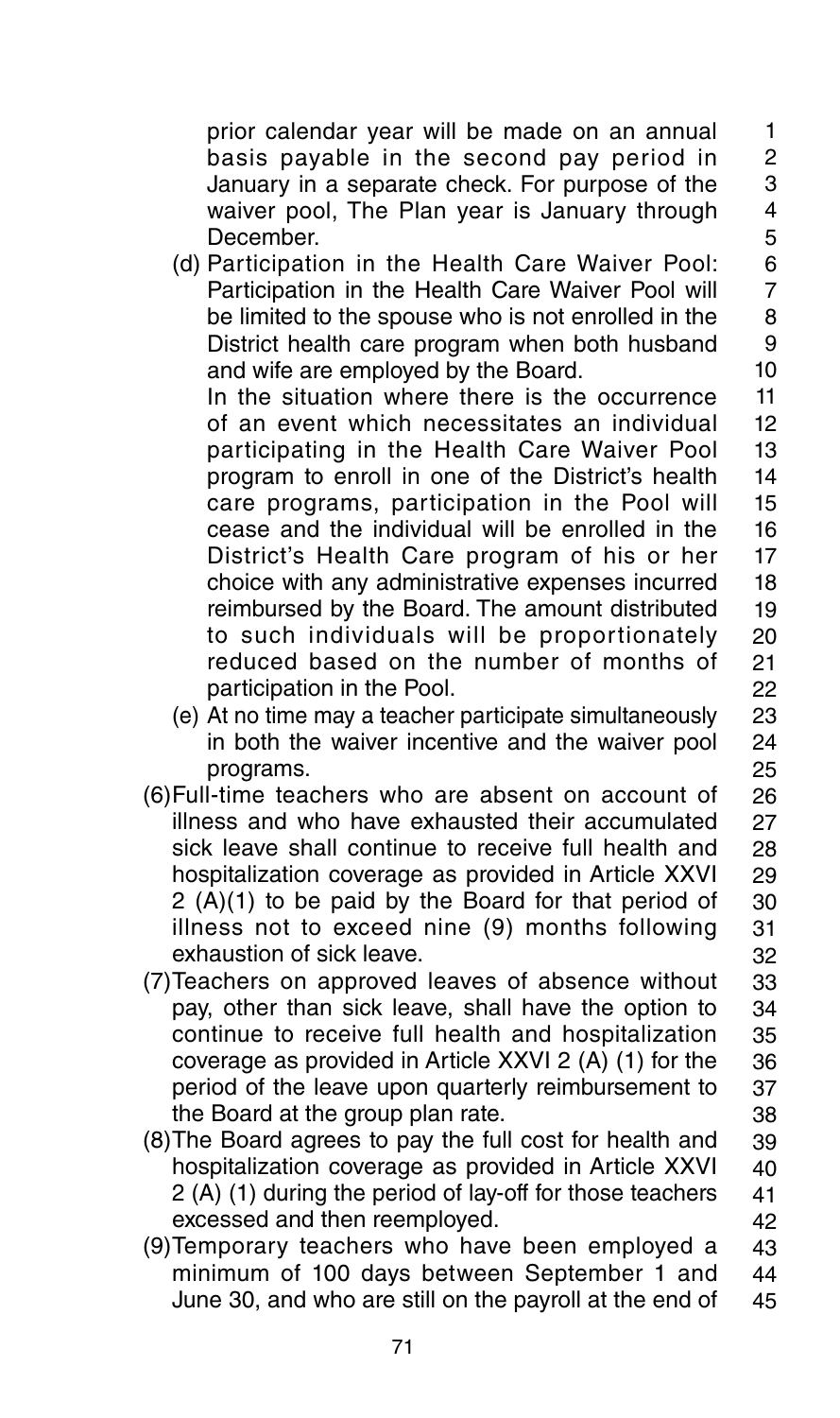prior calendar year will be made on an annual basis payable in the second pay period in January in a separate check. For purpose of the waiver pool, The Plan year is January through December.

(d) Participation in the Health Care Waiver Pool: Participation in the Health Care Waiver Pool will be limited to the spouse who is not enrolled in the District health care program when both husband and wife are employed by the Board.

In the situation where there is the occurrence of an event which necessitates an individual participating in the Health Care Waiver Pool program to enroll in one of the District's health care programs, participation in the Pool will cease and the individual will be enrolled in the District's Health Care program of his or her choice with any administrative expenses incurred reimbursed by the Board. The amount distributed to such individuals will be proportionately reduced based on the number of months of participation in the Pool.

(e) At no time may a teacher participate simultaneously in both the waiver incentive and the waiver pool programs.

(6) Full-time teachers who are absent on account of illness and who have exhausted their accumulated sick leave shall continue to receive full health and hospitalization coverage as provided in Article XXVI 2 (A)(1) to be paid by the Board for that period of illness not to exceed nine (9) months following exhaustion of sick leave.

(7) Teachers on approved leaves of absence without pay, other than sick leave, shall have the option to continue to receive full health and hospitalization coverage as provided in Article XXVI 2 (A) (1) for the period of the leave upon quarterly reimbursement to the Board at the group plan rate.

(8) The Board agrees to pay the full cost for health and hospitalization coverage as provided in Article XXVI 2 (A) (1) during the period of lay-off for those teachers excessed and then reemployed.

(9) Temporary teachers who have been employed a minimum of 100 days between September 1 and June 30, and who are still on the payroll at the end of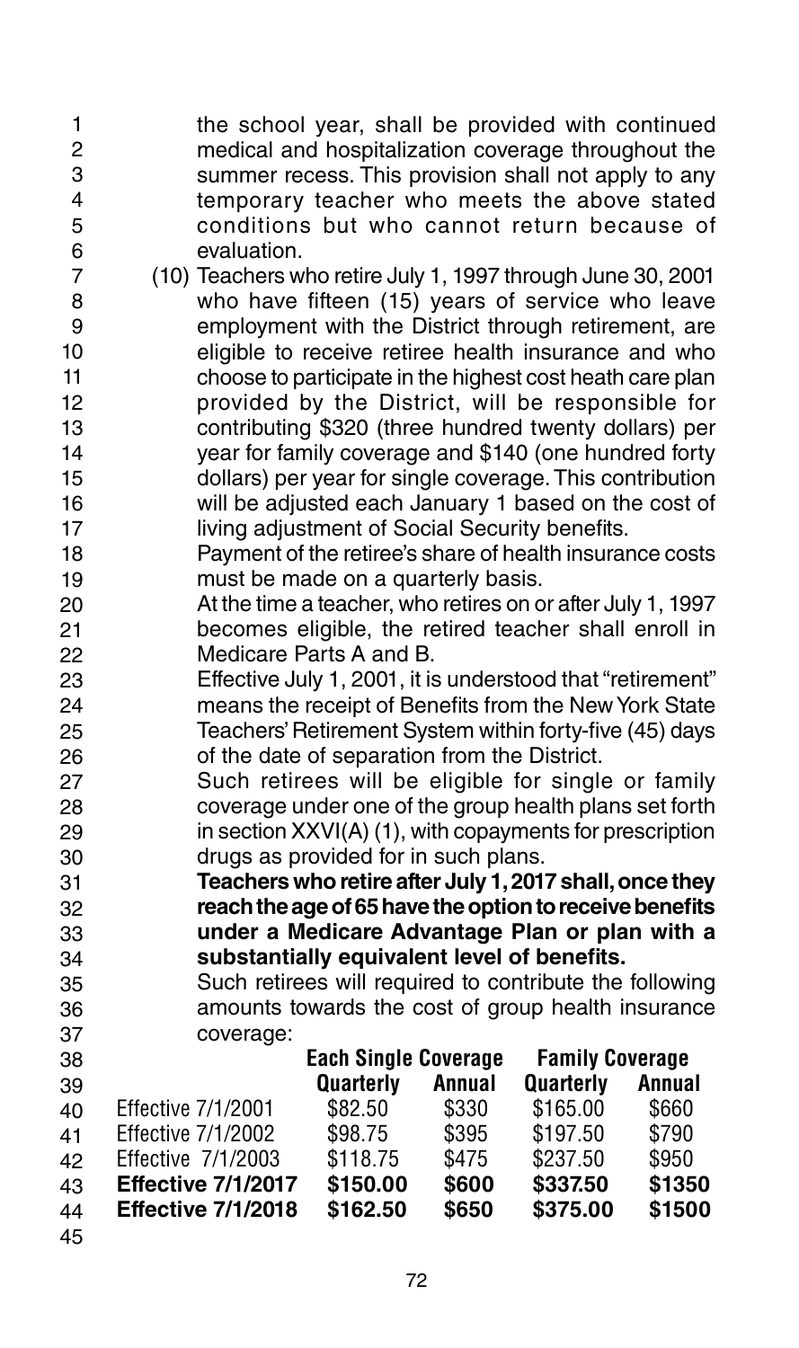the school year, shall be provided with continued medical and hospitalization coverage throughout the summer recess. This provision shall not apply to any temporary teacher who meets the above stated conditions but who cannot return because of evaluation.

(10) Teachers who retire July 1, 1997 through June 30, 2001 who have fifteen (15) years of service who leave employment with the District through retirement, are eligible to receive retiree health insurance and who choose to participate in the highest cost heath care plan provided by the District, will be responsible for contributing $320 (three hundred twenty dollars) per year for family coverage and $140 (one hundred forty dollars) per year for single coverage. This contribution will be adjusted each January 1 based on the cost of living adjustment of Social Security benefits.

Payment of the retiree's share of health insurance costs must be made on a quarterly basis.

At the time a teacher, who retires on or after July 1, 1997 becomes eligible, the retired teacher shall enroll in Medicare Parts A and B.

Effective July 1, 2001, it is understood that "retirement" means the receipt of Benefits from the New York State Teachers' Retirement System within forty-five (45) days of the date of separation from the District.

Such retirees will be eligible for single or family coverage under one of the group health plans set forth in section XXVI(A) (1), with copayments for prescription drugs as provided for in such plans.

**Teachers who retire after July 1, 2017 shall, once they reach the age of 65 have the option to receive benefits under a Medicare Advantage Plan or plan with a substantially equivalent level of benefits.**

Such retirees will required to contribute the following amounts towards the cost of group health insurance coverage:

| | Each Single Coverage | | Family Coverage | |
|---|---|---|---|---|
| | Quarterly | Annual | Quarterly | Annual |
| Effective 7/1/2001 | $82.50 | $330 | $165.00 | $660 |
| Effective 7/1/2002 | $98.75 | $395 | $197.50 | $790 |
| Effective 7/1/2003 | $118.75 | $475 | $237.50 | $950 |
| **Effective 7/1/2017** | **$150.00** | **$600** | **$337.50** | **$1350** |
| **Effective 7/1/2018** | **$162.50** | **$650** | **$375.00** | **$1500** |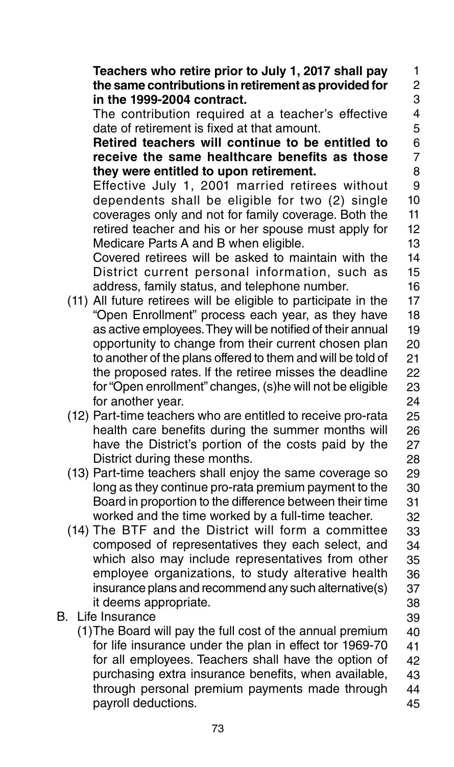**Teachers who retire prior to July 1, 2017 shall pay the same contributions in retirement as provided for in the 1999-2004 contract.**

The contribution required at a teacher's effective date of retirement is fixed at that amount.

**Retired teachers will continue to be entitled to receive the same healthcare benefits as those they were entitled to upon retirement.**

Effective July 1, 2001 married retirees without dependents shall be eligible for two (2) single coverages only and not for family coverage. Both the retired teacher and his or her spouse must apply for Medicare Parts A and B when eligible.

Covered retirees will be asked to maintain with the District current personal information, such as address, family status, and telephone number.

(11) All future retirees will be eligible to participate in the "Open Enrollment" process each year, as they have as active employees. They will be notified of their annual opportunity to change from their current chosen plan to another of the plans offered to them and will be told of the proposed rates. If the retiree misses the deadline for "Open enrollment" changes, (s)he will not be eligible for another year.

(12) Part-time teachers who are entitled to receive pro-rata health care benefits during the summer months will have the District's portion of the costs paid by the District during these months.

(13) Part-time teachers shall enjoy the same coverage so long as they continue pro-rata premium payment to the Board in proportion to the difference between their time worked and the time worked by a full-time teacher.

(14) The BTF and the District will form a committee composed of representatives they each select, and which also may include representatives from other employee organizations, to study alterative health insurance plans and recommend any such alternative(s) it deems appropriate.

B. Life Insurance

(1) The Board will pay the full cost of the annual premium for life insurance under the plan in effect tor 1969-70 for all employees. Teachers shall have the option of purchasing extra insurance benefits, when available, through personal premium payments made through payroll deductions.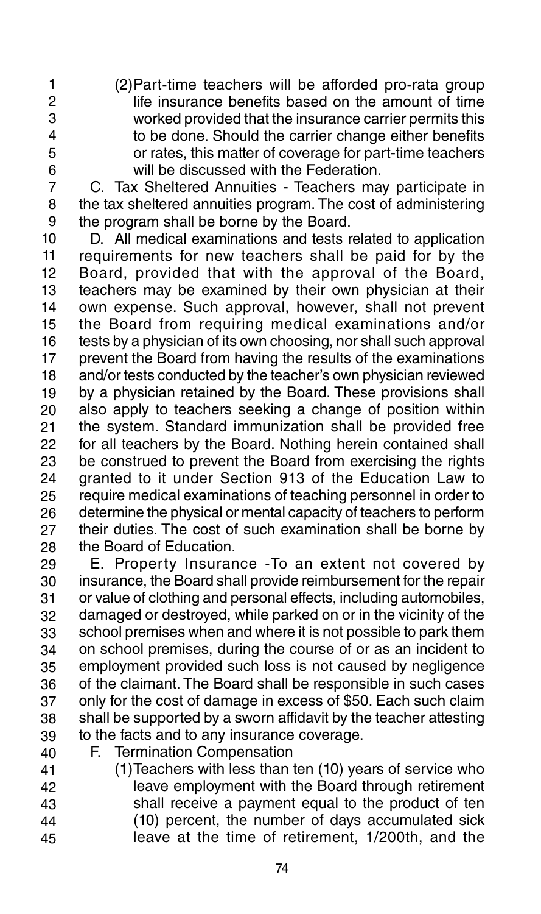(2) Part-time teachers will be afforded pro-rata group life insurance benefits based on the amount of time worked provided that the insurance carrier permits this to be done. Should the carrier change either benefits or rates, this matter of coverage for part-time teachers will be discussed with the Federation.

C. Tax Sheltered Annuities - Teachers may participate in the tax sheltered annuities program. The cost of administering the program shall be borne by the Board.

D. All medical examinations and tests related to application requirements for new teachers shall be paid for by the Board, provided that with the approval of the Board, teachers may be examined by their own physician at their own expense. Such approval, however, shall not prevent the Board from requiring medical examinations and/or tests by a physician of its own choosing, nor shall such approval prevent the Board from having the results of the examinations and/or tests conducted by the teacher's own physician reviewed by a physician retained by the Board. These provisions shall also apply to teachers seeking a change of position within the system. Standard immunization shall be provided free for all teachers by the Board. Nothing herein contained shall be construed to prevent the Board from exercising the rights granted to it under Section 913 of the Education Law to require medical examinations of teaching personnel in order to determine the physical or mental capacity of teachers to perform their duties. The cost of such examination shall be borne by the Board of Education.

E. Property Insurance -To an extent not covered by insurance, the Board shall provide reimbursement for the repair or value of clothing and personal effects, including automobiles, damaged or destroyed, while parked on or in the vicinity of the school premises when and where it is not possible to park them on school premises, during the course of or as an incident to employment provided such loss is not caused by negligence of the claimant. The Board shall be responsible in such cases only for the cost of damage in excess of $50. Each such claim shall be supported by a sworn affidavit by the teacher attesting to the facts and to any insurance coverage.

F. Termination Compensation

(1) Teachers with less than ten (10) years of service who leave employment with the Board through retirement shall receive a payment equal to the product of ten (10) percent, the number of days accumulated sick leave at the time of retirement, 1/200th, and the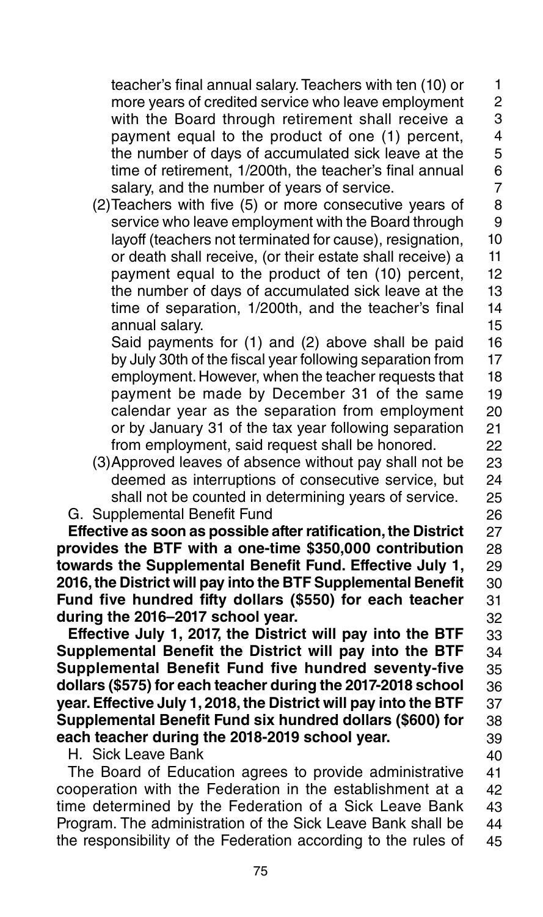teacher's final annual salary. Teachers with ten (10) or more years of credited service who leave employment with the Board through retirement shall receive a payment equal to the product of one (1) percent, the number of days of accumulated sick leave at the time of retirement, 1/200th, the teacher's final annual salary, and the number of years of service.

(2) Teachers with five (5) or more consecutive years of service who leave employment with the Board through layoff (teachers not terminated for cause), resignation, or death shall receive, (or their estate shall receive) a payment equal to the product of ten (10) percent, the number of days of accumulated sick leave at the time of separation, 1/200th, and the teacher's final annual salary.

Said payments for (1) and (2) above shall be paid by July 30th of the fiscal year following separation from employment. However, when the teacher requests that payment be made by December 31 of the same calendar year as the separation from employment or by January 31 of the tax year following separation from employment, said request shall be honored.

(3) Approved leaves of absence without pay shall not be deemed as interruptions of consecutive service, but shall not be counted in determining years of service.

G. Supplemental Benefit Fund

**Effective as soon as possible after ratification, the District provides the BTF with a one-time $350,000 contribution towards the Supplemental Benefit Fund. Effective July 1, 2016, the District will pay into the BTF Supplemental Benefit Fund five hundred fifty dollars ($550) for each teacher during the 2016–2017 school year.**

**Effective July 1, 2017, the District will pay into the BTF Supplemental Benefit the District will pay into the BTF Supplemental Benefit Fund five hundred seventy-five dollars ($575) for each teacher during the 2017-2018 school year. Effective July 1, 2018, the District will pay into the BTF Supplemental Benefit Fund six hundred dollars ($600) for each teacher during the 2018-2019 school year.**

H. Sick Leave Bank

The Board of Education agrees to provide administrative cooperation with the Federation in the establishment at a time determined by the Federation of a Sick Leave Bank Program. The administration of the Sick Leave Bank shall be the responsibility of the Federation according to the rules of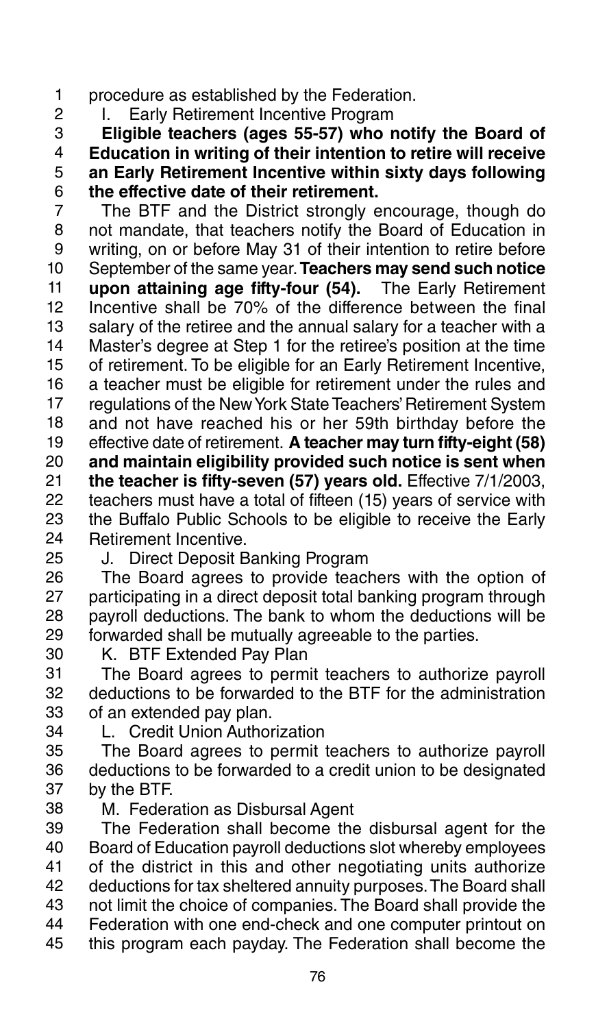procedure as established by the Federation.

I. Early Retirement Incentive Program

**Eligible teachers (ages 55-57) who notify the Board of Education in writing of their intention to retire will receive an Early Retirement Incentive within sixty days following the effective date of their retirement.**

The BTF and the District strongly encourage, though do not mandate, that teachers notify the Board of Education in writing, on or before May 31 of their intention to retire before September of the same year. **Teachers may send such notice upon attaining age fifty-four (54).** The Early Retirement Incentive shall be 70% of the difference between the final salary of the retiree and the annual salary for a teacher with a Master's degree at Step 1 for the retiree's position at the time of retirement. To be eligible for an Early Retirement Incentive, a teacher must be eligible for retirement under the rules and regulations of the New York State Teachers' Retirement System and not have reached his or her 59th birthday before the effective date of retirement. **A teacher may turn fifty-eight (58) and maintain eligibility provided such notice is sent when the teacher is fifty-seven (57) years old.** Effective 7/1/2003, teachers must have a total of fifteen (15) years of service with the Buffalo Public Schools to be eligible to receive the Early Retirement Incentive.

J. Direct Deposit Banking Program

The Board agrees to provide teachers with the option of participating in a direct deposit total banking program through payroll deductions. The bank to whom the deductions will be forwarded shall be mutually agreeable to the parties.

K. BTF Extended Pay Plan

The Board agrees to permit teachers to authorize payroll deductions to be forwarded to the BTF for the administration of an extended pay plan.

L. Credit Union Authorization

The Board agrees to permit teachers to authorize payroll deductions to be forwarded to a credit union to be designated by the BTF.

M. Federation as Disbursal Agent

The Federation shall become the disbursal agent for the Board of Education payroll deductions slot whereby employees of the district in this and other negotiating units authorize deductions for tax sheltered annuity purposes. The Board shall not limit the choice of companies. The Board shall provide the Federation with one end-check and one computer printout on this program each payday. The Federation shall become the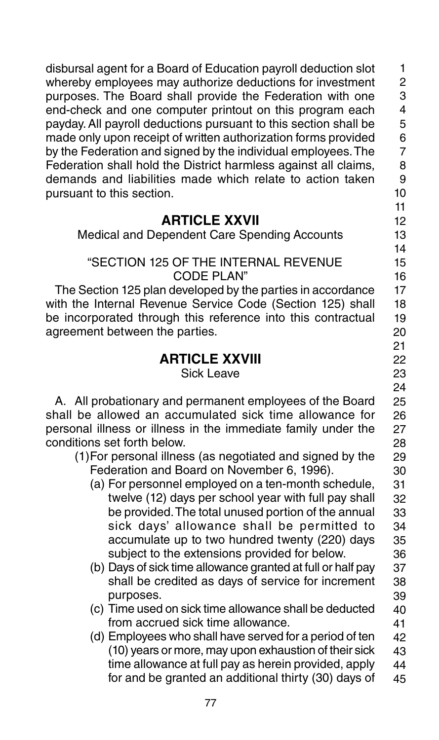disbursal agent for a Board of Education payroll deduction slot whereby employees may authorize deductions for investment purposes. The Board shall provide the Federation with one end-check and one computer printout on this program each payday. All payroll deductions pursuant to this section shall be made only upon receipt of written authorization forms provided by the Federation and signed by the individual employees. The Federation shall hold the District harmless against all claims, demands and liabilities made which relate to action taken pursuant to this section.

## ARTICLE XXVII

Medical and Dependent Care Spending Accounts

"SECTION 125 OF THE INTERNAL REVENUE CODE PLAN"

The Section 125 plan developed by the parties in accordance with the Internal Revenue Service Code (Section 125) shall be incorporated through this reference into this contractual agreement between the parties.

## ARTICLE XXVIII

Sick Leave

A. All probationary and permanent employees of the Board shall be allowed an accumulated sick time allowance for personal illness or illness in the immediate family under the conditions set forth below.

(1) For personal illness (as negotiated and signed by the Federation and Board on November 6, 1996).

(a) For personnel employed on a ten-month schedule, twelve (12) days per school year with full pay shall be provided. The total unused portion of the annual sick days' allowance shall be permitted to accumulate up to two hundred twenty (220) days subject to the extensions provided for below.

(b) Days of sick time allowance granted at full or half pay shall be credited as days of service for increment purposes.

(c) Time used on sick time allowance shall be deducted from accrued sick time allowance.

(d) Employees who shall have served for a period of ten (10) years or more, may upon exhaustion of their sick time allowance at full pay as herein provided, apply for and be granted an additional thirty (30) days of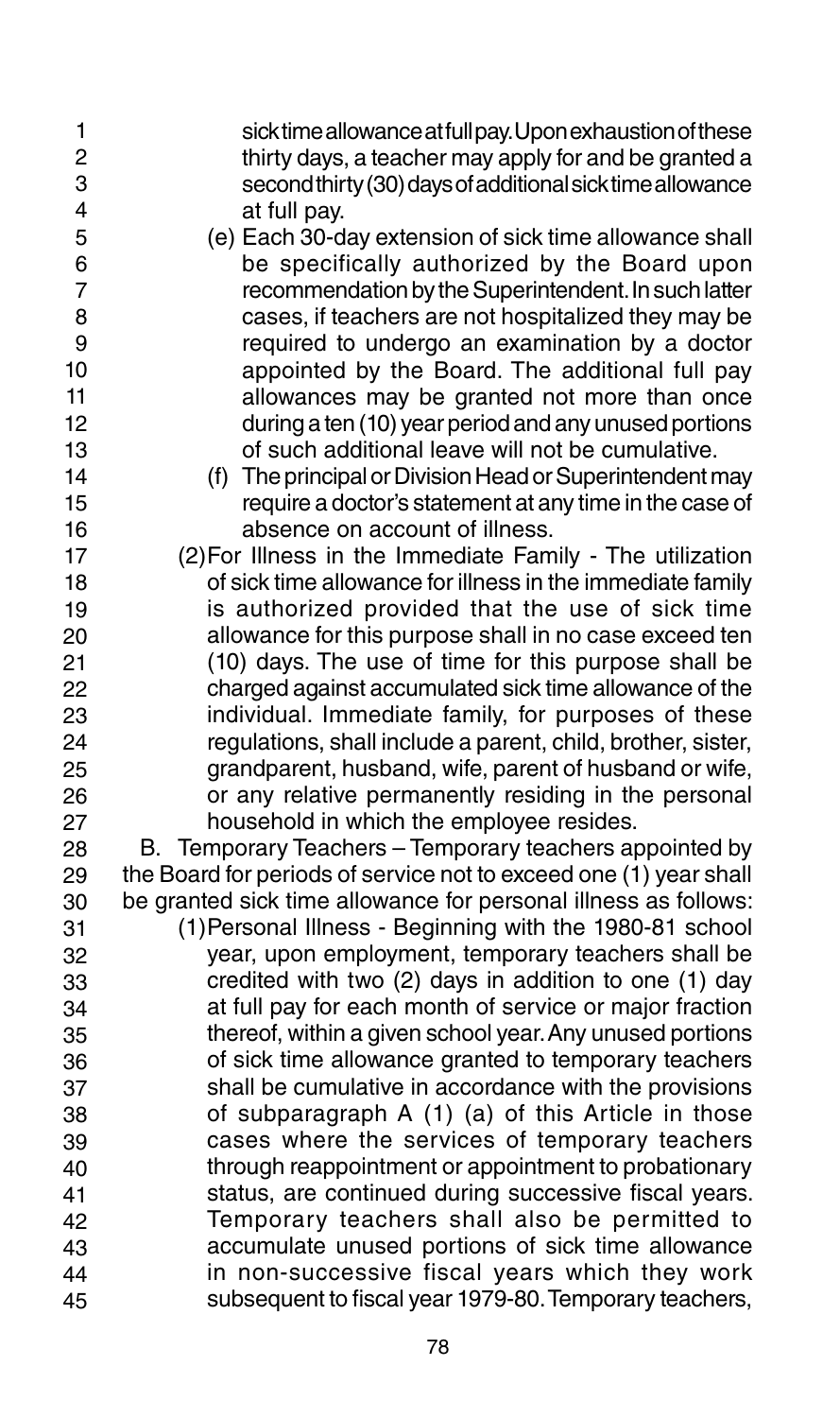sick time allowance at full pay. Upon exhaustion of these thirty days, a teacher may apply for and be granted a second thirty (30) days of additional sick time allowance at full pay.

(e) Each 30-day extension of sick time allowance shall be specifically authorized by the Board upon recommendation by the Superintendent. In such latter cases, if teachers are not hospitalized they may be required to undergo an examination by a doctor appointed by the Board. The additional full pay allowances may be granted not more than once during a ten (10) year period and any unused portions of such additional leave will not be cumulative.

(f) The principal or Division Head or Superintendent may require a doctor's statement at any time in the case of absence on account of illness.

(2) For Illness in the Immediate Family - The utilization of sick time allowance for illness in the immediate family is authorized provided that the use of sick time allowance for this purpose shall in no case exceed ten (10) days. The use of time for this purpose shall be charged against accumulated sick time allowance of the individual. Immediate family, for purposes of these regulations, shall include a parent, child, brother, sister, grandparent, husband, wife, parent of husband or wife, or any relative permanently residing in the personal household in which the employee resides.

B. Temporary Teachers – Temporary teachers appointed by the Board for periods of service not to exceed one (1) year shall be granted sick time allowance for personal illness as follows:

(1) Personal Illness - Beginning with the 1980-81 school year, upon employment, temporary teachers shall be credited with two (2) days in addition to one (1) day at full pay for each month of service or major fraction thereof, within a given school year. Any unused portions of sick time allowance granted to temporary teachers shall be cumulative in accordance with the provisions of subparagraph A (1) (a) of this Article in those cases where the services of temporary teachers through reappointment or appointment to probationary status, are continued during successive fiscal years. Temporary teachers shall also be permitted to accumulate unused portions of sick time allowance in non-successive fiscal years which they work subsequent to fiscal year 1979-80. Temporary teachers,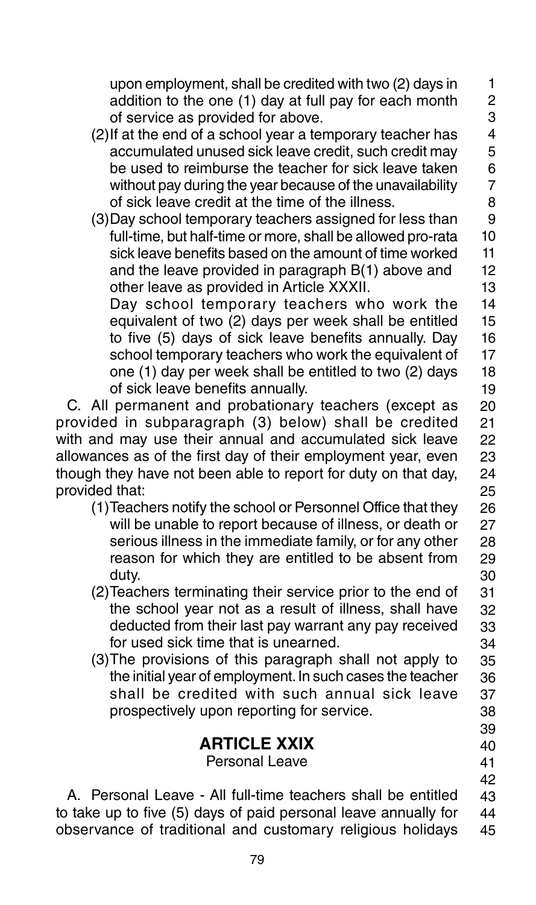upon employment, shall be credited with two (2) days in addition to the one (1) day at full pay for each month of service as provided for above.

(2) If at the end of a school year a temporary teacher has accumulated unused sick leave credit, such credit may be used to reimburse the teacher for sick leave taken without pay during the year because of the unavailability of sick leave credit at the time of the illness.

(3) Day school temporary teachers assigned for less than full-time, but half-time or more, shall be allowed pro-rata sick leave benefits based on the amount of time worked and the leave provided in paragraph B(1) above and other leave as provided in Article XXXII.

Day school temporary teachers who work the equivalent of two (2) days per week shall be entitled to five (5) days of sick leave benefits annually. Day school temporary teachers who work the equivalent of one (1) day per week shall be entitled to two (2) days of sick leave benefits annually.

C. All permanent and probationary teachers (except as provided in subparagraph (3) below) shall be credited with and may use their annual and accumulated sick leave allowances as of the first day of their employment year, even though they have not been able to report for duty on that day, provided that:

(1) Teachers notify the school or Personnel Office that they will be unable to report because of illness, or death or serious illness in the immediate family, or for any other reason for which they are entitled to be absent from duty.

(2) Teachers terminating their service prior to the end of the school year not as a result of illness, shall have deducted from their last pay warrant any pay received for used sick time that is unearned.

(3) The provisions of this paragraph shall not apply to the initial year of employment. In such cases the teacher shall be credited with such annual sick leave prospectively upon reporting for service.

## ARTICLE XXIX

Personal Leave

A. Personal Leave - All full-time teachers shall be entitled to take up to five (5) days of paid personal leave annually for observance of traditional and customary religious holidays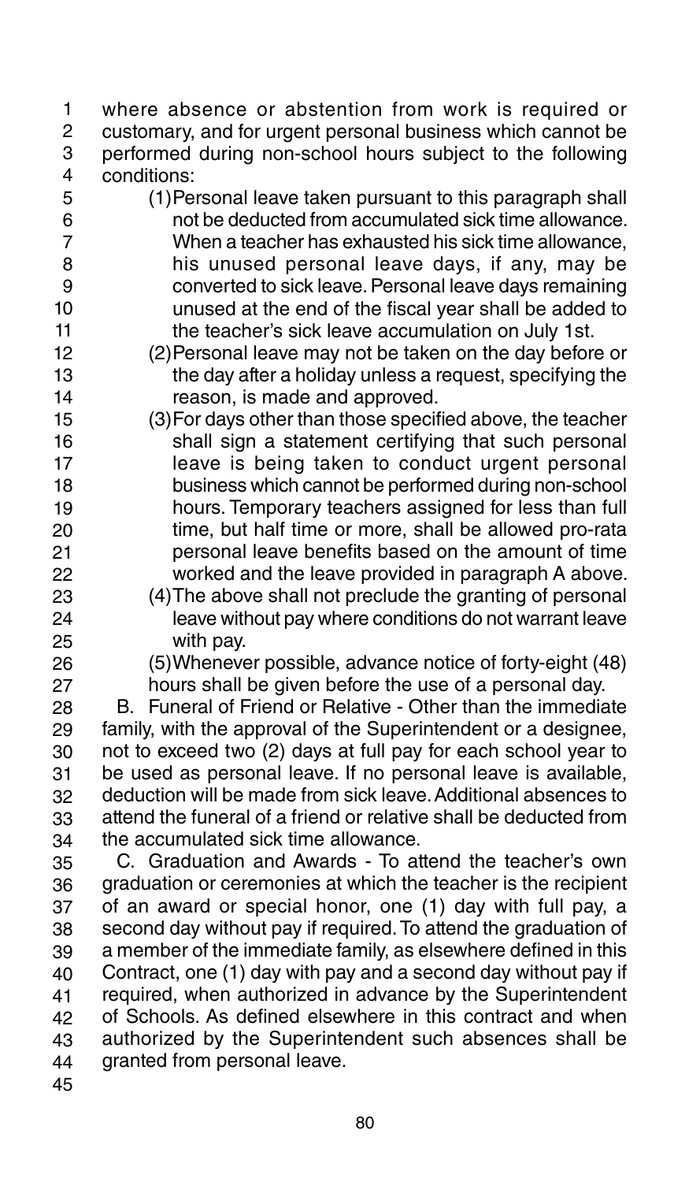where absence or abstention from work is required or customary, and for urgent personal business which cannot be performed during non-school hours subject to the following conditions:

(1) Personal leave taken pursuant to this paragraph shall not be deducted from accumulated sick time allowance. When a teacher has exhausted his sick time allowance, his unused personal leave days, if any, may be converted to sick leave. Personal leave days remaining unused at the end of the fiscal year shall be added to the teacher's sick leave accumulation on July 1st.

(2) Personal leave may not be taken on the day before or the day after a holiday unless a request, specifying the reason, is made and approved.

(3) For days other than those specified above, the teacher shall sign a statement certifying that such personal leave is being taken to conduct urgent personal business which cannot be performed during non-school hours. Temporary teachers assigned for less than full time, but half time or more, shall be allowed pro-rata personal leave benefits based on the amount of time worked and the leave provided in paragraph A above.

(4) The above shall not preclude the granting of personal leave without pay where conditions do not warrant leave with pay.

(5) Whenever possible, advance notice of forty-eight (48) hours shall be given before the use of a personal day.

B. Funeral of Friend or Relative - Other than the immediate family, with the approval of the Superintendent or a designee, not to exceed two (2) days at full pay for each school year to be used as personal leave. If no personal leave is available, deduction will be made from sick leave. Additional absences to attend the funeral of a friend or relative shall be deducted from the accumulated sick time allowance.

C. Graduation and Awards - To attend the teacher's own graduation or ceremonies at which the teacher is the recipient of an award or special honor, one (1) day with full pay, a second day without pay if required. To attend the graduation of a member of the immediate family, as elsewhere defined in this Contract, one (1) day with pay and a second day without pay if required, when authorized in advance by the Superintendent of Schools. As defined elsewhere in this contract and when authorized by the Superintendent such absences shall be granted from personal leave.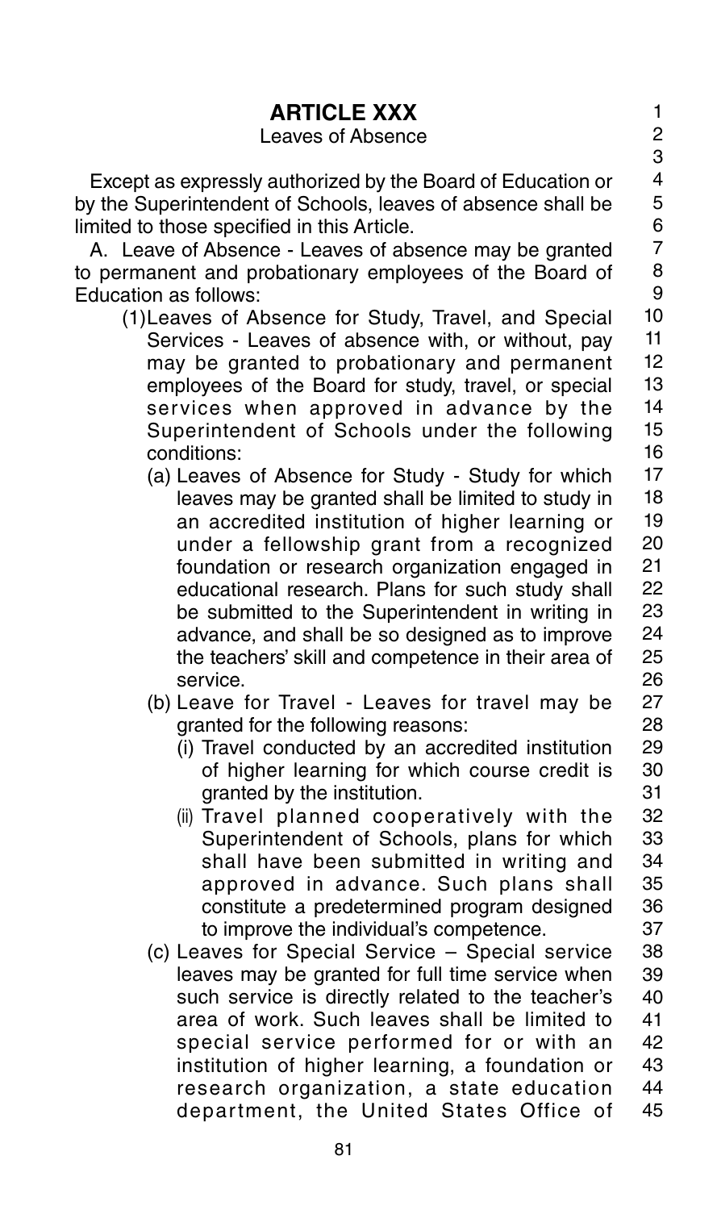# ARTICLE XXX

Leaves of Absence

Except as expressly authorized by the Board of Education or by the Superintendent of Schools, leaves of absence shall be limited to those specified in this Article.

A. Leave of Absence - Leaves of absence may be granted to permanent and probationary employees of the Board of Education as follows:

(1) Leaves of Absence for Study, Travel, and Special Services - Leaves of absence with, or without, pay may be granted to probationary and permanent employees of the Board for study, travel, or special services when approved in advance by the Superintendent of Schools under the following conditions:

(a) Leaves of Absence for Study - Study for which leaves may be granted shall be limited to study in an accredited institution of higher learning or under a fellowship grant from a recognized foundation or research organization engaged in educational research. Plans for such study shall be submitted to the Superintendent in writing in advance, and shall be so designed as to improve the teachers' skill and competence in their area of service.

(b) Leave for Travel - Leaves for travel may be granted for the following reasons:

(i) Travel conducted by an accredited institution of higher learning for which course credit is granted by the institution.

(ii) Travel planned cooperatively with the Superintendent of Schools, plans for which shall have been submitted in writing and approved in advance. Such plans shall constitute a predetermined program designed to improve the individual's competence.

(c) Leaves for Special Service – Special service leaves may be granted for full time service when such service is directly related to the teacher's area of work. Such leaves shall be limited to special service performed for or with an institution of higher learning, a foundation or research organization, a state education department, the United States Office of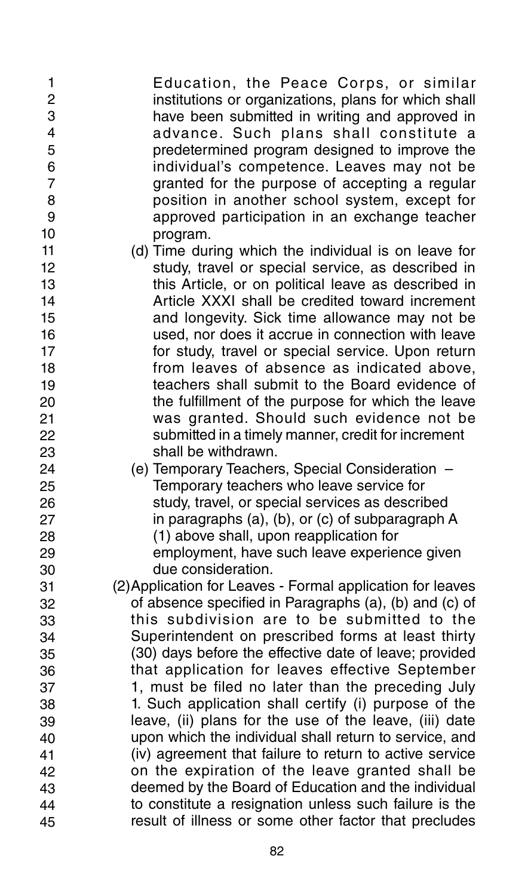Education, the Peace Corps, or similar institutions or organizations, plans for which shall have been submitted in writing and approved in advance. Such plans shall constitute a predetermined program designed to improve the individual's competence. Leaves may not be granted for the purpose of accepting a regular position in another school system, except for approved participation in an exchange teacher program.

(d) Time during which the individual is on leave for study, travel or special service, as described in this Article, or on political leave as described in Article XXXI shall be credited toward increment and longevity. Sick time allowance may not be used, nor does it accrue in connection with leave for study, travel or special service. Upon return from leaves of absence as indicated above, teachers shall submit to the Board evidence of the fulfillment of the purpose for which the leave was granted. Should such evidence not be submitted in a timely manner, credit for increment shall be withdrawn.

(e) Temporary Teachers, Special Consideration – Temporary teachers who leave service for study, travel, or special services as described in paragraphs (a), (b), or (c) of subparagraph A (1) above shall, upon reapplication for employment, have such leave experience given due consideration.

(2) Application for Leaves - Formal application for leaves of absence specified in Paragraphs (a), (b) and (c) of this subdivision are to be submitted to the Superintendent on prescribed forms at least thirty (30) days before the effective date of leave; provided that application for leaves effective September 1, must be filed no later than the preceding July 1. Such application shall certify (i) purpose of the leave, (ii) plans for the use of the leave, (iii) date upon which the individual shall return to service, and (iv) agreement that failure to return to active service on the expiration of the leave granted shall be deemed by the Board of Education and the individual to constitute a resignation unless such failure is the result of illness or some other factor that precludes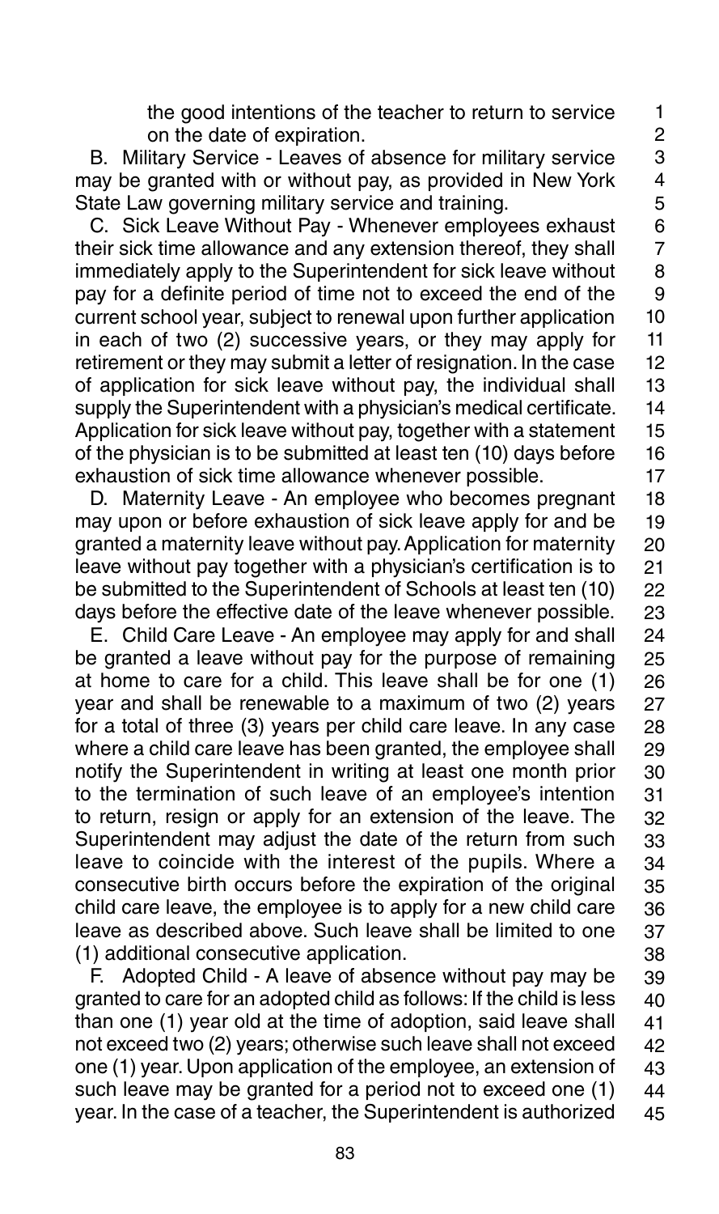the good intentions of the teacher to return to service on the date of expiration.

B. Military Service - Leaves of absence for military service may be granted with or without pay, as provided in New York State Law governing military service and training.

C. Sick Leave Without Pay - Whenever employees exhaust their sick time allowance and any extension thereof, they shall immediately apply to the Superintendent for sick leave without pay for a definite period of time not to exceed the end of the current school year, subject to renewal upon further application in each of two (2) successive years, or they may apply for retirement or they may submit a letter of resignation. In the case of application for sick leave without pay, the individual shall supply the Superintendent with a physician's medical certificate. Application for sick leave without pay, together with a statement of the physician is to be submitted at least ten (10) days before exhaustion of sick time allowance whenever possible.

D. Maternity Leave - An employee who becomes pregnant may upon or before exhaustion of sick leave apply for and be granted a maternity leave without pay. Application for maternity leave without pay together with a physician's certification is to be submitted to the Superintendent of Schools at least ten (10) days before the effective date of the leave whenever possible.

E. Child Care Leave - An employee may apply for and shall be granted a leave without pay for the purpose of remaining at home to care for a child. This leave shall be for one (1) year and shall be renewable to a maximum of two (2) years for a total of three (3) years per child care leave. In any case where a child care leave has been granted, the employee shall notify the Superintendent in writing at least one month prior to the termination of such leave of an employee's intention to return, resign or apply for an extension of the leave. The Superintendent may adjust the date of the return from such leave to coincide with the interest of the pupils. Where a consecutive birth occurs before the expiration of the original child care leave, the employee is to apply for a new child care leave as described above. Such leave shall be limited to one (1) additional consecutive application.

F. Adopted Child - A leave of absence without pay may be granted to care for an adopted child as follows: If the child is less than one (1) year old at the time of adoption, said leave shall not exceed two (2) years; otherwise such leave shall not exceed one (1) year. Upon application of the employee, an extension of such leave may be granted for a period not to exceed one (1) year. In the case of a teacher, the Superintendent is authorized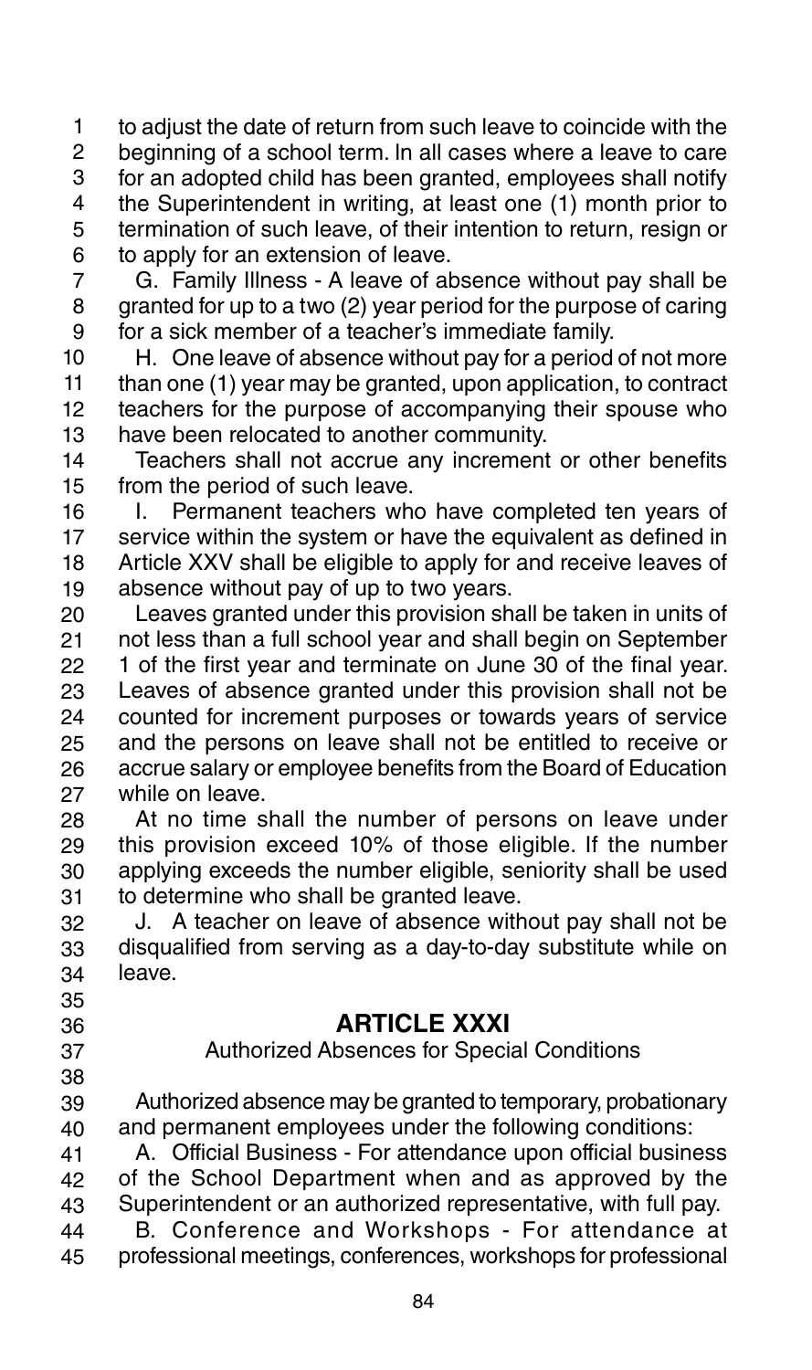to adjust the date of return from such leave to coincide with the beginning of a school term. In all cases where a leave to care for an adopted child has been granted, employees shall notify the Superintendent in writing, at least one (1) month prior to termination of such leave, of their intention to return, resign or to apply for an extension of leave.

G. Family Illness - A leave of absence without pay shall be granted for up to a two (2) year period for the purpose of caring for a sick member of a teacher's immediate family.

H. One leave of absence without pay for a period of not more than one (1) year may be granted, upon application, to contract teachers for the purpose of accompanying their spouse who have been relocated to another community.

Teachers shall not accrue any increment or other benefits from the period of such leave.

I. Permanent teachers who have completed ten years of service within the system or have the equivalent as defined in Article XXV shall be eligible to apply for and receive leaves of absence without pay of up to two years.

Leaves granted under this provision shall be taken in units of not less than a full school year and shall begin on September 1 of the first year and terminate on June 30 of the final year. Leaves of absence granted under this provision shall not be counted for increment purposes or towards years of service and the persons on leave shall not be entitled to receive or accrue salary or employee benefits from the Board of Education while on leave.

At no time shall the number of persons on leave under this provision exceed 10% of those eligible. If the number applying exceeds the number eligible, seniority shall be used to determine who shall be granted leave.

J. A teacher on leave of absence without pay shall not be disqualified from serving as a day-to-day substitute while on leave.

## ARTICLE XXXI

Authorized Absences for Special Conditions

Authorized absence may be granted to temporary, probationary and permanent employees under the following conditions:

A. Official Business - For attendance upon official business of the School Department when and as approved by the Superintendent or an authorized representative, with full pay.

B. Conference and Workshops - For attendance at professional meetings, conferences, workshops for professional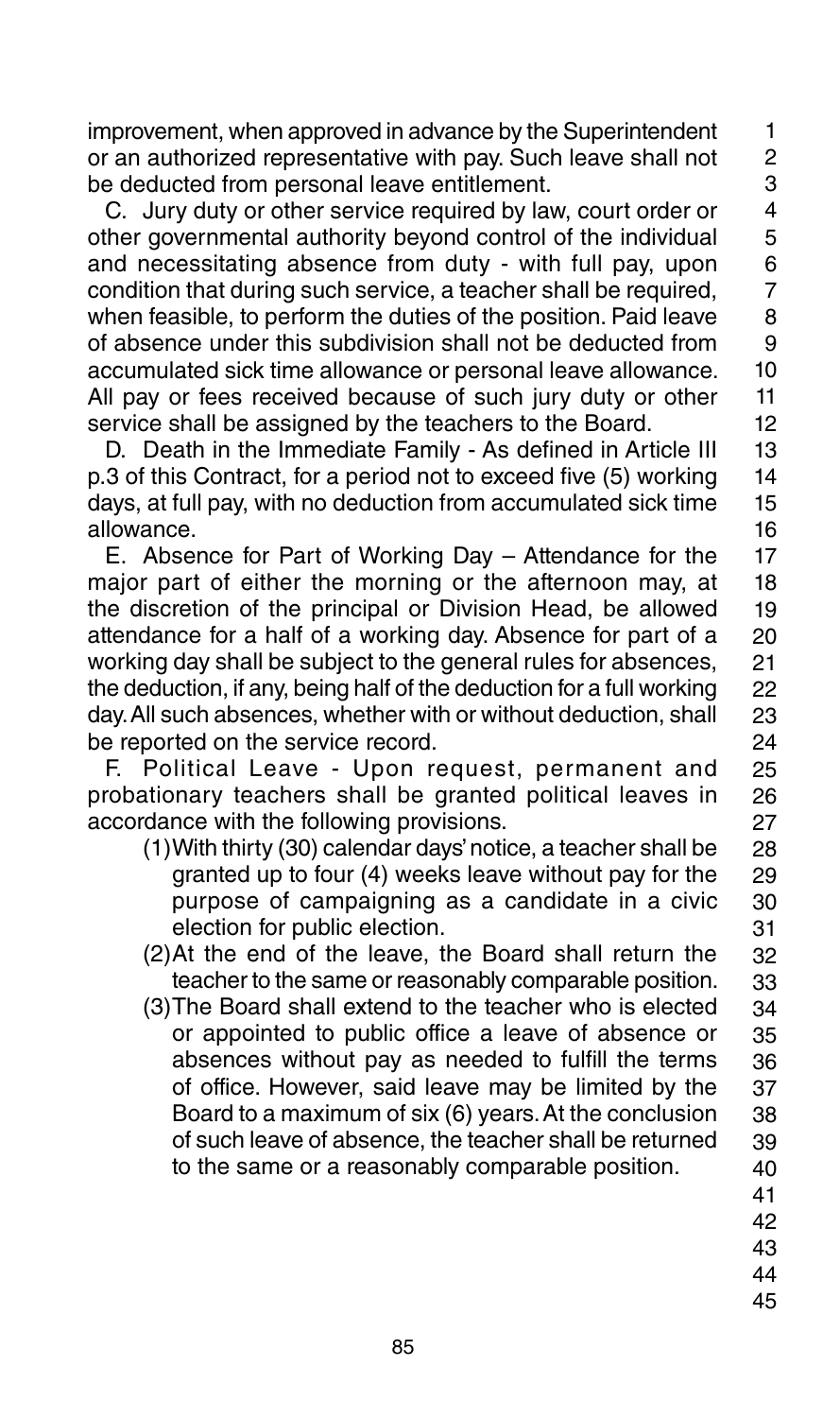improvement, when approved in advance by the Superintendent or an authorized representative with pay. Such leave shall not be deducted from personal leave entitlement.

C. Jury duty or other service required by law, court order or other governmental authority beyond control of the individual and necessitating absence from duty - with full pay, upon condition that during such service, a teacher shall be required, when feasible, to perform the duties of the position. Paid leave of absence under this subdivision shall not be deducted from accumulated sick time allowance or personal leave allowance. All pay or fees received because of such jury duty or other service shall be assigned by the teachers to the Board.

D. Death in the Immediate Family - As defined in Article III p.3 of this Contract, for a period not to exceed five (5) working days, at full pay, with no deduction from accumulated sick time allowance.

E. Absence for Part of Working Day – Attendance for the major part of either the morning or the afternoon may, at the discretion of the principal or Division Head, be allowed attendance for a half of a working day. Absence for part of a working day shall be subject to the general rules for absences, the deduction, if any, being half of the deduction for a full working day. All such absences, whether with or without deduction, shall be reported on the service record.

F. Political Leave - Upon request, permanent and probationary teachers shall be granted political leaves in accordance with the following provisions.

(1) With thirty (30) calendar days' notice, a teacher shall be granted up to four (4) weeks leave without pay for the purpose of campaigning as a candidate in a civic election for public election.

(2) At the end of the leave, the Board shall return the teacher to the same or reasonably comparable position.

(3) The Board shall extend to the teacher who is elected or appointed to public office a leave of absence or absences without pay as needed to fulfill the terms of office. However, said leave may be limited by the Board to a maximum of six (6) years. At the conclusion of such leave of absence, the teacher shall be returned to the same or a reasonably comparable position.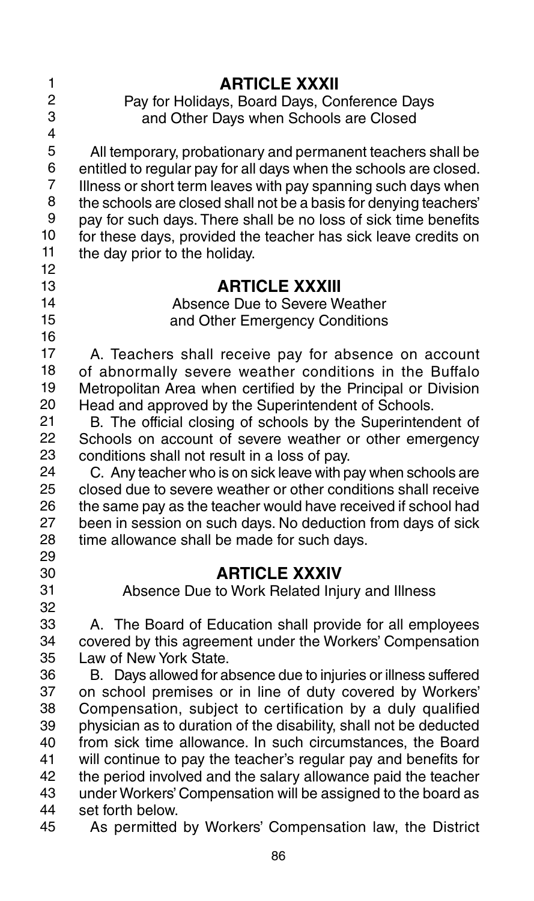## ARTICLE XXXII

Pay for Holidays, Board Days, Conference Days and Other Days when Schools are Closed

All temporary, probationary and permanent teachers shall be entitled to regular pay for all days when the schools are closed. Illness or short term leaves with pay spanning such days when the schools are closed shall not be a basis for denying teachers' pay for such days. There shall be no loss of sick time benefits for these days, provided the teacher has sick leave credits on the day prior to the holiday.

## ARTICLE XXXIII

Absence Due to Severe Weather and Other Emergency Conditions

A. Teachers shall receive pay for absence on account of abnormally severe weather conditions in the Buffalo Metropolitan Area when certified by the Principal or Division Head and approved by the Superintendent of Schools.

B. The official closing of schools by the Superintendent of Schools on account of severe weather or other emergency conditions shall not result in a loss of pay.

C. Any teacher who is on sick leave with pay when schools are closed due to severe weather or other conditions shall receive the same pay as the teacher would have received if school had been in session on such days. No deduction from days of sick time allowance shall be made for such days.

## ARTICLE XXXIV

Absence Due to Work Related Injury and Illness

A. The Board of Education shall provide for all employees covered by this agreement under the Workers' Compensation Law of New York State.

B. Days allowed for absence due to injuries or illness suffered on school premises or in line of duty covered by Workers' Compensation, subject to certification by a duly qualified physician as to duration of the disability, shall not be deducted from sick time allowance. In such circumstances, the Board will continue to pay the teacher's regular pay and benefits for the period involved and the salary allowance paid the teacher under Workers' Compensation will be assigned to the board as set forth below.

As permitted by Workers' Compensation law, the District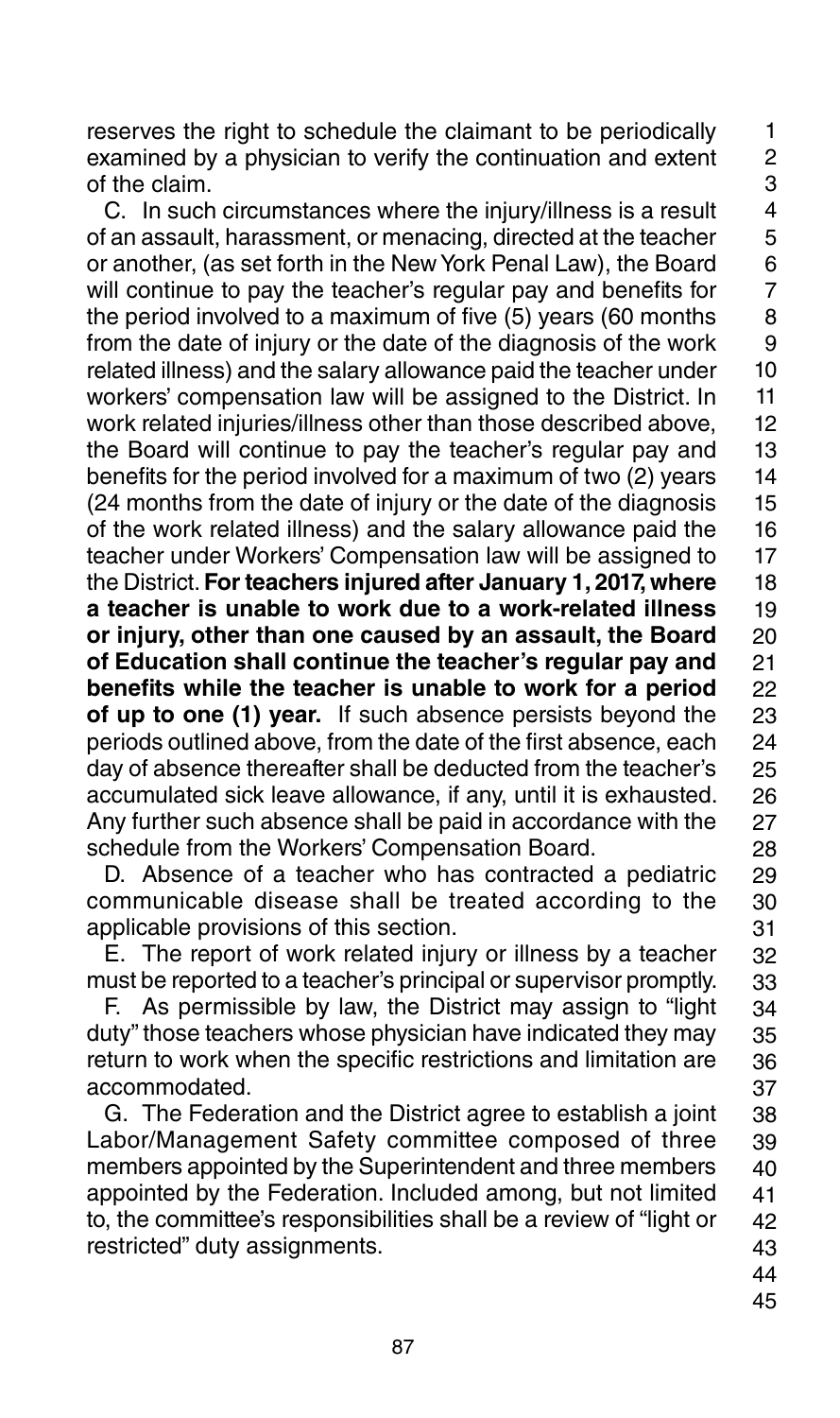reserves the right to schedule the claimant to be periodically examined by a physician to verify the continuation and extent of the claim.

C. In such circumstances where the injury/illness is a result of an assault, harassment, or menacing, directed at the teacher or another, (as set forth in the New York Penal Law), the Board will continue to pay the teacher's regular pay and benefits for the period involved to a maximum of five (5) years (60 months from the date of injury or the date of the diagnosis of the work related illness) and the salary allowance paid the teacher under workers' compensation law will be assigned to the District. In work related injuries/illness other than those described above, the Board will continue to pay the teacher's regular pay and benefits for the period involved for a maximum of two (2) years (24 months from the date of injury or the date of the diagnosis of the work related illness) and the salary allowance paid the teacher under Workers' Compensation law will be assigned to the District. **For teachers injured after January 1, 2017, where a teacher is unable to work due to a work-related illness or injury, other than one caused by an assault, the Board of Education shall continue the teacher's regular pay and benefits while the teacher is unable to work for a period of up to one (1) year.** If such absence persists beyond the periods outlined above, from the date of the first absence, each day of absence thereafter shall be deducted from the teacher's accumulated sick leave allowance, if any, until it is exhausted. Any further such absence shall be paid in accordance with the schedule from the Workers' Compensation Board.

D. Absence of a teacher who has contracted a pediatric communicable disease shall be treated according to the applicable provisions of this section.

E. The report of work related injury or illness by a teacher must be reported to a teacher's principal or supervisor promptly.

F. As permissible by law, the District may assign to "light duty" those teachers whose physician have indicated they may return to work when the specific restrictions and limitation are accommodated.

G. The Federation and the District agree to establish a joint Labor/Management Safety committee composed of three members appointed by the Superintendent and three members appointed by the Federation. Included among, but not limited to, the committee's responsibilities shall be a review of "light or restricted" duty assignments.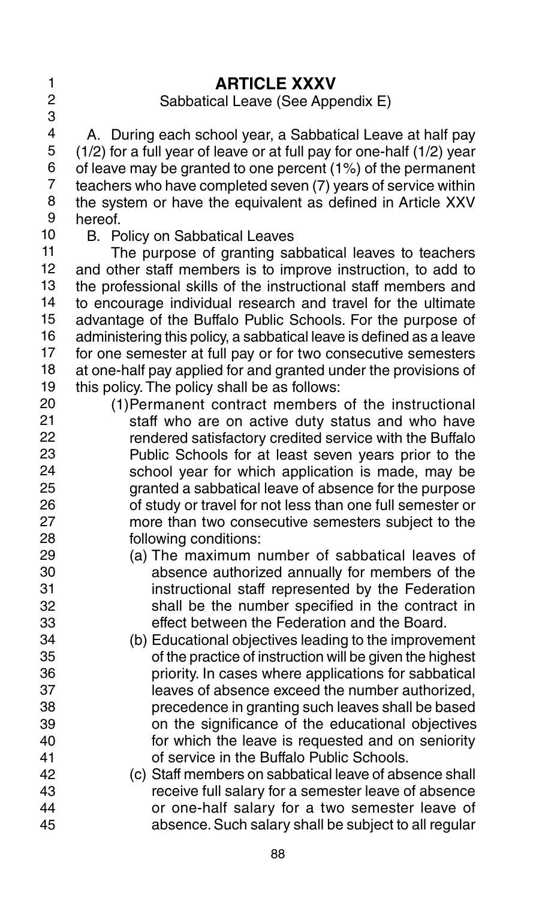# ARTICLE XXXV

Sabbatical Leave (See Appendix E)

A. During each school year, a Sabbatical Leave at half pay (1/2) for a full year of leave or at full pay for one-half (1/2) year of leave may be granted to one percent (1%) of the permanent teachers who have completed seven (7) years of service within the system or have the equivalent as defined in Article XXV hereof.

B. Policy on Sabbatical Leaves

The purpose of granting sabbatical leaves to teachers and other staff members is to improve instruction, to add to the professional skills of the instructional staff members and to encourage individual research and travel for the ultimate advantage of the Buffalo Public Schools. For the purpose of administering this policy, a sabbatical leave is defined as a leave for one semester at full pay or for two consecutive semesters at one-half pay applied for and granted under the provisions of this policy. The policy shall be as follows:

(1) Permanent contract members of the instructional staff who are on active duty status and who have rendered satisfactory credited service with the Buffalo Public Schools for at least seven years prior to the school year for which application is made, may be granted a sabbatical leave of absence for the purpose of study or travel for not less than one full semester or more than two consecutive semesters subject to the following conditions:

(a) The maximum number of sabbatical leaves of absence authorized annually for members of the instructional staff represented by the Federation shall be the number specified in the contract in effect between the Federation and the Board.

(b) Educational objectives leading to the improvement of the practice of instruction will be given the highest priority. In cases where applications for sabbatical leaves of absence exceed the number authorized, precedence in granting such leaves shall be based on the significance of the educational objectives for which the leave is requested and on seniority of service in the Buffalo Public Schools.

(c) Staff members on sabbatical leave of absence shall receive full salary for a semester leave of absence or one-half salary for a two semester leave of absence. Such salary shall be subject to all regular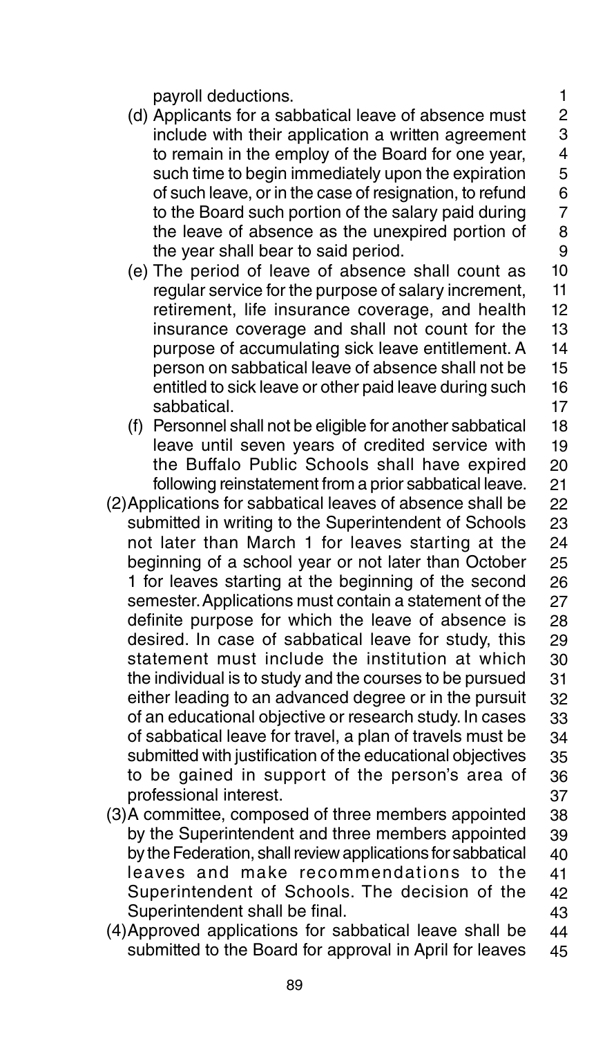payroll deductions.

(d) Applicants for a sabbatical leave of absence must include with their application a written agreement to remain in the employ of the Board for one year, such time to begin immediately upon the expiration of such leave, or in the case of resignation, to refund to the Board such portion of the salary paid during the leave of absence as the unexpired portion of the year shall bear to said period.

(e) The period of leave of absence shall count as regular service for the purpose of salary increment, retirement, life insurance coverage, and health insurance coverage and shall not count for the purpose of accumulating sick leave entitlement. A person on sabbatical leave of absence shall not be entitled to sick leave or other paid leave during such sabbatical.

(f) Personnel shall not be eligible for another sabbatical leave until seven years of credited service with the Buffalo Public Schools shall have expired following reinstatement from a prior sabbatical leave.

(2) Applications for sabbatical leaves of absence shall be submitted in writing to the Superintendent of Schools not later than March 1 for leaves starting at the beginning of a school year or not later than October 1 for leaves starting at the beginning of the second semester. Applications must contain a statement of the definite purpose for which the leave of absence is desired. In case of sabbatical leave for study, this statement must include the institution at which the individual is to study and the courses to be pursued either leading to an advanced degree or in the pursuit of an educational objective or research study. In cases of sabbatical leave for travel, a plan of travels must be submitted with justification of the educational objectives to be gained in support of the person's area of professional interest.

(3) A committee, composed of three members appointed by the Superintendent and three members appointed by the Federation, shall review applications for sabbatical leaves and make recommendations to the Superintendent of Schools. The decision of the Superintendent shall be final.

(4) Approved applications for sabbatical leave shall be submitted to the Board for approval in April for leaves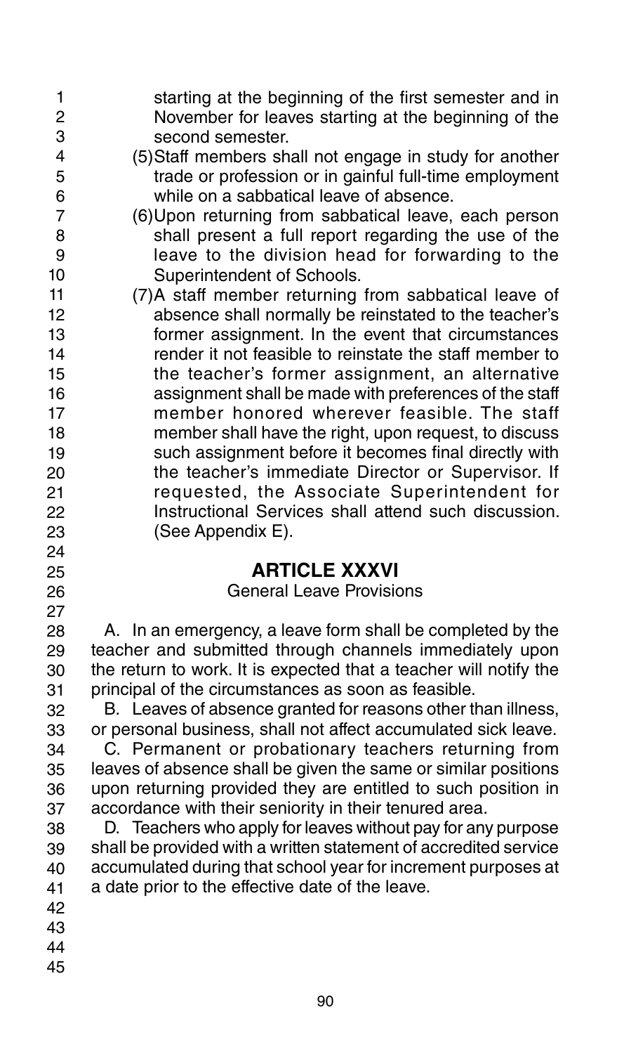starting at the beginning of the first semester and in November for leaves starting at the beginning of the second semester.

(5) Staff members shall not engage in study for another trade or profession or in gainful full-time employment while on a sabbatical leave of absence.

(6) Upon returning from sabbatical leave, each person shall present a full report regarding the use of the leave to the division head for forwarding to the Superintendent of Schools.

(7) A staff member returning from sabbatical leave of absence shall normally be reinstated to the teacher's former assignment. In the event that circumstances render it not feasible to reinstate the staff member to the teacher's former assignment, an alternative assignment shall be made with preferences of the staff member honored wherever feasible. The staff member shall have the right, upon request, to discuss such assignment before it becomes final directly with the teacher's immediate Director or Supervisor. If requested, the Associate Superintendent for Instructional Services shall attend such discussion. (See Appendix E).

## ARTICLE XXXVI

### General Leave Provisions

A. In an emergency, a leave form shall be completed by the teacher and submitted through channels immediately upon the return to work. It is expected that a teacher will notify the principal of the circumstances as soon as feasible.

B. Leaves of absence granted for reasons other than illness, or personal business, shall not affect accumulated sick leave.

C. Permanent or probationary teachers returning from leaves of absence shall be given the same or similar positions upon returning provided they are entitled to such position in accordance with their seniority in their tenured area.

D. Teachers who apply for leaves without pay for any purpose shall be provided with a written statement of accredited service accumulated during that school year for increment purposes at a date prior to the effective date of the leave.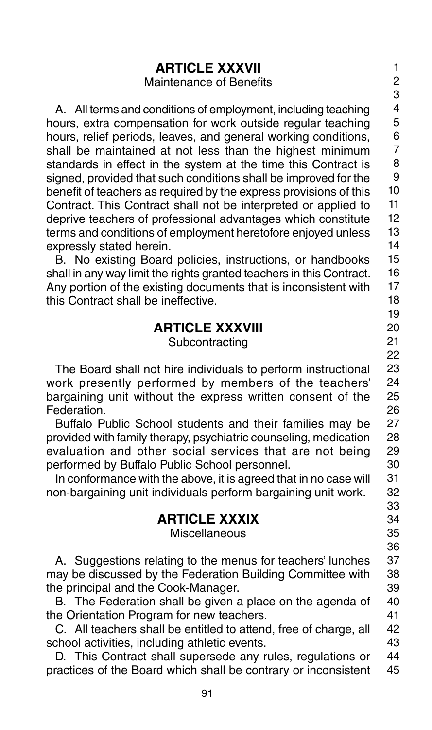## ARTICLE XXXVII

Maintenance of Benefits

A. All terms and conditions of employment, including teaching hours, extra compensation for work outside regular teaching hours, relief periods, leaves, and general working conditions, shall be maintained at not less than the highest minimum standards in effect in the system at the time this Contract is signed, provided that such conditions shall be improved for the benefit of teachers as required by the express provisions of this Contract. This Contract shall not be interpreted or applied to deprive teachers of professional advantages which constitute terms and conditions of employment heretofore enjoyed unless expressly stated herein.

B. No existing Board policies, instructions, or handbooks shall in any way limit the rights granted teachers in this Contract. Any portion of the existing documents that is inconsistent with this Contract shall be ineffective.

## ARTICLE XXXVIII

Subcontracting

The Board shall not hire individuals to perform instructional work presently performed by members of the teachers' bargaining unit without the express written consent of the Federation.

Buffalo Public School students and their families may be provided with family therapy, psychiatric counseling, medication evaluation and other social services that are not being performed by Buffalo Public School personnel.

In conformance with the above, it is agreed that in no case will non-bargaining unit individuals perform bargaining unit work.

## ARTICLE XXXIX

Miscellaneous

A. Suggestions relating to the menus for teachers' lunches may be discussed by the Federation Building Committee with the principal and the Cook-Manager.

B. The Federation shall be given a place on the agenda of the Orientation Program for new teachers.

C. All teachers shall be entitled to attend, free of charge, all school activities, including athletic events.

D. This Contract shall supersede any rules, regulations or practices of the Board which shall be contrary or inconsistent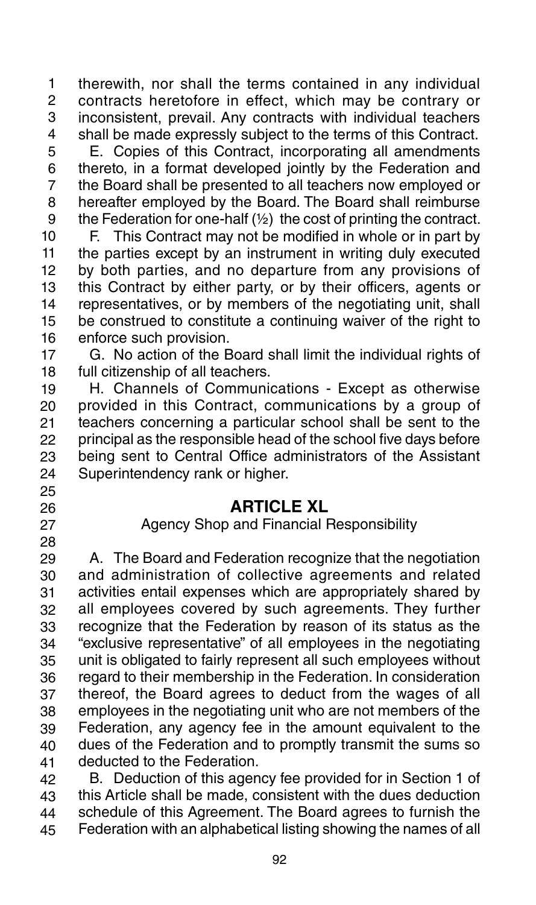therewith, nor shall the terms contained in any individual contracts heretofore in effect, which may be contrary or inconsistent, prevail. Any contracts with individual teachers shall be made expressly subject to the terms of this Contract.

E. Copies of this Contract, incorporating all amendments thereto, in a format developed jointly by the Federation and the Board shall be presented to all teachers now employed or hereafter employed by the Board. The Board shall reimburse the Federation for one-half (½) the cost of printing the contract.

F. This Contract may not be modified in whole or in part by the parties except by an instrument in writing duly executed by both parties, and no departure from any provisions of this Contract by either party, or by their officers, agents or representatives, or by members of the negotiating unit, shall be construed to constitute a continuing waiver of the right to enforce such provision.

G. No action of the Board shall limit the individual rights of full citizenship of all teachers.

H. Channels of Communications - Except as otherwise provided in this Contract, communications by a group of teachers concerning a particular school shall be sent to the principal as the responsible head of the school five days before being sent to Central Office administrators of the Assistant Superintendency rank or higher.

## ARTICLE XL

Agency Shop and Financial Responsibility

A. The Board and Federation recognize that the negotiation and administration of collective agreements and related activities entail expenses which are appropriately shared by all employees covered by such agreements. They further recognize that the Federation by reason of its status as the "exclusive representative" of all employees in the negotiating unit is obligated to fairly represent all such employees without regard to their membership in the Federation. In consideration thereof, the Board agrees to deduct from the wages of all employees in the negotiating unit who are not members of the Federation, any agency fee in the amount equivalent to the dues of the Federation and to promptly transmit the sums so deducted to the Federation.

B. Deduction of this agency fee provided for in Section 1 of this Article shall be made, consistent with the dues deduction schedule of this Agreement. The Board agrees to furnish the Federation with an alphabetical listing showing the names of all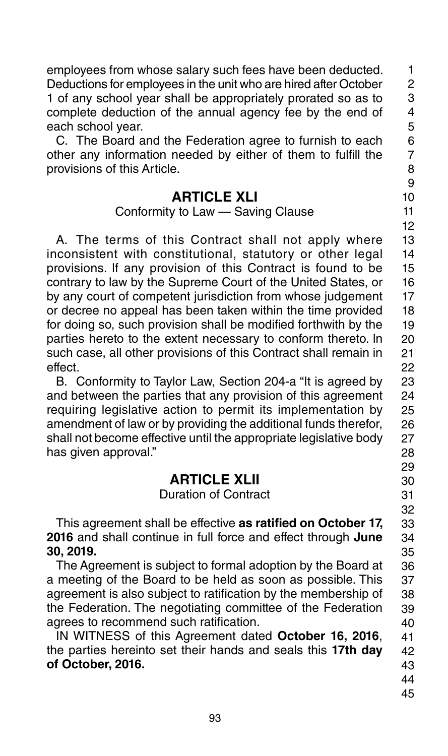employees from whose salary such fees have been deducted. Deductions for employees in the unit who are hired after October 1 of any school year shall be appropriately prorated so as to complete deduction of the annual agency fee by the end of each school year.

C. The Board and the Federation agree to furnish to each other any information needed by either of them to fulfill the provisions of this Article.

## ARTICLE XLI

Conformity to Law — Saving Clause

A. The terms of this Contract shall not apply where inconsistent with constitutional, statutory or other legal provisions. If any provision of this Contract is found to be contrary to law by the Supreme Court of the United States, or by any court of competent jurisdiction from whose judgement or decree no appeal has been taken within the time provided for doing so, such provision shall be modified forthwith by the parties hereto to the extent necessary to conform thereto. In such case, all other provisions of this Contract shall remain in effect.

B. Conformity to Taylor Law, Section 204-a "It is agreed by and between the parties that any provision of this agreement requiring legislative action to permit its implementation by amendment of law or by providing the additional funds therefor, shall not become effective until the appropriate legislative body has given approval."

## ARTICLE XLII

Duration of Contract

This agreement shall be effective **as ratified on October 17, 2016** and shall continue in full force and effect through **June 30, 2019.**

The Agreement is subject to formal adoption by the Board at a meeting of the Board to be held as soon as possible. This agreement is also subject to ratification by the membership of the Federation. The negotiating committee of the Federation agrees to recommend such ratification.

IN WITNESS of this Agreement dated **October 16, 2016**, the parties hereinto set their hands and seals this **17th day of October, 2016.**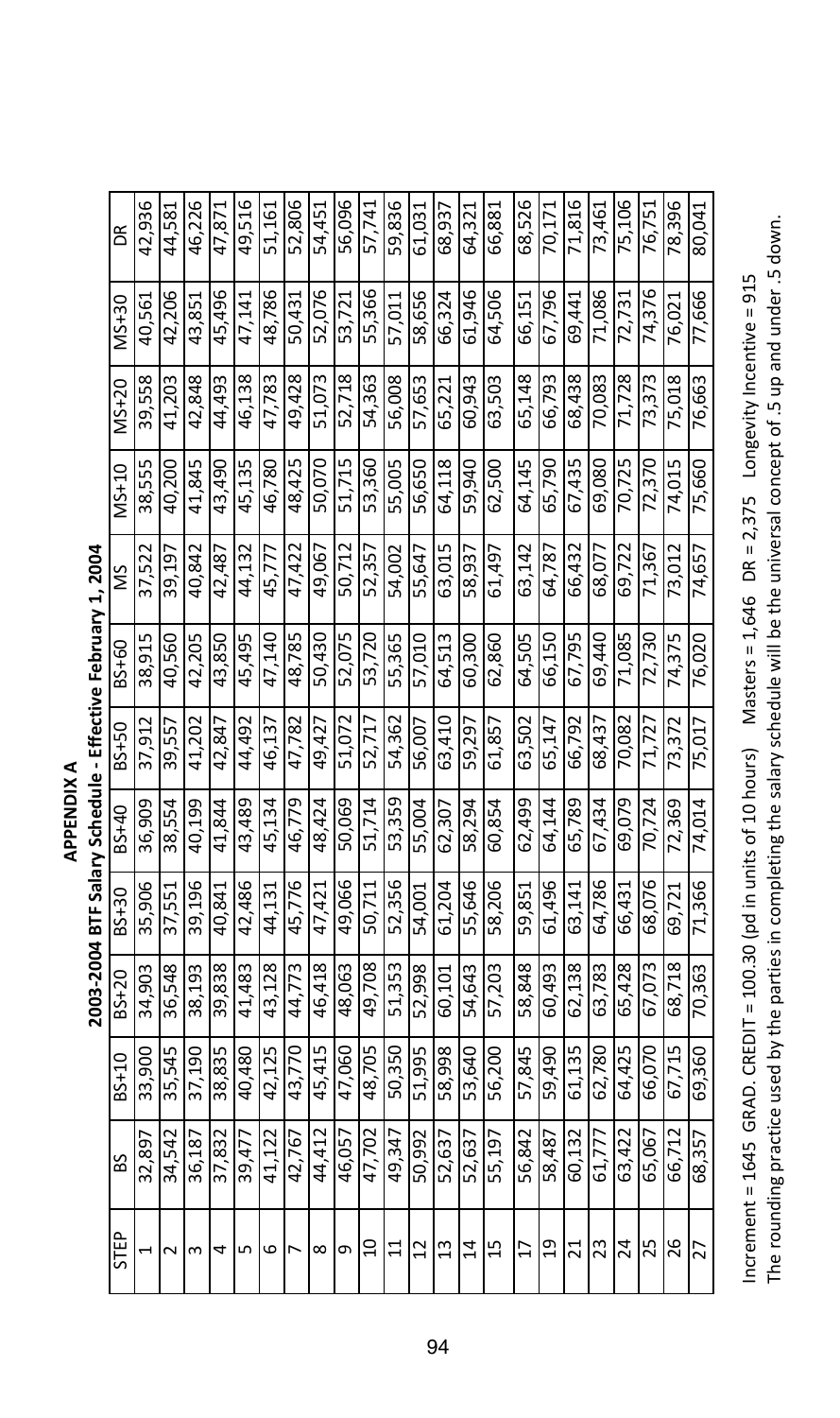# APPENDIX A

## 2003-2004 BTF Salary Schedule - Effective February 1, 2004

| STEP | BS | BS+10 | BS+20 | BS+30 | BS+40 | BS+50 | BS+60 | MS | MS+10 | MS+20 | MS+30 | DR |
|---|---|---|---|---|---|---|---|---|---|---|---|---|
| 1 | 32,897 | 33,900 | 34,903 | 35,906 | 36,909 | 37,912 | 38,915 | 37,522 | 38,555 | 39,558 | 40,561 | 42,936 |
| 2 | 34,542 | 35,545 | 36,548 | 37,551 | 38,554 | 39,557 | 40,560 | 39,197 | 40,200 | 41,203 | 42,206 | 44,581 |
| 3 | 36,187 | 37,190 | 38,193 | 39,196 | 40,199 | 41,202 | 42,205 | 40,842 | 41,845 | 42,848 | 43,851 | 46,226 |
| 4 | 37,832 | 38,835 | 39,838 | 40,841 | 41,844 | 42,847 | 43,850 | 42,487 | 43,490 | 44,493 | 45,496 | 47,871 |
| 5 | 39,477 | 40,480 | 41,483 | 42,486 | 43,489 | 44,492 | 45,495 | 44,132 | 45,135 | 46,138 | 47,141 | 49,516 |
| 6 | 41,122 | 42,125 | 43,128 | 44,131 | 45,134 | 46,137 | 47,140 | 45,777 | 46,780 | 47,783 | 48,786 | 51,161 |
| 7 | 42,767 | 43,770 | 44,773 | 45,776 | 46,779 | 47,782 | 48,785 | 47,422 | 48,425 | 49,428 | 50,431 | 52,806 |
| 8 | 44,412 | 45,415 | 46,418 | 47,421 | 48,424 | 49,427 | 50,430 | 49,067 | 50,070 | 51,073 | 52,076 | 54,451 |
| 9 | 46,057 | 47,060 | 48,063 | 49,066 | 50,069 | 51,072 | 52,075 | 50,712 | 51,715 | 52,718 | 53,721 | 56,096 |
| 10 | 47,702 | 48,705 | 49,708 | 50,711 | 51,714 | 52,717 | 53,720 | 52,357 | 53,360 | 54,363 | 55,366 | 57,741 |
| 11 | 49,347 | 50,350 | 51,353 | 52,356 | 53,359 | 54,362 | 55,365 | 54,002 | 55,005 | 56,008 | 57,011 | 59,836 |
| 12 | 50,992 | 51,995 | 52,998 | 54,001 | 55,004 | 56,007 | 57,010 | 55,647 | 56,650 | 57,653 | 58,656 | 61,031 |
| 13 | 52,637 | 58,998 | 60,101 | 61,204 | 62,307 | 63,410 | 64,513 | 63,015 | 64,118 | 65,221 | 66,324 | 68,937 |
| 14 | 52,637 | 53,640 | 54,643 | 55,646 | 58,294 | 59,297 | 60,300 | 58,937 | 59,940 | 60,943 | 61,946 | 64,321 |
| 15 | 55,197 | 56,200 | 57,203 | 58,206 | 60,854 | 61,857 | 62,860 | 61,497 | 62,500 | 63,503 | 64,506 | 66,881 |
| 17 | 56,842 | 57,845 | 58,848 | 59,851 | 62,499 | 63,502 | 64,505 | 63,142 | 64,145 | 65,148 | 66,151 | 68,526 |
| 19 | 58,487 | 59,490 | 60,493 | 61,496 | 64,144 | 65,147 | 66,150 | 64,787 | 65,790 | 66,793 | 67,796 | 70,171 |
| 21 | 60,132 | 61,135 | 62,138 | 63,141 | 65,789 | 66,792 | 67,795 | 66,432 | 67,435 | 68,438 | 69,441 | 71,816 |
| 23 | 61,777 | 62,780 | 63,783 | 64,786 | 67,434 | 68,437 | 69,440 | 68,077 | 69,080 | 70,083 | 71,086 | 73,461 |
| 24 | 63,422 | 64,425 | 65,428 | 66,431 | 69,079 | 70,082 | 71,085 | 69,722 | 70,725 | 71,728 | 72,731 | 75,106 |
| 25 | 65,067 | 66,070 | 67,073 | 68,076 | 70,724 | 71,727 | 72,730 | 71,367 | 72,370 | 73,373 | 74,376 | 76,751 |
| 26 | 66,712 | 67,715 | 68,718 | 69,721 | 72,369 | 73,372 | 74,375 | 73,012 | 74,015 | 75,018 | 76,021 | 78,396 |
| 27 | 68,357 | 69,360 | 70,363 | 71,366 | 74,014 | 75,017 | 76,020 | 74,657 | 75,660 | 76,663 | 77,666 | 80,041 |

Increment = 1645 GRAD. CREDIT = 100.30 (pd in units of 10 hours) Masters = 1,646 DR = 2,375 Longevity Incentive = 915

The rounding practice used by the parties in completing the salary schedule will be the universal concept of .5 up and under .5 down.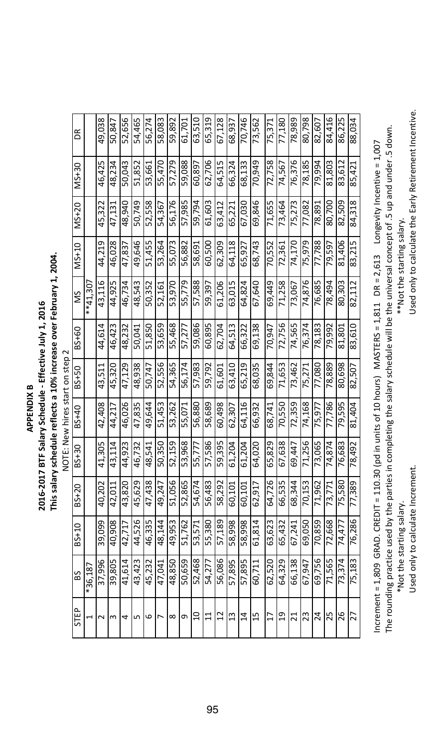# APPENDIX B

## 2016-2017 BTF Salary Schedule - Effective July 1, 2016

**This salary schedule reflects a 10% increase over February 1, 2004.**

NOTE: New hires start on step 2

| STEP | BS | BS+10 | BS+20 | BS+30 | BS+40 | BS+50 | BS+60 | MS | MS+10 | MS+20 | MS+30 | DR |
|---|---|---|---|---|---|---|---|---|---|---|---|---|
| 1 | *36,187 | | | | | | | **41,307 | | | | |
| 2 | 37,996 | 39,099 | 40,202 | 41,305 | 42,408 | 43,511 | 44,614 | 43,116 | 44,219 | 45,322 | 46,425 | 49,038 |
| 3 | 39,805 | 40,908 | 42,011 | 43,114 | 44,217 | 45,320 | 46,423 | 44,925 | 46,028 | 47,131 | 48,234 | 50,847 |
| 4 | 41,614 | 42,717 | 43,820 | 44,923 | 46,026 | 47,129 | 48,232 | 46,734 | 47,837 | 48,940 | 50,043 | 52,656 |
| 5 | 43,423 | 44,526 | 45,629 | 46,732 | 47,835 | 48,938 | 50,041 | 48,543 | 49,646 | 50,749 | 51,852 | 54,465 |
| 6 | 45,232 | 46,335 | 47,438 | 48,541 | 49,644 | 50,747 | 51,850 | 50,352 | 51,455 | 52,558 | 53,661 | 56,274 |
| 7 | 47,041 | 48,144 | 49,247 | 50,350 | 51,453 | 52,556 | 53,659 | 52,161 | 53,264 | 54,367 | 55,470 | 58,083 |
| 8 | 48,850 | 49,953 | 51,056 | 52,159 | 53,262 | 54,365 | 55,468 | 53,970 | 55,073 | 56,176 | 57,279 | 59,892 |
| 9 | 50,659 | 51,762 | 52,865 | 53,968 | 55,071 | 56,174 | 57,277 | 55,779 | 56,882 | 57,985 | 59,088 | 61,701 |
| 10 | 52,468 | 53,571 | 54,674 | 55,777 | 56,880 | 57,983 | 59,086 | 57,588 | 58,691 | 59,794 | 60,897 | 63,510 |
| 11 | 54,277 | 55,380 | 56,483 | 57,586 | 58,689 | 59,792 | 60,895 | 59,397 | 60,500 | 61,603 | 62,706 | 65,319 |
| 12 | 56,086 | 57,189 | 58,292 | 59,395 | 60,498 | 61,601 | 62,704 | 61,206 | 62,309 | 63,412 | 64,515 | 67,128 |
| 13 | 57,895 | 58,998 | 60,101 | 61,204 | 62,307 | 63,410 | 64,513 | 63,015 | 64,118 | 65,221 | 66,324 | 68,937 |
| 14 | 57,895 | 58,998 | 60,101 | 61,204 | 64,116 | 65,219 | 66,322 | 64,824 | 65,927 | 67,030 | 68,133 | 70,746 |
| 15 | 60,711 | 61,814 | 62,917 | 64,020 | 66,932 | 68,035 | 69,138 | 67,640 | 68,743 | 69,846 | 70,949 | 73,562 |
| 17 | 62,520 | 63,623 | 64,726 | 65,829 | 68,741 | 69,844 | 70,947 | 69,449 | 70,552 | 71,655 | 72,758 | 75,371 |
| 19 | 64,329 | 65,432 | 66,535 | 67,638 | 70,550 | 71,653 | 72,756 | 71,258 | 72,361 | 73,464 | 74,567 | 77,180 |
| 21 | 66,138 | 67,241 | 68,344 | 69,447 | 72,359 | 73,462 | 74,565 | 73,067 | 74,170 | 75,273 | 76,376 | 78,989 |
| 23 | 67,947 | 69,050 | 70,153 | 71,256 | 74,168 | 75,271 | 76,374 | 74,876 | 75,979 | 77,082 | 78,185 | 80,798 |
| 24 | 69,756 | 70,859 | 71,962 | 73,065 | 75,977 | 77,080 | 78,183 | 76,685 | 77,788 | 78,891 | 79,994 | 82,607 |
| 25 | 71,565 | 72,668 | 73,771 | 74,874 | 77,786 | 78,889 | 79,992 | 78,494 | 79,597 | 80,700 | 81,803 | 84,416 |
| 26 | 73,374 | 74,477 | 75,580 | 76,683 | 79,595 | 80,698 | 81,801 | 80,303 | 81,406 | 82,509 | 83,612 | 86,225 |
| 27 | 75,183 | 76,286 | 77,389 | 78,492 | 81,404 | 82,507 | 83,610 | 82,112 | 83,215 | 84,318 | 85,421 | 88,034 |

Increment = 1,809 GRAD. CREDIT = 110.30 (pd in units of 10 hours) MASTERS = 1,811 DR = 2,613 Longevity Incentive = 1,007

The rounding practice used by the parties in completing the salary schedule will be the universal concept of .5 up and under .5 down.

*Not the starting salary.
Used only to calculate Increment.

**Not the starting salary.
Used only to calculate the Early Retirement Incentive.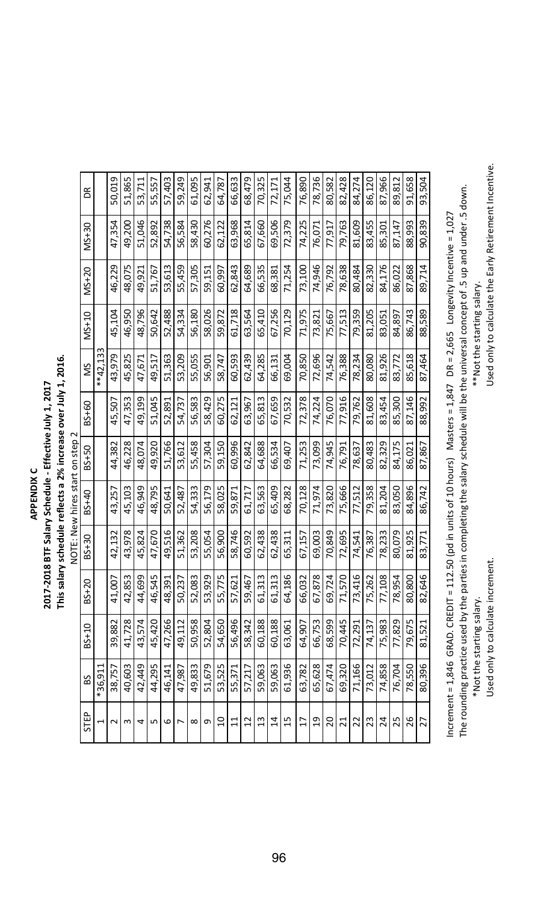# APPENDIX C

**2017-2018 BTF Salary Schedule - Effective July 1, 2017**

**This salary schedule reflects a 2% increase over July 1, 2016.**

NOTE: New hires start on step 2

| STEP | BS | BS+10 | BS+20 | BS+30 | BS+40 | BS+50 | BS+60 | MS | MS+10 | MS+20 | MS+30 | DR |
|---|---|---|---|---|---|---|---|---|---|---|---|---|
| 1 | *36,911 | | | | | | | **42,133 | | | | |
| 2 | 38,757 | 39,882 | 41,007 | 42,132 | 43,257 | 44,382 | 45,507 | 43,979 | 45,104 | 46,229 | 47,354 | 50,019 |
| 3 | 40,603 | 41,728 | 42,853 | 43,978 | 45,103 | 46,228 | 47,353 | 45,825 | 46,950 | 48,075 | 49,200 | 51,865 |
| 4 | 42,449 | 43,574 | 44,699 | 45,824 | 46,949 | 48,074 | 49,199 | 47,671 | 48,796 | 49,921 | 51,046 | 53,711 |
| 5 | 44,295 | 45,420 | 46,545 | 47,670 | 48,795 | 49,920 | 51,045 | 49,517 | 50,642 | 51,767 | 52,892 | 55,557 |
| 6 | 46,141 | 47,266 | 48,391 | 49,516 | 50,641 | 51,766 | 52,891 | 51,363 | 52,488 | 53,613 | 54,738 | 57,403 |
| 7 | 47,987 | 49,112 | 50,237 | 51,362 | 52,487 | 53,612 | 54,737 | 53,209 | 54,334 | 55,459 | 56,584 | 59,249 |
| 8 | 49,833 | 50,958 | 52,083 | 53,208 | 54,333 | 55,458 | 56,583 | 55,055 | 56,180 | 57,305 | 58,430 | 61,095 |
| 9 | 51,679 | 52,804 | 53,929 | 55,054 | 56,179 | 57,304 | 58,429 | 56,901 | 58,026 | 59,151 | 60,276 | 62,941 |
| 10 | 53,525 | 54,650 | 55,775 | 56,900 | 58,025 | 59,150 | 60,275 | 58,747 | 59,872 | 60,997 | 62,122 | 64,787 |
| 11 | 55,371 | 56,496 | 57,621 | 58,746 | 59,871 | 60,996 | 62,121 | 60,593 | 61,718 | 62,843 | 63,968 | 66,633 |
| 12 | 57,217 | 58,342 | 59,467 | 60,592 | 61,717 | 62,842 | 63,967 | 62,439 | 63,564 | 64,689 | 65,814 | 68,479 |
| 13 | 59,063 | 60,188 | 61,313 | 62,438 | 63,563 | 64,688 | 65,813 | 64,285 | 65,410 | 66,535 | 67,660 | 70,325 |
| 14 | 59,063 | 60,188 | 61,313 | 62,438 | 65,409 | 66,534 | 67,659 | 66,131 | 67,256 | 68,381 | 69,506 | 72,171 |
| 15 | 61,936 | 63,061 | 64,186 | 65,311 | 68,282 | 69,407 | 70,532 | 69,004 | 70,129 | 71,254 | 72,379 | 75,044 |
| 17 | 63,782 | 64,907 | 66,032 | 67,157 | 70,128 | 71,253 | 72,378 | 70,850 | 71,975 | 73,100 | 74,225 | 76,890 |
| 19 | 65,628 | 66,753 | 67,878 | 69,003 | 71,974 | 73,099 | 74,224 | 72,696 | 73,821 | 74,946 | 76,071 | 78,736 |
| 20 | 67,474 | 68,599 | 69,724 | 70,849 | 73,820 | 74,945 | 76,070 | 74,542 | 75,667 | 76,792 | 77,917 | 80,582 |
| 21 | 69,320 | 70,445 | 71,570 | 72,695 | 75,666 | 76,791 | 77,916 | 76,388 | 77,513 | 78,638 | 79,763 | 82,428 |
| 22 | 71,166 | 72,291 | 73,416 | 74,541 | 77,512 | 78,637 | 79,762 | 78,234 | 79,359 | 80,484 | 81,609 | 84,274 |
| 23 | 73,012 | 74,137 | 75,262 | 76,387 | 79,358 | 80,483 | 81,608 | 80,080 | 81,205 | 82,330 | 83,455 | 86,120 |
| 24 | 74,858 | 75,983 | 77,108 | 78,233 | 81,204 | 82,329 | 83,454 | 81,926 | 83,051 | 84,176 | 85,301 | 87,966 |
| 25 | 76,704 | 77,829 | 78,954 | 80,079 | 83,050 | 84,175 | 85,300 | 83,772 | 84,897 | 86,022 | 87,147 | 89,812 |
| 26 | 78,550 | 79,675 | 80,800 | 81,925 | 84,896 | 86,021 | 87,146 | 85,618 | 86,743 | 87,868 | 88,993 | 91,658 |
| 27 | 80,396 | 81,521 | 82,646 | 83,771 | 86,742 | 87,867 | 88,992 | 87,464 | 88,589 | 89,714 | 90,839 | 93,504 |

Increment = 1,846 GRAD. CREDIT = 112.50 (pd in units of 10 hours) Masters = 1,847 DR = 2,665 Longevity Incentive = 1,027

The rounding practice used by the parties in completing the salary schedule will be the universal concept of .5 up and under .5 down.

*Not the starting salary.
Used only to calculate increment.

**Not the starting salary.
Used only to calculate the Early Retirement Incentive.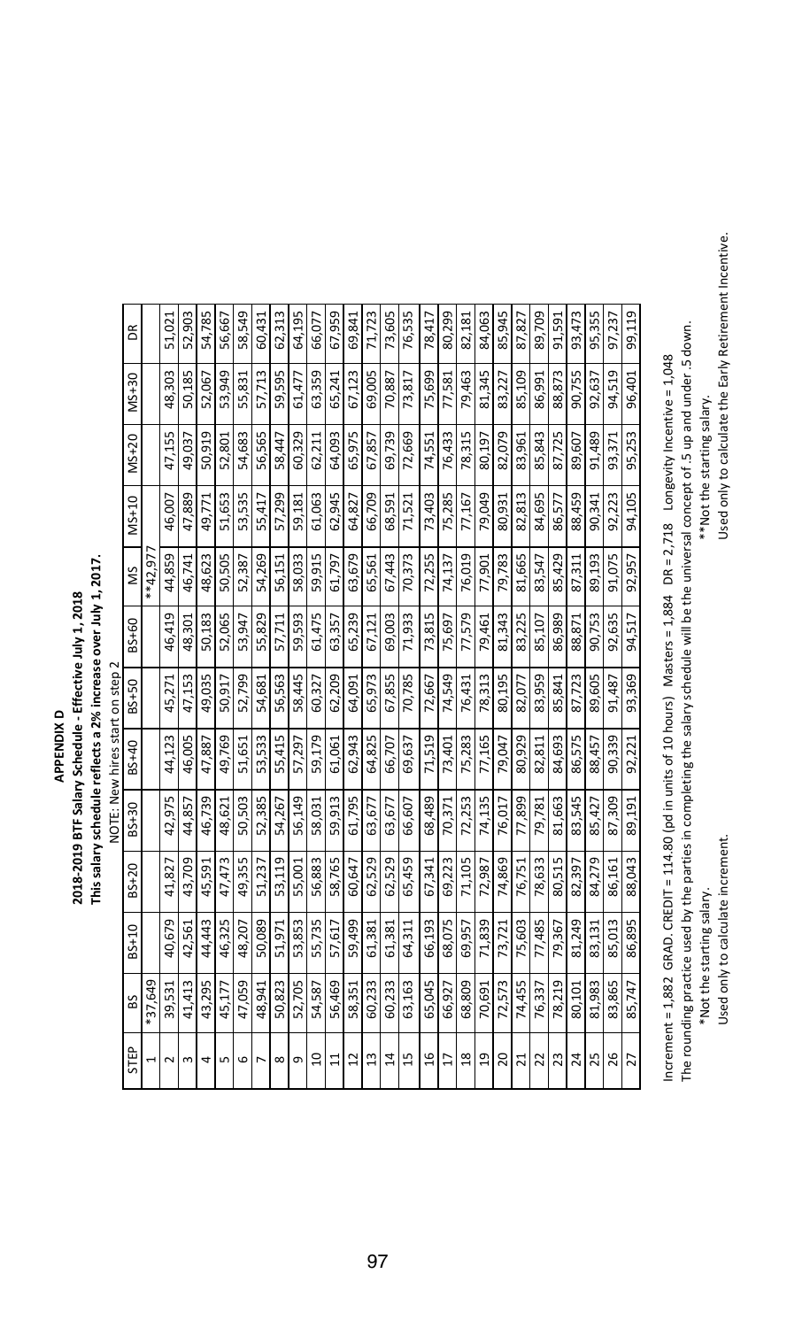# APPENDIX D

**2018-2019 BTF Salary Schedule - Effective July 1, 2018**

**This salary schedule reflects a 2% increase over July 1, 2017.**

NOTE: New hires start on step 2

| STEP | BS | BS+10 | BS+20 | BS+30 | BS+40 | BS+50 | BS+60 | MS | MS+10 | MS+20 | MS+30 | DR |
|---|---|---|---|---|---|---|---|---|---|---|---|---|
| 1 | *37,649 | | | | | | | **42,977 | | | | |
| 2 | 39,531 | 40,679 | 41,827 | 42,975 | 44,123 | 45,271 | 46,419 | 44,859 | 46,007 | 47,155 | 48,303 | 51,021 |
| 3 | 41,413 | 42,561 | 43,709 | 44,857 | 46,005 | 47,153 | 48,301 | 46,741 | 47,889 | 49,037 | 50,185 | 52,903 |
| 4 | 43,295 | 44,443 | 45,591 | 46,739 | 47,887 | 49,035 | 50,183 | 48,623 | 49,771 | 50,919 | 52,067 | 54,785 |
| 5 | 45,177 | 46,325 | 47,473 | 48,621 | 49,769 | 50,917 | 52,065 | 50,505 | 51,653 | 52,801 | 53,949 | 56,667 |
| 6 | 47,059 | 48,207 | 49,355 | 50,503 | 51,651 | 52,799 | 53,947 | 52,387 | 53,535 | 54,683 | 55,831 | 58,549 |
| 7 | 48,941 | 50,089 | 51,237 | 52,385 | 53,533 | 54,681 | 55,829 | 54,269 | 55,417 | 56,565 | 57,713 | 60,431 |
| 8 | 50,823 | 51,971 | 53,119 | 54,267 | 55,415 | 56,563 | 57,711 | 56,151 | 57,299 | 58,447 | 59,595 | 62,313 |
| 9 | 52,705 | 53,853 | 55,001 | 56,149 | 57,297 | 58,445 | 59,593 | 58,033 | 59,181 | 60,329 | 61,477 | 64,195 |
| 10 | 54,587 | 55,735 | 56,883 | 58,031 | 59,179 | 60,327 | 61,475 | 59,915 | 61,063 | 62,211 | 63,359 | 66,077 |
| 11 | 56,469 | 57,617 | 58,765 | 59,913 | 61,061 | 62,209 | 63,357 | 61,797 | 62,945 | 64,093 | 65,241 | 67,959 |
| 12 | 58,351 | 59,499 | 60,647 | 61,795 | 62,943 | 64,091 | 65,239 | 63,679 | 64,827 | 65,975 | 67,123 | 69,841 |
| 13 | 60,233 | 61,381 | 62,529 | 63,677 | 64,825 | 65,973 | 67,121 | 65,561 | 66,709 | 67,857 | 69,005 | 71,723 |
| 14 | 60,233 | 61,381 | 62,529 | 63,677 | 66,707 | 67,855 | 69,003 | 67,443 | 68,591 | 69,739 | 70,887 | 73,605 |
| 15 | 63,163 | 64,311 | 65,459 | 66,607 | 69,637 | 70,785 | 71,933 | 70,373 | 71,521 | 72,669 | 73,817 | 76,535 |
| 16 | 65,045 | 66,193 | 67,341 | 68,489 | 71,519 | 72,667 | 73,815 | 72,255 | 73,403 | 74,551 | 75,699 | 78,417 |
| 17 | 66,927 | 68,075 | 69,223 | 70,371 | 73,401 | 74,549 | 75,697 | 74,137 | 75,285 | 76,433 | 77,581 | 80,299 |
| 18 | 68,809 | 69,957 | 71,105 | 72,253 | 75,283 | 76,431 | 77,579 | 76,019 | 77,167 | 78,315 | 79,463 | 82,181 |
| 19 | 70,691 | 71,839 | 72,987 | 74,135 | 77,165 | 78,313 | 79,461 | 77,901 | 79,049 | 80,197 | 81,345 | 84,063 |
| 20 | 72,573 | 73,721 | 74,869 | 76,017 | 79,047 | 80,195 | 81,343 | 79,783 | 80,931 | 82,079 | 83,227 | 85,945 |
| 21 | 74,455 | 75,603 | 76,751 | 77,899 | 80,929 | 82,077 | 83,225 | 81,665 | 82,813 | 83,961 | 85,109 | 87,827 |
| 22 | 76,337 | 77,485 | 78,633 | 79,781 | 82,811 | 83,959 | 85,107 | 83,547 | 84,695 | 85,843 | 86,991 | 89,709 |
| 23 | 78,219 | 79,367 | 80,515 | 81,663 | 84,693 | 85,841 | 86,989 | 85,429 | 86,577 | 87,725 | 88,873 | 91,591 |
| 24 | 80,101 | 81,249 | 82,397 | 83,545 | 86,575 | 87,723 | 88,871 | 87,311 | 88,459 | 89,607 | 90,755 | 93,473 |
| 25 | 81,983 | 83,131 | 84,279 | 85,427 | 88,457 | 89,605 | 90,753 | 89,193 | 90,341 | 91,489 | 92,637 | 95,355 |
| 26 | 83,865 | 85,013 | 86,161 | 87,309 | 90,339 | 91,487 | 92,635 | 91,075 | 92,223 | 93,371 | 94,519 | 97,237 |
| 27 | 85,747 | 86,895 | 88,043 | 89,191 | 92,221 | 93,369 | 94,517 | 92,957 | 94,105 | 95,253 | 96,401 | 99,119 |

Increment = 1,882 GRAD. CREDIT = 114.80 (pd in units of 10 hours) Masters = 1,884 DR = 2,718 Longevity Incentive = 1,048

The rounding practice used by the parties in completing the salary schedule will be the universal concept of .5 up and under .5 down.

*Not the starting salary.
Used only to calculate increment.

**Not the starting salary.
Used only to calculate the Early Retirement Incentive.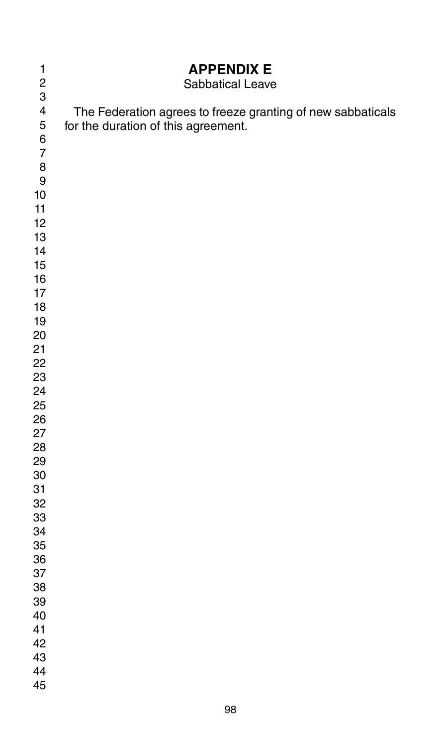# APPENDIX E

Sabbatical Leave

The Federation agrees to freeze granting of new sabbaticals for the duration of this agreement.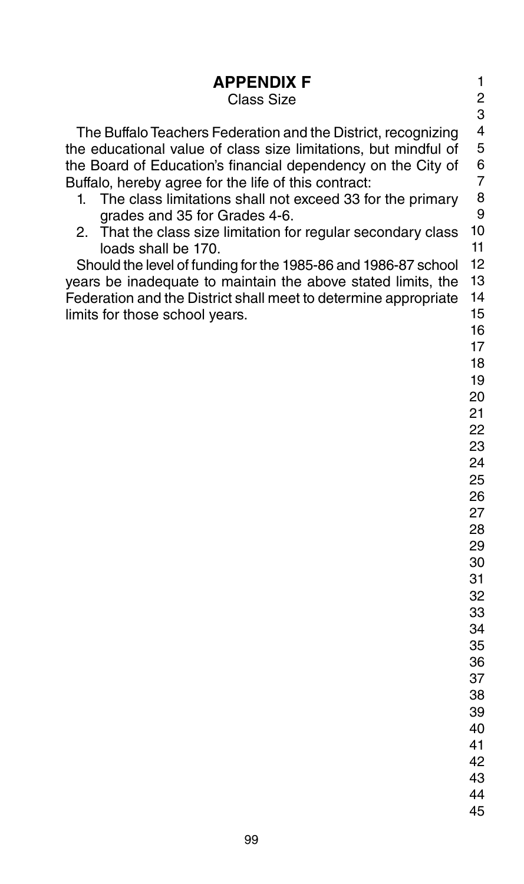# APPENDIX F

## Class Size

The Buffalo Teachers Federation and the District, recognizing the educational value of class size limitations, but mindful of the Board of Education's financial dependency on the City of Buffalo, hereby agree for the life of this contract:

1. The class limitations shall not exceed 33 for the primary grades and 35 for Grades 4-6.
2. That the class size limitation for regular secondary class loads shall be 170.

Should the level of funding for the 1985-86 and 1986-87 school years be inadequate to maintain the above stated limits, the Federation and the District shall meet to determine appropriate limits for those school years.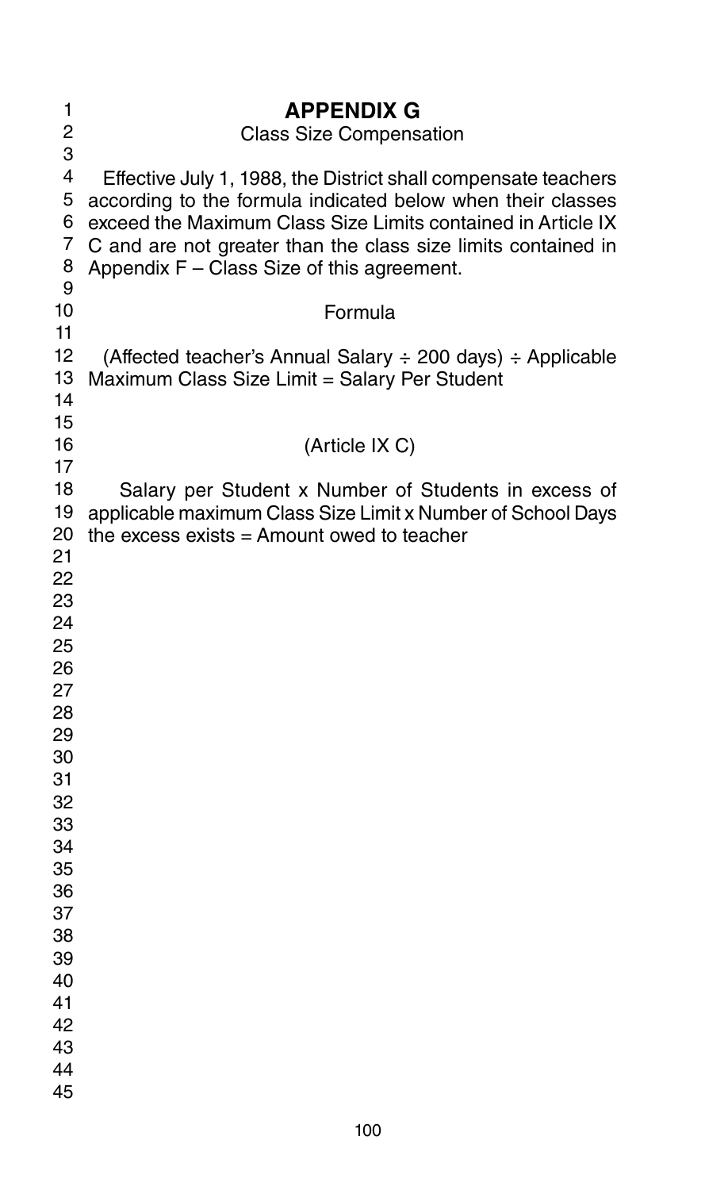# APPENDIX G

## Class Size Compensation

Effective July 1, 1988, the District shall compensate teachers according to the formula indicated below when their classes exceed the Maximum Class Size Limits contained in Article IX C and are not greater than the class size limits contained in Appendix F – Class Size of this agreement.

### Formula

(Affected teacher's Annual Salary ÷ 200 days) ÷ Applicable Maximum Class Size Limit = Salary Per Student

(Article IX C)

Salary per Student x Number of Students in excess of applicable maximum Class Size Limit x Number of School Days the excess exists = Amount owed to teacher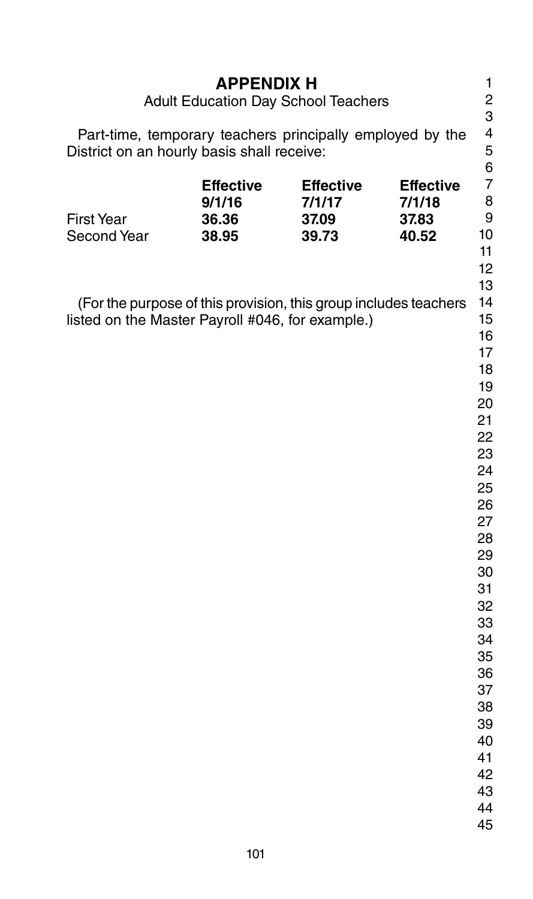# APPENDIX H

Adult Education Day School Teachers

Part-time, temporary teachers principally employed by the District on an hourly basis shall receive:

| | **Effective 9/1/16** | **Effective 7/1/17** | **Effective 7/1/18** |
|---|---|---|---|
| First Year | **36.36** | **37.09** | **37.83** |
| Second Year | **38.95** | **39.73** | **40.52** |

(For the purpose of this provision, this group includes teachers listed on the Master Payroll #046, for example.)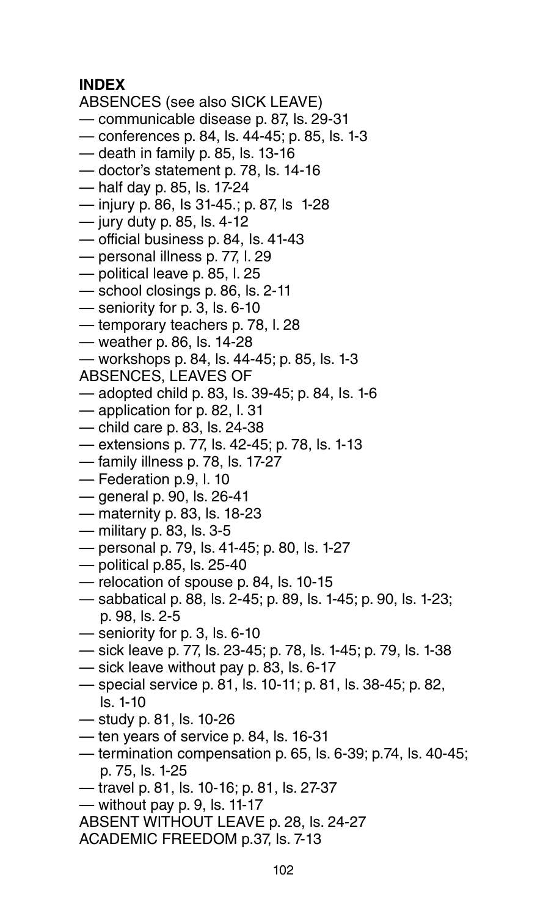**INDEX**

ABSENCES (see also SICK LEAVE)

— communicable disease p. 87, ls. 29-31
— conferences p. 84, ls. 44-45; p. 85, ls. 1-3
— death in family p. 85, ls. 13-16
— doctor's statement p. 78, ls. 14-16
— half day p. 85, ls. 17-24
— injury p. 86, ls 31-45.; p. 87, ls 1-28
— jury duty p. 85, ls. 4-12
— official business p. 84, ls. 41-43
— personal illness p. 77, l. 29
— political leave p. 85, l. 25
— school closings p. 86, ls. 2-11
— seniority for p. 3, ls. 6-10
— temporary teachers p. 78, l. 28
— weather p. 86, ls. 14-28
— workshops p. 84, ls. 44-45; p. 85, ls. 1-3

ABSENCES, LEAVES OF

— adopted child p. 83, ls. 39-45; p. 84, ls. 1-6
— application for p. 82, l. 31
— child care p. 83, ls. 24-38
— extensions p. 77, ls. 42-45; p. 78, ls. 1-13
— family illness p. 78, ls. 17-27
— Federation p.9, l. 10
— general p. 90, ls. 26-41
— maternity p. 83, ls. 18-23
— military p. 83, ls. 3-5
— personal p. 79, ls. 41-45; p. 80, ls. 1-27
— political p.85, ls. 25-40
— relocation of spouse p. 84, ls. 10-15
— sabbatical p. 88, ls. 2-45; p. 89, ls. 1-45; p. 90, ls. 1-23; p. 98, ls. 2-5
— seniority for p. 3, ls. 6-10
— sick leave p. 77, ls. 23-45; p. 78, ls. 1-45; p. 79, ls. 1-38
— sick leave without pay p. 83, ls. 6-17
— special service p. 81, ls. 10-11; p. 81, ls. 38-45; p. 82, ls. 1-10
— study p. 81, ls. 10-26
— ten years of service p. 84, ls. 16-31
— termination compensation p. 65, ls. 6-39; p.74, ls. 40-45; p. 75, ls. 1-25
— travel p. 81, ls. 10-16; p. 81, ls. 27-37
— without pay p. 9, ls. 11-17

ABSENT WITHOUT LEAVE p. 28, ls. 24-27

ACADEMIC FREEDOM p.37, ls. 7-13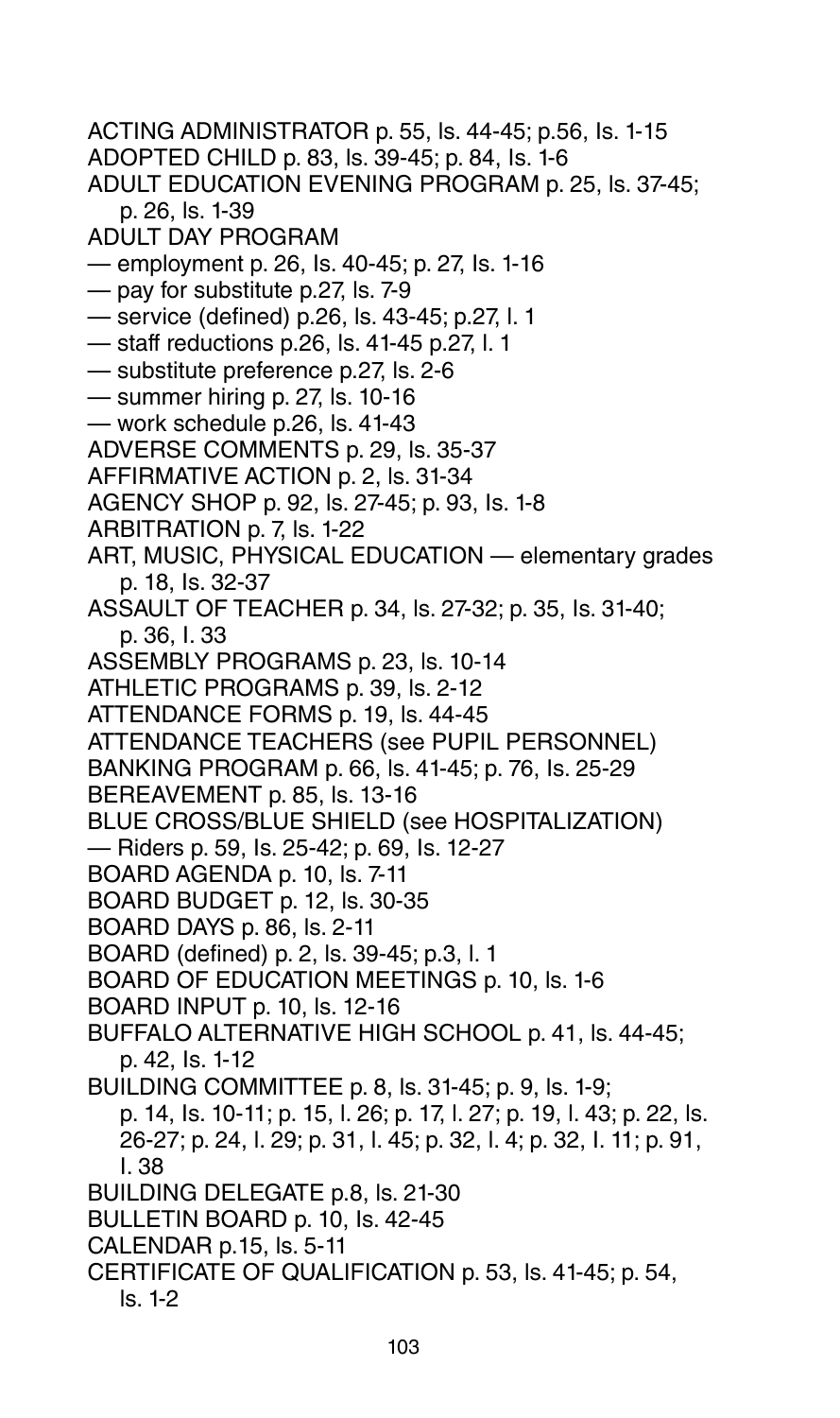ACTING ADMINISTRATOR p. 55, ls. 44-45; p.56, ls. 1-15

ADOPTED CHILD p. 83, ls. 39-45; p. 84, ls. 1-6

ADULT EDUCATION EVENING PROGRAM p. 25, ls. 37-45; p. 26, ls. 1-39

ADULT DAY PROGRAM

— employment p. 26, ls. 40-45; p. 27, ls. 1-16

— pay for substitute p.27, ls. 7-9

— service (defined) p.26, ls. 43-45; p.27, l. 1

— staff reductions p.26, ls. 41-45 p.27, l. 1

— substitute preference p.27, ls. 2-6

— summer hiring p. 27, ls. 10-16

— work schedule p.26, ls. 41-43

ADVERSE COMMENTS p. 29, ls. 35-37

AFFIRMATIVE ACTION p. 2, ls. 31-34

AGENCY SHOP p. 92, ls. 27-45; p. 93, ls. 1-8

ARBITRATION p. 7, ls. 1-22

ART, MUSIC, PHYSICAL EDUCATION — elementary grades p. 18, ls. 32-37

ASSAULT OF TEACHER p. 34, ls. 27-32; p. 35, ls. 31-40; p. 36, l. 33

ASSEMBLY PROGRAMS p. 23, ls. 10-14

ATHLETIC PROGRAMS p. 39, ls. 2-12

ATTENDANCE FORMS p. 19, ls. 44-45

ATTENDANCE TEACHERS (see PUPIL PERSONNEL)

BANKING PROGRAM p. 66, ls. 41-45; p. 76, ls. 25-29

BEREAVEMENT p. 85, ls. 13-16

BLUE CROSS/BLUE SHIELD (see HOSPITALIZATION)

— Riders p. 59, ls. 25-42; p. 69, ls. 12-27

BOARD AGENDA p. 10, ls. 7-11

BOARD BUDGET p. 12, ls. 30-35

BOARD DAYS p. 86, ls. 2-11

BOARD (defined) p. 2, ls. 39-45; p.3, l. 1

BOARD OF EDUCATION MEETINGS p. 10, ls. 1-6

BOARD INPUT p. 10, ls. 12-16

BUFFALO ALTERNATIVE HIGH SCHOOL p. 41, ls. 44-45; p. 42, ls. 1-12

BUILDING COMMITTEE p. 8, ls. 31-45; p. 9, ls. 1-9; p. 14, ls. 10-11; p. 15, l. 26; p. 17, l. 27; p. 19, l. 43; p. 22, ls. 26-27; p. 24, l. 29; p. 31, l. 45; p. 32, l. 4; p. 32, l. 11; p. 91, l. 38

BUILDING DELEGATE p.8, ls. 21-30

BULLETIN BOARD p. 10, ls. 42-45

CALENDAR p.15, ls. 5-11

CERTIFICATE OF QUALIFICATION p. 53, ls. 41-45; p. 54, ls. 1-2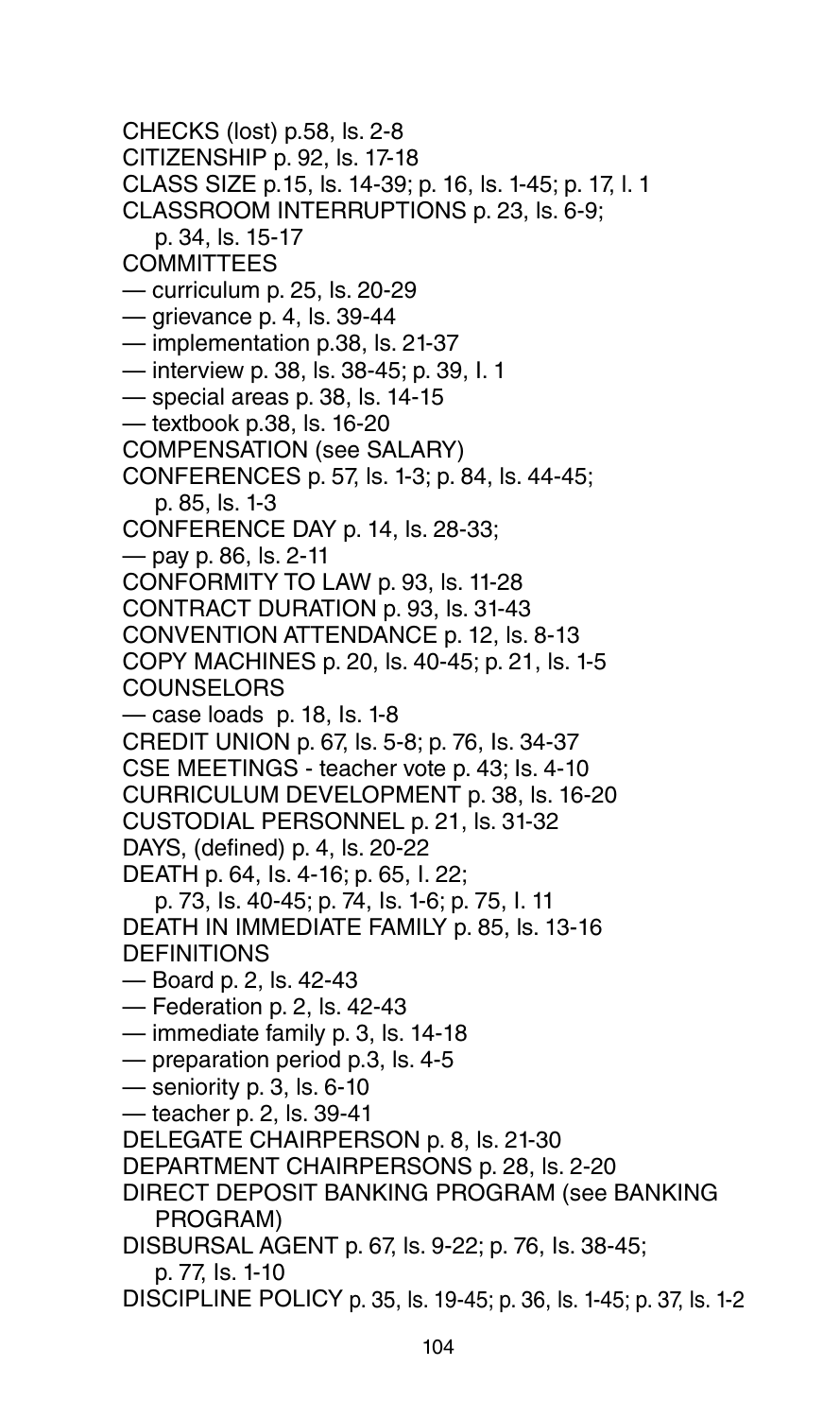CHECKS (lost) p.58, ls. 2-8

CITIZENSHIP p. 92, ls. 17-18

CLASS SIZE p.15, ls. 14-39; p. 16, ls. 1-45; p. 17, l. 1

CLASSROOM INTERRUPTIONS p. 23, ls. 6-9;
  p. 34, ls. 15-17

COMMITTEES

— curriculum p. 25, ls. 20-29
— grievance p. 4, ls. 39-44
— implementation p.38, ls. 21-37
— interview p. 38, ls. 38-45; p. 39, l. 1
— special areas p. 38, ls. 14-15
— textbook p.38, ls. 16-20

COMPENSATION (see SALARY)

CONFERENCES p. 57, ls. 1-3; p. 84, ls. 44-45;
  p. 85, ls. 1-3

CONFERENCE DAY p. 14, ls. 28-33;
— pay p. 86, ls. 2-11

CONFORMITY TO LAW p. 93, ls. 11-28

CONTRACT DURATION p. 93, ls. 31-43

CONVENTION ATTENDANCE p. 12, ls. 8-13

COPY MACHINES p. 20, ls. 40-45; p. 21, ls. 1-5

COUNSELORS
— case loads p. 18, ls. 1-8

CREDIT UNION p. 67, ls. 5-8; p. 76, ls. 34-37

CSE MEETINGS - teacher vote p. 43; ls. 4-10

CURRICULUM DEVELOPMENT p. 38, ls. 16-20

CUSTODIAL PERSONNEL p. 21, ls. 31-32

DAYS, (defined) p. 4, ls. 20-22

DEATH p. 64, ls. 4-16; p. 65, l. 22;
  p. 73, ls. 40-45; p. 74, ls. 1-6; p. 75, l. 11

DEATH IN IMMEDIATE FAMILY p. 85, ls. 13-16

DEFINITIONS
— Board p. 2, ls. 42-43
— Federation p. 2, ls. 42-43
— immediate family p. 3, ls. 14-18
— preparation period p.3, ls. 4-5
— seniority p. 3, ls. 6-10
— teacher p. 2, ls. 39-41

DELEGATE CHAIRPERSON p. 8, ls. 21-30

DEPARTMENT CHAIRPERSONS p. 28, ls. 2-20

DIRECT DEPOSIT BANKING PROGRAM (see BANKING
  PROGRAM)

DISBURSAL AGENT p. 67, ls. 9-22; p. 76, ls. 38-45;
  p. 77, ls. 1-10

DISCIPLINE POLICY p. 35, ls. 19-45; p. 36, ls. 1-45; p. 37, ls. 1-2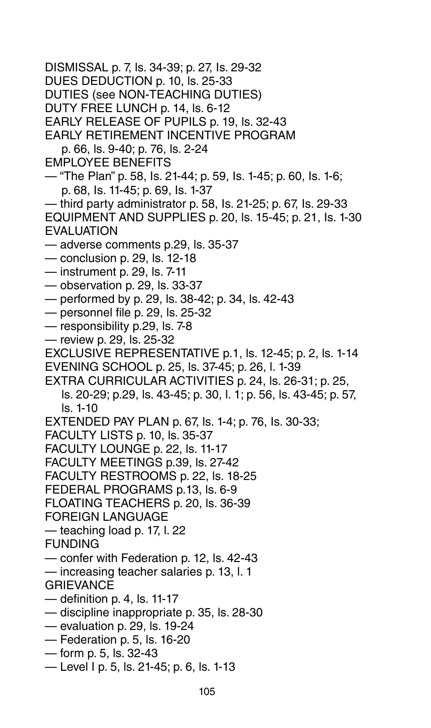DISMISSAL p. 7, ls. 34-39; p. 27, ls. 29-32
DUES DEDUCTION p. 10, ls. 25-33
DUTIES (see NON-TEACHING DUTIES)
DUTY FREE LUNCH p. 14, ls. 6-12
EARLY RELEASE OF PUPILS p. 19, ls. 32-43
EARLY RETIREMENT INCENTIVE PROGRAM
p. 66, ls. 9-40; p. 76, ls. 2-24
EMPLOYEE BENEFITS
— "The Plan" p. 58, ls. 21-44; p. 59, ls. 1-45; p. 60, ls. 1-6; p. 68, ls. 11-45; p. 69, ls. 1-37
— third party administrator p. 58, ls. 21-25; p. 67, ls. 29-33
EQUIPMENT AND SUPPLIES p. 20, ls. 15-45; p. 21, ls. 1-30
EVALUATION
— adverse comments p.29, ls. 35-37
— conclusion p. 29, ls. 12-18
— instrument p. 29, ls. 7-11
— observation p. 29, ls. 33-37
— performed by p. 29, ls. 38-42; p. 34, ls. 42-43
— personnel file p. 29, ls. 25-32
— responsibility p.29, ls. 7-8
— review p. 29, ls. 25-32
EXCLUSIVE REPRESENTATIVE p.1, ls. 12-45; p. 2, ls. 1-14
EVENING SCHOOL p. 25, ls. 37-45; p. 26, l. 1-39
EXTRA CURRICULAR ACTIVITIES p. 24, ls. 26-31; p. 25, ls. 20-29; p.29, ls. 43-45; p. 30, l. 1; p. 56, ls. 43-45; p. 57, ls. 1-10
EXTENDED PAY PLAN p. 67, ls. 1-4; p. 76, ls. 30-33;
FACULTY LISTS p. 10, ls. 35-37
FACULTY LOUNGE p. 22, ls. 11-17
FACULTY MEETINGS p.39, ls. 27-42
FACULTY RESTROOMS p. 22, ls. 18-25
FEDERAL PROGRAMS p.13, ls. 6-9
FLOATING TEACHERS p. 20, ls. 36-39
FOREIGN LANGUAGE
— teaching load p. 17, l. 22
FUNDING
— confer with Federation p. 12, ls. 42-43
— increasing teacher salaries p. 13, l. 1
GRIEVANCE
— definition p. 4, ls. 11-17
— discipline inappropriate p. 35, ls. 28-30
— evaluation p. 29, ls. 19-24
— Federation p. 5, ls. 16-20
— form p. 5, ls. 32-43
— Level I p. 5, ls. 21-45; p. 6, ls. 1-13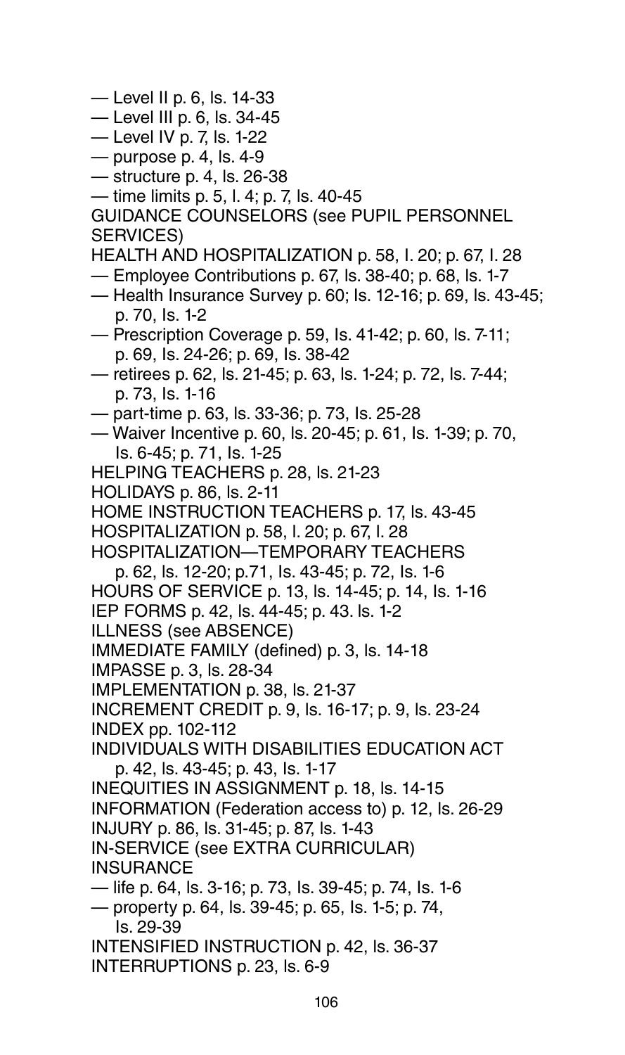— Level II p. 6, ls. 14-33
— Level III p. 6, ls. 34-45
— Level IV p. 7, ls. 1-22
— purpose p. 4, ls. 4-9
— structure p. 4, ls. 26-38
— time limits p. 5, l. 4; p. 7, ls. 40-45
GUIDANCE COUNSELORS (see PUPIL PERSONNEL SERVICES)
HEALTH AND HOSPITALIZATION p. 58, l. 20; p. 67, l. 28
— Employee Contributions p. 67, ls. 38-40; p. 68, ls. 1-7
— Health Insurance Survey p. 60; ls. 12-16; p. 69, ls. 43-45; p. 70, ls. 1-2
— Prescription Coverage p. 59, ls. 41-42; p. 60, ls. 7-11; p. 69, ls. 24-26; p. 69, ls. 38-42
— retirees p. 62, ls. 21-45; p. 63, ls. 1-24; p. 72, ls. 7-44; p. 73, ls. 1-16
— part-time p. 63, ls. 33-36; p. 73, ls. 25-28
— Waiver Incentive p. 60, ls. 20-45; p. 61, ls. 1-39; p. 70, ls. 6-45; p. 71, ls. 1-25
HELPING TEACHERS p. 28, ls. 21-23
HOLIDAYS p. 86, ls. 2-11
HOME INSTRUCTION TEACHERS p. 17, ls. 43-45
HOSPITALIZATION p. 58, l. 20; p. 67, l. 28
HOSPITALIZATION—TEMPORARY TEACHERS p. 62, ls. 12-20; p.71, ls. 43-45; p. 72, ls. 1-6
HOURS OF SERVICE p. 13, ls. 14-45; p. 14, ls. 1-16
IEP FORMS p. 42, ls. 44-45; p. 43. ls. 1-2
ILLNESS (see ABSENCE)
IMMEDIATE FAMILY (defined) p. 3, ls. 14-18
IMPASSE p. 3, ls. 28-34
IMPLEMENTATION p. 38, ls. 21-37
INCREMENT CREDIT p. 9, ls. 16-17; p. 9, ls. 23-24
INDEX pp. 102-112
INDIVIDUALS WITH DISABILITIES EDUCATION ACT p. 42, ls. 43-45; p. 43, ls. 1-17
INEQUITIES IN ASSIGNMENT p. 18, ls. 14-15
INFORMATION (Federation access to) p. 12, ls. 26-29
INJURY p. 86, ls. 31-45; p. 87, ls. 1-43
IN-SERVICE (see EXTRA CURRICULAR)
INSURANCE
— life p. 64, ls. 3-16; p. 73, ls. 39-45; p. 74, ls. 1-6
— property p. 64, ls. 39-45; p. 65, ls. 1-5; p. 74, ls. 29-39
INTENSIFIED INSTRUCTION p. 42, ls. 36-37
INTERRUPTIONS p. 23, ls. 6-9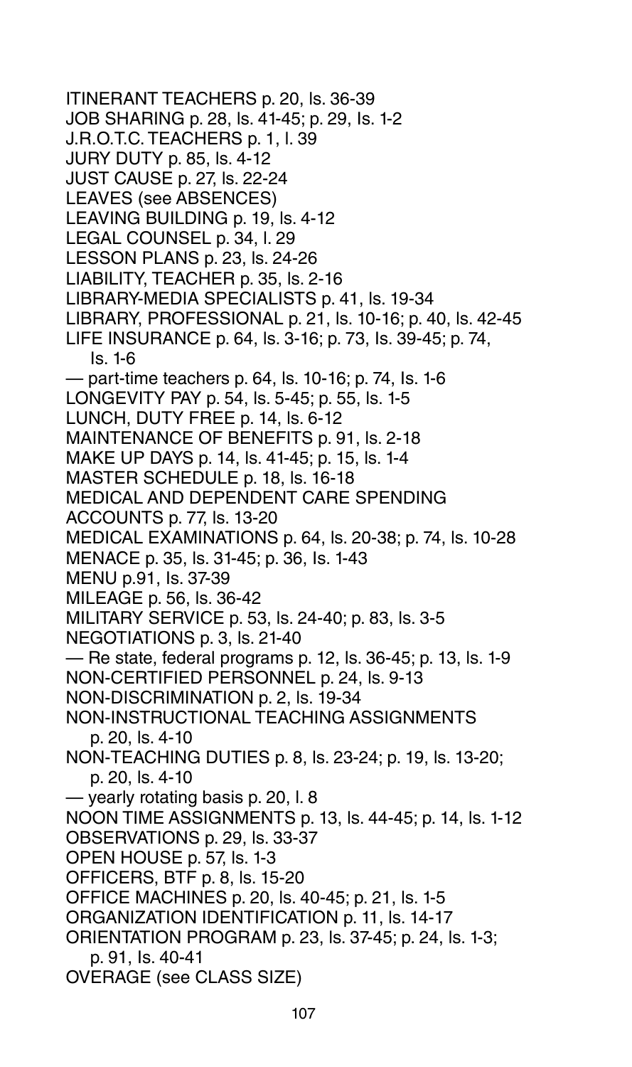ITINERANT TEACHERS p. 20, ls. 36-39
JOB SHARING p. 28, ls. 41-45; p. 29, ls. 1-2
J.R.O.T.C. TEACHERS p. 1, l. 39
JURY DUTY p. 85, ls. 4-12
JUST CAUSE p. 27, ls. 22-24
LEAVES (see ABSENCES)
LEAVING BUILDING p. 19, ls. 4-12
LEGAL COUNSEL p. 34, l. 29
LESSON PLANS p. 23, ls. 24-26
LIABILITY, TEACHER p. 35, ls. 2-16
LIBRARY-MEDIA SPECIALISTS p. 41, ls. 19-34
LIBRARY, PROFESSIONAL p. 21, ls. 10-16; p. 40, ls. 42-45
LIFE INSURANCE p. 64, ls. 3-16; p. 73, ls. 39-45; p. 74, ls. 1-6
— part-time teachers p. 64, ls. 10-16; p. 74, ls. 1-6
LONGEVITY PAY p. 54, ls. 5-45; p. 55, ls. 1-5
LUNCH, DUTY FREE p. 14, ls. 6-12
MAINTENANCE OF BENEFITS p. 91, ls. 2-18
MAKE UP DAYS p. 14, ls. 41-45; p. 15, ls. 1-4
MASTER SCHEDULE p. 18, ls. 16-18
MEDICAL AND DEPENDENT CARE SPENDING ACCOUNTS p. 77, ls. 13-20
MEDICAL EXAMINATIONS p. 64, ls. 20-38; p. 74, ls. 10-28
MENACE p. 35, ls. 31-45; p. 36, ls. 1-43
MENU p.91, ls. 37-39
MILEAGE p. 56, ls. 36-42
MILITARY SERVICE p. 53, ls. 24-40; p. 83, ls. 3-5
NEGOTIATIONS p. 3, ls. 21-40
— Re state, federal programs p. 12, ls. 36-45; p. 13, ls. 1-9
NON-CERTIFIED PERSONNEL p. 24, ls. 9-13
NON-DISCRIMINATION p. 2, ls. 19-34
NON-INSTRUCTIONAL TEACHING ASSIGNMENTS p. 20, ls. 4-10
NON-TEACHING DUTIES p. 8, ls. 23-24; p. 19, ls. 13-20; p. 20, ls. 4-10
— yearly rotating basis p. 20, l. 8
NOON TIME ASSIGNMENTS p. 13, ls. 44-45; p. 14, ls. 1-12
OBSERVATIONS p. 29, ls. 33-37
OPEN HOUSE p. 57, ls. 1-3
OFFICERS, BTF p. 8, ls. 15-20
OFFICE MACHINES p. 20, ls. 40-45; p. 21, ls. 1-5
ORGANIZATION IDENTIFICATION p. 11, ls. 14-17
ORIENTATION PROGRAM p. 23, ls. 37-45; p. 24, ls. 1-3; p. 91, ls. 40-41
OVERAGE (see CLASS SIZE)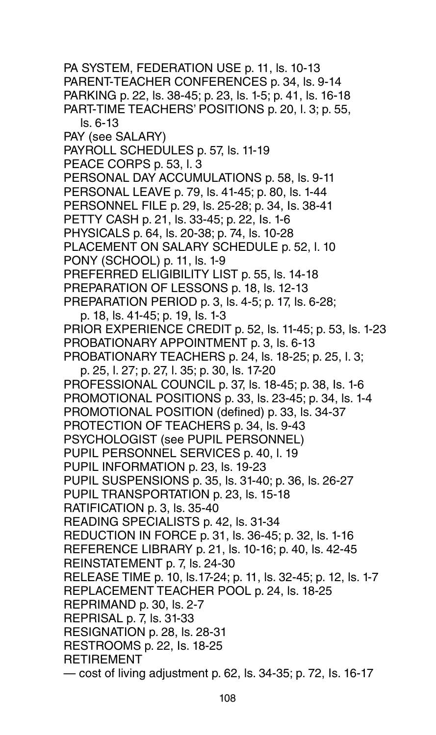PA SYSTEM, FEDERATION USE p. 11, ls. 10-13
PARENT-TEACHER CONFERENCES p. 34, ls. 9-14
PARKING p. 22, ls. 38-45; p. 23, ls. 1-5; p. 41, ls. 16-18
PART-TIME TEACHERS' POSITIONS p. 20, l. 3; p. 55, ls. 6-13
PAY (see SALARY)
PAYROLL SCHEDULES p. 57, ls. 11-19
PEACE CORPS p. 53, l. 3
PERSONAL DAY ACCUMULATIONS p. 58, ls. 9-11
PERSONAL LEAVE p. 79, ls. 41-45; p. 80, ls. 1-44
PERSONNEL FILE p. 29, ls. 25-28; p. 34, ls. 38-41
PETTY CASH p. 21, ls. 33-45; p. 22, ls. 1-6
PHYSICALS p. 64, ls. 20-38; p. 74, ls. 10-28
PLACEMENT ON SALARY SCHEDULE p. 52, l. 10
PONY (SCHOOL) p. 11, ls. 1-9
PREFERRED ELIGIBILITY LIST p. 55, ls. 14-18
PREPARATION OF LESSONS p. 18, ls. 12-13
PREPARATION PERIOD p. 3, ls. 4-5; p. 17, ls. 6-28; p. 18, ls. 41-45; p. 19, ls. 1-3
PRIOR EXPERIENCE CREDIT p. 52, ls. 11-45; p. 53, ls. 1-23
PROBATIONARY APPOINTMENT p. 3, ls. 6-13
PROBATIONARY TEACHERS p. 24, ls. 18-25; p. 25, l. 3; p. 25, l. 27; p. 27, l. 35; p. 30, ls. 17-20
PROFESSIONAL COUNCIL p. 37, ls. 18-45; p. 38, ls. 1-6
PROMOTIONAL POSITIONS p. 33, ls. 23-45; p. 34, ls. 1-4
PROMOTIONAL POSITION (defined) p. 33, ls. 34-37
PROTECTION OF TEACHERS p. 34, ls. 9-43
PSYCHOLOGIST (see PUPIL PERSONNEL)
PUPIL PERSONNEL SERVICES p. 40, l. 19
PUPIL INFORMATION p. 23, ls. 19-23
PUPIL SUSPENSIONS p. 35, ls. 31-40; p. 36, ls. 26-27
PUPIL TRANSPORTATION p. 23, ls. 15-18
RATIFICATION p. 3, ls. 35-40
READING SPECIALISTS p. 42, ls. 31-34
REDUCTION IN FORCE p. 31, ls. 36-45; p. 32, ls. 1-16
REFERENCE LIBRARY p. 21, ls. 10-16; p. 40, ls. 42-45
REINSTATEMENT p. 7, ls. 24-30
RELEASE TIME p. 10, ls.17-24; p. 11, ls. 32-45; p. 12, ls. 1-7
REPLACEMENT TEACHER POOL p. 24, ls. 18-25
REPRIMAND p. 30, ls. 2-7
REPRISAL p. 7, ls. 31-33
RESIGNATION p. 28, ls. 28-31
RESTROOMS p. 22, ls. 18-25
RETIREMENT
— cost of living adjustment p. 62, ls. 34-35; p. 72, ls. 16-17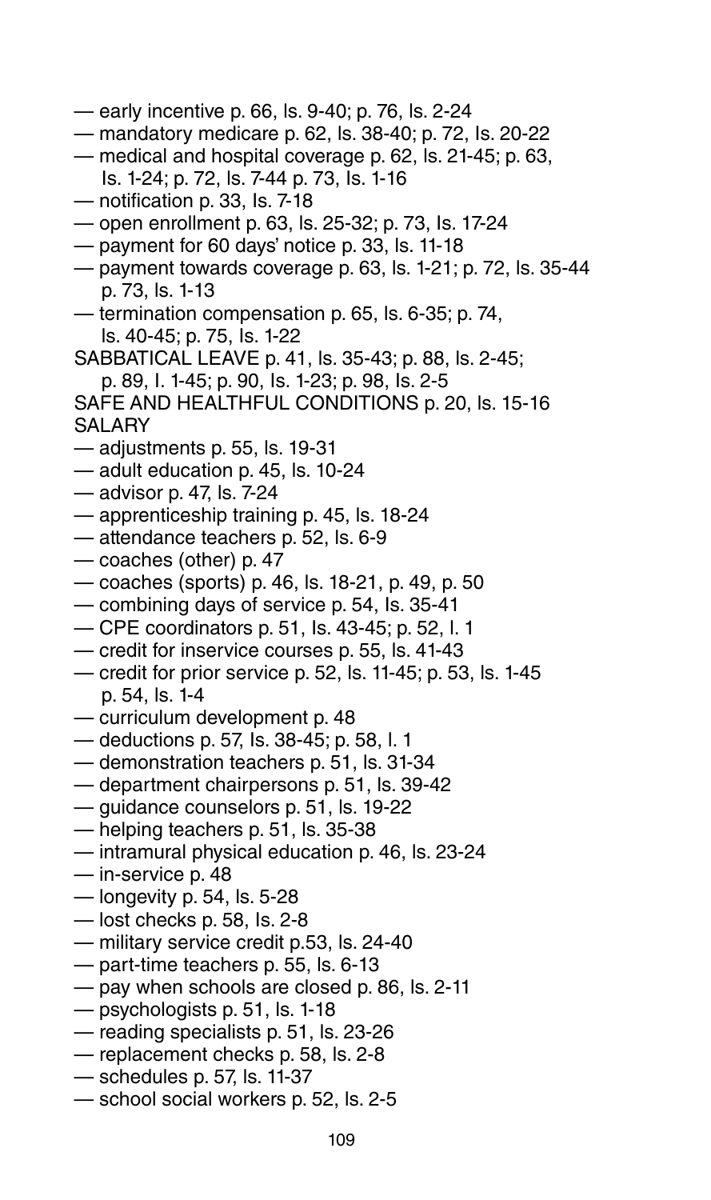— early incentive p. 66, ls. 9-40; p. 76, ls. 2-24
— mandatory medicare p. 62, ls. 38-40; p. 72, Is. 20-22
— medical and hospital coverage p. 62, ls. 21-45; p. 63, Is. 1-24; p. 72, ls. 7-44 p. 73, Is. 1-16
— notification p. 33, Is. 7-18
— open enrollment p. 63, ls. 25-32; p. 73, Is. 17-24
— payment for 60 days' notice p. 33, ls. 11-18
— payment towards coverage p. 63, ls. 1-21; p. 72, ls. 35-44 p. 73, ls. 1-13
— termination compensation p. 65, ls. 6-35; p. 74, ls. 40-45; p. 75, Is. 1-22

SABBATICAL LEAVE p. 41, ls. 35-43; p. 88, ls. 2-45; p. 89, l. 1-45; p. 90, Is. 1-23; p. 98, Is. 2-5

SAFE AND HEALTHFUL CONDITIONS p. 20, ls. 15-16

SALARY
— adjustments p. 55, ls. 19-31
— adult education p. 45, ls. 10-24
— advisor p. 47, ls. 7-24
— apprenticeship training p. 45, ls. 18-24
— attendance teachers p. 52, ls. 6-9
— coaches (other) p. 47
— coaches (sports) p. 46, ls. 18-21, p. 49, p. 50
— combining days of service p. 54, Is. 35-41
— CPE coordinators p. 51, Is. 43-45; p. 52, l. 1
— credit for inservice courses p. 55, ls. 41-43
— credit for prior service p. 52, ls. 11-45; p. 53, ls. 1-45 p. 54, ls. 1-4
— curriculum development p. 48
— deductions p. 57, Is. 38-45; p. 58, l. 1
— demonstration teachers p. 51, ls. 31-34
— department chairpersons p. 51, ls. 39-42
— guidance counselors p. 51, ls. 19-22
— helping teachers p. 51, ls. 35-38
— intramural physical education p. 46, ls. 23-24
— in-service p. 48
— longevity p. 54, ls. 5-28
— lost checks p. 58, Is. 2-8
— military service credit p.53, ls. 24-40
— part-time teachers p. 55, ls. 6-13
— pay when schools are closed p. 86, ls. 2-11
— psychologists p. 51, ls. 1-18
— reading specialists p. 51, ls. 23-26
— replacement checks p. 58, ls. 2-8
— schedules p. 57, ls. 11-37
— school social workers p. 52, ls. 2-5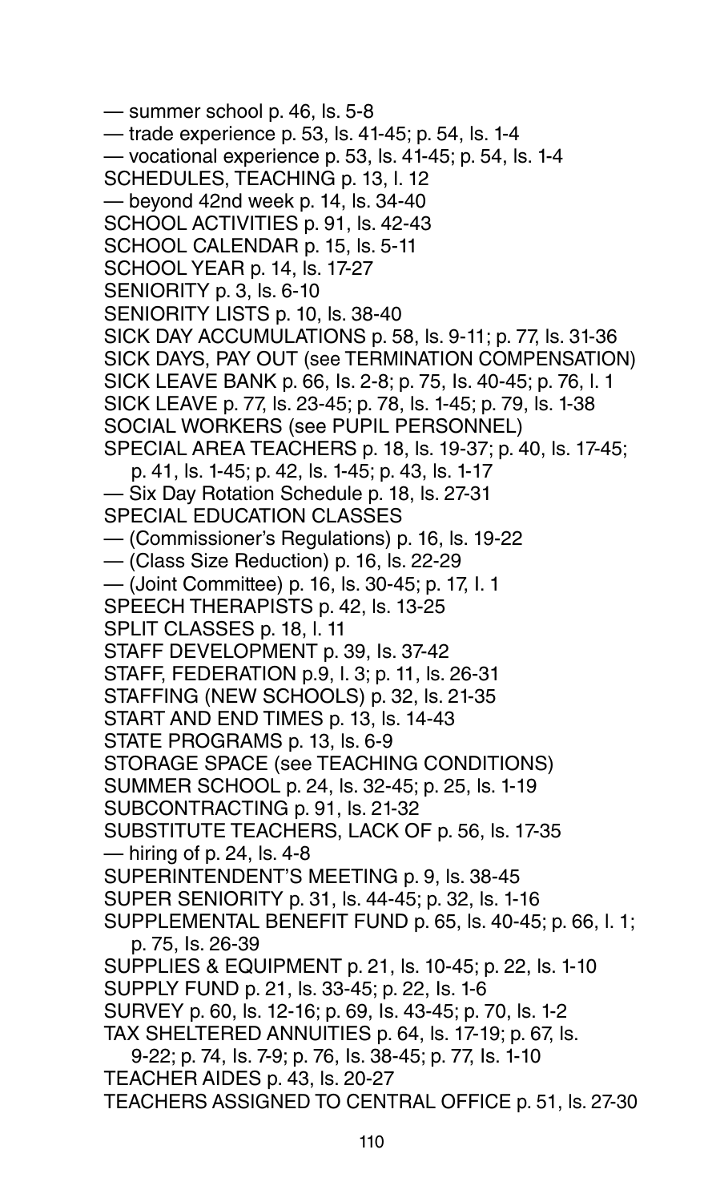— summer school p. 46, ls. 5-8
— trade experience p. 53, ls. 41-45; p. 54, ls. 1-4
— vocational experience p. 53, ls. 41-45; p. 54, ls. 1-4
SCHEDULES, TEACHING p. 13, l. 12
— beyond 42nd week p. 14, ls. 34-40
SCHOOL ACTIVITIES p. 91, ls. 42-43
SCHOOL CALENDAR p. 15, ls. 5-11
SCHOOL YEAR p. 14, ls. 17-27
SENIORITY p. 3, ls. 6-10
SENIORITY LISTS p. 10, ls. 38-40
SICK DAY ACCUMULATIONS p. 58, ls. 9-11; p. 77, ls. 31-36
SICK DAYS, PAY OUT (see TERMINATION COMPENSATION)
SICK LEAVE BANK p. 66, ls. 2-8; p. 75, ls. 40-45; p. 76, l. 1
SICK LEAVE p. 77, ls. 23-45; p. 78, ls. 1-45; p. 79, ls. 1-38
SOCIAL WORKERS (see PUPIL PERSONNEL)
SPECIAL AREA TEACHERS p. 18, ls. 19-37; p. 40, ls. 17-45; p. 41, ls. 1-45; p. 42, ls. 1-45; p. 43, ls. 1-17
— Six Day Rotation Schedule p. 18, ls. 27-31
SPECIAL EDUCATION CLASSES
— (Commissioner's Regulations) p. 16, ls. 19-22
— (Class Size Reduction) p. 16, ls. 22-29
— (Joint Committee) p. 16, ls. 30-45; p. 17, l. 1
SPEECH THERAPISTS p. 42, ls. 13-25
SPLIT CLASSES p. 18, l. 11
STAFF DEVELOPMENT p. 39, ls. 37-42
STAFF, FEDERATION p.9, l. 3; p. 11, ls. 26-31
STAFFING (NEW SCHOOLS) p. 32, ls. 21-35
START AND END TIMES p. 13, ls. 14-43
STATE PROGRAMS p. 13, ls. 6-9
STORAGE SPACE (see TEACHING CONDITIONS)
SUMMER SCHOOL p. 24, ls. 32-45; p. 25, ls. 1-19
SUBCONTRACTING p. 91, ls. 21-32
SUBSTITUTE TEACHERS, LACK OF p. 56, ls. 17-35
— hiring of p. 24, ls. 4-8
SUPERINTENDENT'S MEETING p. 9, ls. 38-45
SUPER SENIORITY p. 31, ls. 44-45; p. 32, ls. 1-16
SUPPLEMENTAL BENEFIT FUND p. 65, ls. 40-45; p. 66, l. 1; p. 75, ls. 26-39
SUPPLIES & EQUIPMENT p. 21, ls. 10-45; p. 22, ls. 1-10
SUPPLY FUND p. 21, ls. 33-45; p. 22, ls. 1-6
SURVEY p. 60, ls. 12-16; p. 69, ls. 43-45; p. 70, ls. 1-2
TAX SHELTERED ANNUITIES p. 64, ls. 17-19; p. 67, ls. 9-22; p. 74, ls. 7-9; p. 76, ls. 38-45; p. 77, ls. 1-10
TEACHER AIDES p. 43, ls. 20-27
TEACHERS ASSIGNED TO CENTRAL OFFICE p. 51, ls. 27-30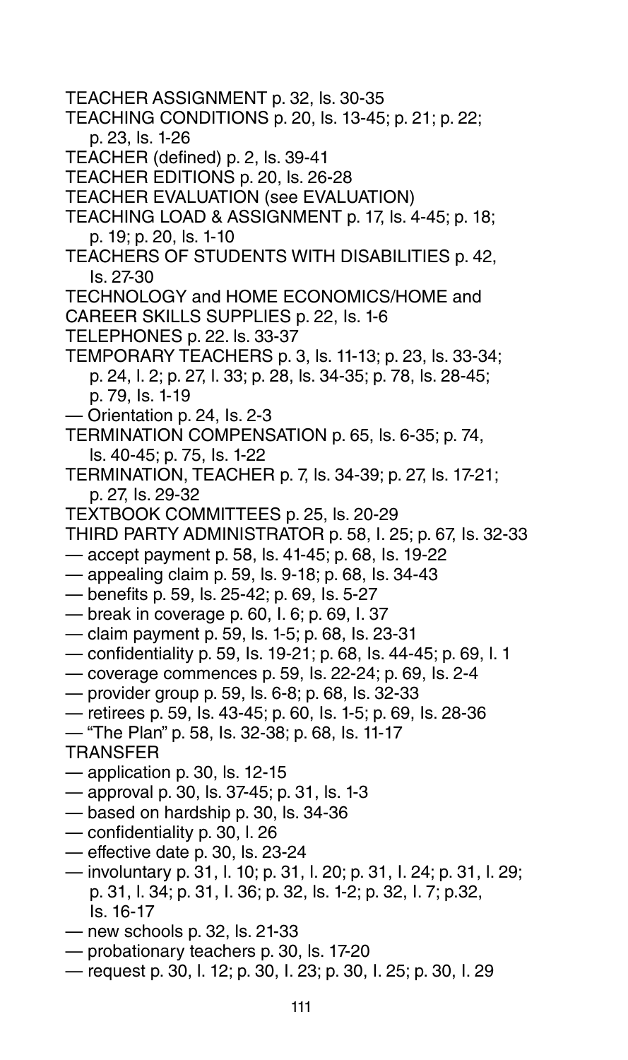TEACHER ASSIGNMENT p. 32, ls. 30-35
TEACHING CONDITIONS p. 20, ls. 13-45; p. 21; p. 22; p. 23, ls. 1-26
TEACHER (defined) p. 2, ls. 39-41
TEACHER EDITIONS p. 20, ls. 26-28
TEACHER EVALUATION (see EVALUATION)
TEACHING LOAD & ASSIGNMENT p. 17, ls. 4-45; p. 18; p. 19; p. 20, ls. 1-10
TEACHERS OF STUDENTS WITH DISABILITIES p. 42, ls. 27-30
TECHNOLOGY and HOME ECONOMICS/HOME and CAREER SKILLS SUPPLIES p. 22, ls. 1-6
TELEPHONES p. 22. ls. 33-37
TEMPORARY TEACHERS p. 3, ls. 11-13; p. 23, ls. 33-34; p. 24, l. 2; p. 27, l. 33; p. 28, ls. 34-35; p. 78, ls. 28-45; p. 79, ls. 1-19
— Orientation p. 24, ls. 2-3
TERMINATION COMPENSATION p. 65, ls. 6-35; p. 74, ls. 40-45; p. 75, ls. 1-22
TERMINATION, TEACHER p. 7, ls. 34-39; p. 27, ls. 17-21; p. 27, ls. 29-32
TEXTBOOK COMMITTEES p. 25, ls. 20-29
THIRD PARTY ADMINISTRATOR p. 58, l. 25; p. 67, ls. 32-33
— accept payment p. 58, ls. 41-45; p. 68, ls. 19-22
— appealing claim p. 59, ls. 9-18; p. 68, ls. 34-43
— benefits p. 59, ls. 25-42; p. 69, ls. 5-27
— break in coverage p. 60, l. 6; p. 69, l. 37
— claim payment p. 59, ls. 1-5; p. 68, ls. 23-31
— confidentiality p. 59, ls. 19-21; p. 68, ls. 44-45; p. 69, l. 1
— coverage commences p. 59, ls. 22-24; p. 69, ls. 2-4
— provider group p. 59, ls. 6-8; p. 68, ls. 32-33
— retirees p. 59, ls. 43-45; p. 60, ls. 1-5; p. 69, ls. 28-36
— "The Plan" p. 58, ls. 32-38; p. 68, ls. 11-17
TRANSFER
— application p. 30, ls. 12-15
— approval p. 30, ls. 37-45; p. 31, ls. 1-3
— based on hardship p. 30, ls. 34-36
— confidentiality p. 30, l. 26
— effective date p. 30, ls. 23-24
— involuntary p. 31, l. 10; p. 31, l. 20; p. 31, l. 24; p. 31, l. 29; p. 31, l. 34; p. 31, l. 36; p. 32, ls. 1-2; p. 32, l. 7; p.32, ls. 16-17
— new schools p. 32, ls. 21-33
— probationary teachers p. 30, ls. 17-20
— request p. 30, l. 12; p. 30, l. 23; p. 30, l. 25; p. 30, l. 29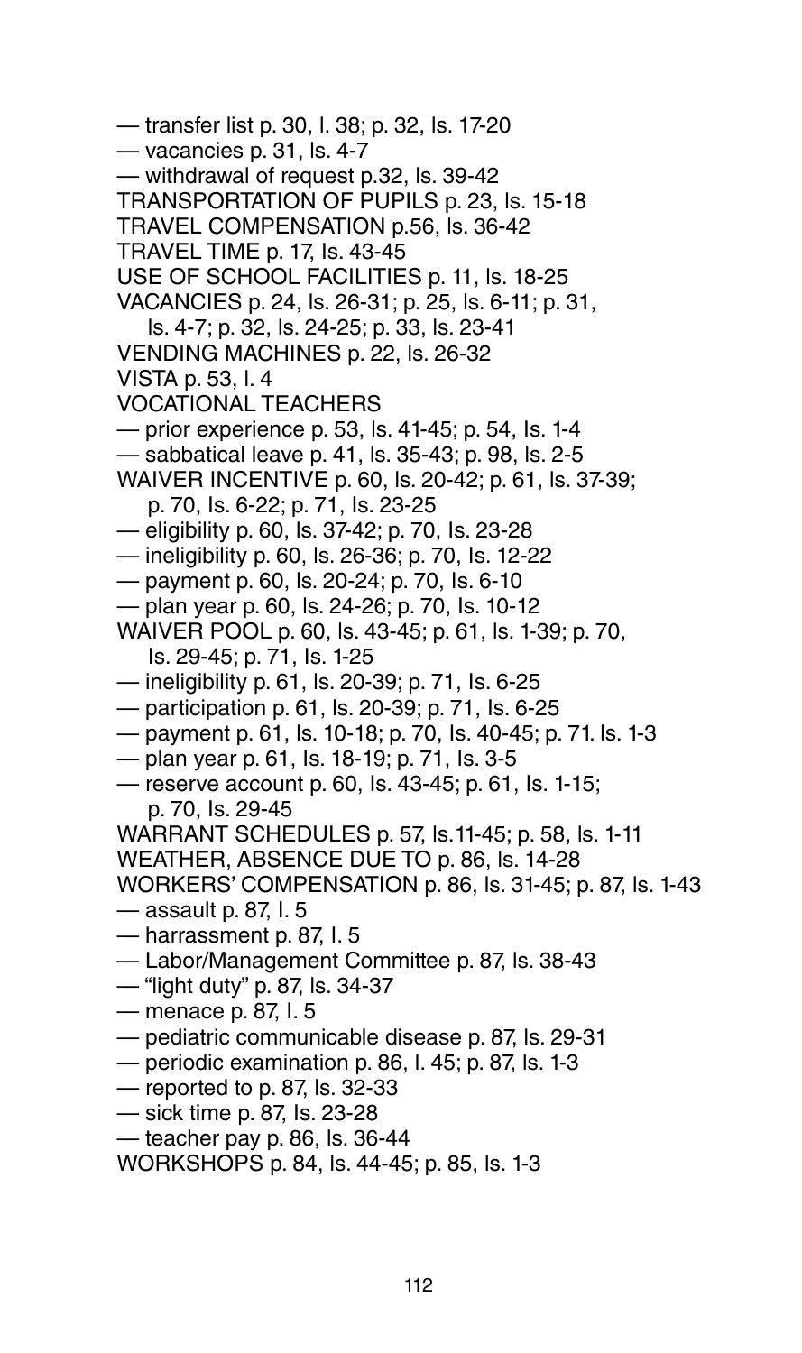— transfer list p. 30, l. 38; p. 32, ls. 17-20
— vacancies p. 31, ls. 4-7
— withdrawal of request p.32, ls. 39-42
TRANSPORTATION OF PUPILS p. 23, ls. 15-18
TRAVEL COMPENSATION p.56, ls. 36-42
TRAVEL TIME p. 17, ls. 43-45
USE OF SCHOOL FACILITIES p. 11, ls. 18-25
VACANCIES p. 24, ls. 26-31; p. 25, ls. 6-11; p. 31, ls. 4-7; p. 32, ls. 24-25; p. 33, ls. 23-41
VENDING MACHINES p. 22, ls. 26-32
VISTA p. 53, l. 4
VOCATIONAL TEACHERS
— prior experience p. 53, ls. 41-45; p. 54, ls. 1-4
— sabbatical leave p. 41, ls. 35-43; p. 98, ls. 2-5
WAIVER INCENTIVE p. 60, ls. 20-42; p. 61, ls. 37-39; p. 70, ls. 6-22; p. 71, ls. 23-25
— eligibility p. 60, ls. 37-42; p. 70, ls. 23-28
— ineligibility p. 60, ls. 26-36; p. 70, ls. 12-22
— payment p. 60, ls. 20-24; p. 70, ls. 6-10
— plan year p. 60, ls. 24-26; p. 70, ls. 10-12
WAIVER POOL p. 60, ls. 43-45; p. 61, ls. 1-39; p. 70, ls. 29-45; p. 71, ls. 1-25
— ineligibility p. 61, ls. 20-39; p. 71, ls. 6-25
— participation p. 61, ls. 20-39; p. 71, ls. 6-25
— payment p. 61, ls. 10-18; p. 70, ls. 40-45; p. 71. ls. 1-3
— plan year p. 61, ls. 18-19; p. 71, ls. 3-5
— reserve account p. 60, ls. 43-45; p. 61, ls. 1-15; p. 70, ls. 29-45
WARRANT SCHEDULES p. 57, ls.11-45; p. 58, ls. 1-11
WEATHER, ABSENCE DUE TO p. 86, ls. 14-28
WORKERS' COMPENSATION p. 86, ls. 31-45; p. 87, ls. 1-43
— assault p. 87, l. 5
— harrassment p. 87, l. 5
— Labor/Management Committee p. 87, ls. 38-43
— "light duty" p. 87, ls. 34-37
— menace p. 87, l. 5
— pediatric communicable disease p. 87, ls. 29-31
— periodic examination p. 86, l. 45; p. 87, ls. 1-3
— reported to p. 87, ls. 32-33
— sick time p. 87, ls. 23-28
— teacher pay p. 86, ls. 36-44
WORKSHOPS p. 84, ls. 44-45; p. 85, ls. 1-3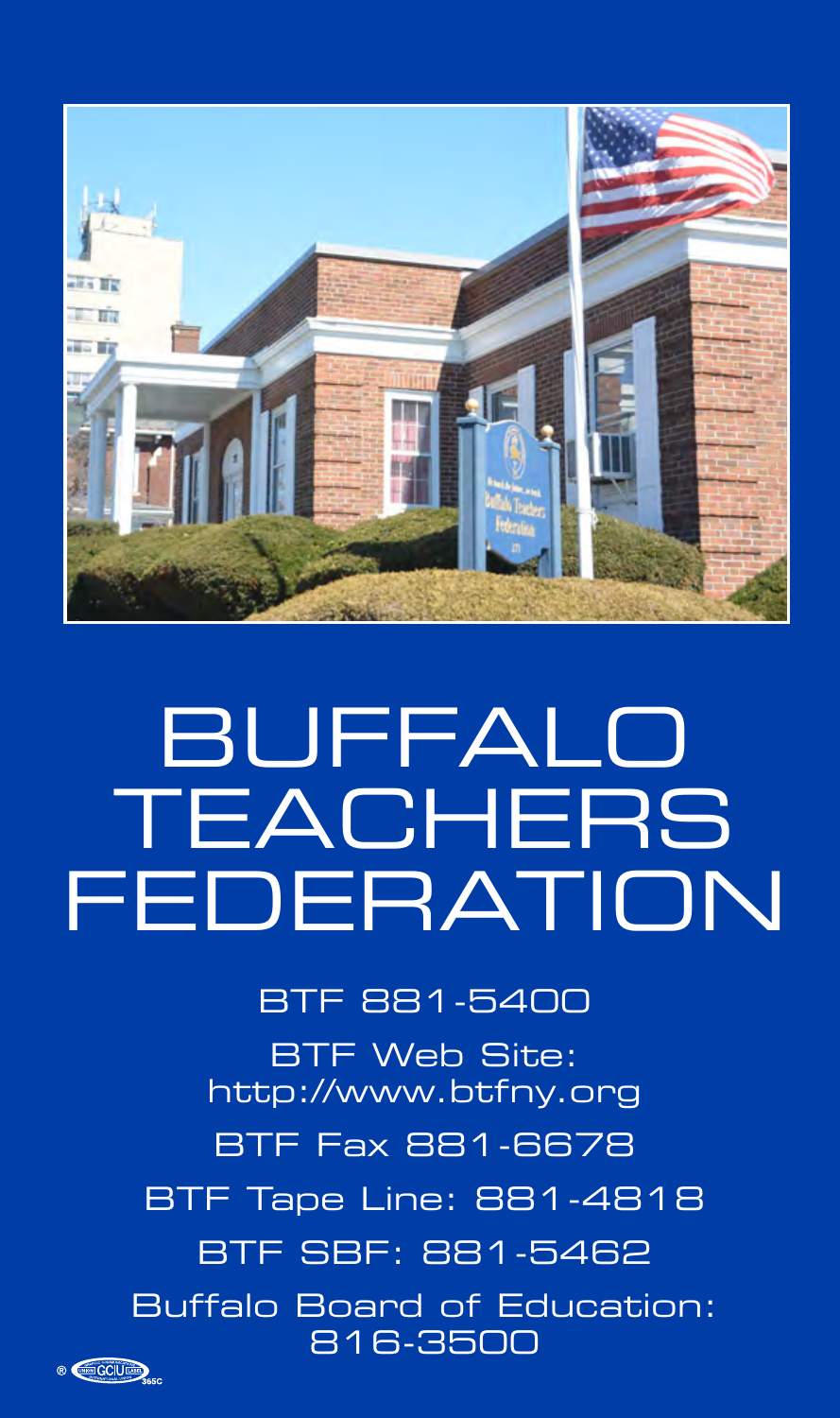# BUFFALO TEACHERS FEDERATION

BTF 881-5400

BTF Web Site:
http://www.btfny.org

BTF Fax 881-6678

BTF Tape Line: 881-4818

BTF SBF: 881-5462

Buffalo Board of Education:
816-3500